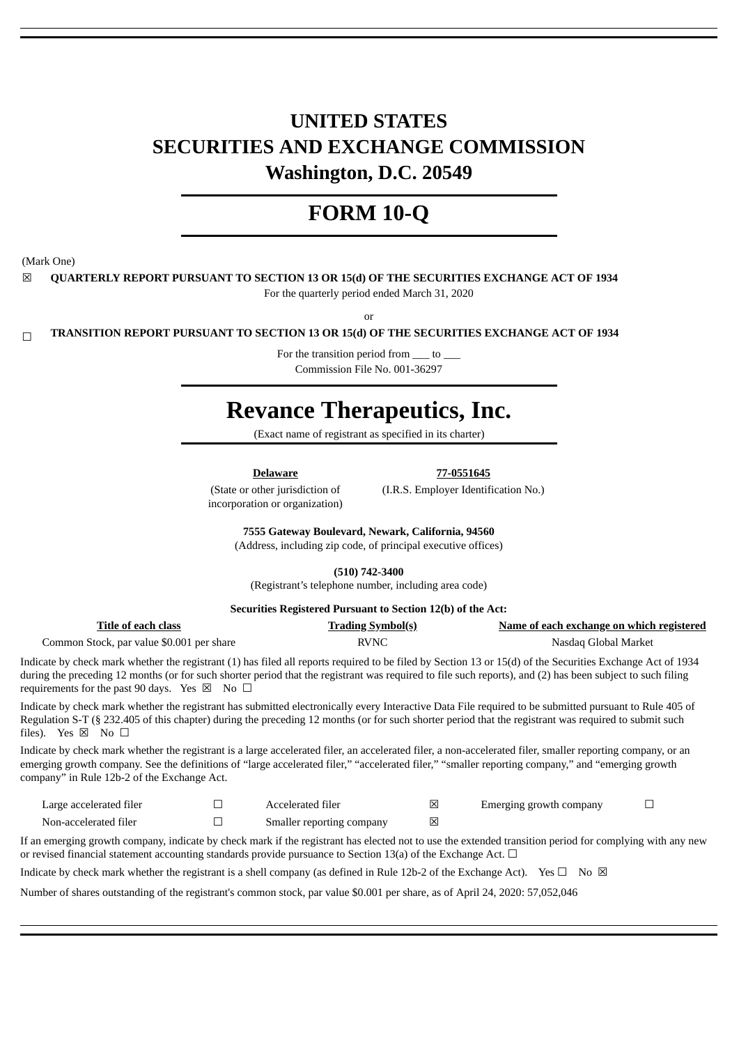# UNITED STATES
# SECURITIES AND EXCHANGE COMMISSION
# Washington, D.C. 20549

# FORM 10-Q

(Mark One)

☒ **QUARTERLY REPORT PURSUANT TO SECTION 13 OR 15(d) OF THE SECURITIES EXCHANGE ACT OF 1934**

For the quarterly period ended March 31, 2020

or

☐ **TRANSITION REPORT PURSUANT TO SECTION 13 OR 15(d) OF THE SECURITIES EXCHANGE ACT OF 1934**

For the transition period from ___ to ___

Commission File No. 001-36297

# Revance Therapeutics, Inc.

(Exact name of registrant as specified in its charter)

| **Delaware** | **77-0551645** |
|---|---|
| (State or other jurisdiction of incorporation or organization) | (I.R.S. Employer Identification No.) |

**7555 Gateway Boulevard, Newark, California, 94560**

(Address, including zip code, of principal executive offices)

**(510) 742-3400**

(Registrant's telephone number, including area code)

**Securities Registered Pursuant to Section 12(b) of the Act:**

| Title of each class | Trading Symbol(s) | Name of each exchange on which registered |
|---|---|---|
| Common Stock, par value $0.001 per share | RVNC | Nasdaq Global Market |

Indicate by check mark whether the registrant (1) has filed all reports required to be filed by Section 13 or 15(d) of the Securities Exchange Act of 1934 during the preceding 12 months (or for such shorter period that the registrant was required to file such reports), and (2) has been subject to such filing requirements for the past 90 days. Yes ☒ No ☐

Indicate by check mark whether the registrant has submitted electronically every Interactive Data File required to be submitted pursuant to Rule 405 of Regulation S-T (§ 232.405 of this chapter) during the preceding 12 months (or for such shorter period that the registrant was required to submit such files). Yes ☒ No ☐

Indicate by check mark whether the registrant is a large accelerated filer, an accelerated filer, a non-accelerated filer, smaller reporting company, or an emerging growth company. See the definitions of "large accelerated filer," "accelerated filer," "smaller reporting company," and "emerging growth company" in Rule 12b-2 of the Exchange Act.

| | | | | | |
|---|---|---|---|---|---|
| Large accelerated filer | ☐ | Accelerated filer | ☒ | Emerging growth company | ☐ |
| Non-accelerated filer | ☐ | Smaller reporting company | ☒ | | |

If an emerging growth company, indicate by check mark if the registrant has elected not to use the extended transition period for complying with any new or revised financial statement accounting standards provide pursuance to Section 13(a) of the Exchange Act. ☐

Indicate by check mark whether the registrant is a shell company (as defined in Rule 12b-2 of the Exchange Act). Yes ☐ No ☒

Number of shares outstanding of the registrant's common stock, par value $0.001 per share, as of April 24, 2020: 57,052,046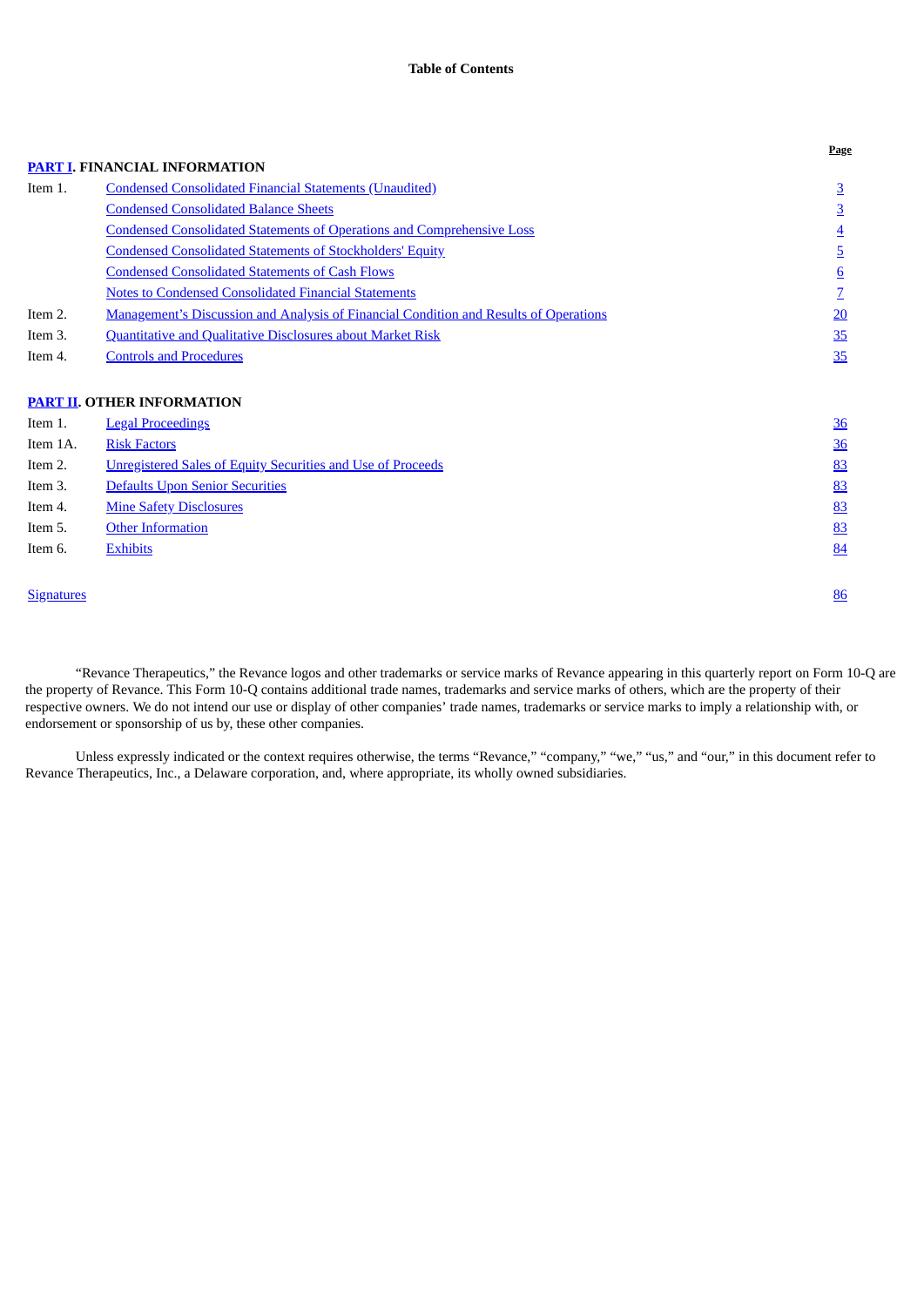**Table of Contents**

| | | Page |
|---|---|---|
| **PART I. FINANCIAL INFORMATION** | | |
| Item 1. | Condensed Consolidated Financial Statements (Unaudited) | 3 |
| | Condensed Consolidated Balance Sheets | 3 |
| | Condensed Consolidated Statements of Operations and Comprehensive Loss | 4 |
| | Condensed Consolidated Statements of Stockholders' Equity | 5 |
| | Condensed Consolidated Statements of Cash Flows | 6 |
| | Notes to Condensed Consolidated Financial Statements | 7 |
| Item 2. | Management's Discussion and Analysis of Financial Condition and Results of Operations | 20 |
| Item 3. | Quantitative and Qualitative Disclosures about Market Risk | 35 |
| Item 4. | Controls and Procedures | 35 |
| **PART II. OTHER INFORMATION** | | |
| Item 1. | Legal Proceedings | 36 |
| Item 1A. | Risk Factors | 36 |
| Item 2. | Unregistered Sales of Equity Securities and Use of Proceeds | 83 |
| Item 3. | Defaults Upon Senior Securities | 83 |
| Item 4. | Mine Safety Disclosures | 83 |
| Item 5. | Other Information | 83 |
| Item 6. | Exhibits | 84 |
| Signatures | | 86 |

"Revance Therapeutics," the Revance logos and other trademarks or service marks of Revance appearing in this quarterly report on Form 10-Q are the property of Revance. This Form 10-Q contains additional trade names, trademarks and service marks of others, which are the property of their respective owners. We do not intend our use or display of other companies' trade names, trademarks or service marks to imply a relationship with, or endorsement or sponsorship of us by, these other companies.

Unless expressly indicated or the context requires otherwise, the terms "Revance," "company," "we," "us," and "our," in this document refer to Revance Therapeutics, Inc., a Delaware corporation, and, where appropriate, its wholly owned subsidiaries.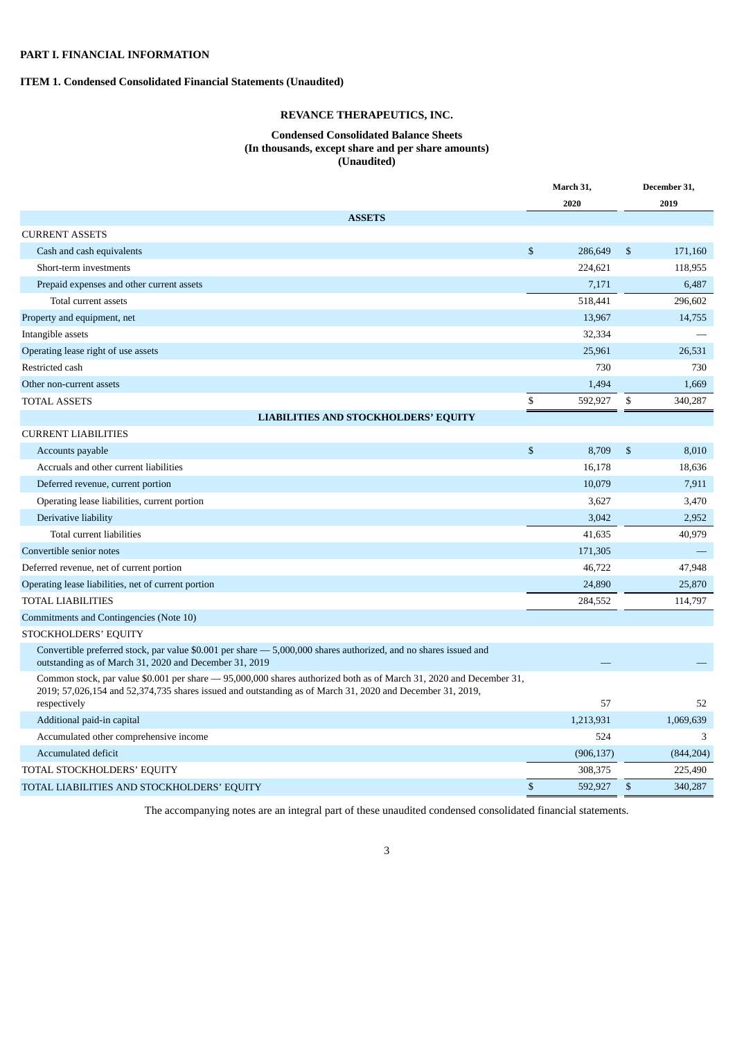## PART I. FINANCIAL INFORMATION

## ITEM 1. Condensed Consolidated Financial Statements (Unaudited)

### REVANCE THERAPEUTICS, INC.

**Condensed Consolidated Balance Sheets**
**(In thousands, except share and per share amounts)**
**(Unaudited)**

| | March 31, 2020 | December 31, 2019 |
|---|---|---|
| **ASSETS** | | |
| CURRENT ASSETS | | |
| Cash and cash equivalents | $ 286,649 | $ 171,160 |
| Short-term investments | 224,621 | 118,955 |
| Prepaid expenses and other current assets | 7,171 | 6,487 |
| Total current assets | 518,441 | 296,602 |
| Property and equipment, net | 13,967 | 14,755 |
| Intangible assets | 32,334 | — |
| Operating lease right of use assets | 25,961 | 26,531 |
| Restricted cash | 730 | 730 |
| Other non-current assets | 1,494 | 1,669 |
| TOTAL ASSETS | $ 592,927 | $ 340,287 |
| **LIABILITIES AND STOCKHOLDERS' EQUITY** | | |
| CURRENT LIABILITIES | | |
| Accounts payable | $ 8,709 | $ 8,010 |
| Accruals and other current liabilities | 16,178 | 18,636 |
| Deferred revenue, current portion | 10,079 | 7,911 |
| Operating lease liabilities, current portion | 3,627 | 3,470 |
| Derivative liability | 3,042 | 2,952 |
| Total current liabilities | 41,635 | 40,979 |
| Convertible senior notes | 171,305 | — |
| Deferred revenue, net of current portion | 46,722 | 47,948 |
| Operating lease liabilities, net of current portion | 24,890 | 25,870 |
| TOTAL LIABILITIES | 284,552 | 114,797 |
| Commitments and Contingencies (Note 10) | | |
| STOCKHOLDERS' EQUITY | | |
| Convertible preferred stock, par value $0.001 per share — 5,000,000 shares authorized, and no shares issued and outstanding as of March 31, 2020 and December 31, 2019 | — | — |
| Common stock, par value $0.001 per share — 95,000,000 shares authorized both as of March 31, 2020 and December 31, 2019; 57,026,154 and 52,374,735 shares issued and outstanding as of March 31, 2020 and December 31, 2019, respectively | 57 | 52 |
| Additional paid-in capital | 1,213,931 | 1,069,639 |
| Accumulated other comprehensive income | 524 | 3 |
| Accumulated deficit | (906,137) | (844,204) |
| TOTAL STOCKHOLDERS' EQUITY | 308,375 | 225,490 |
| TOTAL LIABILITIES AND STOCKHOLDERS' EQUITY | $ 592,927 | $ 340,287 |

The accompanying notes are an integral part of these unaudited condensed consolidated financial statements.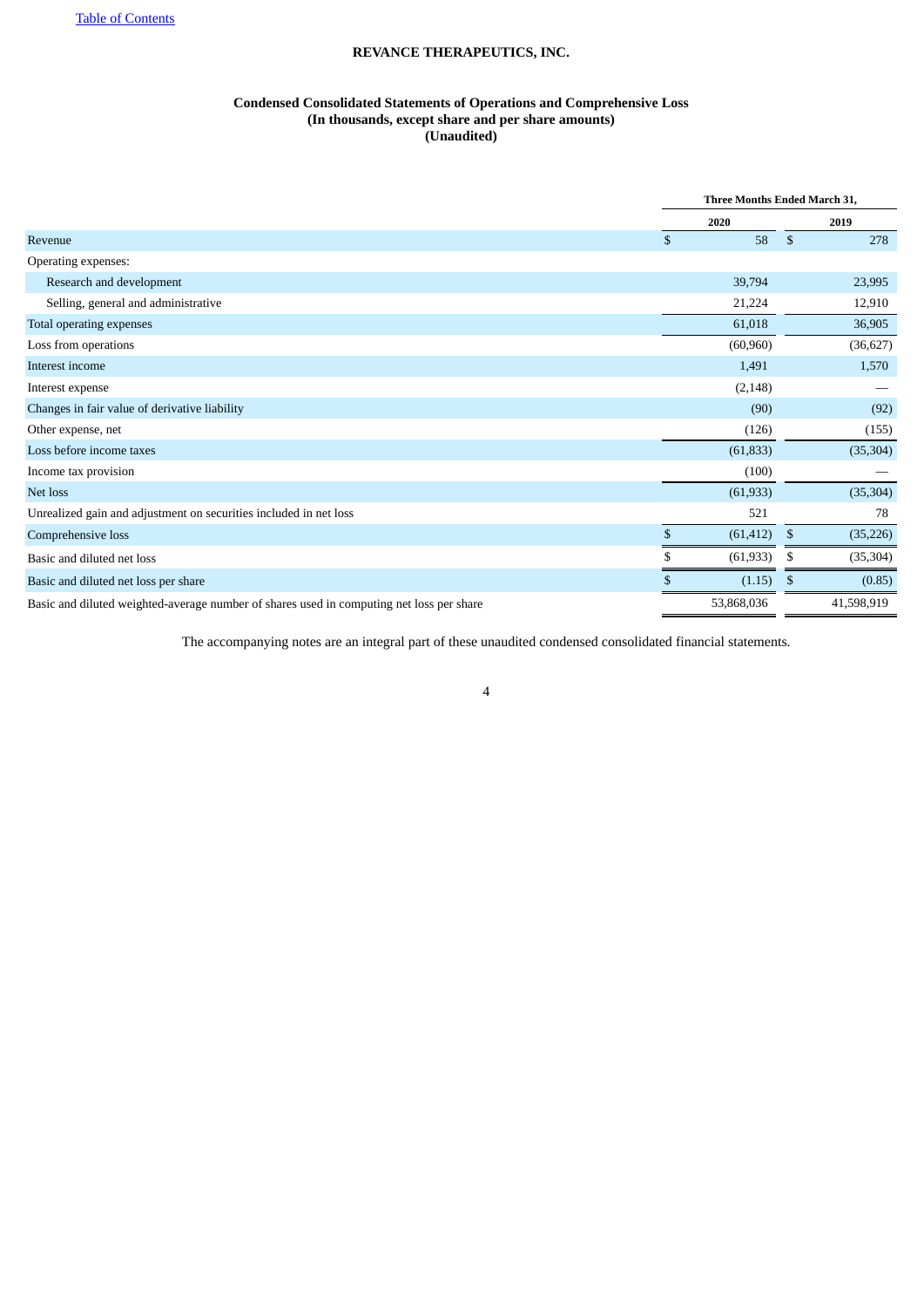# REVANCE THERAPEUTICS, INC.

## Condensed Consolidated Statements of Operations and Comprehensive Loss
**(In thousands, except share and per share amounts)**
**(Unaudited)**

| | Three Months Ended March 31, | |
|---|---|---|
| | 2020 | 2019 |
| Revenue | $ 58 | $ 278 |
| Operating expenses: | | |
| Research and development | 39,794 | 23,995 |
| Selling, general and administrative | 21,224 | 12,910 |
| Total operating expenses | 61,018 | 36,905 |
| Loss from operations | (60,960) | (36,627) |
| Interest income | 1,491 | 1,570 |
| Interest expense | (2,148) | — |
| Changes in fair value of derivative liability | (90) | (92) |
| Other expense, net | (126) | (155) |
| Loss before income taxes | (61,833) | (35,304) |
| Income tax provision | (100) | — |
| Net loss | (61,933) | (35,304) |
| Unrealized gain and adjustment on securities included in net loss | 521 | 78 |
| Comprehensive loss | $ (61,412) | $ (35,226) |
| Basic and diluted net loss | $ (61,933) | $ (35,304) |
| Basic and diluted net loss per share | $ (1.15) | $ (0.85) |
| Basic and diluted weighted-average number of shares used in computing net loss per share | 53,868,036 | 41,598,919 |

The accompanying notes are an integral part of these unaudited condensed consolidated financial statements.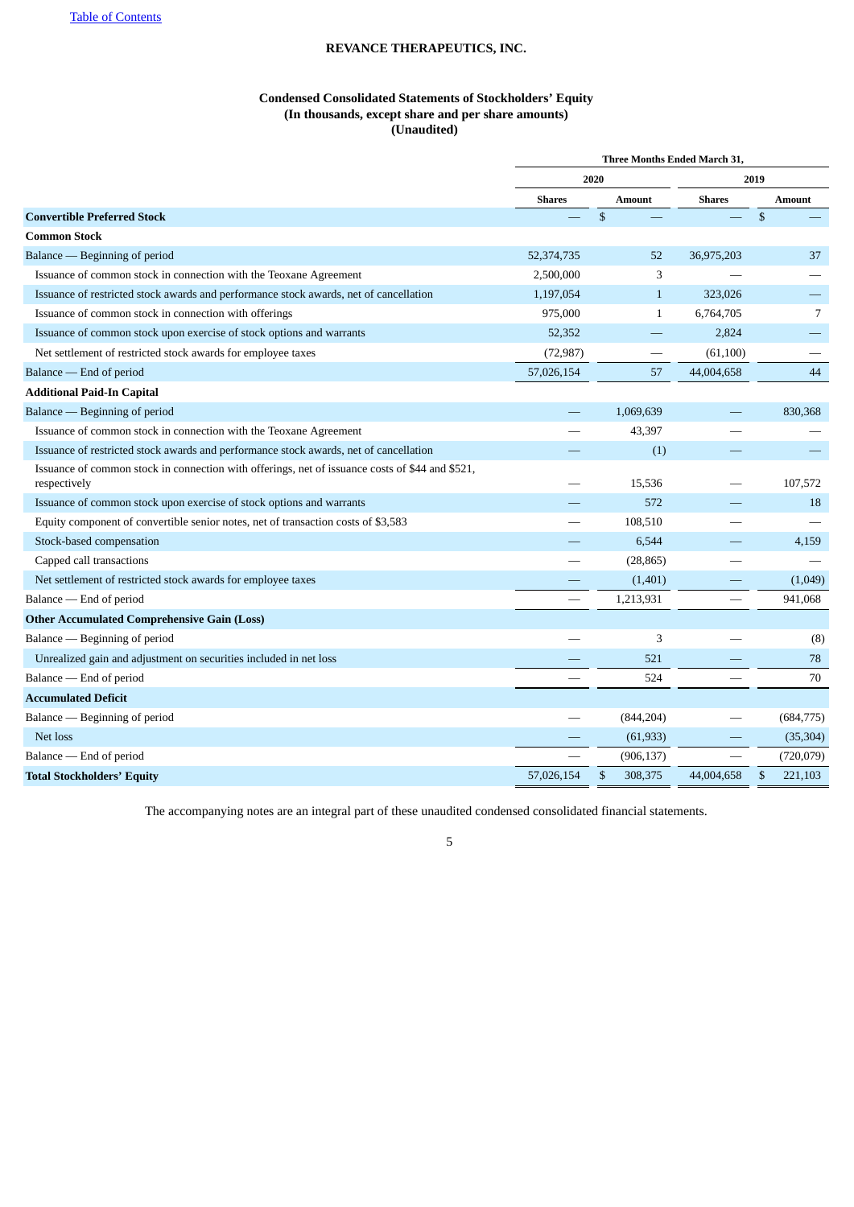[Table of Contents](#)

**REVANCE THERAPEUTICS, INC.**

**Condensed Consolidated Statements of Stockholders' Equity**
**(In thousands, except share and per share amounts)**
**(Unaudited)**

| | Three Months Ended March 31, | | | |
|---|---|---|---|---|
| | 2020 | | 2019 | |
| | Shares | Amount | Shares | Amount |
| **Convertible Preferred Stock** | — | $ — | — | $ — |
| **Common Stock** | | | | |
| Balance — Beginning of period | 52,374,735 | 52 | 36,975,203 | 37 |
| Issuance of common stock in connection with the Teoxane Agreement | 2,500,000 | 3 | — | — |
| Issuance of restricted stock awards and performance stock awards, net of cancellation | 1,197,054 | 1 | 323,026 | — |
| Issuance of common stock in connection with offerings | 975,000 | 1 | 6,764,705 | 7 |
| Issuance of common stock upon exercise of stock options and warrants | 52,352 | — | 2,824 | — |
| Net settlement of restricted stock awards for employee taxes | (72,987) | — | (61,100) | — |
| Balance — End of period | 57,026,154 | 57 | 44,004,658 | 44 |
| **Additional Paid-In Capital** | | | | |
| Balance — Beginning of period | — | 1,069,639 | — | 830,368 |
| Issuance of common stock in connection with the Teoxane Agreement | — | 43,397 | — | — |
| Issuance of restricted stock awards and performance stock awards, net of cancellation | — | (1) | — | — |
| Issuance of common stock in connection with offerings, net of issuance costs of $44 and $521, respectively | — | 15,536 | — | 107,572 |
| Issuance of common stock upon exercise of stock options and warrants | — | 572 | — | 18 |
| Equity component of convertible senior notes, net of transaction costs of $3,583 | — | 108,510 | — | — |
| Stock-based compensation | — | 6,544 | — | 4,159 |
| Capped call transactions | — | (28,865) | — | — |
| Net settlement of restricted stock awards for employee taxes | — | (1,401) | — | (1,049) |
| Balance — End of period | — | 1,213,931 | — | 941,068 |
| **Other Accumulated Comprehensive Gain (Loss)** | | | | |
| Balance — Beginning of period | — | 3 | — | (8) |
| Unrealized gain and adjustment on securities included in net loss | — | 521 | — | 78 |
| Balance — End of period | — | 524 | — | 70 |
| **Accumulated Deficit** | | | | |
| Balance — Beginning of period | — | (844,204) | — | (684,775) |
| Net loss | — | (61,933) | — | (35,304) |
| Balance — End of period | — | (906,137) | — | (720,079) |
| **Total Stockholders' Equity** | 57,026,154 | $ 308,375 | 44,004,658 | $ 221,103 |

The accompanying notes are an integral part of these unaudited condensed consolidated financial statements.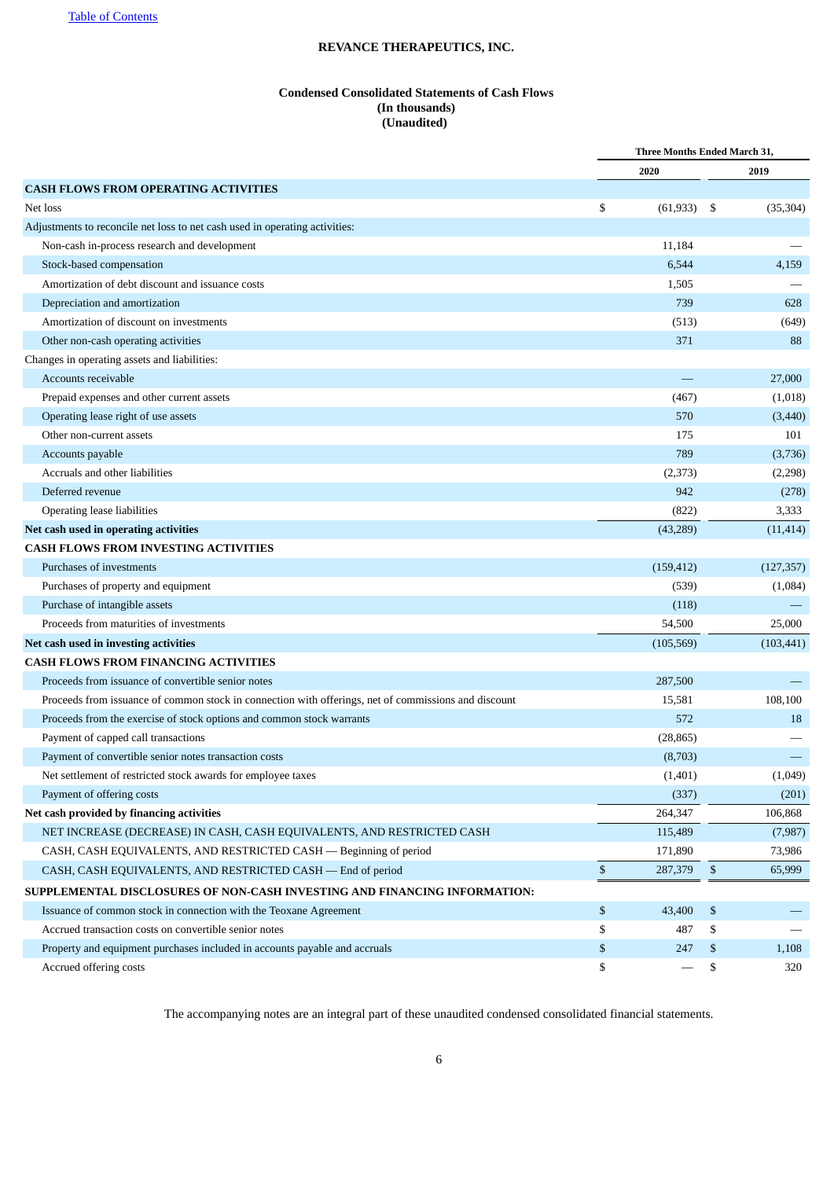[Table of Contents](#)

**REVANCE THERAPEUTICS, INC.**

**Condensed Consolidated Statements of Cash Flows**
**(In thousands)**
**(Unaudited)**

| | Three Months Ended March 31, | |
|---|---|---|
| | 2020 | 2019 |
| **CASH FLOWS FROM OPERATING ACTIVITIES** | | |
| Net loss | $ (61,933) | $ (35,304) |
| Adjustments to reconcile net loss to net cash used in operating activities: | | |
| Non-cash in-process research and development | 11,184 | — |
| Stock-based compensation | 6,544 | 4,159 |
| Amortization of debt discount and issuance costs | 1,505 | — |
| Depreciation and amortization | 739 | 628 |
| Amortization of discount on investments | (513) | (649) |
| Other non-cash operating activities | 371 | 88 |
| Changes in operating assets and liabilities: | | |
| Accounts receivable | — | 27,000 |
| Prepaid expenses and other current assets | (467) | (1,018) |
| Operating lease right of use assets | 570 | (3,440) |
| Other non-current assets | 175 | 101 |
| Accounts payable | 789 | (3,736) |
| Accruals and other liabilities | (2,373) | (2,298) |
| Deferred revenue | 942 | (278) |
| Operating lease liabilities | (822) | 3,333 |
| **Net cash used in operating activities** | (43,289) | (11,414) |
| **CASH FLOWS FROM INVESTING ACTIVITIES** | | |
| Purchases of investments | (159,412) | (127,357) |
| Purchases of property and equipment | (539) | (1,084) |
| Purchase of intangible assets | (118) | — |
| Proceeds from maturities of investments | 54,500 | 25,000 |
| **Net cash used in investing activities** | (105,569) | (103,441) |
| **CASH FLOWS FROM FINANCING ACTIVITIES** | | |
| Proceeds from issuance of convertible senior notes | 287,500 | — |
| Proceeds from issuance of common stock in connection with offerings, net of commissions and discount | 15,581 | 108,100 |
| Proceeds from the exercise of stock options and common stock warrants | 572 | 18 |
| Payment of capped call transactions | (28,865) | — |
| Payment of convertible senior notes transaction costs | (8,703) | — |
| Net settlement of restricted stock awards for employee taxes | (1,401) | (1,049) |
| Payment of offering costs | (337) | (201) |
| **Net cash provided by financing activities** | 264,347 | 106,868 |
| NET INCREASE (DECREASE) IN CASH, CASH EQUIVALENTS, AND RESTRICTED CASH | 115,489 | (7,987) |
| CASH, CASH EQUIVALENTS, AND RESTRICTED CASH — Beginning of period | 171,890 | 73,986 |
| CASH, CASH EQUIVALENTS, AND RESTRICTED CASH — End of period | $ 287,379 | $ 65,999 |
| **SUPPLEMENTAL DISCLOSURES OF NON-CASH INVESTING AND FINANCING INFORMATION:** | | |
| Issuance of common stock in connection with the Teoxane Agreement | $ 43,400 | $ — |
| Accrued transaction costs on convertible senior notes | $ 487 | $ — |
| Property and equipment purchases included in accounts payable and accruals | $ 247 | $ 1,108 |
| Accrued offering costs | $ — | $ 320 |

The accompanying notes are an integral part of these unaudited condensed consolidated financial statements.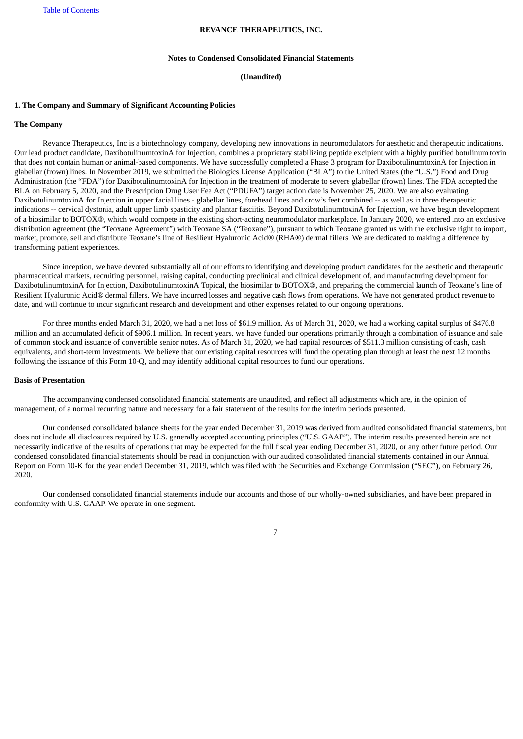**REVANCE THERAPEUTICS, INC.**

**Notes to Condensed Consolidated Financial Statements**

**(Unaudited)**

**1. The Company and Summary of Significant Accounting Policies**

**The Company**

Revance Therapeutics, Inc is a biotechnology company, developing new innovations in neuromodulators for aesthetic and therapeutic indications. Our lead product candidate, DaxibotulinumtoxinA for Injection, combines a proprietary stabilizing peptide excipient with a highly purified botulinum toxin that does not contain human or animal-based components. We have successfully completed a Phase 3 program for DaxibotulinumtoxinA for Injection in glabellar (frown) lines. In November 2019, we submitted the Biologics License Application ("BLA") to the United States (the "U.S.") Food and Drug Administration (the "FDA") for DaxibotulinumtoxinA for Injection in the treatment of moderate to severe glabellar (frown) lines. The FDA accepted the BLA on February 5, 2020, and the Prescription Drug User Fee Act ("PDUFA") target action date is November 25, 2020. We are also evaluating DaxibotulinumtoxinA for Injection in upper facial lines - glabellar lines, forehead lines and crow's feet combined -- as well as in three therapeutic indications -- cervical dystonia, adult upper limb spasticity and plantar fasciitis. Beyond DaxibotulinumtoxinA for Injection, we have begun development of a biosimilar to BOTOX®, which would compete in the existing short-acting neuromodulator marketplace. In January 2020, we entered into an exclusive distribution agreement (the "Teoxane Agreement") with Teoxane SA ("Teoxane"), pursuant to which Teoxane granted us with the exclusive right to import, market, promote, sell and distribute Teoxane's line of Resilient Hyaluronic Acid® (RHA®) dermal fillers. We are dedicated to making a difference by transforming patient experiences.

Since inception, we have devoted substantially all of our efforts to identifying and developing product candidates for the aesthetic and therapeutic pharmaceutical markets, recruiting personnel, raising capital, conducting preclinical and clinical development of, and manufacturing development for DaxibotulinumtoxinA for Injection, DaxibotulinumtoxinA Topical, the biosimilar to BOTOX®, and preparing the commercial launch of Teoxane's line of Resilient Hyaluronic Acid® dermal fillers. We have incurred losses and negative cash flows from operations. We have not generated product revenue to date, and will continue to incur significant research and development and other expenses related to our ongoing operations.

For three months ended March 31, 2020, we had a net loss of $61.9 million. As of March 31, 2020, we had a working capital surplus of $476.8 million and an accumulated deficit of $906.1 million. In recent years, we have funded our operations primarily through a combination of issuance and sale of common stock and issuance of convertible senior notes. As of March 31, 2020, we had capital resources of $511.3 million consisting of cash, cash equivalents, and short-term investments. We believe that our existing capital resources will fund the operating plan through at least the next 12 months following the issuance of this Form 10-Q, and may identify additional capital resources to fund our operations.

**Basis of Presentation**

The accompanying condensed consolidated financial statements are unaudited, and reflect all adjustments which are, in the opinion of management, of a normal recurring nature and necessary for a fair statement of the results for the interim periods presented.

Our condensed consolidated balance sheets for the year ended December 31, 2019 was derived from audited consolidated financial statements, but does not include all disclosures required by U.S. generally accepted accounting principles ("U.S. GAAP"). The interim results presented herein are not necessarily indicative of the results of operations that may be expected for the full fiscal year ending December 31, 2020, or any other future period. Our condensed consolidated financial statements should be read in conjunction with our audited consolidated financial statements contained in our Annual Report on Form 10-K for the year ended December 31, 2019, which was filed with the Securities and Exchange Commission ("SEC"), on February 26, 2020.

Our condensed consolidated financial statements include our accounts and those of our wholly-owned subsidiaries, and have been prepared in conformity with U.S. GAAP. We operate in one segment.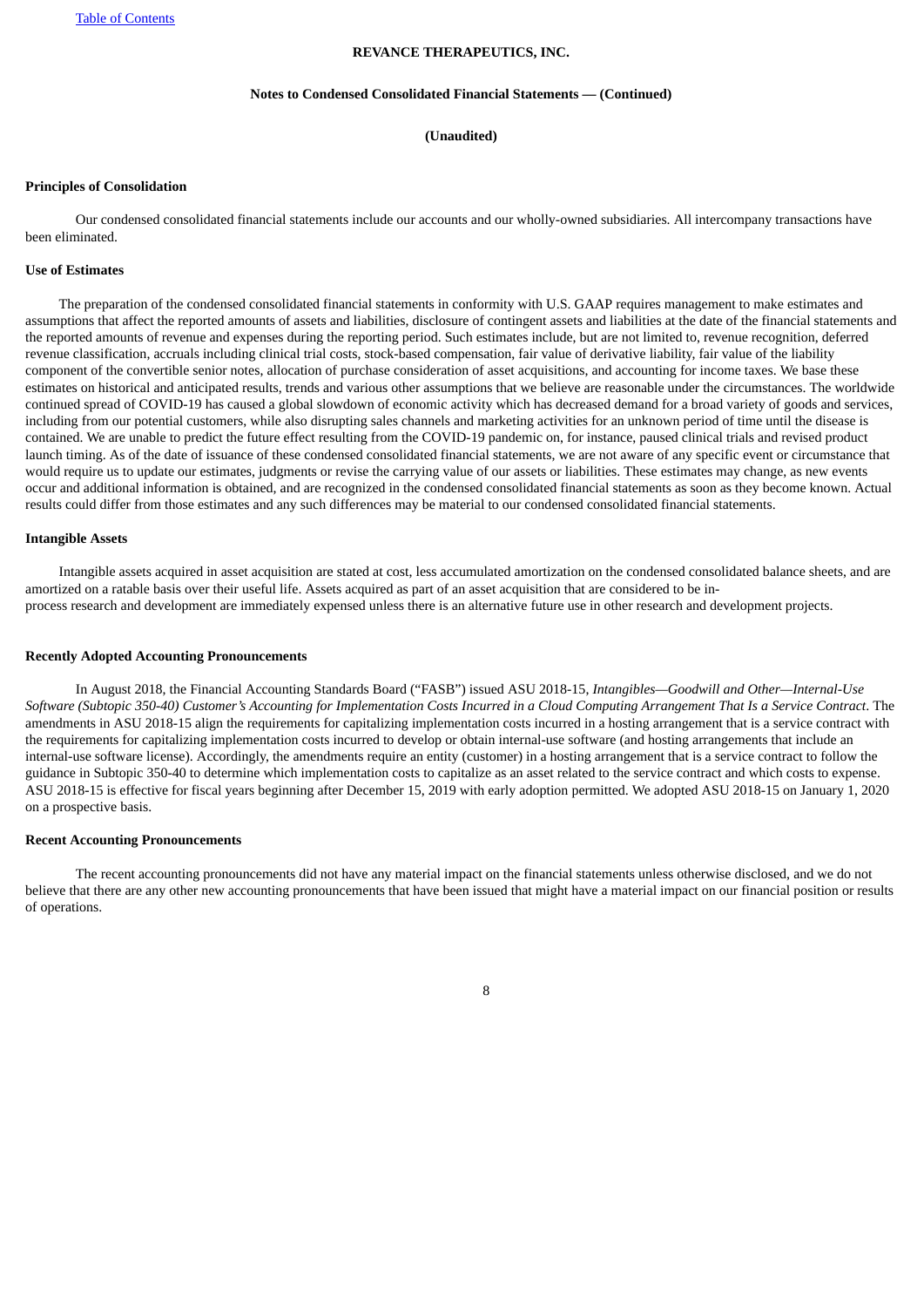**REVANCE THERAPEUTICS, INC.**

**Notes to Condensed Consolidated Financial Statements — (Continued)**

**(Unaudited)**

**Principles of Consolidation**

Our condensed consolidated financial statements include our accounts and our wholly-owned subsidiaries. All intercompany transactions have been eliminated.

**Use of Estimates**

The preparation of the condensed consolidated financial statements in conformity with U.S. GAAP requires management to make estimates and assumptions that affect the reported amounts of assets and liabilities, disclosure of contingent assets and liabilities at the date of the financial statements and the reported amounts of revenue and expenses during the reporting period. Such estimates include, but are not limited to, revenue recognition, deferred revenue classification, accruals including clinical trial costs, stock-based compensation, fair value of derivative liability, fair value of the liability component of the convertible senior notes, allocation of purchase consideration of asset acquisitions, and accounting for income taxes. We base these estimates on historical and anticipated results, trends and various other assumptions that we believe are reasonable under the circumstances. The worldwide continued spread of COVID-19 has caused a global slowdown of economic activity which has decreased demand for a broad variety of goods and services, including from our potential customers, while also disrupting sales channels and marketing activities for an unknown period of time until the disease is contained. We are unable to predict the future effect resulting from the COVID-19 pandemic on, for instance, paused clinical trials and revised product launch timing. As of the date of issuance of these condensed consolidated financial statements, we are not aware of any specific event or circumstance that would require us to update our estimates, judgments or revise the carrying value of our assets or liabilities. These estimates may change, as new events occur and additional information is obtained, and are recognized in the condensed consolidated financial statements as soon as they become known. Actual results could differ from those estimates and any such differences may be material to our condensed consolidated financial statements.

**Intangible Assets**

Intangible assets acquired in asset acquisition are stated at cost, less accumulated amortization on the condensed consolidated balance sheets, and are amortized on a ratable basis over their useful life. Assets acquired as part of an asset acquisition that are considered to be in-process research and development are immediately expensed unless there is an alternative future use in other research and development projects.

**Recently Adopted Accounting Pronouncements**

In August 2018, the Financial Accounting Standards Board ("FASB") issued ASU 2018-15, *Intangibles—Goodwill and Other—Internal-Use Software (Subtopic 350-40) Customer's Accounting for Implementation Costs Incurred in a Cloud Computing Arrangement That Is a Service Contract*. The amendments in ASU 2018-15 align the requirements for capitalizing implementation costs incurred in a hosting arrangement that is a service contract with the requirements for capitalizing implementation costs incurred to develop or obtain internal-use software (and hosting arrangements that include an internal-use software license). Accordingly, the amendments require an entity (customer) in a hosting arrangement that is a service contract to follow the guidance in Subtopic 350-40 to determine which implementation costs to capitalize as an asset related to the service contract and which costs to expense. ASU 2018-15 is effective for fiscal years beginning after December 15, 2019 with early adoption permitted. We adopted ASU 2018-15 on January 1, 2020 on a prospective basis.

**Recent Accounting Pronouncements**

The recent accounting pronouncements did not have any material impact on the financial statements unless otherwise disclosed, and we do not believe that there are any other new accounting pronouncements that have been issued that might have a material impact on our financial position or results of operations.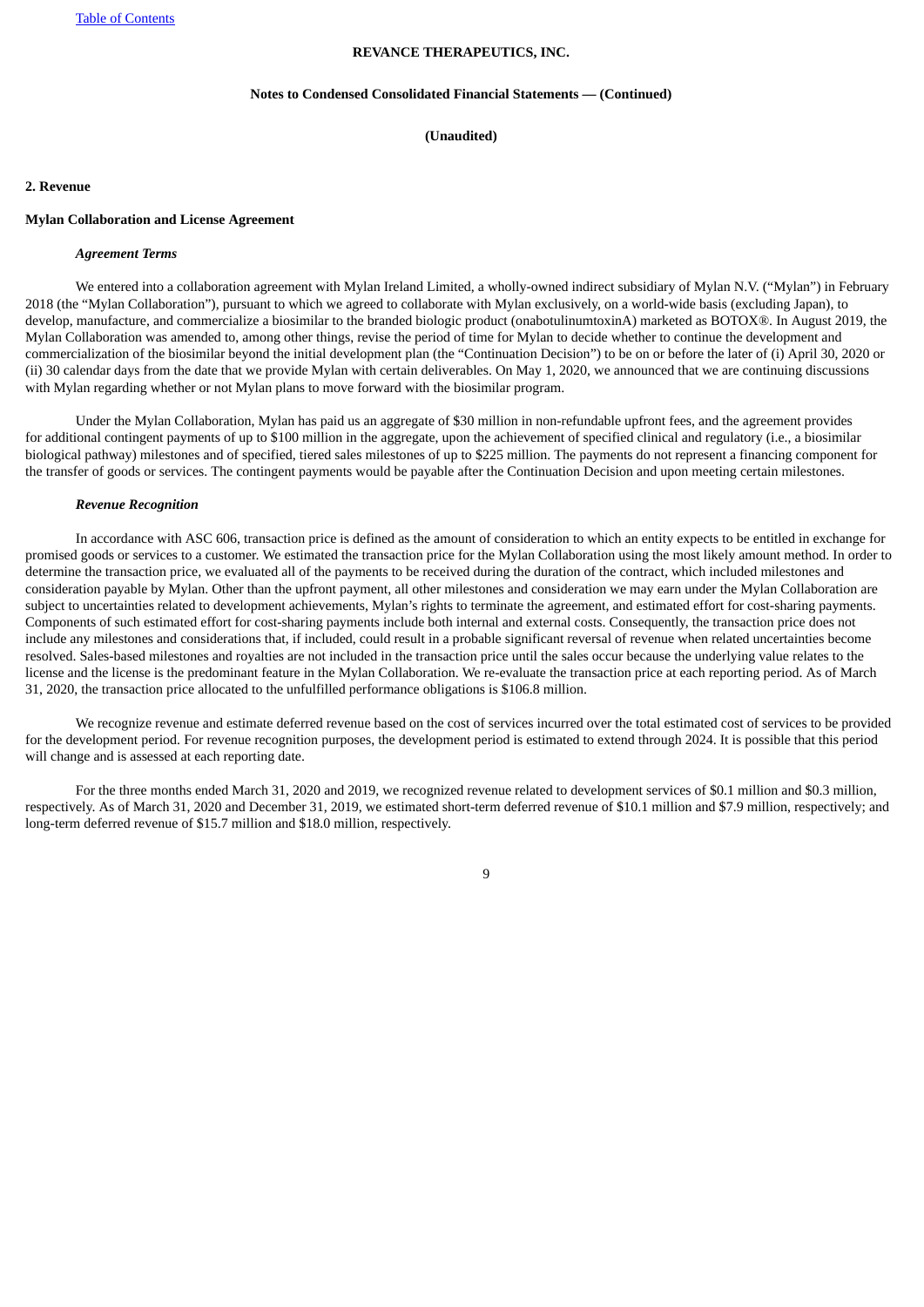**REVANCE THERAPEUTICS, INC.**

**Notes to Condensed Consolidated Financial Statements — (Continued)**

**(Unaudited)**

## 2. Revenue

### Mylan Collaboration and License Agreement

***Agreement Terms***

We entered into a collaboration agreement with Mylan Ireland Limited, a wholly-owned indirect subsidiary of Mylan N.V. ("Mylan") in February 2018 (the "Mylan Collaboration"), pursuant to which we agreed to collaborate with Mylan exclusively, on a world-wide basis (excluding Japan), to develop, manufacture, and commercialize a biosimilar to the branded biologic product (onabotulinumtoxinA) marketed as BOTOX®. In August 2019, the Mylan Collaboration was amended to, among other things, revise the period of time for Mylan to decide whether to continue the development and commercialization of the biosimilar beyond the initial development plan (the "Continuation Decision") to be on or before the later of (i) April 30, 2020 or (ii) 30 calendar days from the date that we provide Mylan with certain deliverables. On May 1, 2020, we announced that we are continuing discussions with Mylan regarding whether or not Mylan plans to move forward with the biosimilar program.

Under the Mylan Collaboration, Mylan has paid us an aggregate of $30 million in non-refundable upfront fees, and the agreement provides for additional contingent payments of up to $100 million in the aggregate, upon the achievement of specified clinical and regulatory (i.e., a biosimilar biological pathway) milestones and of specified, tiered sales milestones of up to $225 million. The payments do not represent a financing component for the transfer of goods or services. The contingent payments would be payable after the Continuation Decision and upon meeting certain milestones.

***Revenue Recognition***

In accordance with ASC 606, transaction price is defined as the amount of consideration to which an entity expects to be entitled in exchange for promised goods or services to a customer. We estimated the transaction price for the Mylan Collaboration using the most likely amount method. In order to determine the transaction price, we evaluated all of the payments to be received during the duration of the contract, which included milestones and consideration payable by Mylan. Other than the upfront payment, all other milestones and consideration we may earn under the Mylan Collaboration are subject to uncertainties related to development achievements, Mylan's rights to terminate the agreement, and estimated effort for cost-sharing payments. Components of such estimated effort for cost-sharing payments include both internal and external costs. Consequently, the transaction price does not include any milestones and considerations that, if included, could result in a probable significant reversal of revenue when related uncertainties become resolved. Sales-based milestones and royalties are not included in the transaction price until the sales occur because the underlying value relates to the license and the license is the predominant feature in the Mylan Collaboration. We re-evaluate the transaction price at each reporting period. As of March 31, 2020, the transaction price allocated to the unfulfilled performance obligations is $106.8 million.

We recognize revenue and estimate deferred revenue based on the cost of services incurred over the total estimated cost of services to be provided for the development period. For revenue recognition purposes, the development period is estimated to extend through 2024. It is possible that this period will change and is assessed at each reporting date.

For the three months ended March 31, 2020 and 2019, we recognized revenue related to development services of $0.1 million and $0.3 million, respectively. As of March 31, 2020 and December 31, 2019, we estimated short-term deferred revenue of $10.1 million and $7.9 million, respectively; and long-term deferred revenue of $15.7 million and $18.0 million, respectively.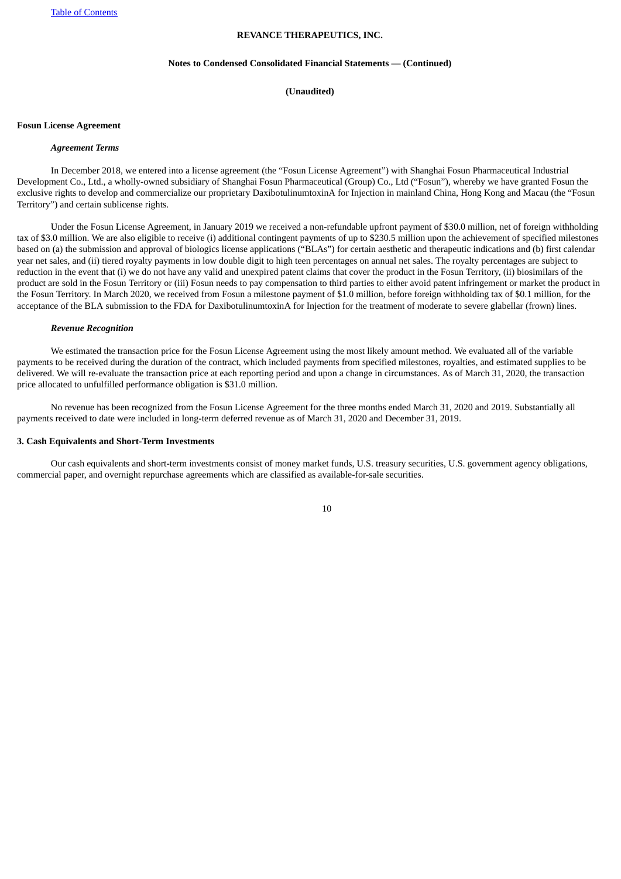**REVANCE THERAPEUTICS, INC.**

**Notes to Condensed Consolidated Financial Statements — (Continued)**

**(Unaudited)**

**Fosun License Agreement**

***Agreement Terms***

In December 2018, we entered into a license agreement (the "Fosun License Agreement") with Shanghai Fosun Pharmaceutical Industrial Development Co., Ltd., a wholly-owned subsidiary of Shanghai Fosun Pharmaceutical (Group) Co., Ltd ("Fosun"), whereby we have granted Fosun the exclusive rights to develop and commercialize our proprietary DaxibotulinumtoxinA for Injection in mainland China, Hong Kong and Macau (the "Fosun Territory") and certain sublicense rights.

Under the Fosun License Agreement, in January 2019 we received a non-refundable upfront payment of $30.0 million, net of foreign withholding tax of $3.0 million. We are also eligible to receive (i) additional contingent payments of up to $230.5 million upon the achievement of specified milestones based on (a) the submission and approval of biologics license applications ("BLAs") for certain aesthetic and therapeutic indications and (b) first calendar year net sales, and (ii) tiered royalty payments in low double digit to high teen percentages on annual net sales. The royalty percentages are subject to reduction in the event that (i) we do not have any valid and unexpired patent claims that cover the product in the Fosun Territory, (ii) biosimilars of the product are sold in the Fosun Territory or (iii) Fosun needs to pay compensation to third parties to either avoid patent infringement or market the product in the Fosun Territory. In March 2020, we received from Fosun a milestone payment of $1.0 million, before foreign withholding tax of $0.1 million, for the acceptance of the BLA submission to the FDA for DaxibotulinumtoxinA for Injection for the treatment of moderate to severe glabellar (frown) lines.

***Revenue Recognition***

We estimated the transaction price for the Fosun License Agreement using the most likely amount method. We evaluated all of the variable payments to be received during the duration of the contract, which included payments from specified milestones, royalties, and estimated supplies to be delivered. We will re-evaluate the transaction price at each reporting period and upon a change in circumstances. As of March 31, 2020, the transaction price allocated to unfulfilled performance obligation is $31.0 million.

No revenue has been recognized from the Fosun License Agreement for the three months ended March 31, 2020 and 2019. Substantially all payments received to date were included in long-term deferred revenue as of March 31, 2020 and December 31, 2019.

**3. Cash Equivalents and Short-Term Investments**

Our cash equivalents and short-term investments consist of money market funds, U.S. treasury securities, U.S. government agency obligations, commercial paper, and overnight repurchase agreements which are classified as available-for-sale securities.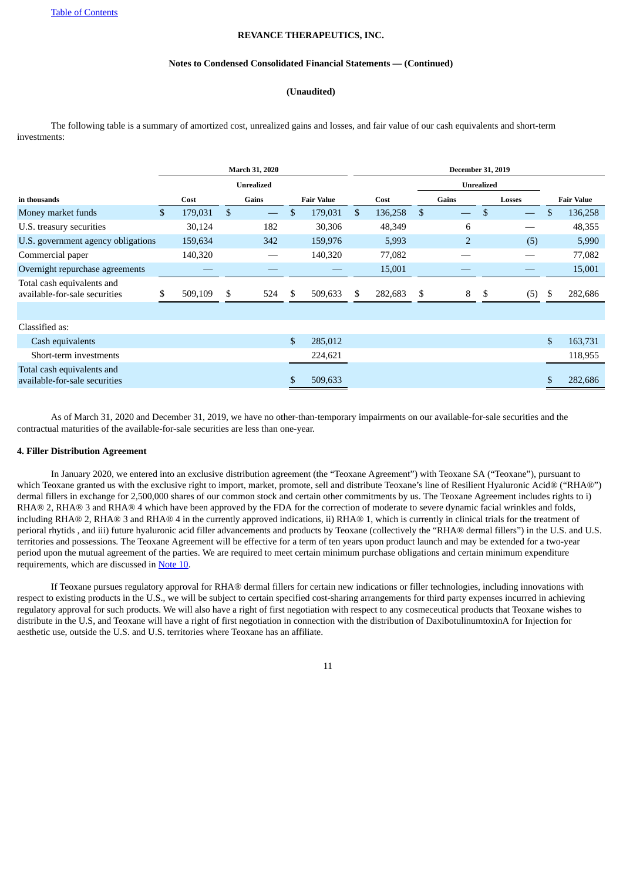REVANCE THERAPEUTICS, INC.

Notes to Condensed Consolidated Financial Statements — (Continued)

(Unaudited)

The following table is a summary of amortized cost, unrealized gains and losses, and fair value of our cash equivalents and short-term investments:

| | March 31, 2020 | | | December 31, 2019 | | | |
|---|---|---|---|---|---|---|---|
| | | Unrealized | | | Unrealized | | |
| in thousands | Cost | Gains | Fair Value | Cost | Gains | Losses | Fair Value |
| Money market funds | $ 179,031 | $ — | $ 179,031 | $ 136,258 | $ — | $ — | $ 136,258 |
| U.S. treasury securities | 30,124 | 182 | 30,306 | 48,349 | 6 | — | 48,355 |
| U.S. government agency obligations | 159,634 | 342 | 159,976 | 5,993 | 2 | (5) | 5,990 |
| Commercial paper | 140,320 | — | 140,320 | 77,082 | — | — | 77,082 |
| Overnight repurchase agreements | — | — | — | 15,001 | — | — | 15,001 |
| Total cash equivalents and available-for-sale securities | $ 509,109 | $ 524 | $ 509,633 | $ 282,683 | $ 8 | $ (5) | $ 282,686 |
| | | | | | | | |
| Classified as: | | | | | | | |
| Cash equivalents | | | $ 285,012 | | | | $ 163,731 |
| Short-term investments | | | 224,621 | | | | 118,955 |
| Total cash equivalents and available-for-sale securities | | | $ 509,633 | | | | $ 282,686 |

As of March 31, 2020 and December 31, 2019, we have no other-than-temporary impairments on our available-for-sale securities and the contractual maturities of the available-for-sale securities are less than one-year.

**4. Filler Distribution Agreement**

In January 2020, we entered into an exclusive distribution agreement (the "Teoxane Agreement") with Teoxane SA ("Teoxane"), pursuant to which Teoxane granted us with the exclusive right to import, market, promote, sell and distribute Teoxane's line of Resilient Hyaluronic Acid® ("RHA®") dermal fillers in exchange for 2,500,000 shares of our common stock and certain other commitments by us. The Teoxane Agreement includes rights to i) RHA® 2, RHA® 3 and RHA® 4 which have been approved by the FDA for the correction of moderate to severe dynamic facial wrinkles and folds, including RHA® 2, RHA® 3 and RHA® 4 in the currently approved indications, ii) RHA® 1, which is currently in clinical trials for the treatment of perioral rhytids , and iii) future hyaluronic acid filler advancements and products by Teoxane (collectively the "RHA® dermal fillers") in the U.S. and U.S. territories and possessions. The Teoxane Agreement will be effective for a term of ten years upon product launch and may be extended for a two-year period upon the mutual agreement of the parties. We are required to meet certain minimum purchase obligations and certain minimum expenditure requirements, which are discussed in Note 10.

If Teoxane pursues regulatory approval for RHA® dermal fillers for certain new indications or filler technologies, including innovations with respect to existing products in the U.S., we will be subject to certain specified cost-sharing arrangements for third party expenses incurred in achieving regulatory approval for such products. We will also have a right of first negotiation with respect to any cosmeceutical products that Teoxane wishes to distribute in the U.S, and Teoxane will have a right of first negotiation in connection with the distribution of DaxibotulinumtoxinA for Injection for aesthetic use, outside the U.S. and U.S. territories where Teoxane has an affiliate.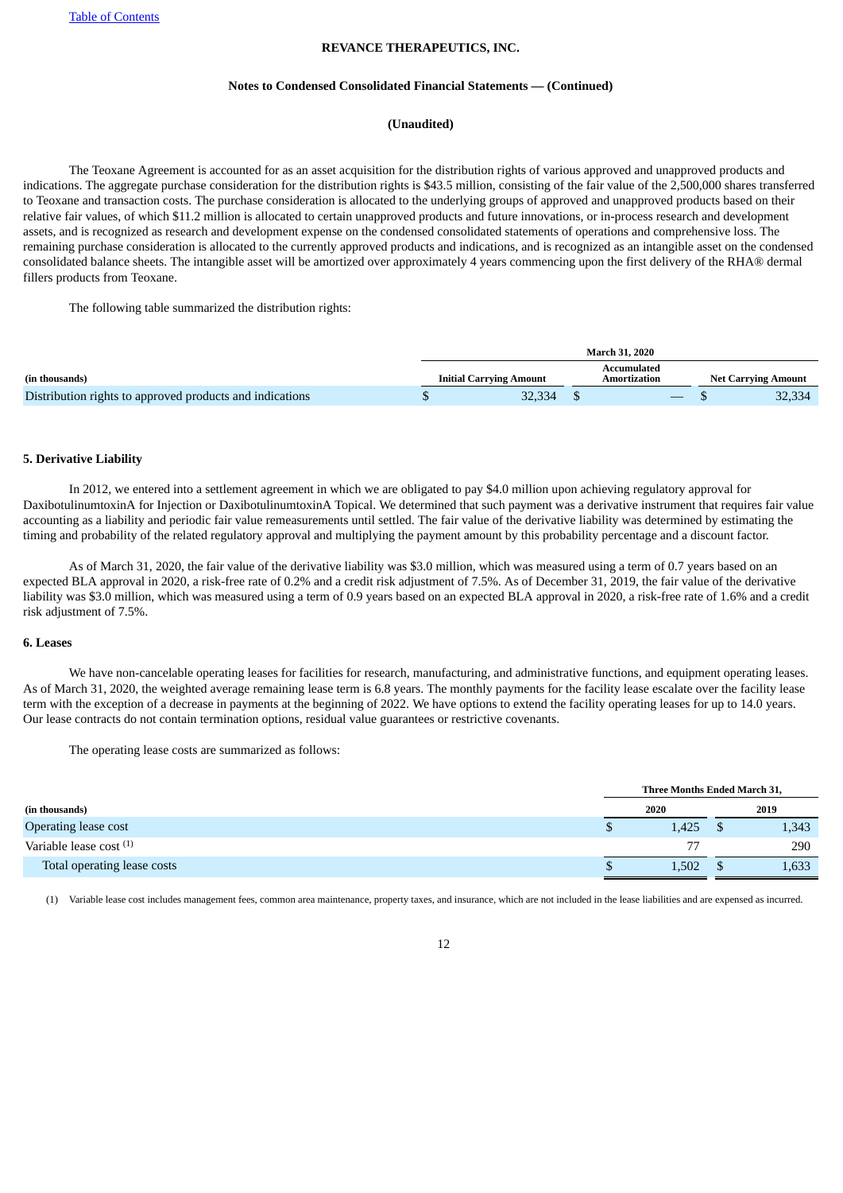**REVANCE THERAPEUTICS, INC.**

**Notes to Condensed Consolidated Financial Statements — (Continued)**

**(Unaudited)**

The Teoxane Agreement is accounted for as an asset acquisition for the distribution rights of various approved and unapproved products and indications. The aggregate purchase consideration for the distribution rights is $43.5 million, consisting of the fair value of the 2,500,000 shares transferred to Teoxane and transaction costs. The purchase consideration is allocated to the underlying groups of approved and unapproved products based on their relative fair values, of which $11.2 million is allocated to certain unapproved products and future innovations, or in-process research and development assets, and is recognized as research and development expense on the condensed consolidated statements of operations and comprehensive loss. The remaining purchase consideration is allocated to the currently approved products and indications, and is recognized as an intangible asset on the condensed consolidated balance sheets. The intangible asset will be amortized over approximately 4 years commencing upon the first delivery of the RHA® dermal fillers products from Teoxane.

The following table summarized the distribution rights:

| (in thousands) | March 31, 2020 | | |
|---|---|---|---|
| | Initial Carrying Amount | Accumulated Amortization | Net Carrying Amount |
| Distribution rights to approved products and indications | $ 32,334 | $ — | $ 32,334 |

## 5. Derivative Liability

In 2012, we entered into a settlement agreement in which we are obligated to pay $4.0 million upon achieving regulatory approval for DaxibotulinumtoxinA for Injection or DaxibotulinumtoxinA Topical. We determined that such payment was a derivative instrument that requires fair value accounting as a liability and periodic fair value remeasurements until settled. The fair value of the derivative liability was determined by estimating the timing and probability of the related regulatory approval and multiplying the payment amount by this probability percentage and a discount factor.

As of March 31, 2020, the fair value of the derivative liability was $3.0 million, which was measured using a term of 0.7 years based on an expected BLA approval in 2020, a risk-free rate of 0.2% and a credit risk adjustment of 7.5%. As of December 31, 2019, the fair value of the derivative liability was $3.0 million, which was measured using a term of 0.9 years based on an expected BLA approval in 2020, a risk-free rate of 1.6% and a credit risk adjustment of 7.5%.

## 6. Leases

We have non-cancelable operating leases for facilities for research, manufacturing, and administrative functions, and equipment operating leases. As of March 31, 2020, the weighted average remaining lease term is 6.8 years. The monthly payments for the facility lease escalate over the facility lease term with the exception of a decrease in payments at the beginning of 2022. We have options to extend the facility operating leases for up to 14.0 years. Our lease contracts do not contain termination options, residual value guarantees or restrictive covenants.

The operating lease costs are summarized as follows:

| (in thousands) | Three Months Ended March 31, | |
|---|---|---|
| | 2020 | 2019 |
| Operating lease cost | $ 1,425 | $ 1,343 |
| Variable lease cost [(1)] | 77 | 290 |
| Total operating lease costs | $ 1,502 | $ 1,633 |

(1) Variable lease cost includes management fees, common area maintenance, property taxes, and insurance, which are not included in the lease liabilities and are expensed as incurred.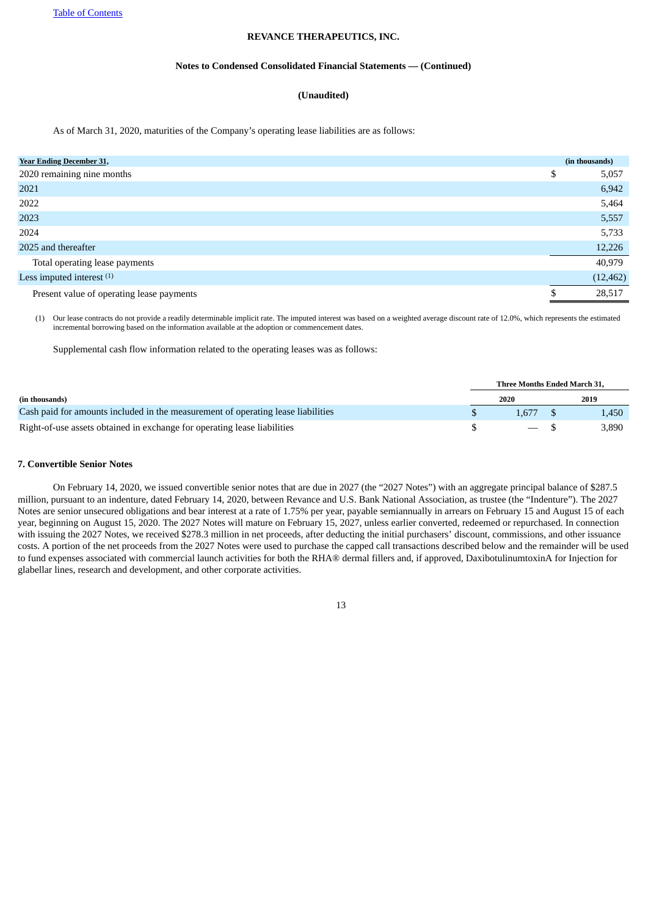REVANCE THERAPEUTICS, INC.

**Notes to Condensed Consolidated Financial Statements — (Continued)**

**(Unaudited)**

As of March 31, 2020, maturities of the Company's operating lease liabilities are as follows:

| Year Ending December 31, | (in thousands) |
|---|---|
| 2020 remaining nine months | $ 5,057 |
| 2021 | 6,942 |
| 2022 | 5,464 |
| 2023 | 5,557 |
| 2024 | 5,733 |
| 2025 and thereafter | 12,226 |
| Total operating lease payments | 40,979 |
| Less imputed interest [(1)] | (12,462) |
| Present value of operating lease payments | $ 28,517 |

(1) Our lease contracts do not provide a readily determinable implicit rate. The imputed interest was based on a weighted average discount rate of 12.0%, which represents the estimated incremental borrowing based on the information available at the adoption or commencement dates.

Supplemental cash flow information related to the operating leases was as follows:

| | Three Months Ended March 31, | |
|---|---|---|
| (in thousands) | 2020 | 2019 |
| Cash paid for amounts included in the measurement of operating lease liabilities | $ 1,677 | $ 1,450 |
| Right-of-use assets obtained in exchange for operating lease liabilities | $ — | $ 3,890 |

**7. Convertible Senior Notes**

On February 14, 2020, we issued convertible senior notes that are due in 2027 (the "2027 Notes") with an aggregate principal balance of $287.5 million, pursuant to an indenture, dated February 14, 2020, between Revance and U.S. Bank National Association, as trustee (the "Indenture"). The 2027 Notes are senior unsecured obligations and bear interest at a rate of 1.75% per year, payable semiannually in arrears on February 15 and August 15 of each year, beginning on August 15, 2020. The 2027 Notes will mature on February 15, 2027, unless earlier converted, redeemed or repurchased. In connection with issuing the 2027 Notes, we received $278.3 million in net proceeds, after deducting the initial purchasers' discount, commissions, and other issuance costs. A portion of the net proceeds from the 2027 Notes were used to purchase the capped call transactions described below and the remainder will be used to fund expenses associated with commercial launch activities for both the RHA® dermal fillers and, if approved, DaxibotulinumtoxinA for Injection for glabellar lines, research and development, and other corporate activities.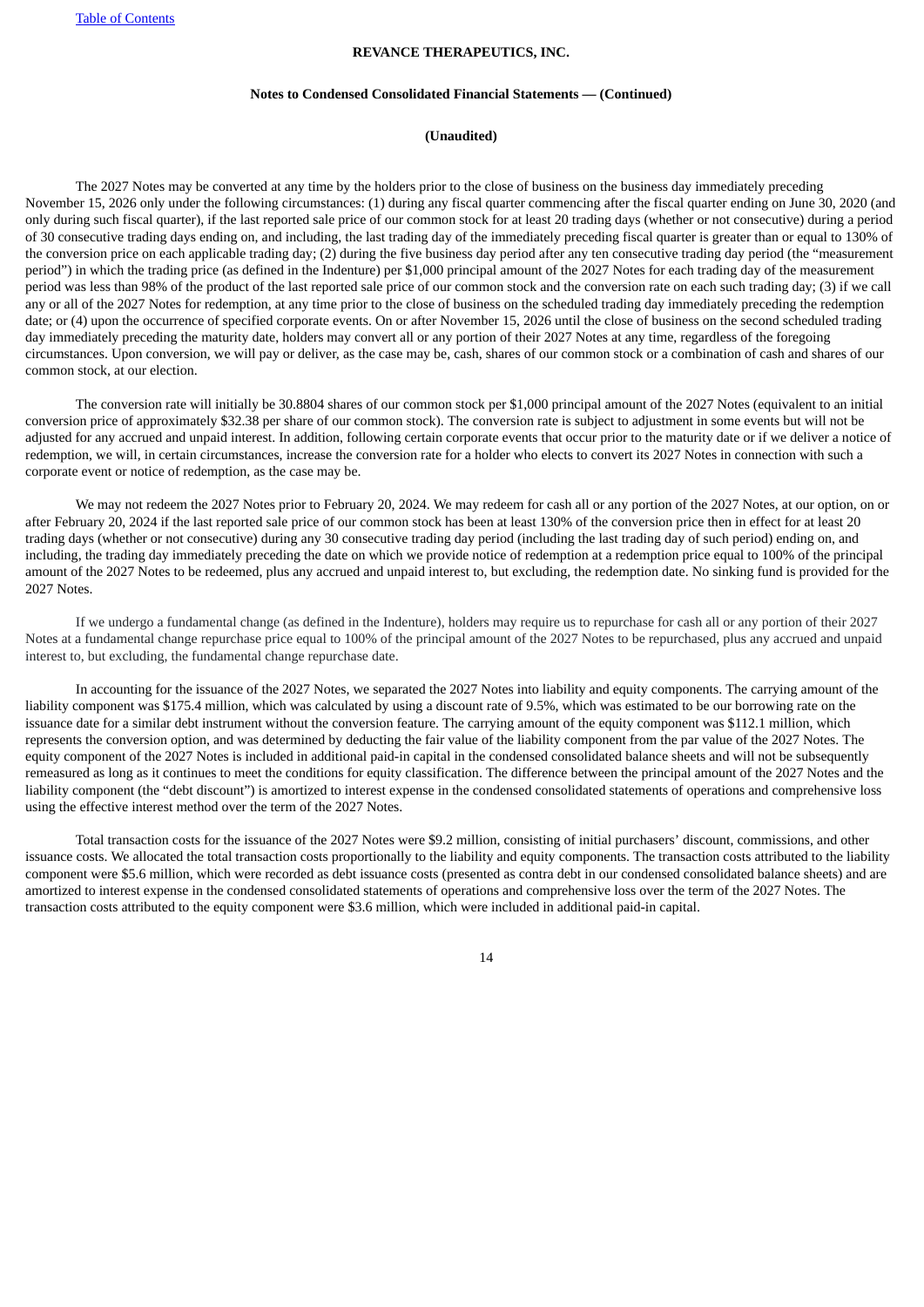The 2027 Notes may be converted at any time by the holders prior to the close of business on the business day immediately preceding November 15, 2026 only under the following circumstances: (1) during any fiscal quarter commencing after the fiscal quarter ending on June 30, 2020 (and only during such fiscal quarter), if the last reported sale price of our common stock for at least 20 trading days (whether or not consecutive) during a period of 30 consecutive trading days ending on, and including, the last trading day of the immediately preceding fiscal quarter is greater than or equal to 130% of the conversion price on each applicable trading day; (2) during the five business day period after any ten consecutive trading day period (the "measurement period") in which the trading price (as defined in the Indenture) per $1,000 principal amount of the 2027 Notes for each trading day of the measurement period was less than 98% of the product of the last reported sale price of our common stock and the conversion rate on each such trading day; (3) if we call any or all of the 2027 Notes for redemption, at any time prior to the close of business on the scheduled trading day immediately preceding the redemption date; or (4) upon the occurrence of specified corporate events. On or after November 15, 2026 until the close of business on the second scheduled trading day immediately preceding the maturity date, holders may convert all or any portion of their 2027 Notes at any time, regardless of the foregoing circumstances. Upon conversion, we will pay or deliver, as the case may be, cash, shares of our common stock or a combination of cash and shares of our common stock, at our election.

The conversion rate will initially be 30.8804 shares of our common stock per $1,000 principal amount of the 2027 Notes (equivalent to an initial conversion price of approximately $32.38 per share of our common stock). The conversion rate is subject to adjustment in some events but will not be adjusted for any accrued and unpaid interest. In addition, following certain corporate events that occur prior to the maturity date or if we deliver a notice of redemption, we will, in certain circumstances, increase the conversion rate for a holder who elects to convert its 2027 Notes in connection with such a corporate event or notice of redemption, as the case may be.

We may not redeem the 2027 Notes prior to February 20, 2024. We may redeem for cash all or any portion of the 2027 Notes, at our option, on or after February 20, 2024 if the last reported sale price of our common stock has been at least 130% of the conversion price then in effect for at least 20 trading days (whether or not consecutive) during any 30 consecutive trading day period (including the last trading day of such period) ending on, and including, the trading day immediately preceding the date on which we provide notice of redemption at a redemption price equal to 100% of the principal amount of the 2027 Notes to be redeemed, plus any accrued and unpaid interest to, but excluding, the redemption date. No sinking fund is provided for the 2027 Notes.

If we undergo a fundamental change (as defined in the Indenture), holders may require us to repurchase for cash all or any portion of their 2027 Notes at a fundamental change repurchase price equal to 100% of the principal amount of the 2027 Notes to be repurchased, plus any accrued and unpaid interest to, but excluding, the fundamental change repurchase date.

In accounting for the issuance of the 2027 Notes, we separated the 2027 Notes into liability and equity components. The carrying amount of the liability component was $175.4 million, which was calculated by using a discount rate of 9.5%, which was estimated to be our borrowing rate on the issuance date for a similar debt instrument without the conversion feature. The carrying amount of the equity component was $112.1 million, which represents the conversion option, and was determined by deducting the fair value of the liability component from the par value of the 2027 Notes. The equity component of the 2027 Notes is included in additional paid-in capital in the condensed consolidated balance sheets and will not be subsequently remeasured as long as it continues to meet the conditions for equity classification. The difference between the principal amount of the 2027 Notes and the liability component (the "debt discount") is amortized to interest expense in the condensed consolidated statements of operations and comprehensive loss using the effective interest method over the term of the 2027 Notes.

Total transaction costs for the issuance of the 2027 Notes were $9.2 million, consisting of initial purchasers' discount, commissions, and other issuance costs. We allocated the total transaction costs proportionally to the liability and equity components. The transaction costs attributed to the liability component were $5.6 million, which were recorded as debt issuance costs (presented as contra debt in our condensed consolidated balance sheets) and are amortized to interest expense in the condensed consolidated statements of operations and comprehensive loss over the term of the 2027 Notes. The transaction costs attributed to the equity component were $3.6 million, which were included in additional paid-in capital.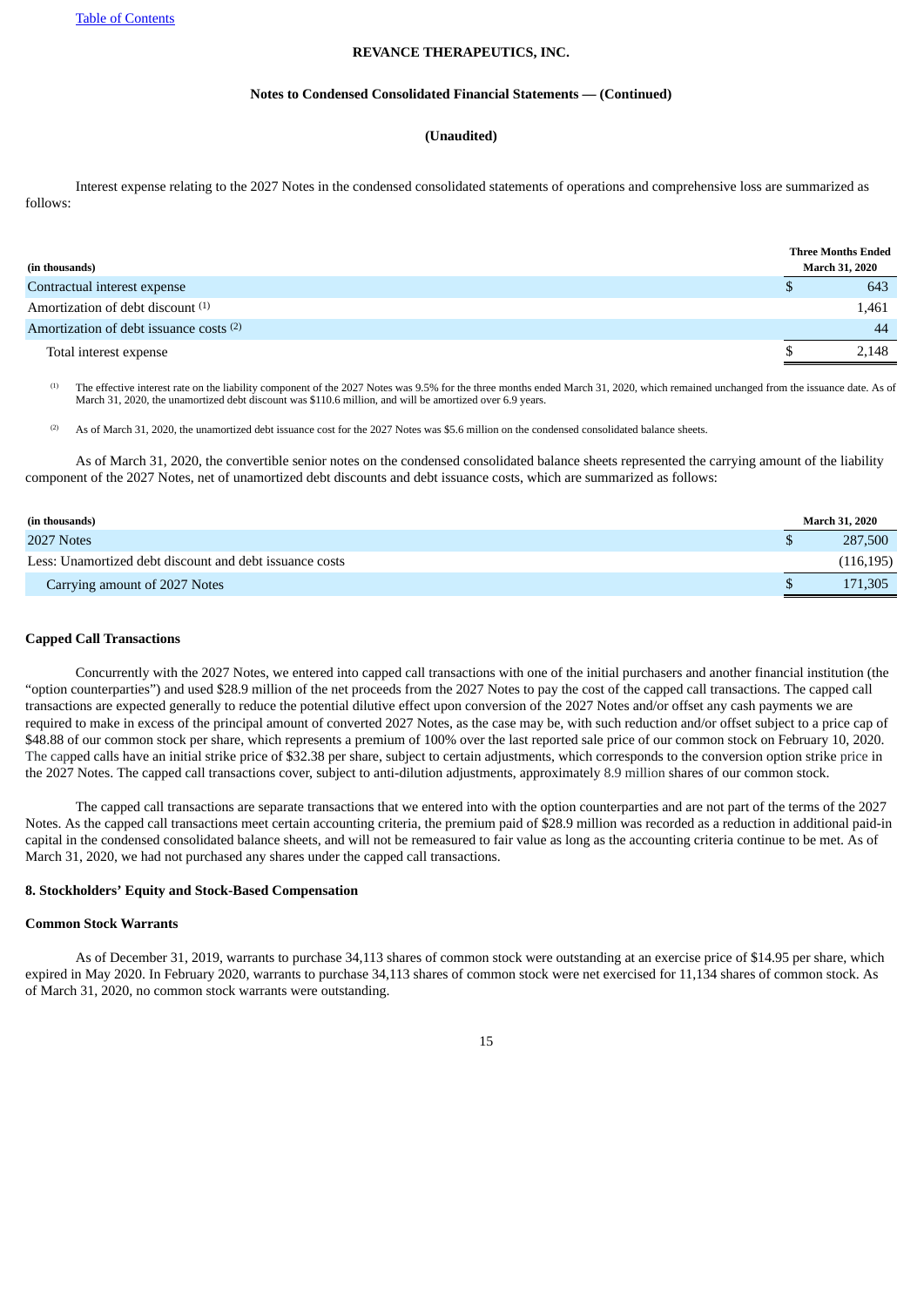Interest expense relating to the 2027 Notes in the condensed consolidated statements of operations and comprehensive loss are summarized as follows:

| (in thousands) | Three Months Ended March 31, 2020 |
|---|---|
| Contractual interest expense | $ 643 |
| Amortization of debt discount [(1)] | 1,461 |
| Amortization of debt issuance costs [(2)] | 44 |
| Total interest expense | $ 2,148 |

(1) The effective interest rate on the liability component of the 2027 Notes was 9.5% for the three months ended March 31, 2020, which remained unchanged from the issuance date. As of March 31, 2020, the unamortized debt discount was $110.6 million, and will be amortized over 6.9 years.

(2) As of March 31, 2020, the unamortized debt issuance cost for the 2027 Notes was $5.6 million on the condensed consolidated balance sheets.

As of March 31, 2020, the convertible senior notes on the condensed consolidated balance sheets represented the carrying amount of the liability component of the 2027 Notes, net of unamortized debt discounts and debt issuance costs, which are summarized as follows:

| (in thousands) | March 31, 2020 |
|---|---|
| 2027 Notes | $ 287,500 |
| Less: Unamortized debt discount and debt issuance costs | (116,195) |
| Carrying amount of 2027 Notes | $ 171,305 |

**Capped Call Transactions**

Concurrently with the 2027 Notes, we entered into capped call transactions with one of the initial purchasers and another financial institution (the "option counterparties") and used $28.9 million of the net proceeds from the 2027 Notes to pay the cost of the capped call transactions. The capped call transactions are expected generally to reduce the potential dilutive effect upon conversion of the 2027 Notes and/or offset any cash payments we are required to make in excess of the principal amount of converted 2027 Notes, as the case may be, with such reduction and/or offset subject to a price cap of $48.88 of our common stock per share, which represents a premium of 100% over the last reported sale price of our common stock on February 10, 2020. The capped calls have an initial strike price of $32.38 per share, subject to certain adjustments, which corresponds to the conversion option strike price in the 2027 Notes. The capped call transactions cover, subject to anti-dilution adjustments, approximately 8.9 million shares of our common stock.

The capped call transactions are separate transactions that we entered into with the option counterparties and are not part of the terms of the 2027 Notes. As the capped call transactions meet certain accounting criteria, the premium paid of $28.9 million was recorded as a reduction in additional paid-in capital in the condensed consolidated balance sheets, and will not be remeasured to fair value as long as the accounting criteria continue to be met. As of March 31, 2020, we had not purchased any shares under the capped call transactions.

**8. Stockholders' Equity and Stock-Based Compensation**

**Common Stock Warrants**

As of December 31, 2019, warrants to purchase 34,113 shares of common stock were outstanding at an exercise price of $14.95 per share, which expired in May 2020. In February 2020, warrants to purchase 34,113 shares of common stock were net exercised for 11,134 shares of common stock. As of March 31, 2020, no common stock warrants were outstanding.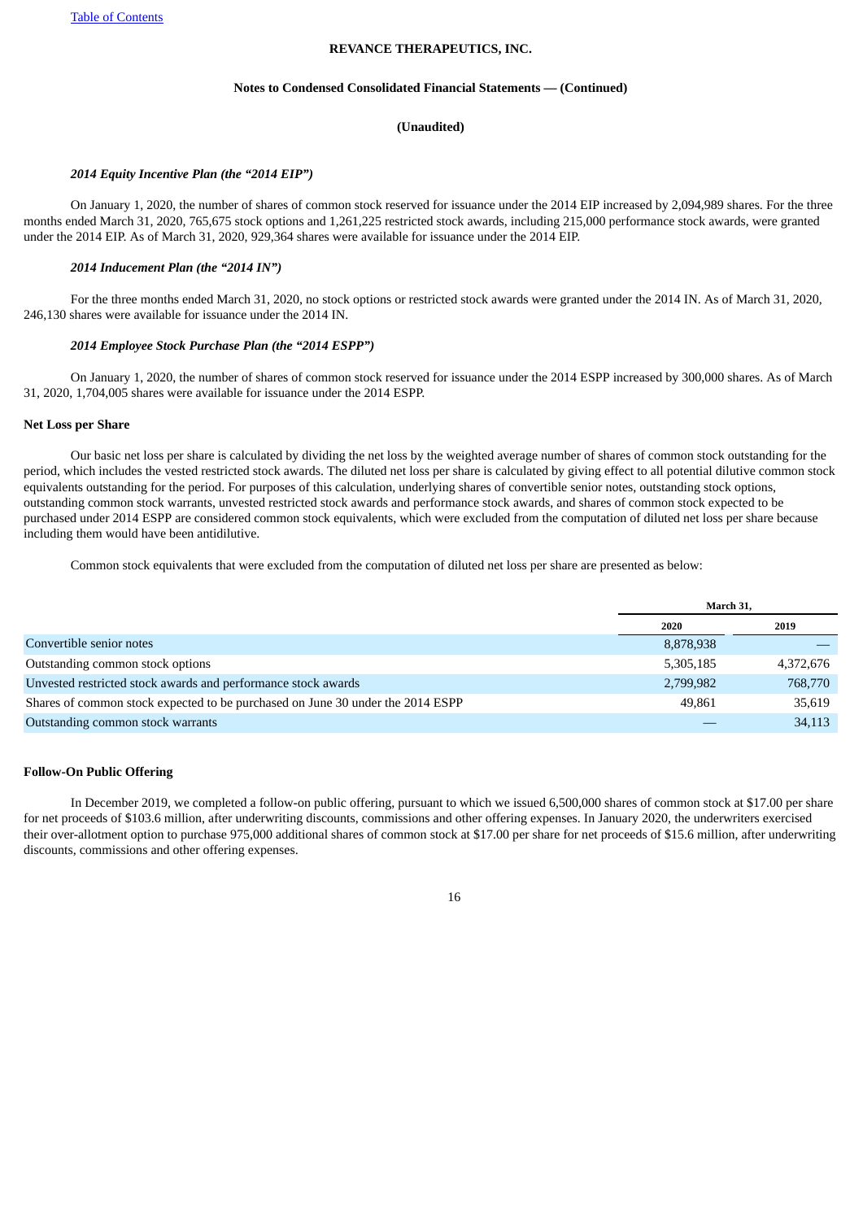**REVANCE THERAPEUTICS, INC.**

**Notes to Condensed Consolidated Financial Statements — (Continued)**

**(Unaudited)**

***2014 Equity Incentive Plan (the "2014 EIP")***

On January 1, 2020, the number of shares of common stock reserved for issuance under the 2014 EIP increased by 2,094,989 shares. For the three months ended March 31, 2020, 765,675 stock options and 1,261,225 restricted stock awards, including 215,000 performance stock awards, were granted under the 2014 EIP. As of March 31, 2020, 929,364 shares were available for issuance under the 2014 EIP.

***2014 Inducement Plan (the "2014 IN")***

For the three months ended March 31, 2020, no stock options or restricted stock awards were granted under the 2014 IN. As of March 31, 2020, 246,130 shares were available for issuance under the 2014 IN.

***2014 Employee Stock Purchase Plan (the "2014 ESPP")***

On January 1, 2020, the number of shares of common stock reserved for issuance under the 2014 ESPP increased by 300,000 shares. As of March 31, 2020, 1,704,005 shares were available for issuance under the 2014 ESPP.

**Net Loss per Share**

Our basic net loss per share is calculated by dividing the net loss by the weighted average number of shares of common stock outstanding for the period, which includes the vested restricted stock awards. The diluted net loss per share is calculated by giving effect to all potential dilutive common stock equivalents outstanding for the period. For purposes of this calculation, underlying shares of convertible senior notes, outstanding stock options, outstanding common stock warrants, unvested restricted stock awards and performance stock awards, and shares of common stock expected to be purchased under 2014 ESPP are considered common stock equivalents, which were excluded from the computation of diluted net loss per share because including them would have been antidilutive.

Common stock equivalents that were excluded from the computation of diluted net loss per share are presented as below:

| | March 31, | |
|---|---|---|
| | 2020 | 2019 |
| Convertible senior notes | 8,878,938 | — |
| Outstanding common stock options | 5,305,185 | 4,372,676 |
| Unvested restricted stock awards and performance stock awards | 2,799,982 | 768,770 |
| Shares of common stock expected to be purchased on June 30 under the 2014 ESPP | 49,861 | 35,619 |
| Outstanding common stock warrants | — | 34,113 |

**Follow-On Public Offering**

In December 2019, we completed a follow-on public offering, pursuant to which we issued 6,500,000 shares of common stock at $17.00 per share for net proceeds of $103.6 million, after underwriting discounts, commissions and other offering expenses. In January 2020, the underwriters exercised their over-allotment option to purchase 975,000 additional shares of common stock at $17.00 per share for net proceeds of $15.6 million, after underwriting discounts, commissions and other offering expenses.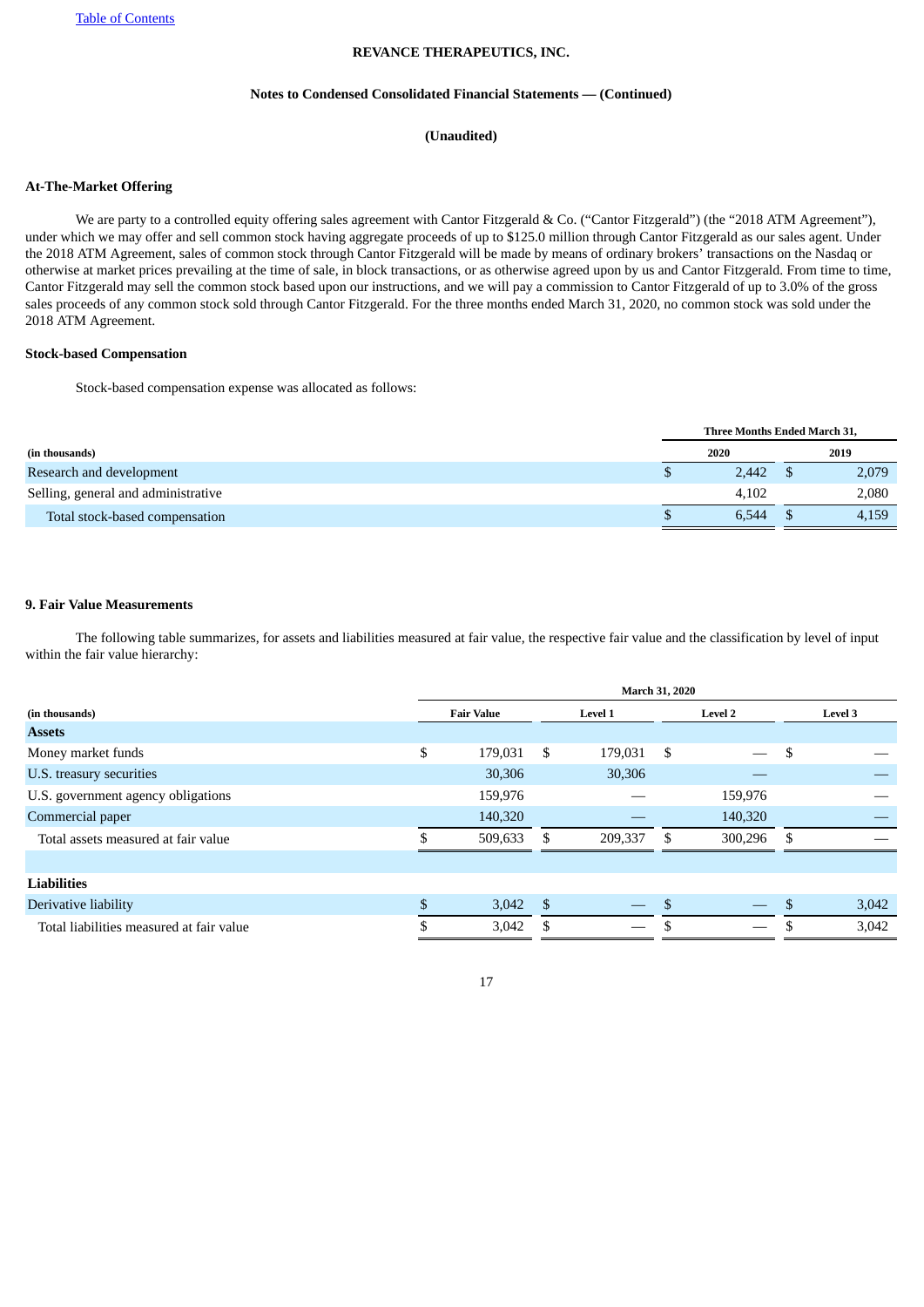**REVANCE THERAPEUTICS, INC.**

**Notes to Condensed Consolidated Financial Statements — (Continued)**

**(Unaudited)**

**At-The-Market Offering**

We are party to a controlled equity offering sales agreement with Cantor Fitzgerald & Co. ("Cantor Fitzgerald") (the "2018 ATM Agreement"), under which we may offer and sell common stock having aggregate proceeds of up to $125.0 million through Cantor Fitzgerald as our sales agent. Under the 2018 ATM Agreement, sales of common stock through Cantor Fitzgerald will be made by means of ordinary brokers' transactions on the Nasdaq or otherwise at market prices prevailing at the time of sale, in block transactions, or as otherwise agreed upon by us and Cantor Fitzgerald. From time to time, Cantor Fitzgerald may sell the common stock based upon our instructions, and we will pay a commission to Cantor Fitzgerald of up to 3.0% of the gross sales proceeds of any common stock sold through Cantor Fitzgerald. For the three months ended March 31, 2020, no common stock was sold under the 2018 ATM Agreement.

**Stock-based Compensation**

Stock-based compensation expense was allocated as follows:

| | Three Months Ended March 31, | |
|---|---|---|
| **(in thousands)** | **2020** | **2019** |
| Research and development | $ 2,442 | $ 2,079 |
| Selling, general and administrative | 4,102 | 2,080 |
| Total stock-based compensation | $ 6,544 | $ 4,159 |

## 9. Fair Value Measurements

The following table summarizes, for assets and liabilities measured at fair value, the respective fair value and the classification by level of input within the fair value hierarchy:

| | March 31, 2020 | | | |
|---|---|---|---|---|
| **(in thousands)** | **Fair Value** | **Level 1** | **Level 2** | **Level 3** |
| **Assets** | | | | |
| Money market funds | $ 179,031 | $ 179,031 | $ — | $ — |
| U.S. treasury securities | 30,306 | 30,306 | — | — |
| U.S. government agency obligations | 159,976 | — | 159,976 | — |
| Commercial paper | 140,320 | — | 140,320 | — |
| Total assets measured at fair value | $ 509,633 | $ 209,337 | $ 300,296 | $ — |
| | | | | |
| **Liabilities** | | | | |
| Derivative liability | $ 3,042 | $ — | $ — | $ 3,042 |
| Total liabilities measured at fair value | $ 3,042 | $ — | $ — | $ 3,042 |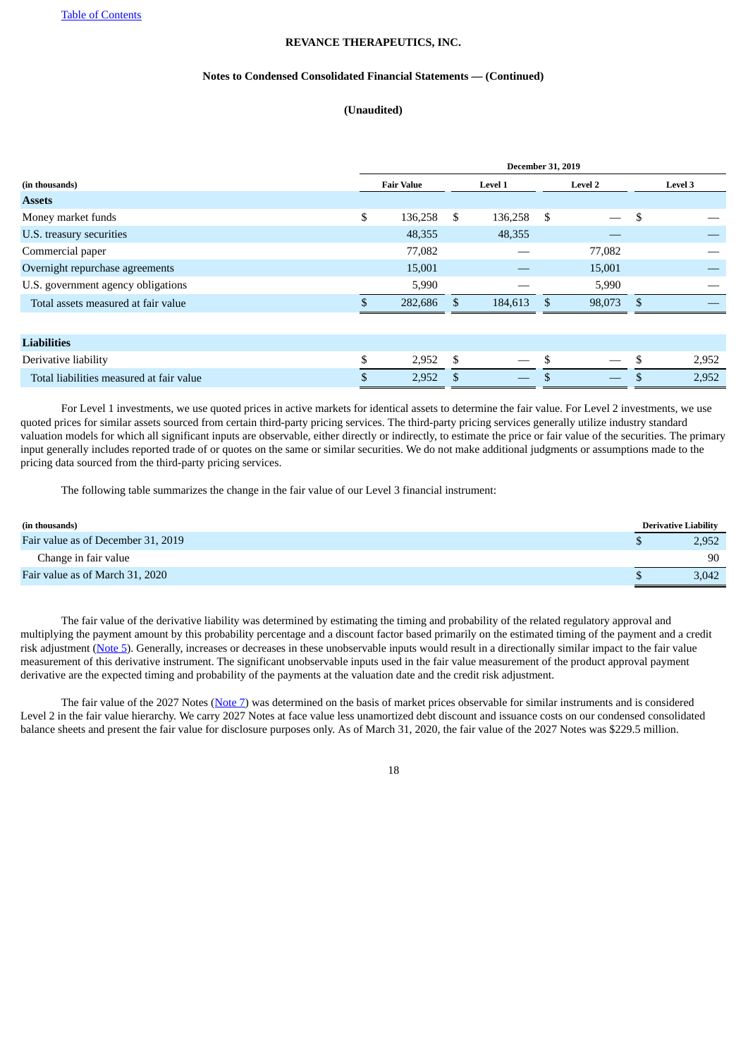**REVANCE THERAPEUTICS, INC.**

**Notes to Condensed Consolidated Financial Statements — (Continued)**

**(Unaudited)**

| | December 31, 2019 | | | |
|---|---|---|---|---|
| **(in thousands)** | **Fair Value** | **Level 1** | **Level 2** | **Level 3** |
| **Assets** | | | | |
| Money market funds | $ 136,258 | $ 136,258 | $ — | $ — |
| U.S. treasury securities | 48,355 | 48,355 | — | — |
| Commercial paper | 77,082 | — | 77,082 | — |
| Overnight repurchase agreements | 15,001 | — | 15,001 | — |
| U.S. government agency obligations | 5,990 | — | 5,990 | — |
| Total assets measured at fair value | $ 282,686 | $ 184,613 | $ 98,073 | $ — |
| | | | | |
| **Liabilities** | | | | |
| Derivative liability | $ 2,952 | $ — | $ — | $ 2,952 |
| Total liabilities measured at fair value | $ 2,952 | $ — | $ — | $ 2,952 |

For Level 1 investments, we use quoted prices in active markets for identical assets to determine the fair value. For Level 2 investments, we use quoted prices for similar assets sourced from certain third-party pricing services. The third-party pricing services generally utilize industry standard valuation models for which all significant inputs are observable, either directly or indirectly, to estimate the price or fair value of the securities. The primary input generally includes reported trade of or quotes on the same or similar securities. We do not make additional judgments or assumptions made to the pricing data sourced from the third-party pricing services.

The following table summarizes the change in the fair value of our Level 3 financial instrument:

| **(in thousands)** | **Derivative Liability** |
|---|---|
| Fair value as of December 31, 2019 | $ 2,952 |
| Change in fair value | 90 |
| Fair value as of March 31, 2020 | $ 3,042 |

The fair value of the derivative liability was determined by estimating the timing and probability of the related regulatory approval and multiplying the payment amount by this probability percentage and a discount factor based primarily on the estimated timing of the payment and a credit risk adjustment (Note 5). Generally, increases or decreases in these unobservable inputs would result in a directionally similar impact to the fair value measurement of this derivative instrument. The significant unobservable inputs used in the fair value measurement of the product approval payment derivative are the expected timing and probability of the payments at the valuation date and the credit risk adjustment.

The fair value of the 2027 Notes (Note 7) was determined on the basis of market prices observable for similar instruments and is considered Level 2 in the fair value hierarchy. We carry 2027 Notes at face value less unamortized debt discount and issuance costs on our condensed consolidated balance sheets and present the fair value for disclosure purposes only. As of March 31, 2020, the fair value of the 2027 Notes was $229.5 million.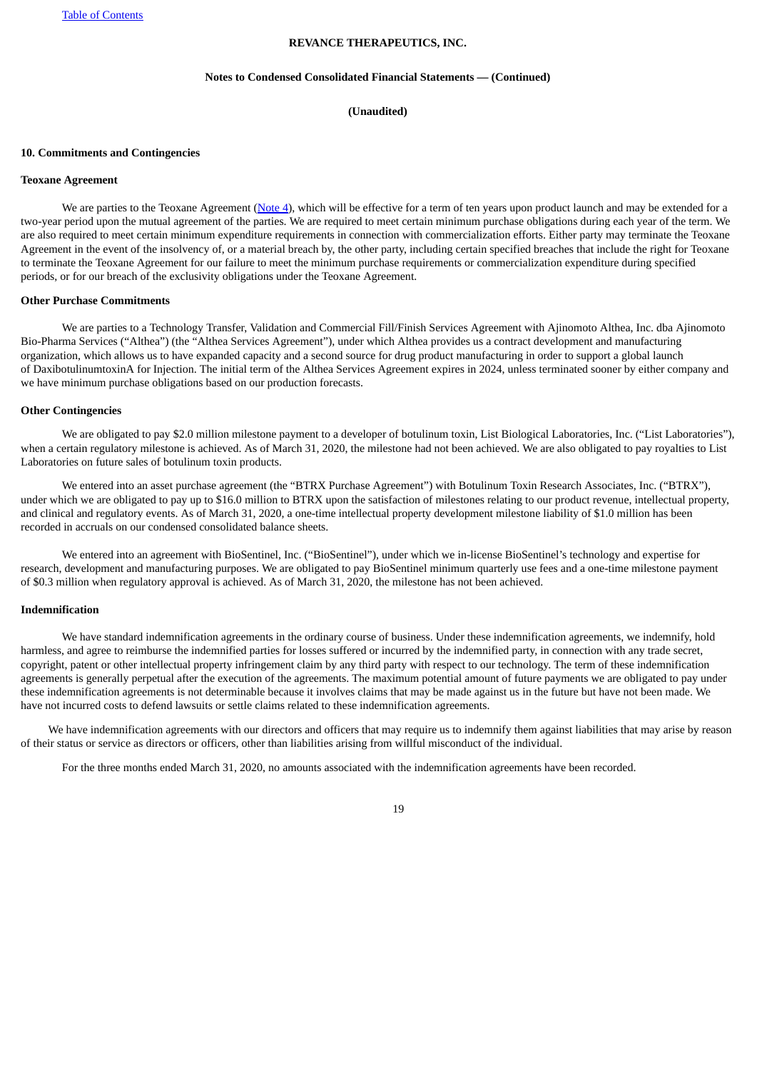**REVANCE THERAPEUTICS, INC.**

**Notes to Condensed Consolidated Financial Statements — (Continued)**

**(Unaudited)**

## 10. Commitments and Contingencies

### Teoxane Agreement

We are parties to the Teoxane Agreement (Note 4), which will be effective for a term of ten years upon product launch and may be extended for a two-year period upon the mutual agreement of the parties. We are required to meet certain minimum purchase obligations during each year of the term. We are also required to meet certain minimum expenditure requirements in connection with commercialization efforts. Either party may terminate the Teoxane Agreement in the event of the insolvency of, or a material breach by, the other party, including certain specified breaches that include the right for Teoxane to terminate the Teoxane Agreement for our failure to meet the minimum purchase requirements or commercialization expenditure during specified periods, or for our breach of the exclusivity obligations under the Teoxane Agreement.

### Other Purchase Commitments

We are parties to a Technology Transfer, Validation and Commercial Fill/Finish Services Agreement with Ajinomoto Althea, Inc. dba Ajinomoto Bio-Pharma Services ("Althea") (the "Althea Services Agreement"), under which Althea provides us a contract development and manufacturing organization, which allows us to have expanded capacity and a second source for drug product manufacturing in order to support a global launch of DaxibotulinumtoxinA for Injection. The initial term of the Althea Services Agreement expires in 2024, unless terminated sooner by either company and we have minimum purchase obligations based on our production forecasts.

### Other Contingencies

We are obligated to pay $2.0 million milestone payment to a developer of botulinum toxin, List Biological Laboratories, Inc. ("List Laboratories"), when a certain regulatory milestone is achieved. As of March 31, 2020, the milestone had not been achieved. We are also obligated to pay royalties to List Laboratories on future sales of botulinum toxin products.

We entered into an asset purchase agreement (the "BTRX Purchase Agreement") with Botulinum Toxin Research Associates, Inc. ("BTRX"), under which we are obligated to pay up to $16.0 million to BTRX upon the satisfaction of milestones relating to our product revenue, intellectual property, and clinical and regulatory events. As of March 31, 2020, a one-time intellectual property development milestone liability of $1.0 million has been recorded in accruals on our condensed consolidated balance sheets.

We entered into an agreement with BioSentinel, Inc. ("BioSentinel"), under which we in-license BioSentinel's technology and expertise for research, development and manufacturing purposes. We are obligated to pay BioSentinel minimum quarterly use fees and a one-time milestone payment of $0.3 million when regulatory approval is achieved. As of March 31, 2020, the milestone has not been achieved.

### Indemnification

We have standard indemnification agreements in the ordinary course of business. Under these indemnification agreements, we indemnify, hold harmless, and agree to reimburse the indemnified parties for losses suffered or incurred by the indemnified party, in connection with any trade secret, copyright, patent or other intellectual property infringement claim by any third party with respect to our technology. The term of these indemnification agreements is generally perpetual after the execution of the agreements. The maximum potential amount of future payments we are obligated to pay under these indemnification agreements is not determinable because it involves claims that may be made against us in the future but have not been made. We have not incurred costs to defend lawsuits or settle claims related to these indemnification agreements.

We have indemnification agreements with our directors and officers that may require us to indemnify them against liabilities that may arise by reason of their status or service as directors or officers, other than liabilities arising from willful misconduct of the individual.

For the three months ended March 31, 2020, no amounts associated with the indemnification agreements have been recorded.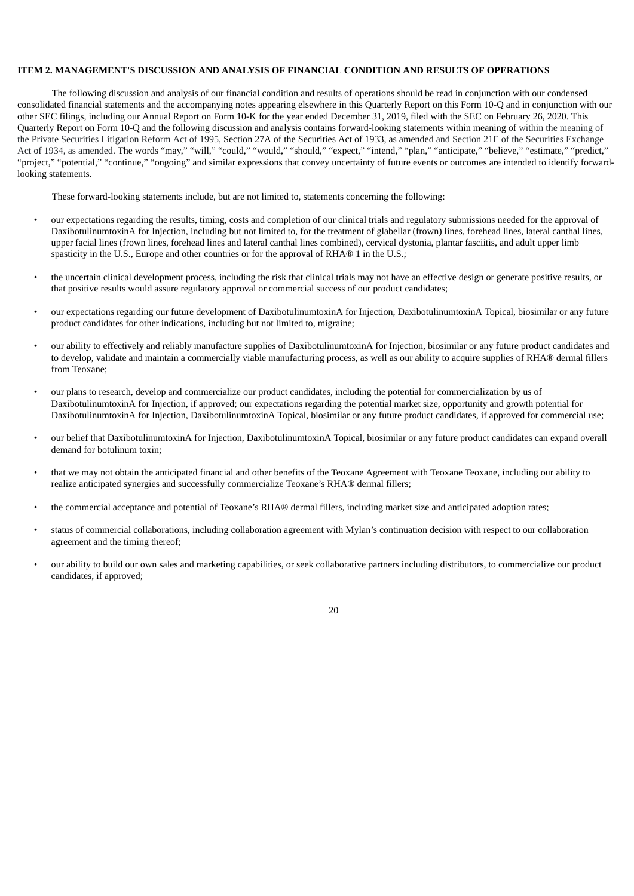**ITEM 2. MANAGEMENT'S DISCUSSION AND ANALYSIS OF FINANCIAL CONDITION AND RESULTS OF OPERATIONS**

The following discussion and analysis of our financial condition and results of operations should be read in conjunction with our condensed consolidated financial statements and the accompanying notes appearing elsewhere in this Quarterly Report on this Form 10-Q and in conjunction with our other SEC filings, including our Annual Report on Form 10-K for the year ended December 31, 2019, filed with the SEC on February 26, 2020. This Quarterly Report on Form 10-Q and the following discussion and analysis contains forward-looking statements within meaning of within the meaning of the Private Securities Litigation Reform Act of 1995, Section 27A of the Securities Act of 1933, as amended and Section 21E of the Securities Exchange Act of 1934, as amended. The words "may," "will," "could," "would," "should," "expect," "intend," "plan," "anticipate," "believe," "estimate," "predict," "project," "potential," "continue," "ongoing" and similar expressions that convey uncertainty of future events or outcomes are intended to identify forward-looking statements.

These forward-looking statements include, but are not limited to, statements concerning the following:

- our expectations regarding the results, timing, costs and completion of our clinical trials and regulatory submissions needed for the approval of DaxibotulinumtoxinA for Injection, including but not limited to, for the treatment of glabellar (frown) lines, forehead lines, lateral canthal lines, upper facial lines (frown lines, forehead lines and lateral canthal lines combined), cervical dystonia, plantar fasciitis, and adult upper limb spasticity in the U.S., Europe and other countries or for the approval of RHA® 1 in the U.S.;
- the uncertain clinical development process, including the risk that clinical trials may not have an effective design or generate positive results, or that positive results would assure regulatory approval or commercial success of our product candidates;
- our expectations regarding our future development of DaxibotulinumtoxinA for Injection, DaxibotulinumtoxinA Topical, biosimilar or any future product candidates for other indications, including but not limited to, migraine;
- our ability to effectively and reliably manufacture supplies of DaxibotulinumtoxinA for Injection, biosimilar or any future product candidates and to develop, validate and maintain a commercially viable manufacturing process, as well as our ability to acquire supplies of RHA® dermal fillers from Teoxane;
- our plans to research, develop and commercialize our product candidates, including the potential for commercialization by us of DaxibotulinumtoxinA for Injection, if approved; our expectations regarding the potential market size, opportunity and growth potential for DaxibotulinumtoxinA for Injection, DaxibotulinumtoxinA Topical, biosimilar or any future product candidates, if approved for commercial use;
- our belief that DaxibotulinumtoxinA for Injection, DaxibotulinumtoxinA Topical, biosimilar or any future product candidates can expand overall demand for botulinum toxin;
- that we may not obtain the anticipated financial and other benefits of the Teoxane Agreement with Teoxane Teoxane, including our ability to realize anticipated synergies and successfully commercialize Teoxane's RHA® dermal fillers;
- the commercial acceptance and potential of Teoxane's RHA® dermal fillers, including market size and anticipated adoption rates;
- status of commercial collaborations, including collaboration agreement with Mylan's continuation decision with respect to our collaboration agreement and the timing thereof;
- our ability to build our own sales and marketing capabilities, or seek collaborative partners including distributors, to commercialize our product candidates, if approved;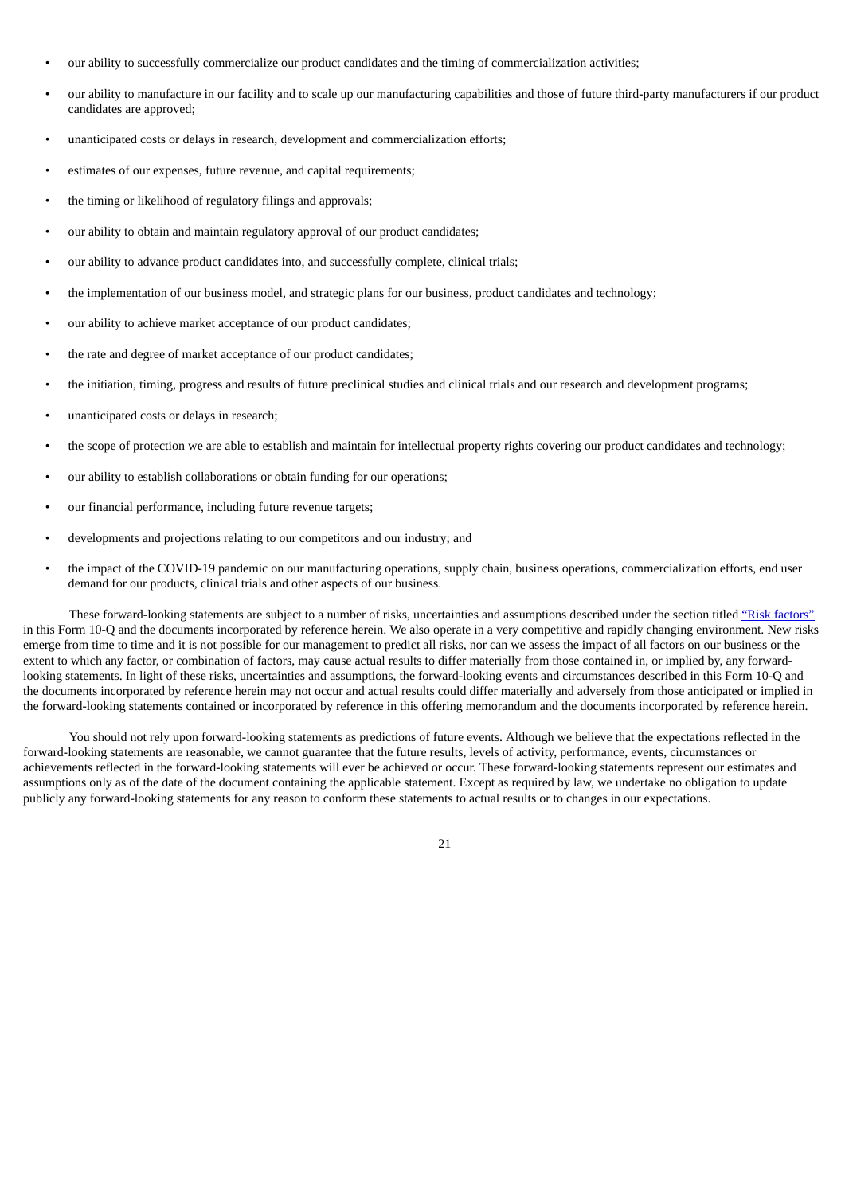- our ability to successfully commercialize our product candidates and the timing of commercialization activities;
- our ability to manufacture in our facility and to scale up our manufacturing capabilities and those of future third-party manufacturers if our product candidates are approved;
- unanticipated costs or delays in research, development and commercialization efforts;
- estimates of our expenses, future revenue, and capital requirements;
- the timing or likelihood of regulatory filings and approvals;
- our ability to obtain and maintain regulatory approval of our product candidates;
- our ability to advance product candidates into, and successfully complete, clinical trials;
- the implementation of our business model, and strategic plans for our business, product candidates and technology;
- our ability to achieve market acceptance of our product candidates;
- the rate and degree of market acceptance of our product candidates;
- the initiation, timing, progress and results of future preclinical studies and clinical trials and our research and development programs;
- unanticipated costs or delays in research;
- the scope of protection we are able to establish and maintain for intellectual property rights covering our product candidates and technology;
- our ability to establish collaborations or obtain funding for our operations;
- our financial performance, including future revenue targets;
- developments and projections relating to our competitors and our industry; and
- the impact of the COVID-19 pandemic on our manufacturing operations, supply chain, business operations, commercialization efforts, end user demand for our products, clinical trials and other aspects of our business.

These forward-looking statements are subject to a number of risks, uncertainties and assumptions described under the section titled "Risk factors" in this Form 10-Q and the documents incorporated by reference herein. We also operate in a very competitive and rapidly changing environment. New risks emerge from time to time and it is not possible for our management to predict all risks, nor can we assess the impact of all factors on our business or the extent to which any factor, or combination of factors, may cause actual results to differ materially from those contained in, or implied by, any forward-looking statements. In light of these risks, uncertainties and assumptions, the forward-looking events and circumstances described in this Form 10-Q and the documents incorporated by reference herein may not occur and actual results could differ materially and adversely from those anticipated or implied in the forward-looking statements contained or incorporated by reference in this offering memorandum and the documents incorporated by reference herein.

You should not rely upon forward-looking statements as predictions of future events. Although we believe that the expectations reflected in the forward-looking statements are reasonable, we cannot guarantee that the future results, levels of activity, performance, events, circumstances or achievements reflected in the forward-looking statements will ever be achieved or occur. These forward-looking statements represent our estimates and assumptions only as of the date of the document containing the applicable statement. Except as required by law, we undertake no obligation to update publicly any forward-looking statements for any reason to conform these statements to actual results or to changes in our expectations.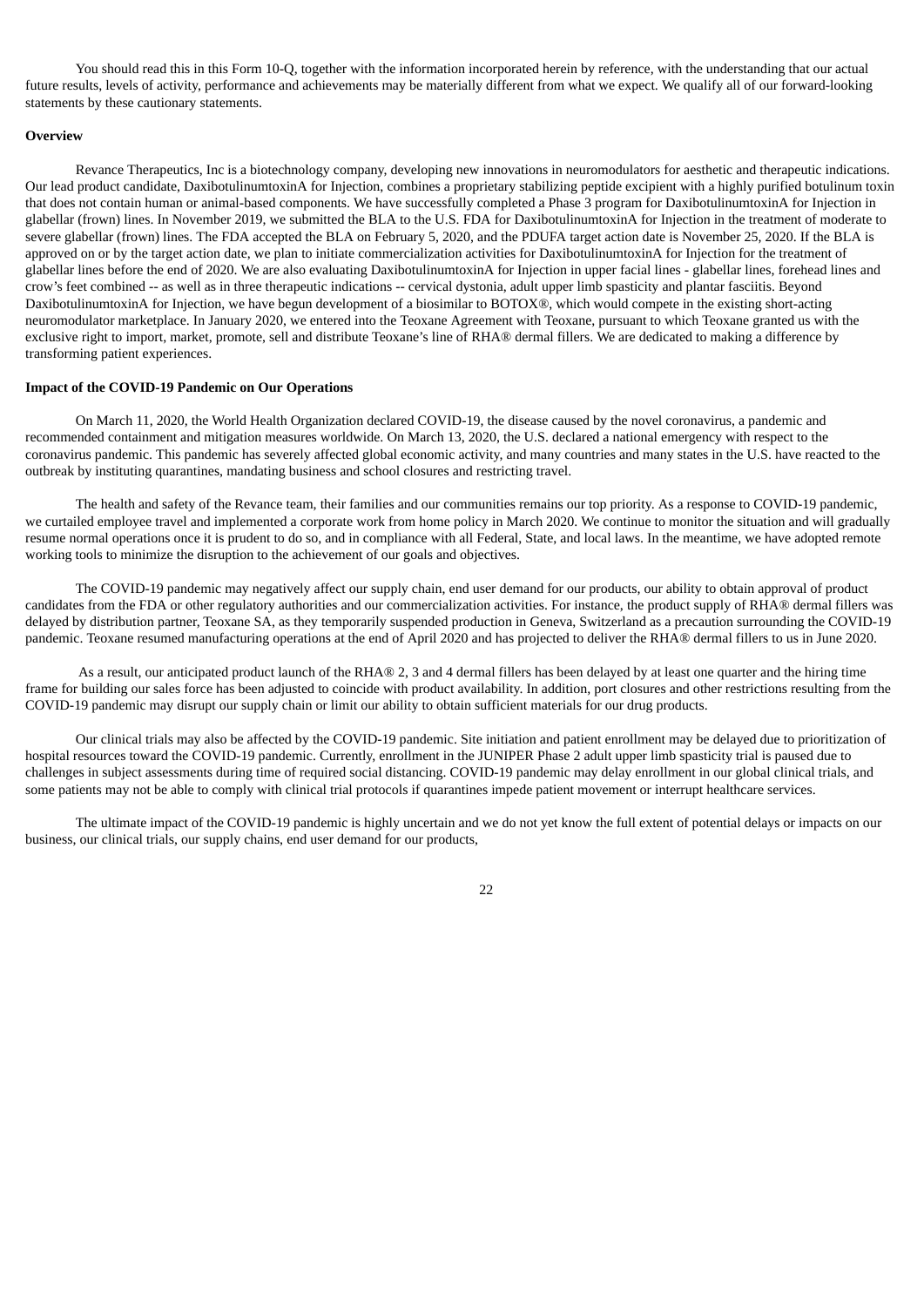You should read this in this Form 10-Q, together with the information incorporated herein by reference, with the understanding that our actual future results, levels of activity, performance and achievements may be materially different from what we expect. We qualify all of our forward-looking statements by these cautionary statements.

**Overview**

Revance Therapeutics, Inc is a biotechnology company, developing new innovations in neuromodulators for aesthetic and therapeutic indications. Our lead product candidate, DaxibotulinumtoxinA for Injection, combines a proprietary stabilizing peptide excipient with a highly purified botulinum toxin that does not contain human or animal-based components. We have successfully completed a Phase 3 program for DaxibotulinumtoxinA for Injection in glabellar (frown) lines. In November 2019, we submitted the BLA to the U.S. FDA for DaxibotulinumtoxinA for Injection in the treatment of moderate to severe glabellar (frown) lines. The FDA accepted the BLA on February 5, 2020, and the PDUFA target action date is November 25, 2020. If the BLA is approved on or by the target action date, we plan to initiate commercialization activities for DaxibotulinumtoxinA for Injection for the treatment of glabellar lines before the end of 2020. We are also evaluating DaxibotulinumtoxinA for Injection in upper facial lines - glabellar lines, forehead lines and crow's feet combined -- as well as in three therapeutic indications -- cervical dystonia, adult upper limb spasticity and plantar fasciitis. Beyond DaxibotulinumtoxinA for Injection, we have begun development of a biosimilar to BOTOX®, which would compete in the existing short-acting neuromodulator marketplace. In January 2020, we entered into the Teoxane Agreement with Teoxane, pursuant to which Teoxane granted us with the exclusive right to import, market, promote, sell and distribute Teoxane's line of RHA® dermal fillers. We are dedicated to making a difference by transforming patient experiences.

**Impact of the COVID-19 Pandemic on Our Operations**

On March 11, 2020, the World Health Organization declared COVID-19, the disease caused by the novel coronavirus, a pandemic and recommended containment and mitigation measures worldwide. On March 13, 2020, the U.S. declared a national emergency with respect to the coronavirus pandemic. This pandemic has severely affected global economic activity, and many countries and many states in the U.S. have reacted to the outbreak by instituting quarantines, mandating business and school closures and restricting travel.

The health and safety of the Revance team, their families and our communities remains our top priority. As a response to COVID-19 pandemic, we curtailed employee travel and implemented a corporate work from home policy in March 2020. We continue to monitor the situation and will gradually resume normal operations once it is prudent to do so, and in compliance with all Federal, State, and local laws. In the meantime, we have adopted remote working tools to minimize the disruption to the achievement of our goals and objectives.

The COVID-19 pandemic may negatively affect our supply chain, end user demand for our products, our ability to obtain approval of product candidates from the FDA or other regulatory authorities and our commercialization activities. For instance, the product supply of RHA® dermal fillers was delayed by distribution partner, Teoxane SA, as they temporarily suspended production in Geneva, Switzerland as a precaution surrounding the COVID-19 pandemic. Teoxane resumed manufacturing operations at the end of April 2020 and has projected to deliver the RHA® dermal fillers to us in June 2020.

As a result, our anticipated product launch of the RHA® 2, 3 and 4 dermal fillers has been delayed by at least one quarter and the hiring time frame for building our sales force has been adjusted to coincide with product availability. In addition, port closures and other restrictions resulting from the COVID-19 pandemic may disrupt our supply chain or limit our ability to obtain sufficient materials for our drug products.

Our clinical trials may also be affected by the COVID-19 pandemic. Site initiation and patient enrollment may be delayed due to prioritization of hospital resources toward the COVID-19 pandemic. Currently, enrollment in the JUNIPER Phase 2 adult upper limb spasticity trial is paused due to challenges in subject assessments during time of required social distancing. COVID-19 pandemic may delay enrollment in our global clinical trials, and some patients may not be able to comply with clinical trial protocols if quarantines impede patient movement or interrupt healthcare services.

The ultimate impact of the COVID-19 pandemic is highly uncertain and we do not yet know the full extent of potential delays or impacts on our business, our clinical trials, our supply chains, end user demand for our products,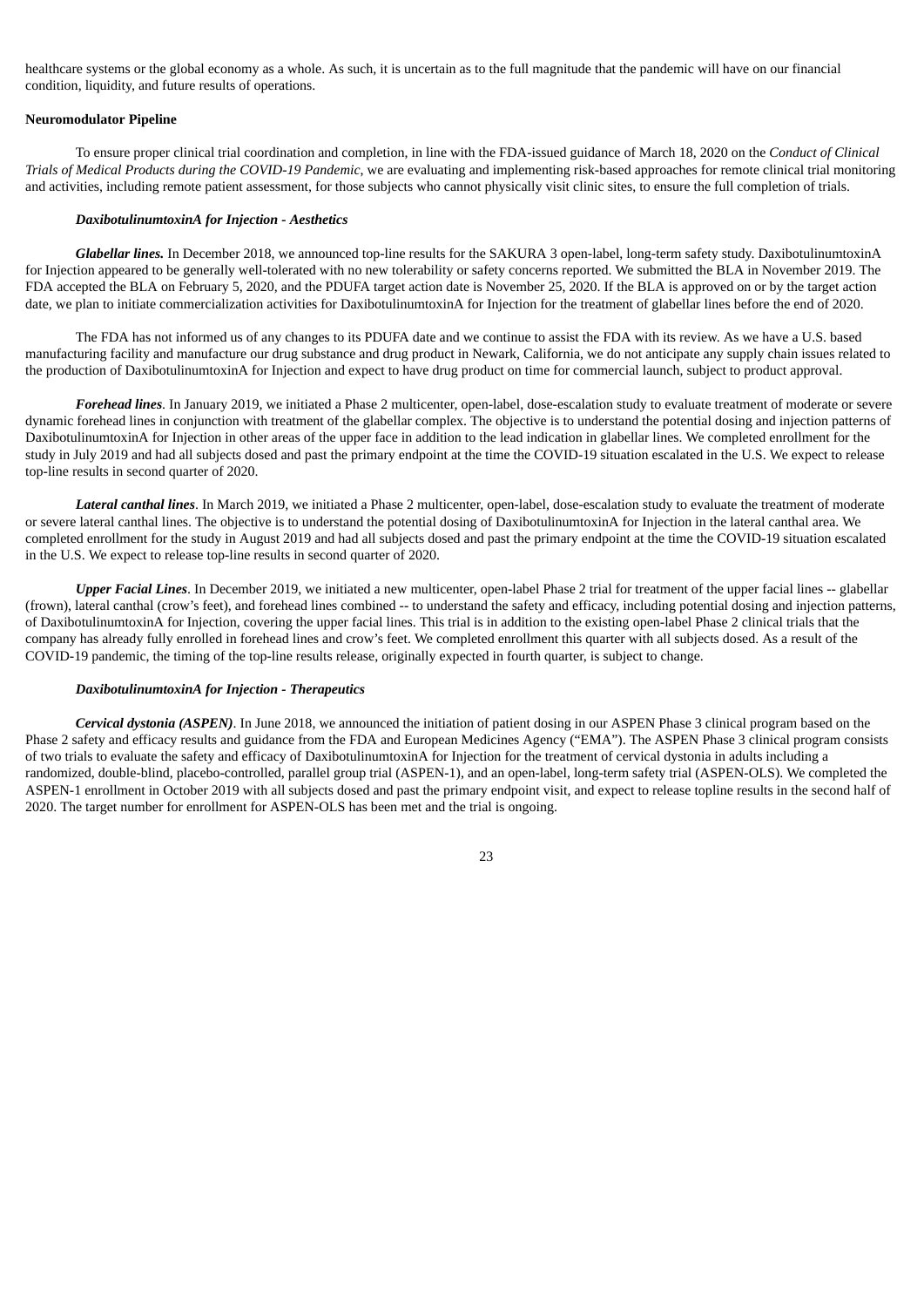healthcare systems or the global economy as a whole. As such, it is uncertain as to the full magnitude that the pandemic will have on our financial condition, liquidity, and future results of operations.

**Neuromodulator Pipeline**

To ensure proper clinical trial coordination and completion, in line with the FDA-issued guidance of March 18, 2020 on the *Conduct of Clinical Trials of Medical Products during the COVID-19 Pandemic*, we are evaluating and implementing risk-based approaches for remote clinical trial monitoring and activities, including remote patient assessment, for those subjects who cannot physically visit clinic sites, to ensure the full completion of trials.

***DaxibotulinumtoxinA for Injection - Aesthetics***

***Glabellar lines.*** In December 2018, we announced top-line results for the SAKURA 3 open-label, long-term safety study. DaxibotulinumtoxinA for Injection appeared to be generally well-tolerated with no new tolerability or safety concerns reported. We submitted the BLA in November 2019. The FDA accepted the BLA on February 5, 2020, and the PDUFA target action date is November 25, 2020. If the BLA is approved on or by the target action date, we plan to initiate commercialization activities for DaxibotulinumtoxinA for Injection for the treatment of glabellar lines before the end of 2020.

The FDA has not informed us of any changes to its PDUFA date and we continue to assist the FDA with its review. As we have a U.S. based manufacturing facility and manufacture our drug substance and drug product in Newark, California, we do not anticipate any supply chain issues related to the production of DaxibotulinumtoxinA for Injection and expect to have drug product on time for commercial launch, subject to product approval.

***Forehead lines***. In January 2019, we initiated a Phase 2 multicenter, open-label, dose-escalation study to evaluate treatment of moderate or severe dynamic forehead lines in conjunction with treatment of the glabellar complex. The objective is to understand the potential dosing and injection patterns of DaxibotulinumtoxinA for Injection in other areas of the upper face in addition to the lead indication in glabellar lines. We completed enrollment for the study in July 2019 and had all subjects dosed and past the primary endpoint at the time the COVID-19 situation escalated in the U.S. We expect to release top-line results in second quarter of 2020.

***Lateral canthal lines***. In March 2019, we initiated a Phase 2 multicenter, open-label, dose-escalation study to evaluate the treatment of moderate or severe lateral canthal lines. The objective is to understand the potential dosing of DaxibotulinumtoxinA for Injection in the lateral canthal area. We completed enrollment for the study in August 2019 and had all subjects dosed and past the primary endpoint at the time the COVID-19 situation escalated in the U.S. We expect to release top-line results in second quarter of 2020.

***Upper Facial Lines***. In December 2019, we initiated a new multicenter, open-label Phase 2 trial for treatment of the upper facial lines -- glabellar (frown), lateral canthal (crow's feet), and forehead lines combined -- to understand the safety and efficacy, including potential dosing and injection patterns, of DaxibotulinumtoxinA for Injection, covering the upper facial lines. This trial is in addition to the existing open-label Phase 2 clinical trials that the company has already fully enrolled in forehead lines and crow's feet. We completed enrollment this quarter with all subjects dosed. As a result of the COVID-19 pandemic, the timing of the top-line results release, originally expected in fourth quarter, is subject to change.

***DaxibotulinumtoxinA for Injection - Therapeutics***

***Cervical dystonia (ASPEN)***. In June 2018, we announced the initiation of patient dosing in our ASPEN Phase 3 clinical program based on the Phase 2 safety and efficacy results and guidance from the FDA and European Medicines Agency ("EMA"). The ASPEN Phase 3 clinical program consists of two trials to evaluate the safety and efficacy of DaxibotulinumtoxinA for Injection for the treatment of cervical dystonia in adults including a randomized, double-blind, placebo-controlled, parallel group trial (ASPEN-1), and an open-label, long-term safety trial (ASPEN-OLS). We completed the ASPEN-1 enrollment in October 2019 with all subjects dosed and past the primary endpoint visit, and expect to release topline results in the second half of 2020. The target number for enrollment for ASPEN-OLS has been met and the trial is ongoing.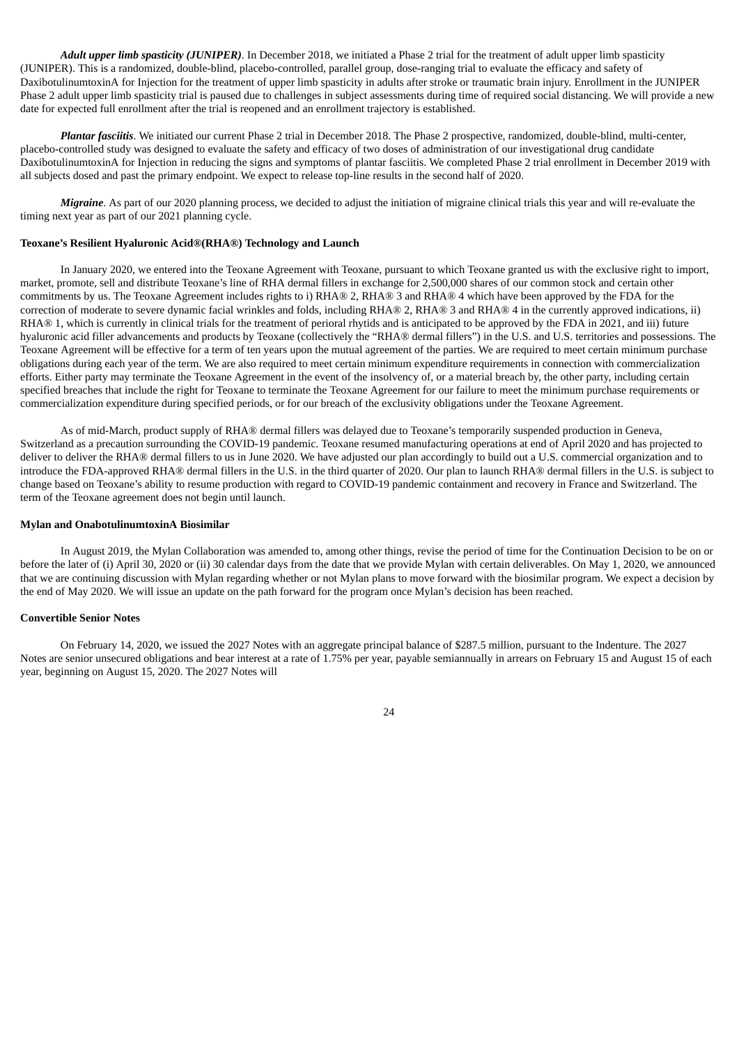***Adult upper limb spasticity (JUNIPER)***. In December 2018, we initiated a Phase 2 trial for the treatment of adult upper limb spasticity (JUNIPER). This is a randomized, double-blind, placebo-controlled, parallel group, dose-ranging trial to evaluate the efficacy and safety of DaxibotulinumtoxinA for Injection for the treatment of upper limb spasticity in adults after stroke or traumatic brain injury. Enrollment in the JUNIPER Phase 2 adult upper limb spasticity trial is paused due to challenges in subject assessments during time of required social distancing. We will provide a new date for expected full enrollment after the trial is reopened and an enrollment trajectory is established.

***Plantar fasciitis***. We initiated our current Phase 2 trial in December 2018. The Phase 2 prospective, randomized, double-blind, multi-center, placebo-controlled study was designed to evaluate the safety and efficacy of two doses of administration of our investigational drug candidate DaxibotulinumtoxinA for Injection in reducing the signs and symptoms of plantar fasciitis. We completed Phase 2 trial enrollment in December 2019 with all subjects dosed and past the primary endpoint. We expect to release top-line results in the second half of 2020.

***Migraine***. As part of our 2020 planning process, we decided to adjust the initiation of migraine clinical trials this year and will re-evaluate the timing next year as part of our 2021 planning cycle.

**Teoxane's Resilient Hyaluronic Acid®(RHA®) Technology and Launch**

In January 2020, we entered into the Teoxane Agreement with Teoxane, pursuant to which Teoxane granted us with the exclusive right to import, market, promote, sell and distribute Teoxane's line of RHA dermal fillers in exchange for 2,500,000 shares of our common stock and certain other commitments by us. The Teoxane Agreement includes rights to i) RHA® 2, RHA® 3 and RHA® 4 which have been approved by the FDA for the correction of moderate to severe dynamic facial wrinkles and folds, including RHA® 2, RHA® 3 and RHA® 4 in the currently approved indications, ii) RHA® 1, which is currently in clinical trials for the treatment of perioral rhytids and is anticipated to be approved by the FDA in 2021, and iii) future hyaluronic acid filler advancements and products by Teoxane (collectively the "RHA® dermal fillers") in the U.S. and U.S. territories and possessions. The Teoxane Agreement will be effective for a term of ten years upon the mutual agreement of the parties. We are required to meet certain minimum purchase obligations during each year of the term. We are also required to meet certain minimum expenditure requirements in connection with commercialization efforts. Either party may terminate the Teoxane Agreement in the event of the insolvency of, or a material breach by, the other party, including certain specified breaches that include the right for Teoxane to terminate the Teoxane Agreement for our failure to meet the minimum purchase requirements or commercialization expenditure during specified periods, or for our breach of the exclusivity obligations under the Teoxane Agreement.

As of mid-March, product supply of RHA® dermal fillers was delayed due to Teoxane's temporarily suspended production in Geneva, Switzerland as a precaution surrounding the COVID-19 pandemic. Teoxane resumed manufacturing operations at end of April 2020 and has projected to deliver to deliver the RHA® dermal fillers to us in June 2020. We have adjusted our plan accordingly to build out a U.S. commercial organization and to introduce the FDA-approved RHA® dermal fillers in the U.S. in the third quarter of 2020. Our plan to launch RHA® dermal fillers in the U.S. is subject to change based on Teoxane's ability to resume production with regard to COVID-19 pandemic containment and recovery in France and Switzerland. The term of the Teoxane agreement does not begin until launch.

**Mylan and OnabotulinumtoxinA Biosimilar**

In August 2019, the Mylan Collaboration was amended to, among other things, revise the period of time for the Continuation Decision to be on or before the later of (i) April 30, 2020 or (ii) 30 calendar days from the date that we provide Mylan with certain deliverables. On May 1, 2020, we announced that we are continuing discussion with Mylan regarding whether or not Mylan plans to move forward with the biosimilar program. We expect a decision by the end of May 2020. We will issue an update on the path forward for the program once Mylan's decision has been reached.

**Convertible Senior Notes**

On February 14, 2020, we issued the 2027 Notes with an aggregate principal balance of $287.5 million, pursuant to the Indenture. The 2027 Notes are senior unsecured obligations and bear interest at a rate of 1.75% per year, payable semiannually in arrears on February 15 and August 15 of each year, beginning on August 15, 2020. The 2027 Notes will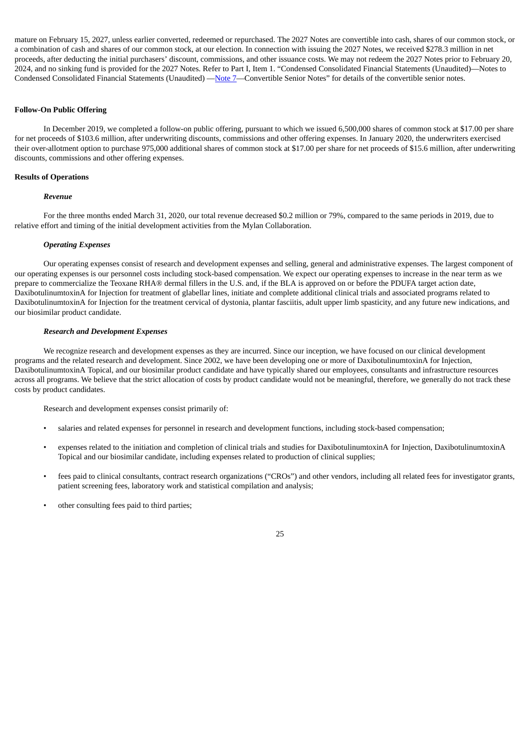mature on February 15, 2027, unless earlier converted, redeemed or repurchased. The 2027 Notes are convertible into cash, shares of our common stock, or a combination of cash and shares of our common stock, at our election. In connection with issuing the 2027 Notes, we received $278.3 million in net proceeds, after deducting the initial purchasers' discount, commissions, and other issuance costs. We may not redeem the 2027 Notes prior to February 20, 2024, and no sinking fund is provided for the 2027 Notes. Refer to Part I, Item 1. "Condensed Consolidated Financial Statements (Unaudited)—Notes to Condensed Consolidated Financial Statements (Unaudited) —Note 7—Convertible Senior Notes" for details of the convertible senior notes.

**Follow-On Public Offering**

In December 2019, we completed a follow-on public offering, pursuant to which we issued 6,500,000 shares of common stock at $17.00 per share for net proceeds of $103.6 million, after underwriting discounts, commissions and other offering expenses. In January 2020, the underwriters exercised their over-allotment option to purchase 975,000 additional shares of common stock at $17.00 per share for net proceeds of $15.6 million, after underwriting discounts, commissions and other offering expenses.

**Results of Operations**

***Revenue***

For the three months ended March 31, 2020, our total revenue decreased $0.2 million or 79%, compared to the same periods in 2019, due to relative effort and timing of the initial development activities from the Mylan Collaboration.

***Operating Expenses***

Our operating expenses consist of research and development expenses and selling, general and administrative expenses. The largest component of our operating expenses is our personnel costs including stock-based compensation. We expect our operating expenses to increase in the near term as we prepare to commercialize the Teoxane RHA® dermal fillers in the U.S. and, if the BLA is approved on or before the PDUFA target action date, DaxibotulinumtoxinA for Injection for treatment of glabellar lines, initiate and complete additional clinical trials and associated programs related to DaxibotulinumtoxinA for Injection for the treatment cervical of dystonia, plantar fasciitis, adult upper limb spasticity, and any future new indications, and our biosimilar product candidate.

***Research and Development Expenses***

We recognize research and development expenses as they are incurred. Since our inception, we have focused on our clinical development programs and the related research and development. Since 2002, we have been developing one or more of DaxibotulinumtoxinA for Injection, DaxibotulinumtoxinA Topical, and our biosimilar product candidate and have typically shared our employees, consultants and infrastructure resources across all programs. We believe that the strict allocation of costs by product candidate would not be meaningful, therefore, we generally do not track these costs by product candidates.

Research and development expenses consist primarily of:

- salaries and related expenses for personnel in research and development functions, including stock-based compensation;
- expenses related to the initiation and completion of clinical trials and studies for DaxibotulinumtoxinA for Injection, DaxibotulinumtoxinA Topical and our biosimilar candidate, including expenses related to production of clinical supplies;
- fees paid to clinical consultants, contract research organizations ("CROs") and other vendors, including all related fees for investigator grants, patient screening fees, laboratory work and statistical compilation and analysis;
- other consulting fees paid to third parties;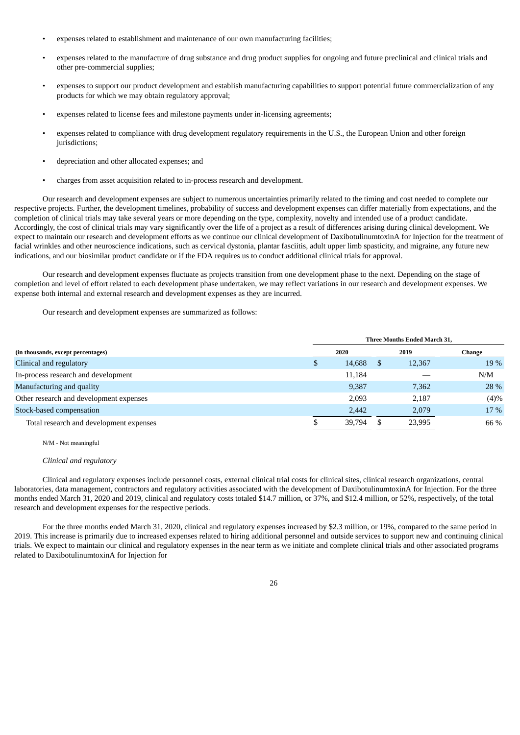- expenses related to establishment and maintenance of our own manufacturing facilities;
- expenses related to the manufacture of drug substance and drug product supplies for ongoing and future preclinical and clinical trials and other pre-commercial supplies;
- expenses to support our product development and establish manufacturing capabilities to support potential future commercialization of any products for which we may obtain regulatory approval;
- expenses related to license fees and milestone payments under in-licensing agreements;
- expenses related to compliance with drug development regulatory requirements in the U.S., the European Union and other foreign jurisdictions;
- depreciation and other allocated expenses; and
- charges from asset acquisition related to in-process research and development.

Our research and development expenses are subject to numerous uncertainties primarily related to the timing and cost needed to complete our respective projects. Further, the development timelines, probability of success and development expenses can differ materially from expectations, and the completion of clinical trials may take several years or more depending on the type, complexity, novelty and intended use of a product candidate. Accordingly, the cost of clinical trials may vary significantly over the life of a project as a result of differences arising during clinical development. We expect to maintain our research and development efforts as we continue our clinical development of DaxibotulinumtoxinA for Injection for the treatment of facial wrinkles and other neuroscience indications, such as cervical dystonia, plantar fasciitis, adult upper limb spasticity, and migraine, any future new indications, and our biosimilar product candidate or if the FDA requires us to conduct additional clinical trials for approval.

Our research and development expenses fluctuate as projects transition from one development phase to the next. Depending on the stage of completion and level of effort related to each development phase undertaken, we may reflect variations in our research and development expenses. We expense both internal and external research and development expenses as they are incurred.

Our research and development expenses are summarized as follows:

| | Three Months Ended March 31, | | |
|---|---|---|---|
| **(in thousands, except percentages)** | **2020** | **2019** | **Change** |
| Clinical and regulatory | $ 14,688 | $ 12,367 | 19 % |
| In-process research and development | 11,184 | — | N/M |
| Manufacturing and quality | 9,387 | 7,362 | 28 % |
| Other research and development expenses | 2,093 | 2,187 | (4)% |
| Stock-based compensation | 2,442 | 2,079 | 17 % |
| Total research and development expenses | $ 39,794 | $ 23,995 | 66 % |

N/M - Not meaningful

*Clinical and regulatory*

Clinical and regulatory expenses include personnel costs, external clinical trial costs for clinical sites, clinical research organizations, central laboratories, data management, contractors and regulatory activities associated with the development of DaxibotulinumtoxinA for Injection. For the three months ended March 31, 2020 and 2019, clinical and regulatory costs totaled $14.7 million, or 37%, and $12.4 million, or 52%, respectively, of the total research and development expenses for the respective periods.

For the three months ended March 31, 2020, clinical and regulatory expenses increased by $2.3 million, or 19%, compared to the same period in 2019. This increase is primarily due to increased expenses related to hiring additional personnel and outside services to support new and continuing clinical trials. We expect to maintain our clinical and regulatory expenses in the near term as we initiate and complete clinical trials and other associated programs related to DaxibotulinumtoxinA for Injection for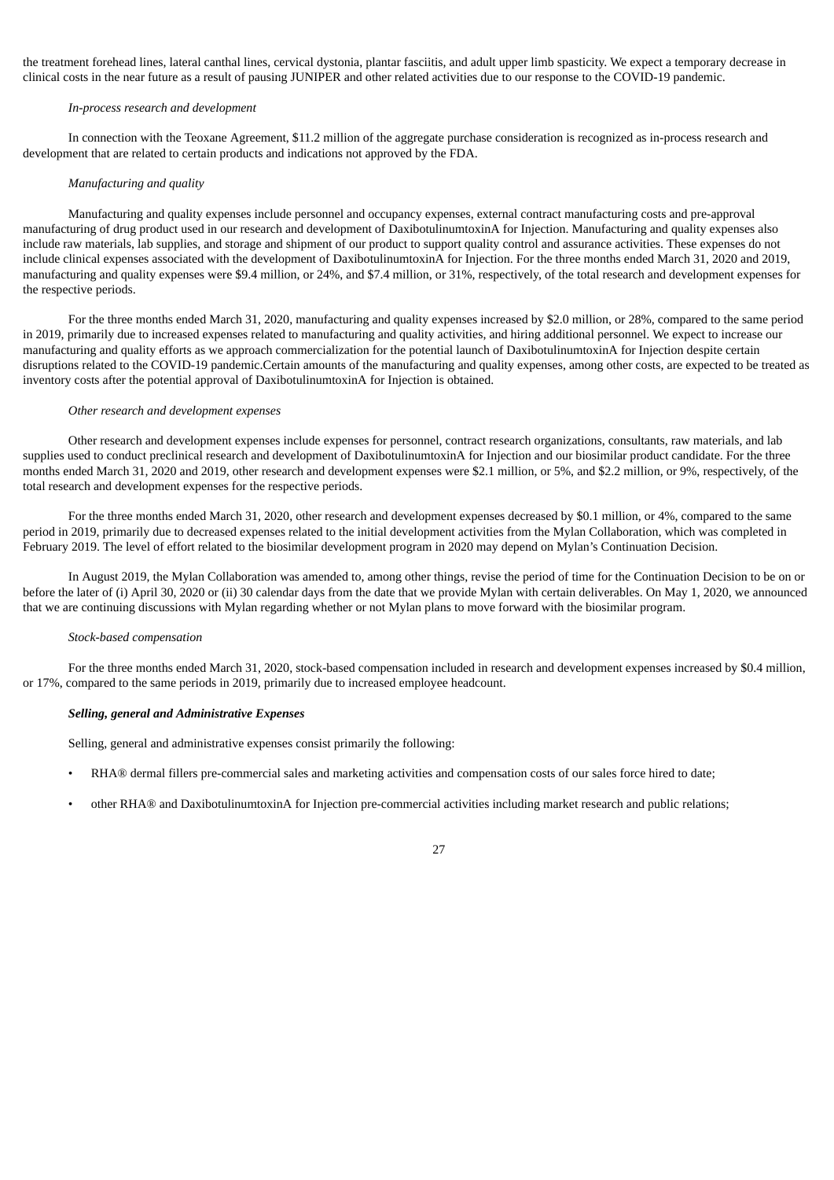the treatment forehead lines, lateral canthal lines, cervical dystonia, plantar fasciitis, and adult upper limb spasticity. We expect a temporary decrease in clinical costs in the near future as a result of pausing JUNIPER and other related activities due to our response to the COVID-19 pandemic.

*In-process research and development*

In connection with the Teoxane Agreement, $11.2 million of the aggregate purchase consideration is recognized as in-process research and development that are related to certain products and indications not approved by the FDA.

*Manufacturing and quality*

Manufacturing and quality expenses include personnel and occupancy expenses, external contract manufacturing costs and pre-approval manufacturing of drug product used in our research and development of DaxibotulinumtoxinA for Injection. Manufacturing and quality expenses also include raw materials, lab supplies, and storage and shipment of our product to support quality control and assurance activities. These expenses do not include clinical expenses associated with the development of DaxibotulinumtoxinA for Injection. For the three months ended March 31, 2020 and 2019, manufacturing and quality expenses were $9.4 million, or 24%, and $7.4 million, or 31%, respectively, of the total research and development expenses for the respective periods.

For the three months ended March 31, 2020, manufacturing and quality expenses increased by $2.0 million, or 28%, compared to the same period in 2019, primarily due to increased expenses related to manufacturing and quality activities, and hiring additional personnel. We expect to increase our manufacturing and quality efforts as we approach commercialization for the potential launch of DaxibotulinumtoxinA for Injection despite certain disruptions related to the COVID-19 pandemic.Certain amounts of the manufacturing and quality expenses, among other costs, are expected to be treated as inventory costs after the potential approval of DaxibotulinumtoxinA for Injection is obtained.

*Other research and development expenses*

Other research and development expenses include expenses for personnel, contract research organizations, consultants, raw materials, and lab supplies used to conduct preclinical research and development of DaxibotulinumtoxinA for Injection and our biosimilar product candidate. For the three months ended March 31, 2020 and 2019, other research and development expenses were $2.1 million, or 5%, and $2.2 million, or 9%, respectively, of the total research and development expenses for the respective periods.

For the three months ended March 31, 2020, other research and development expenses decreased by $0.1 million, or 4%, compared to the same period in 2019, primarily due to decreased expenses related to the initial development activities from the Mylan Collaboration, which was completed in February 2019. The level of effort related to the biosimilar development program in 2020 may depend on Mylan's Continuation Decision.

In August 2019, the Mylan Collaboration was amended to, among other things, revise the period of time for the Continuation Decision to be on or before the later of (i) April 30, 2020 or (ii) 30 calendar days from the date that we provide Mylan with certain deliverables. On May 1, 2020, we announced that we are continuing discussions with Mylan regarding whether or not Mylan plans to move forward with the biosimilar program.

*Stock-based compensation*

For the three months ended March 31, 2020, stock-based compensation included in research and development expenses increased by $0.4 million, or 17%, compared to the same periods in 2019, primarily due to increased employee headcount.

***Selling, general and Administrative Expenses***

Selling, general and administrative expenses consist primarily the following:

- RHA® dermal fillers pre-commercial sales and marketing activities and compensation costs of our sales force hired to date;
- other RHA® and DaxibotulinumtoxinA for Injection pre-commercial activities including market research and public relations;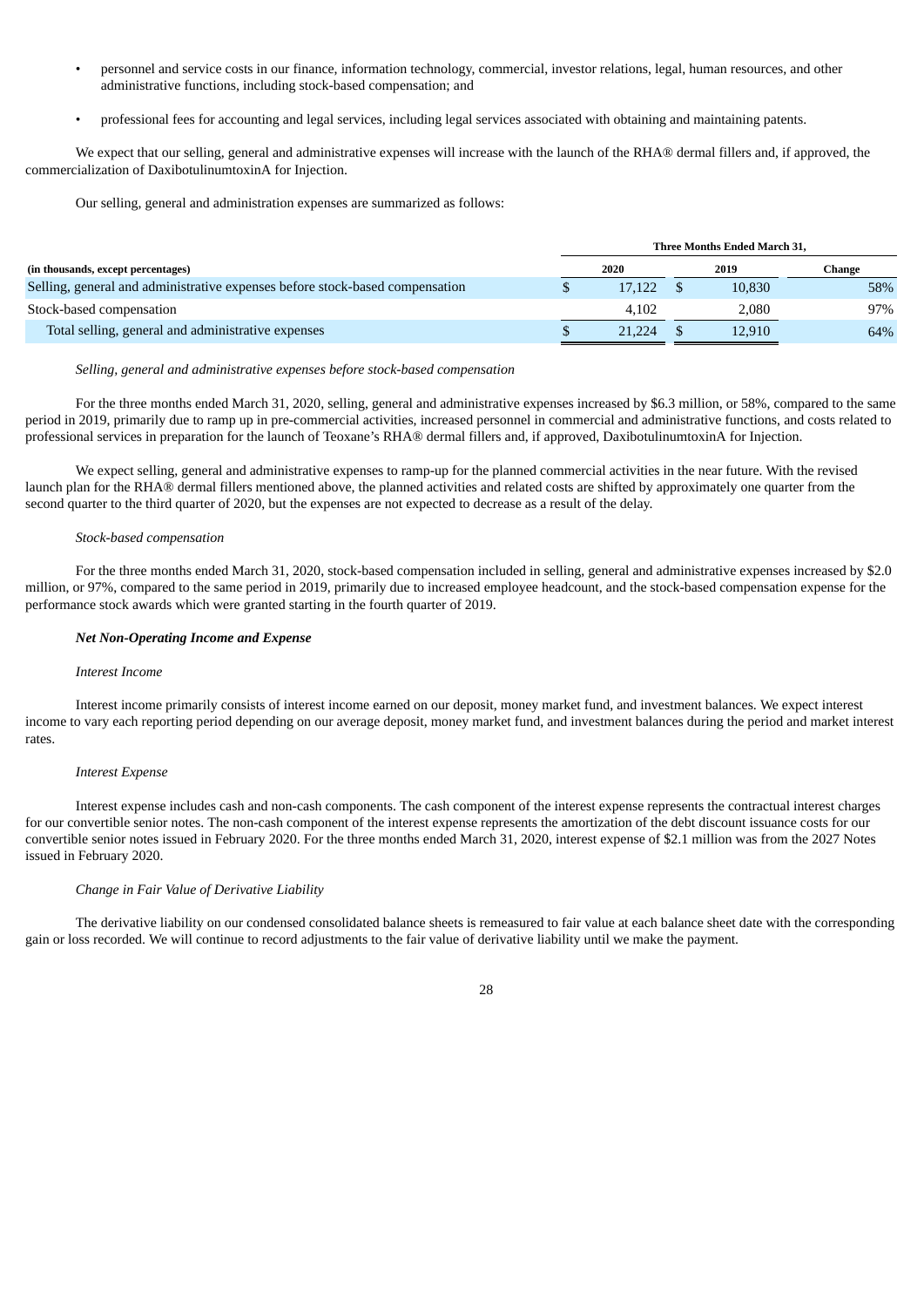- personnel and service costs in our finance, information technology, commercial, investor relations, legal, human resources, and other administrative functions, including stock-based compensation; and
- professional fees for accounting and legal services, including legal services associated with obtaining and maintaining patents.

We expect that our selling, general and administrative expenses will increase with the launch of the RHA® dermal fillers and, if approved, the commercialization of DaxibotulinumtoxinA for Injection.

Our selling, general and administration expenses are summarized as follows:

| | Three Months Ended March 31, | | |
|---|---|---|---|
| **(in thousands, except percentages)** | **2020** | **2019** | **Change** |
| Selling, general and administrative expenses before stock-based compensation | $ 17,122 | $ 10,830 | 58% |
| Stock-based compensation | 4,102 | 2,080 | 97% |
| Total selling, general and administrative expenses | $ 21,224 | $ 12,910 | 64% |

*Selling, general and administrative expenses before stock-based compensation*

For the three months ended March 31, 2020, selling, general and administrative expenses increased by $6.3 million, or 58%, compared to the same period in 2019, primarily due to ramp up in pre-commercial activities, increased personnel in commercial and administrative functions, and costs related to professional services in preparation for the launch of Teoxane's RHA® dermal fillers and, if approved, DaxibotulinumtoxinA for Injection.

We expect selling, general and administrative expenses to ramp-up for the planned commercial activities in the near future. With the revised launch plan for the RHA® dermal fillers mentioned above, the planned activities and related costs are shifted by approximately one quarter from the second quarter to the third quarter of 2020, but the expenses are not expected to decrease as a result of the delay.

*Stock-based compensation*

For the three months ended March 31, 2020, stock-based compensation included in selling, general and administrative expenses increased by $2.0 million, or 97%, compared to the same period in 2019, primarily due to increased employee headcount, and the stock-based compensation expense for the performance stock awards which were granted starting in the fourth quarter of 2019.

***Net Non-Operating Income and Expense***

*Interest Income*

Interest income primarily consists of interest income earned on our deposit, money market fund, and investment balances. We expect interest income to vary each reporting period depending on our average deposit, money market fund, and investment balances during the period and market interest rates.

*Interest Expense*

Interest expense includes cash and non-cash components. The cash component of the interest expense represents the contractual interest charges for our convertible senior notes. The non-cash component of the interest expense represents the amortization of the debt discount issuance costs for our convertible senior notes issued in February 2020. For the three months ended March 31, 2020, interest expense of $2.1 million was from the 2027 Notes issued in February 2020.

*Change in Fair Value of Derivative Liability*

The derivative liability on our condensed consolidated balance sheets is remeasured to fair value at each balance sheet date with the corresponding gain or loss recorded. We will continue to record adjustments to the fair value of derivative liability until we make the payment.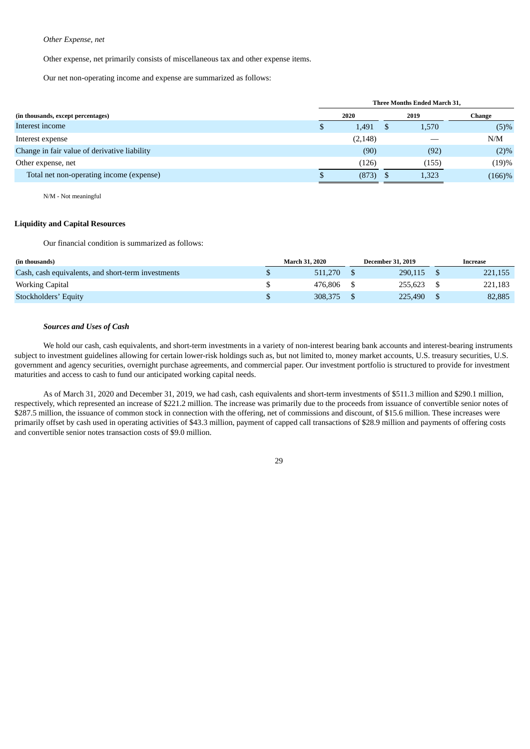*Other Expense, net*

Other expense, net primarily consists of miscellaneous tax and other expense items.

Our net non-operating income and expense are summarized as follows:

| | Three Months Ended March 31, | | |
|---|---|---|---|
| **(in thousands, except percentages)** | **2020** | **2019** | **Change** |
| Interest income | $ 1,491 | $ 1,570 | (5)% |
| Interest expense | (2,148) | — | N/M |
| Change in fair value of derivative liability | (90) | (92) | (2)% |
| Other expense, net | (126) | (155) | (19)% |
| Total net non-operating income (expense) | $ (873) | $ 1,323 | (166)% |

N/M - Not meaningful

**Liquidity and Capital Resources**

Our financial condition is summarized as follows:

| (in thousands) | March 31, 2020 | December 31, 2019 | Increase |
|---|---|---|---|
| Cash, cash equivalents, and short-term investments | $ 511,270 | $ 290,115 | $ 221,155 |
| Working Capital | $ 476,806 | $ 255,623 | $ 221,183 |
| Stockholders' Equity | $ 308,375 | $ 225,490 | $ 82,885 |

***Sources and Uses of Cash***

We hold our cash, cash equivalents, and short-term investments in a variety of non-interest bearing bank accounts and interest-bearing instruments subject to investment guidelines allowing for certain lower-risk holdings such as, but not limited to, money market accounts, U.S. treasury securities, U.S. government and agency securities, overnight purchase agreements, and commercial paper. Our investment portfolio is structured to provide for investment maturities and access to cash to fund our anticipated working capital needs.

As of March 31, 2020 and December 31, 2019, we had cash, cash equivalents and short-term investments of $511.3 million and $290.1 million, respectively, which represented an increase of $221.2 million. The increase was primarily due to the proceeds from issuance of convertible senior notes of $287.5 million, the issuance of common stock in connection with the offering, net of commissions and discount, of $15.6 million. These increases were primarily offset by cash used in operating activities of $43.3 million, payment of capped call transactions of $28.9 million and payments of offering costs and convertible senior notes transaction costs of $9.0 million.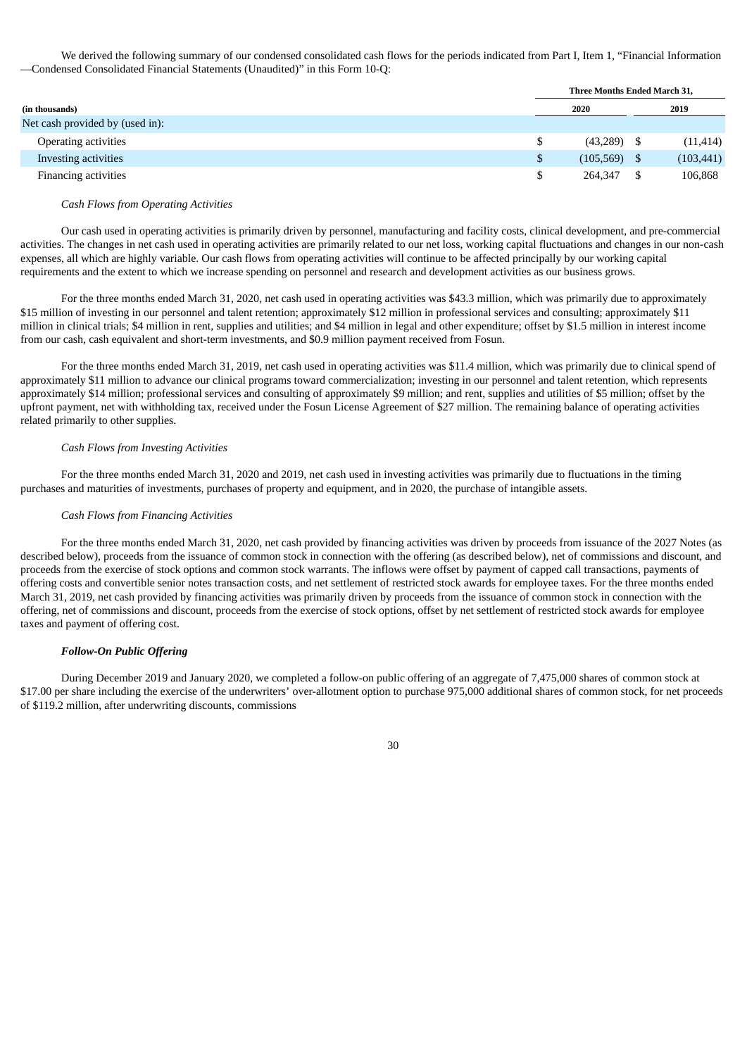We derived the following summary of our condensed consolidated cash flows for the periods indicated from Part I, Item 1, "Financial Information—Condensed Consolidated Financial Statements (Unaudited)" in this Form 10-Q:

| | Three Months Ended March 31, | |
|---|---|---|
| **(in thousands)** | **2020** | **2019** |
| Net cash provided by (used in): | | |
| Operating activities | $ (43,289) | $ (11,414) |
| Investing activities | $ (105,569) | $ (103,441) |
| Financing activities | $ 264,347 | $ 106,868 |

*Cash Flows from Operating Activities*

Our cash used in operating activities is primarily driven by personnel, manufacturing and facility costs, clinical development, and pre-commercial activities. The changes in net cash used in operating activities are primarily related to our net loss, working capital fluctuations and changes in our non-cash expenses, all which are highly variable. Our cash flows from operating activities will continue to be affected principally by our working capital requirements and the extent to which we increase spending on personnel and research and development activities as our business grows.

For the three months ended March 31, 2020, net cash used in operating activities was $43.3 million, which was primarily due to approximately $15 million of investing in our personnel and talent retention; approximately $12 million in professional services and consulting; approximately $11 million in clinical trials; $4 million in rent, supplies and utilities; and $4 million in legal and other expenditure; offset by $1.5 million in interest income from our cash, cash equivalent and short-term investments, and $0.9 million payment received from Fosun.

For the three months ended March 31, 2019, net cash used in operating activities was $11.4 million, which was primarily due to clinical spend of approximately $11 million to advance our clinical programs toward commercialization; investing in our personnel and talent retention, which represents approximately $14 million; professional services and consulting of approximately $9 million; and rent, supplies and utilities of $5 million; offset by the upfront payment, net with withholding tax, received under the Fosun License Agreement of $27 million. The remaining balance of operating activities related primarily to other supplies.

*Cash Flows from Investing Activities*

For the three months ended March 31, 2020 and 2019, net cash used in investing activities was primarily due to fluctuations in the timing purchases and maturities of investments, purchases of property and equipment, and in 2020, the purchase of intangible assets.

*Cash Flows from Financing Activities*

For the three months ended March 31, 2020, net cash provided by financing activities was driven by proceeds from issuance of the 2027 Notes (as described below), proceeds from the issuance of common stock in connection with the offering (as described below), net of commissions and discount, and proceeds from the exercise of stock options and common stock warrants. The inflows were offset by payment of capped call transactions, payments of offering costs and convertible senior notes transaction costs, and net settlement of restricted stock awards for employee taxes. For the three months ended March 31, 2019, net cash provided by financing activities was primarily driven by proceeds from the issuance of common stock in connection with the offering, net of commissions and discount, proceeds from the exercise of stock options, offset by net settlement of restricted stock awards for employee taxes and payment of offering cost.

***Follow-On Public Offering***

During December 2019 and January 2020, we completed a follow-on public offering of an aggregate of 7,475,000 shares of common stock at $17.00 per share including the exercise of the underwriters' over-allotment option to purchase 975,000 additional shares of common stock, for net proceeds of $119.2 million, after underwriting discounts, commissions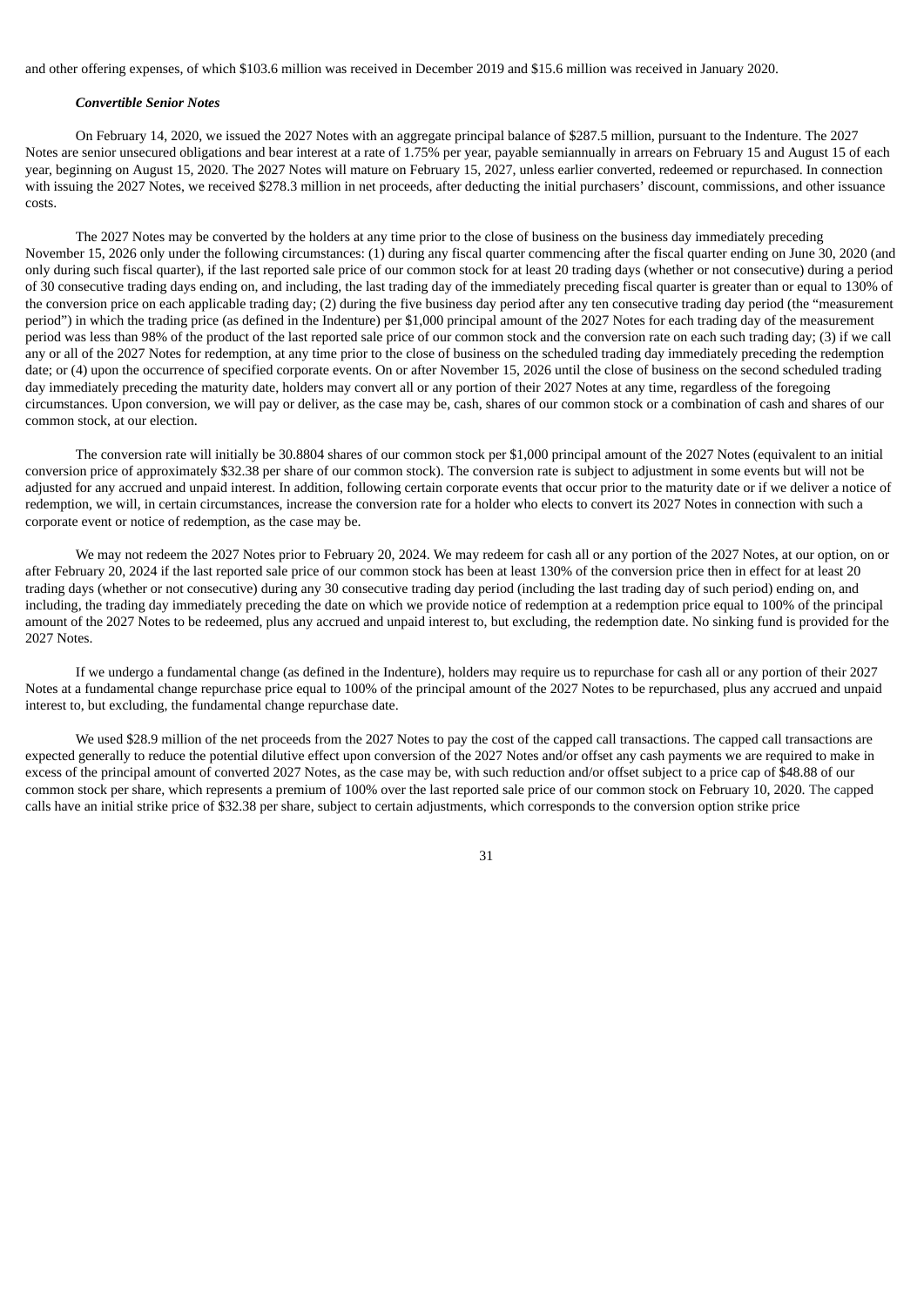and other offering expenses, of which $103.6 million was received in December 2019 and $15.6 million was received in January 2020.

***Convertible Senior Notes***

On February 14, 2020, we issued the 2027 Notes with an aggregate principal balance of $287.5 million, pursuant to the Indenture. The 2027 Notes are senior unsecured obligations and bear interest at a rate of 1.75% per year, payable semiannually in arrears on February 15 and August 15 of each year, beginning on August 15, 2020. The 2027 Notes will mature on February 15, 2027, unless earlier converted, redeemed or repurchased. In connection with issuing the 2027 Notes, we received $278.3 million in net proceeds, after deducting the initial purchasers' discount, commissions, and other issuance costs.

The 2027 Notes may be converted by the holders at any time prior to the close of business on the business day immediately preceding November 15, 2026 only under the following circumstances: (1) during any fiscal quarter commencing after the fiscal quarter ending on June 30, 2020 (and only during such fiscal quarter), if the last reported sale price of our common stock for at least 20 trading days (whether or not consecutive) during a period of 30 consecutive trading days ending on, and including, the last trading day of the immediately preceding fiscal quarter is greater than or equal to 130% of the conversion price on each applicable trading day; (2) during the five business day period after any ten consecutive trading day period (the "measurement period") in which the trading price (as defined in the Indenture) per $1,000 principal amount of the 2027 Notes for each trading day of the measurement period was less than 98% of the product of the last reported sale price of our common stock and the conversion rate on each such trading day; (3) if we call any or all of the 2027 Notes for redemption, at any time prior to the close of business on the scheduled trading day immediately preceding the redemption date; or (4) upon the occurrence of specified corporate events. On or after November 15, 2026 until the close of business on the second scheduled trading day immediately preceding the maturity date, holders may convert all or any portion of their 2027 Notes at any time, regardless of the foregoing circumstances. Upon conversion, we will pay or deliver, as the case may be, cash, shares of our common stock or a combination of cash and shares of our common stock, at our election.

The conversion rate will initially be 30.8804 shares of our common stock per $1,000 principal amount of the 2027 Notes (equivalent to an initial conversion price of approximately $32.38 per share of our common stock). The conversion rate is subject to adjustment in some events but will not be adjusted for any accrued and unpaid interest. In addition, following certain corporate events that occur prior to the maturity date or if we deliver a notice of redemption, we will, in certain circumstances, increase the conversion rate for a holder who elects to convert its 2027 Notes in connection with such a corporate event or notice of redemption, as the case may be.

We may not redeem the 2027 Notes prior to February 20, 2024. We may redeem for cash all or any portion of the 2027 Notes, at our option, on or after February 20, 2024 if the last reported sale price of our common stock has been at least 130% of the conversion price then in effect for at least 20 trading days (whether or not consecutive) during any 30 consecutive trading day period (including the last trading day of such period) ending on, and including, the trading day immediately preceding the date on which we provide notice of redemption at a redemption price equal to 100% of the principal amount of the 2027 Notes to be redeemed, plus any accrued and unpaid interest to, but excluding, the redemption date. No sinking fund is provided for the 2027 Notes.

If we undergo a fundamental change (as defined in the Indenture), holders may require us to repurchase for cash all or any portion of their 2027 Notes at a fundamental change repurchase price equal to 100% of the principal amount of the 2027 Notes to be repurchased, plus any accrued and unpaid interest to, but excluding, the fundamental change repurchase date.

We used $28.9 million of the net proceeds from the 2027 Notes to pay the cost of the capped call transactions. The capped call transactions are expected generally to reduce the potential dilutive effect upon conversion of the 2027 Notes and/or offset any cash payments we are required to make in excess of the principal amount of converted 2027 Notes, as the case may be, with such reduction and/or offset subject to a price cap of $48.88 of our common stock per share, which represents a premium of 100% over the last reported sale price of our common stock on February 10, 2020. The capped calls have an initial strike price of $32.38 per share, subject to certain adjustments, which corresponds to the conversion option strike price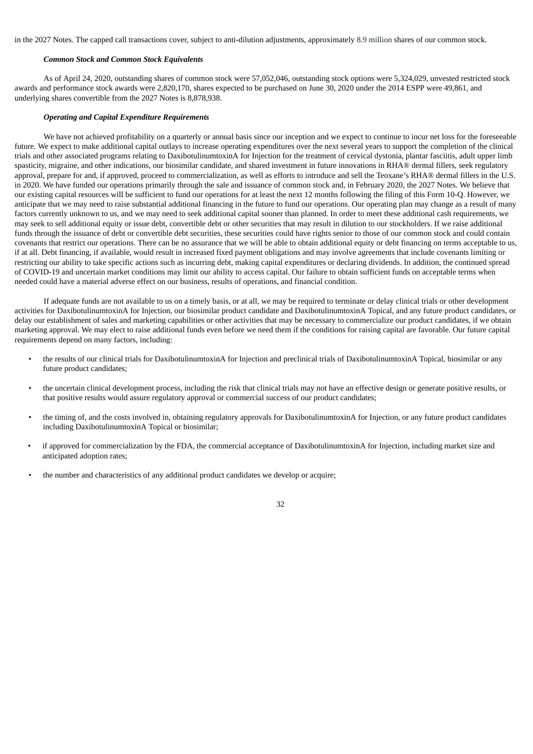in the 2027 Notes. The capped call transactions cover, subject to anti-dilution adjustments, approximately 8.9 million shares of our common stock.

***Common Stock and Common Stock Equivalents***

As of April 24, 2020, outstanding shares of common stock were 57,052,046, outstanding stock options were 5,324,029, unvested restricted stock awards and performance stock awards were 2,820,170, shares expected to be purchased on June 30, 2020 under the 2014 ESPP were 49,861, and underlying shares convertible from the 2027 Notes is 8,878,938.

***Operating and Capital Expenditure Requirements***

We have not achieved profitability on a quarterly or annual basis since our inception and we expect to continue to incur net loss for the foreseeable future. We expect to make additional capital outlays to increase operating expenditures over the next several years to support the completion of the clinical trials and other associated programs relating to DaxibotulinumtoxinA for Injection for the treatment of cervical dystonia, plantar fasciitis, adult upper limb spasticity, migraine, and other indications, our biosimilar candidate, and shared investment in future innovations in RHA® dermal fillers, seek regulatory approval, prepare for and, if approved, proceed to commercialization, as well as efforts to introduce and sell the Teoxane's RHA® dermal fillers in the U.S. in 2020. We have funded our operations primarily through the sale and issuance of common stock and, in February 2020, the 2027 Notes. We believe that our existing capital resources will be sufficient to fund our operations for at least the next 12 months following the filing of this Form 10-Q. However, we anticipate that we may need to raise substantial additional financing in the future to fund our operations. Our operating plan may change as a result of many factors currently unknown to us, and we may need to seek additional capital sooner than planned. In order to meet these additional cash requirements, we may seek to sell additional equity or issue debt, convertible debt or other securities that may result in dilution to our stockholders. If we raise additional funds through the issuance of debt or convertible debt securities, these securities could have rights senior to those of our common stock and could contain covenants that restrict our operations. There can be no assurance that we will be able to obtain additional equity or debt financing on terms acceptable to us, if at all. Debt financing, if available, would result in increased fixed payment obligations and may involve agreements that include covenants limiting or restricting our ability to take specific actions such as incurring debt, making capital expenditures or declaring dividends. In addition, the continued spread of COVID-19 and uncertain market conditions may limit our ability to access capital. Our failure to obtain sufficient funds on acceptable terms when needed could have a material adverse effect on our business, results of operations, and financial condition.

If adequate funds are not available to us on a timely basis, or at all, we may be required to terminate or delay clinical trials or other development activities for DaxibotulinumtoxinA for Injection, our biosimilar product candidate and DaxibotulinumtoxinA Topical, and any future product candidates, or delay our establishment of sales and marketing capabilities or other activities that may be necessary to commercialize our product candidates, if we obtain marketing approval. We may elect to raise additional funds even before we need them if the conditions for raising capital are favorable. Our future capital requirements depend on many factors, including:

- the results of our clinical trials for DaxibotulinumtoxinA for Injection and preclinical trials of DaxibotulinumtoxinA Topical, biosimilar or any future product candidates;
- the uncertain clinical development process, including the risk that clinical trials may not have an effective design or generate positive results, or that positive results would assure regulatory approval or commercial success of our product candidates;
- the timing of, and the costs involved in, obtaining regulatory approvals for DaxibotulinumtoxinA for Injection, or any future product candidates including DaxibotulinumtoxinA Topical or biosimilar;
- if approved for commercialization by the FDA, the commercial acceptance of DaxibotulinumtoxinA for Injection, including market size and anticipated adoption rates;
- the number and characteristics of any additional product candidates we develop or acquire;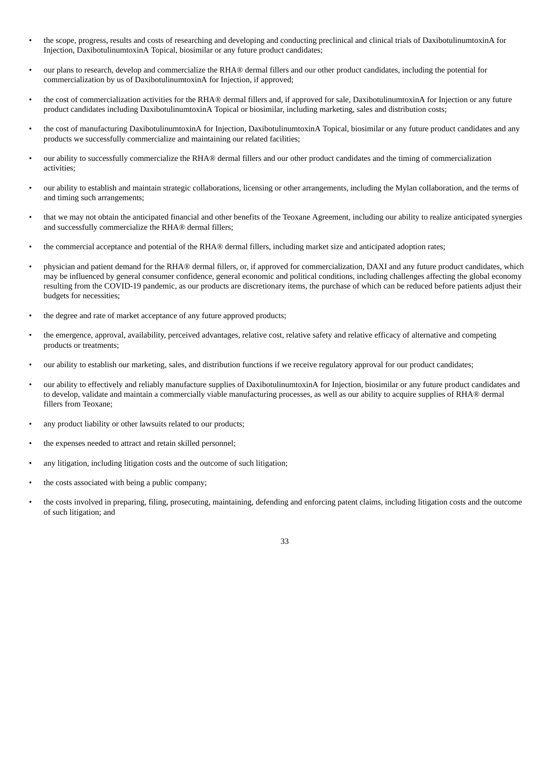- the scope, progress, results and costs of researching and developing and conducting preclinical and clinical trials of DaxibotulinumtoxinA for Injection, DaxibotulinumtoxinA Topical, biosimilar or any future product candidates;
- our plans to research, develop and commercialize the RHA® dermal fillers and our other product candidates, including the potential for commercialization by us of DaxibotulinumtoxinA for Injection, if approved;
- the cost of commercialization activities for the RHA® dermal fillers and, if approved for sale, DaxibotulinumtoxinA for Injection or any future product candidates including DaxibotulinumtoxinA Topical or biosimilar, including marketing, sales and distribution costs;
- the cost of manufacturing DaxibotulinumtoxinA for Injection, DaxibotulinumtoxinA Topical, biosimilar or any future product candidates and any products we successfully commercialize and maintaining our related facilities;
- our ability to successfully commercialize the RHA® dermal fillers and our other product candidates and the timing of commercialization activities;
- our ability to establish and maintain strategic collaborations, licensing or other arrangements, including the Mylan collaboration, and the terms of and timing such arrangements;
- that we may not obtain the anticipated financial and other benefits of the Teoxane Agreement, including our ability to realize anticipated synergies and successfully commercialize the RHA® dermal fillers;
- the commercial acceptance and potential of the RHA® dermal fillers, including market size and anticipated adoption rates;
- physician and patient demand for the RHA® dermal fillers, or, if approved for commercialization, DAXI and any future product candidates, which may be influenced by general consumer confidence, general economic and political conditions, including challenges affecting the global economy resulting from the COVID-19 pandemic, as our products are discretionary items, the purchase of which can be reduced before patients adjust their budgets for necessities;
- the degree and rate of market acceptance of any future approved products;
- the emergence, approval, availability, perceived advantages, relative cost, relative safety and relative efficacy of alternative and competing products or treatments;
- our ability to establish our marketing, sales, and distribution functions if we receive regulatory approval for our product candidates;
- our ability to effectively and reliably manufacture supplies of DaxibotulinumtoxinA for Injection, biosimilar or any future product candidates and to develop, validate and maintain a commercially viable manufacturing processes, as well as our ability to acquire supplies of RHA® dermal fillers from Teoxane;
- any product liability or other lawsuits related to our products;
- the expenses needed to attract and retain skilled personnel;
- any litigation, including litigation costs and the outcome of such litigation;
- the costs associated with being a public company;
- the costs involved in preparing, filing, prosecuting, maintaining, defending and enforcing patent claims, including litigation costs and the outcome of such litigation; and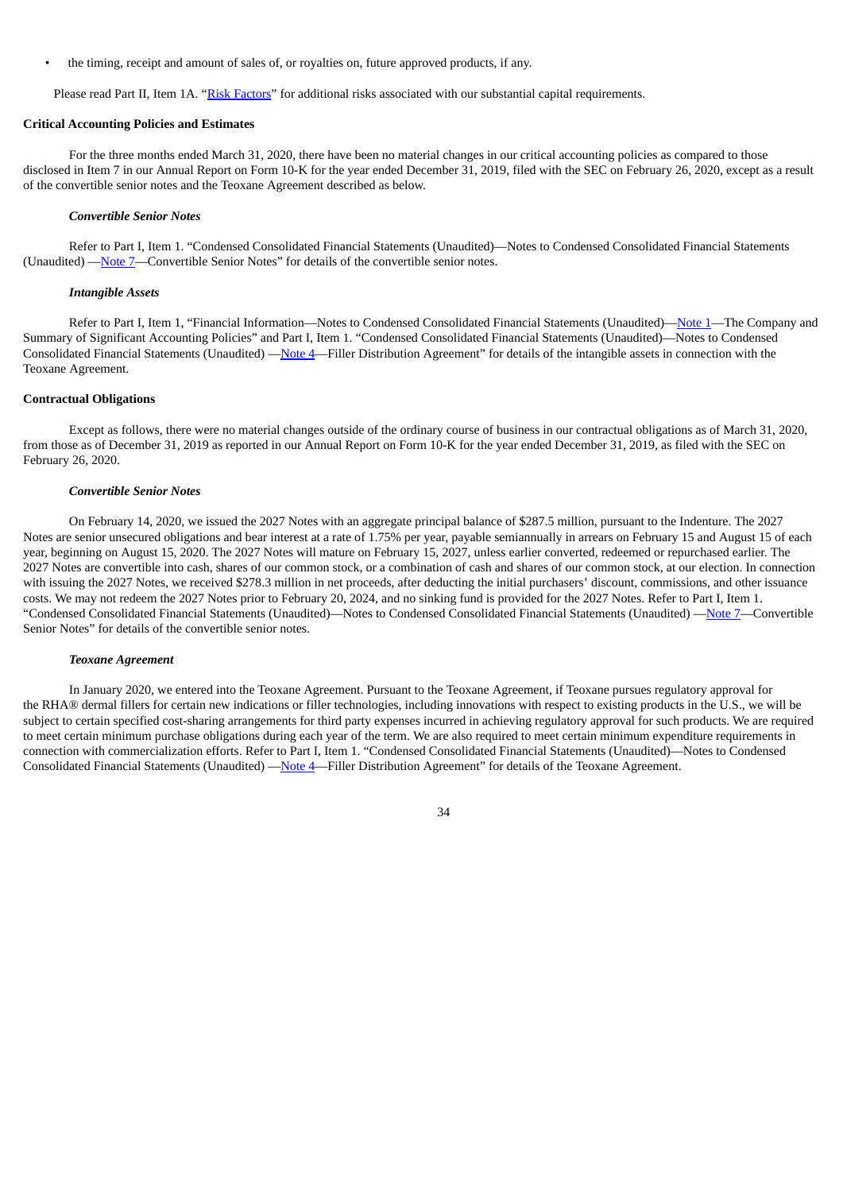- the timing, receipt and amount of sales of, or royalties on, future approved products, if any.

Please read Part II, Item 1A. "Risk Factors" for additional risks associated with our substantial capital requirements.

**Critical Accounting Policies and Estimates**

For the three months ended March 31, 2020, there have been no material changes in our critical accounting policies as compared to those disclosed in Item 7 in our Annual Report on Form 10-K for the year ended December 31, 2019, filed with the SEC on February 26, 2020, except as a result of the convertible senior notes and the Teoxane Agreement described as below.

***Convertible Senior Notes***

Refer to Part I, Item 1. "Condensed Consolidated Financial Statements (Unaudited)—Notes to Condensed Consolidated Financial Statements (Unaudited) —Note 7—Convertible Senior Notes" for details of the convertible senior notes.

***Intangible Assets***

Refer to Part I, Item 1, "Financial Information—Notes to Condensed Consolidated Financial Statements (Unaudited)—Note 1—The Company and Summary of Significant Accounting Policies" and Part I, Item 1. "Condensed Consolidated Financial Statements (Unaudited)—Notes to Condensed Consolidated Financial Statements (Unaudited) —Note 4—Filler Distribution Agreement" for details of the intangible assets in connection with the Teoxane Agreement.

**Contractual Obligations**

Except as follows, there were no material changes outside of the ordinary course of business in our contractual obligations as of March 31, 2020, from those as of December 31, 2019 as reported in our Annual Report on Form 10-K for the year ended December 31, 2019, as filed with the SEC on February 26, 2020.

***Convertible Senior Notes***

On February 14, 2020, we issued the 2027 Notes with an aggregate principal balance of $287.5 million, pursuant to the Indenture. The 2027 Notes are senior unsecured obligations and bear interest at a rate of 1.75% per year, payable semiannually in arrears on February 15 and August 15 of each year, beginning on August 15, 2020. The 2027 Notes will mature on February 15, 2027, unless earlier converted, redeemed or repurchased earlier. The 2027 Notes are convertible into cash, shares of our common stock, or a combination of cash and shares of our common stock, at our election. In connection with issuing the 2027 Notes, we received $278.3 million in net proceeds, after deducting the initial purchasers' discount, commissions, and other issuance costs. We may not redeem the 2027 Notes prior to February 20, 2024, and no sinking fund is provided for the 2027 Notes. Refer to Part I, Item 1. "Condensed Consolidated Financial Statements (Unaudited)—Notes to Condensed Consolidated Financial Statements (Unaudited) —Note 7—Convertible Senior Notes" for details of the convertible senior notes.

***Teoxane Agreement***

In January 2020, we entered into the Teoxane Agreement. Pursuant to the Teoxane Agreement, if Teoxane pursues regulatory approval for the RHA® dermal fillers for certain new indications or filler technologies, including innovations with respect to existing products in the U.S., we will be subject to certain specified cost-sharing arrangements for third party expenses incurred in achieving regulatory approval for such products. We are required to meet certain minimum purchase obligations during each year of the term. We are also required to meet certain minimum expenditure requirements in connection with commercialization efforts. Refer to Part I, Item 1. "Condensed Consolidated Financial Statements (Unaudited)—Notes to Condensed Consolidated Financial Statements (Unaudited) —Note 4—Filler Distribution Agreement" for details of the Teoxane Agreement.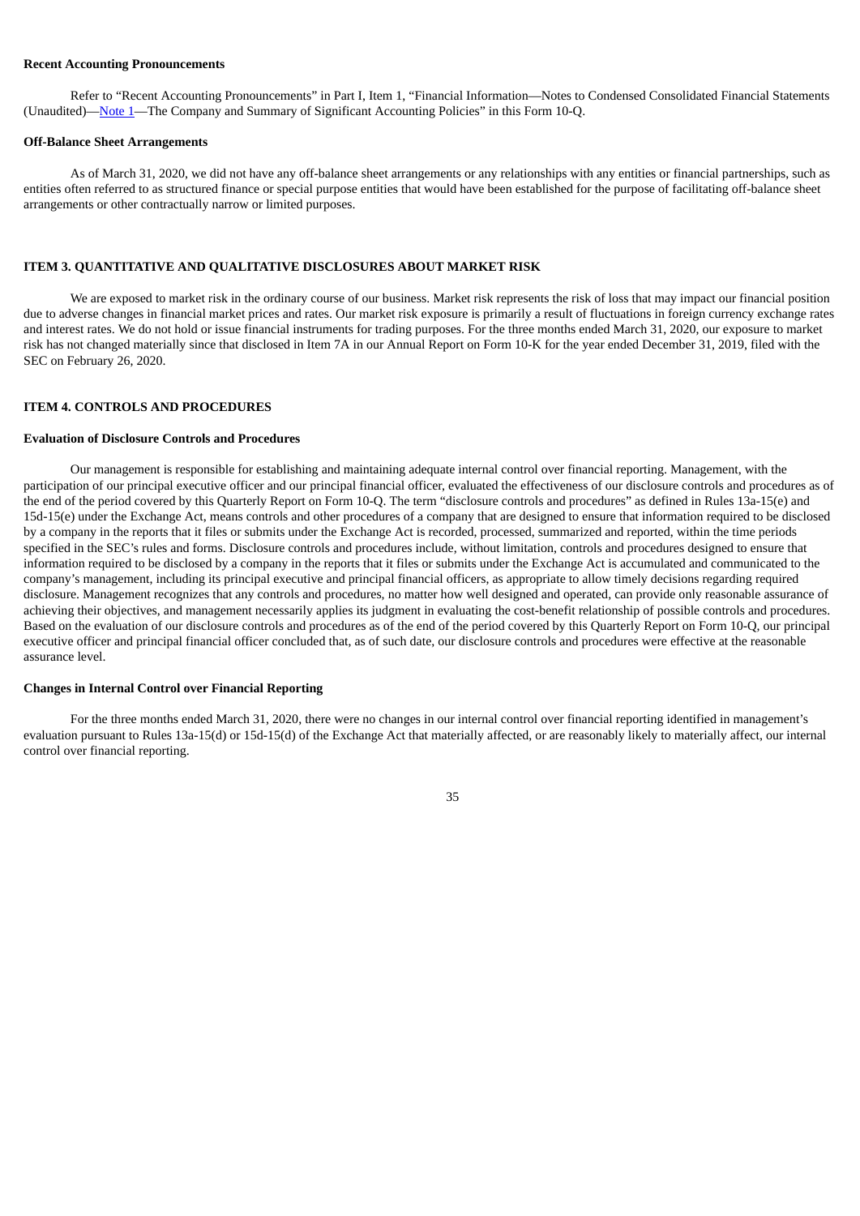**Recent Accounting Pronouncements**

Refer to "Recent Accounting Pronouncements" in Part I, Item 1, "Financial Information—Notes to Condensed Consolidated Financial Statements (Unaudited)—Note 1—The Company and Summary of Significant Accounting Policies" in this Form 10-Q.

**Off-Balance Sheet Arrangements**

As of March 31, 2020, we did not have any off-balance sheet arrangements or any relationships with any entities or financial partnerships, such as entities often referred to as structured finance or special purpose entities that would have been established for the purpose of facilitating off-balance sheet arrangements or other contractually narrow or limited purposes.

## ITEM 3. QUANTITATIVE AND QUALITATIVE DISCLOSURES ABOUT MARKET RISK

We are exposed to market risk in the ordinary course of our business. Market risk represents the risk of loss that may impact our financial position due to adverse changes in financial market prices and rates. Our market risk exposure is primarily a result of fluctuations in foreign currency exchange rates and interest rates. We do not hold or issue financial instruments for trading purposes. For the three months ended March 31, 2020, our exposure to market risk has not changed materially since that disclosed in Item 7A in our Annual Report on Form 10-K for the year ended December 31, 2019, filed with the SEC on February 26, 2020.

## ITEM 4. CONTROLS AND PROCEDURES

**Evaluation of Disclosure Controls and Procedures**

Our management is responsible for establishing and maintaining adequate internal control over financial reporting. Management, with the participation of our principal executive officer and our principal financial officer, evaluated the effectiveness of our disclosure controls and procedures as of the end of the period covered by this Quarterly Report on Form 10-Q. The term "disclosure controls and procedures" as defined in Rules 13a-15(e) and 15d-15(e) under the Exchange Act, means controls and other procedures of a company that are designed to ensure that information required to be disclosed by a company in the reports that it files or submits under the Exchange Act is recorded, processed, summarized and reported, within the time periods specified in the SEC's rules and forms. Disclosure controls and procedures include, without limitation, controls and procedures designed to ensure that information required to be disclosed by a company in the reports that it files or submits under the Exchange Act is accumulated and communicated to the company's management, including its principal executive and principal financial officers, as appropriate to allow timely decisions regarding required disclosure. Management recognizes that any controls and procedures, no matter how well designed and operated, can provide only reasonable assurance of achieving their objectives, and management necessarily applies its judgment in evaluating the cost-benefit relationship of possible controls and procedures. Based on the evaluation of our disclosure controls and procedures as of the end of the period covered by this Quarterly Report on Form 10-Q, our principal executive officer and principal financial officer concluded that, as of such date, our disclosure controls and procedures were effective at the reasonable assurance level.

**Changes in Internal Control over Financial Reporting**

For the three months ended March 31, 2020, there were no changes in our internal control over financial reporting identified in management's evaluation pursuant to Rules 13a-15(d) or 15d-15(d) of the Exchange Act that materially affected, or are reasonably likely to materially affect, our internal control over financial reporting.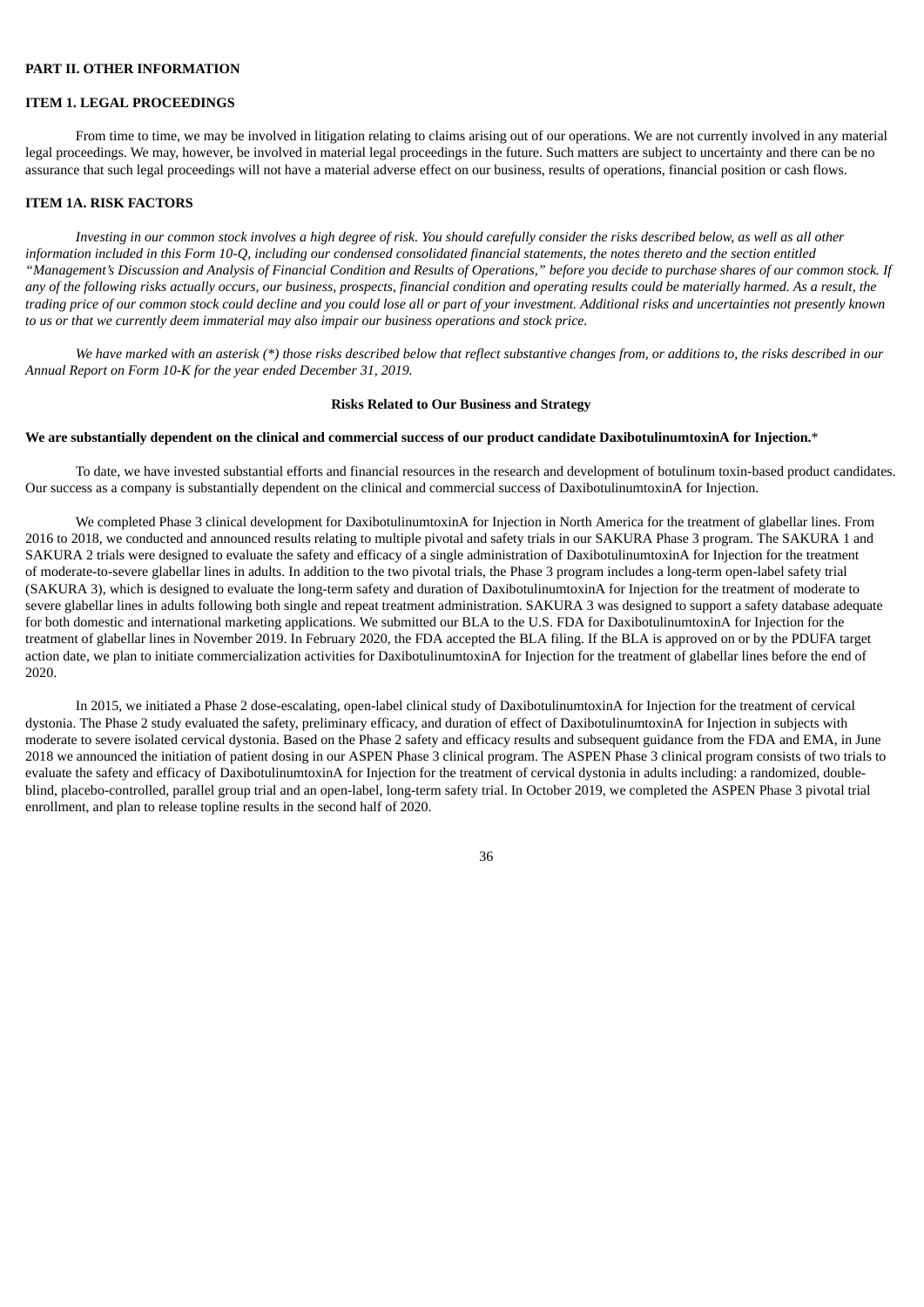## PART II. OTHER INFORMATION

### ITEM 1. LEGAL PROCEEDINGS

From time to time, we may be involved in litigation relating to claims arising out of our operations. We are not currently involved in any material legal proceedings. We may, however, be involved in material legal proceedings in the future. Such matters are subject to uncertainty and there can be no assurance that such legal proceedings will not have a material adverse effect on our business, results of operations, financial position or cash flows.

### ITEM 1A. RISK FACTORS

*Investing in our common stock involves a high degree of risk. You should carefully consider the risks described below, as well as all other information included in this Form 10-Q, including our condensed consolidated financial statements, the notes thereto and the section entitled "Management's Discussion and Analysis of Financial Condition and Results of Operations," before you decide to purchase shares of our common stock. If any of the following risks actually occurs, our business, prospects, financial condition and operating results could be materially harmed. As a result, the trading price of our common stock could decline and you could lose all or part of your investment. Additional risks and uncertainties not presently known to us or that we currently deem immaterial may also impair our business operations and stock price.*

*We have marked with an asterisk (*) those risks described below that reflect substantive changes from, or additions to, the risks described in our Annual Report on Form 10-K for the year ended December 31, 2019.*

#### Risks Related to Our Business and Strategy

**We are substantially dependent on the clinical and commercial success of our product candidate DaxibotulinumtoxinA for Injection.***

To date, we have invested substantial efforts and financial resources in the research and development of botulinum toxin-based product candidates. Our success as a company is substantially dependent on the clinical and commercial success of DaxibotulinumtoxinA for Injection.

We completed Phase 3 clinical development for DaxibotulinumtoxinA for Injection in North America for the treatment of glabellar lines. From 2016 to 2018, we conducted and announced results relating to multiple pivotal and safety trials in our SAKURA Phase 3 program. The SAKURA 1 and SAKURA 2 trials were designed to evaluate the safety and efficacy of a single administration of DaxibotulinumtoxinA for Injection for the treatment of moderate-to-severe glabellar lines in adults. In addition to the two pivotal trials, the Phase 3 program includes a long-term open-label safety trial (SAKURA 3), which is designed to evaluate the long-term safety and duration of DaxibotulinumtoxinA for Injection for the treatment of moderate to severe glabellar lines in adults following both single and repeat treatment administration. SAKURA 3 was designed to support a safety database adequate for both domestic and international marketing applications. We submitted our BLA to the U.S. FDA for DaxibotulinumtoxinA for Injection for the treatment of glabellar lines in November 2019. In February 2020, the FDA accepted the BLA filing. If the BLA is approved on or by the PDUFA target action date, we plan to initiate commercialization activities for DaxibotulinumtoxinA for Injection for the treatment of glabellar lines before the end of 2020.

In 2015, we initiated a Phase 2 dose-escalating, open-label clinical study of DaxibotulinumtoxinA for Injection for the treatment of cervical dystonia. The Phase 2 study evaluated the safety, preliminary efficacy, and duration of effect of DaxibotulinumtoxinA for Injection in subjects with moderate to severe isolated cervical dystonia. Based on the Phase 2 safety and efficacy results and subsequent guidance from the FDA and EMA, in June 2018 we announced the initiation of patient dosing in our ASPEN Phase 3 clinical program. The ASPEN Phase 3 clinical program consists of two trials to evaluate the safety and efficacy of DaxibotulinumtoxinA for Injection for the treatment of cervical dystonia in adults including: a randomized, double-blind, placebo-controlled, parallel group trial and an open-label, long-term safety trial. In October 2019, we completed the ASPEN Phase 3 pivotal trial enrollment, and plan to release topline results in the second half of 2020.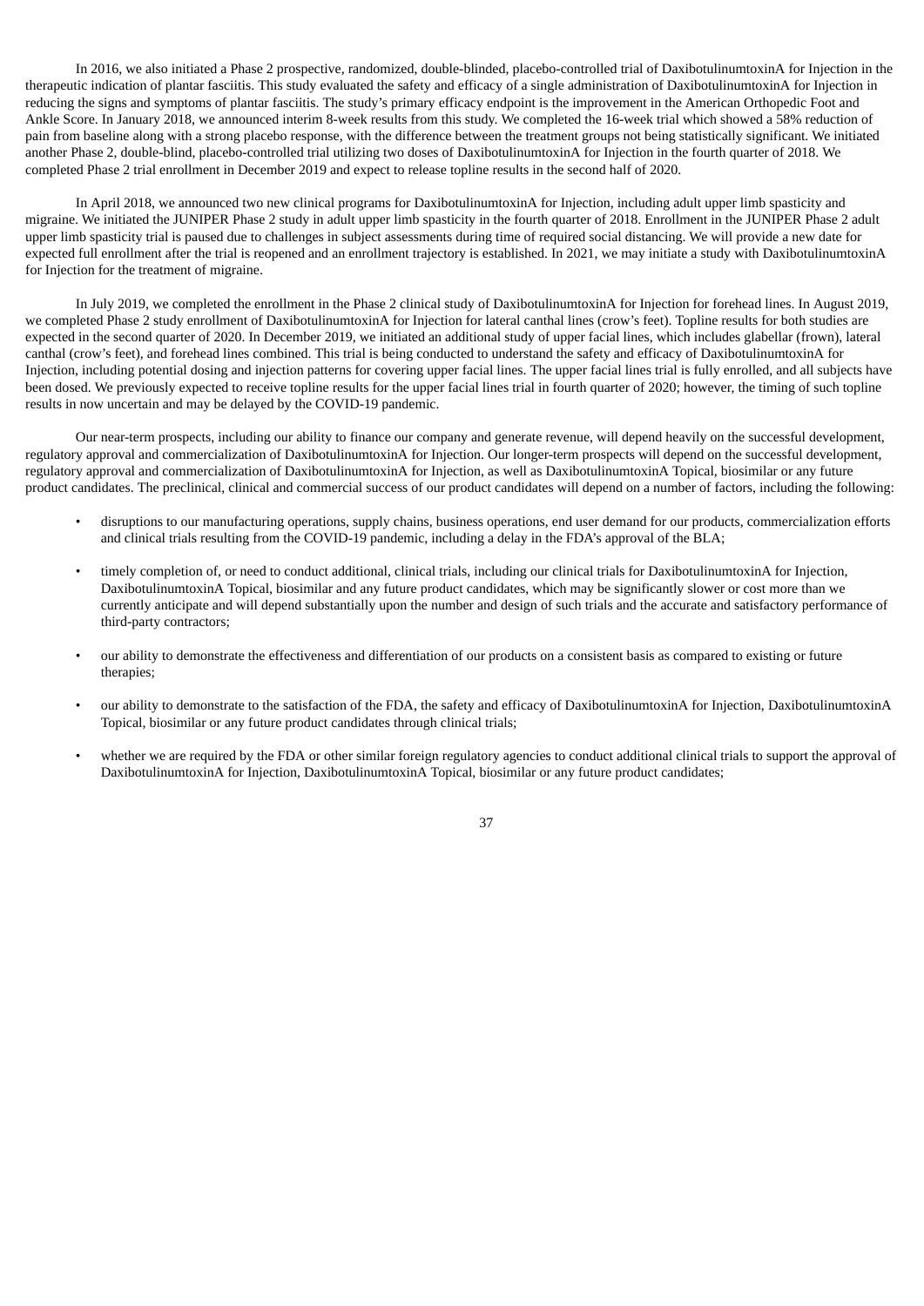In 2016, we also initiated a Phase 2 prospective, randomized, double-blinded, placebo-controlled trial of DaxibotulinumtoxinA for Injection in the therapeutic indication of plantar fasciitis. This study evaluated the safety and efficacy of a single administration of DaxibotulinumtoxinA for Injection in reducing the signs and symptoms of plantar fasciitis. The study's primary efficacy endpoint is the improvement in the American Orthopedic Foot and Ankle Score. In January 2018, we announced interim 8-week results from this study. We completed the 16-week trial which showed a 58% reduction of pain from baseline along with a strong placebo response, with the difference between the treatment groups not being statistically significant. We initiated another Phase 2, double-blind, placebo-controlled trial utilizing two doses of DaxibotulinumtoxinA for Injection in the fourth quarter of 2018. We completed Phase 2 trial enrollment in December 2019 and expect to release topline results in the second half of 2020.

In April 2018, we announced two new clinical programs for DaxibotulinumtoxinA for Injection, including adult upper limb spasticity and migraine. We initiated the JUNIPER Phase 2 study in adult upper limb spasticity in the fourth quarter of 2018. Enrollment in the JUNIPER Phase 2 adult upper limb spasticity trial is paused due to challenges in subject assessments during time of required social distancing. We will provide a new date for expected full enrollment after the trial is reopened and an enrollment trajectory is established. In 2021, we may initiate a study with DaxibotulinumtoxinA for Injection for the treatment of migraine.

In July 2019, we completed the enrollment in the Phase 2 clinical study of DaxibotulinumtoxinA for Injection for forehead lines. In August 2019, we completed Phase 2 study enrollment of DaxibotulinumtoxinA for Injection for lateral canthal lines (crow's feet). Topline results for both studies are expected in the second quarter of 2020. In December 2019, we initiated an additional study of upper facial lines, which includes glabellar (frown), lateral canthal (crow's feet), and forehead lines combined. This trial is being conducted to understand the safety and efficacy of DaxibotulinumtoxinA for Injection, including potential dosing and injection patterns for covering upper facial lines. The upper facial lines trial is fully enrolled, and all subjects have been dosed. We previously expected to receive topline results for the upper facial lines trial in fourth quarter of 2020; however, the timing of such topline results in now uncertain and may be delayed by the COVID-19 pandemic.

Our near-term prospects, including our ability to finance our company and generate revenue, will depend heavily on the successful development, regulatory approval and commercialization of DaxibotulinumtoxinA for Injection. Our longer-term prospects will depend on the successful development, regulatory approval and commercialization of DaxibotulinumtoxinA for Injection, as well as DaxibotulinumtoxinA Topical, biosimilar or any future product candidates. The preclinical, clinical and commercial success of our product candidates will depend on a number of factors, including the following:

- disruptions to our manufacturing operations, supply chains, business operations, end user demand for our products, commercialization efforts and clinical trials resulting from the COVID-19 pandemic, including a delay in the FDA's approval of the BLA;
- timely completion of, or need to conduct additional, clinical trials, including our clinical trials for DaxibotulinumtoxinA for Injection, DaxibotulinumtoxinA Topical, biosimilar and any future product candidates, which may be significantly slower or cost more than we currently anticipate and will depend substantially upon the number and design of such trials and the accurate and satisfactory performance of third-party contractors;
- our ability to demonstrate the effectiveness and differentiation of our products on a consistent basis as compared to existing or future therapies;
- our ability to demonstrate to the satisfaction of the FDA, the safety and efficacy of DaxibotulinumtoxinA for Injection, DaxibotulinumtoxinA Topical, biosimilar or any future product candidates through clinical trials;
- whether we are required by the FDA or other similar foreign regulatory agencies to conduct additional clinical trials to support the approval of DaxibotulinumtoxinA for Injection, DaxibotulinumtoxinA Topical, biosimilar or any future product candidates;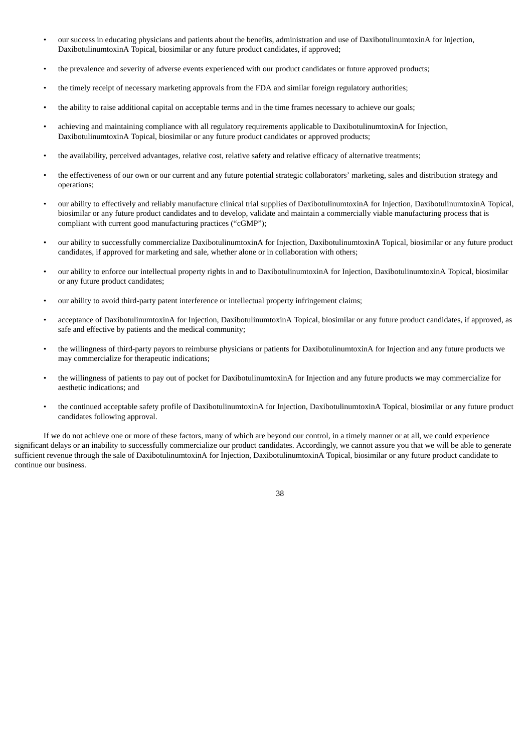- our success in educating physicians and patients about the benefits, administration and use of DaxibotulinumtoxinA for Injection, DaxibotulinumtoxinA Topical, biosimilar or any future product candidates, if approved;
- the prevalence and severity of adverse events experienced with our product candidates or future approved products;
- the timely receipt of necessary marketing approvals from the FDA and similar foreign regulatory authorities;
- the ability to raise additional capital on acceptable terms and in the time frames necessary to achieve our goals;
- achieving and maintaining compliance with all regulatory requirements applicable to DaxibotulinumtoxinA for Injection, DaxibotulinumtoxinA Topical, biosimilar or any future product candidates or approved products;
- the availability, perceived advantages, relative cost, relative safety and relative efficacy of alternative treatments;
- the effectiveness of our own or our current and any future potential strategic collaborators' marketing, sales and distribution strategy and operations;
- our ability to effectively and reliably manufacture clinical trial supplies of DaxibotulinumtoxinA for Injection, DaxibotulinumtoxinA Topical, biosimilar or any future product candidates and to develop, validate and maintain a commercially viable manufacturing process that is compliant with current good manufacturing practices ("cGMP");
- our ability to successfully commercialize DaxibotulinumtoxinA for Injection, DaxibotulinumtoxinA Topical, biosimilar or any future product candidates, if approved for marketing and sale, whether alone or in collaboration with others;
- our ability to enforce our intellectual property rights in and to DaxibotulinumtoxinA for Injection, DaxibotulinumtoxinA Topical, biosimilar or any future product candidates;
- our ability to avoid third-party patent interference or intellectual property infringement claims;
- acceptance of DaxibotulinumtoxinA for Injection, DaxibotulinumtoxinA Topical, biosimilar or any future product candidates, if approved, as safe and effective by patients and the medical community;
- the willingness of third-party payors to reimburse physicians or patients for DaxibotulinumtoxinA for Injection and any future products we may commercialize for therapeutic indications;
- the willingness of patients to pay out of pocket for DaxibotulinumtoxinA for Injection and any future products we may commercialize for aesthetic indications; and
- the continued acceptable safety profile of DaxibotulinumtoxinA for Injection, DaxibotulinumtoxinA Topical, biosimilar or any future product candidates following approval.

If we do not achieve one or more of these factors, many of which are beyond our control, in a timely manner or at all, we could experience significant delays or an inability to successfully commercialize our product candidates. Accordingly, we cannot assure you that we will be able to generate sufficient revenue through the sale of DaxibotulinumtoxinA for Injection, DaxibotulinumtoxinA Topical, biosimilar or any future product candidate to continue our business.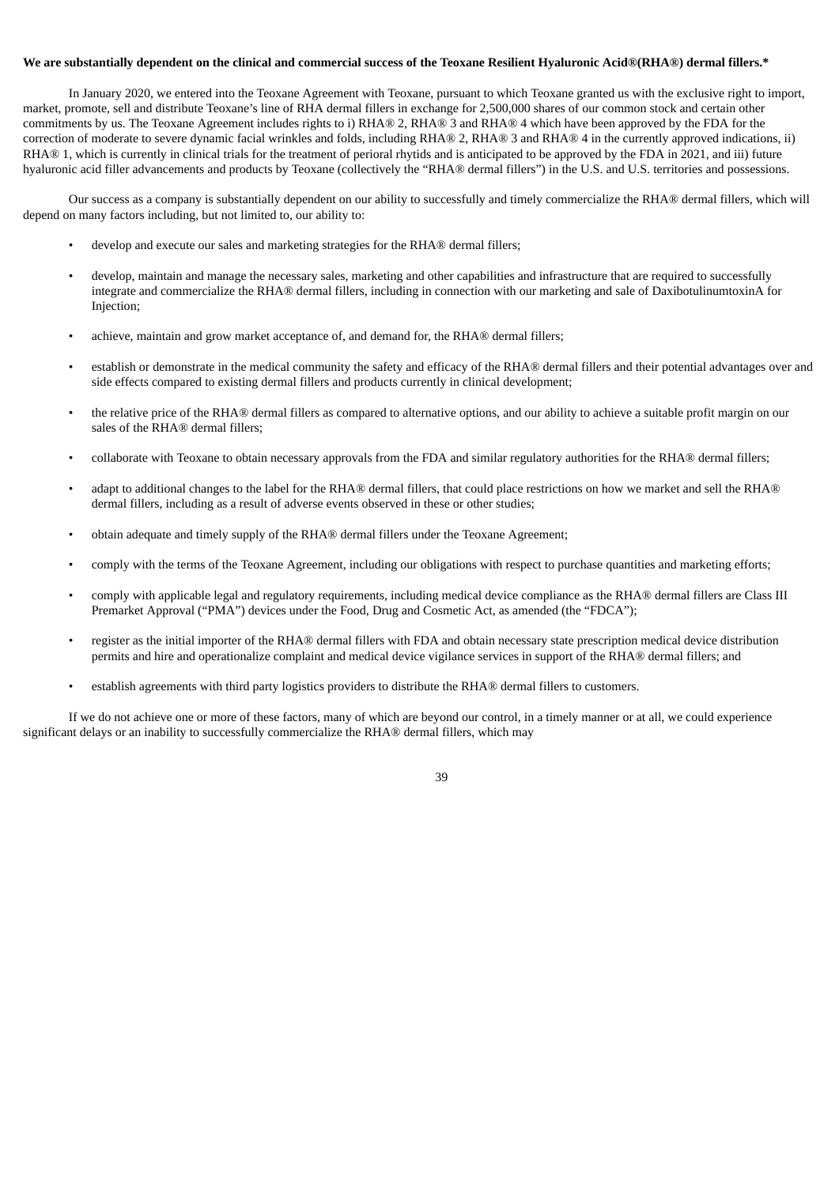**We are substantially dependent on the clinical and commercial success of the Teoxane Resilient Hyaluronic Acid®(RHA®) dermal fillers.***

In January 2020, we entered into the Teoxane Agreement with Teoxane, pursuant to which Teoxane granted us with the exclusive right to import, market, promote, sell and distribute Teoxane's line of RHA dermal fillers in exchange for 2,500,000 shares of our common stock and certain other commitments by us. The Teoxane Agreement includes rights to i) RHA® 2, RHA® 3 and RHA® 4 which have been approved by the FDA for the correction of moderate to severe dynamic facial wrinkles and folds, including RHA® 2, RHA® 3 and RHA® 4 in the currently approved indications, ii) RHA® 1, which is currently in clinical trials for the treatment of perioral rhytids and is anticipated to be approved by the FDA in 2021, and iii) future hyaluronic acid filler advancements and products by Teoxane (collectively the "RHA® dermal fillers") in the U.S. and U.S. territories and possessions.

Our success as a company is substantially dependent on our ability to successfully and timely commercialize the RHA® dermal fillers, which will depend on many factors including, but not limited to, our ability to:

- develop and execute our sales and marketing strategies for the RHA® dermal fillers;
- develop, maintain and manage the necessary sales, marketing and other capabilities and infrastructure that are required to successfully integrate and commercialize the RHA® dermal fillers, including in connection with our marketing and sale of DaxibotulinumtoxinA for Injection;
- achieve, maintain and grow market acceptance of, and demand for, the RHA® dermal fillers;
- establish or demonstrate in the medical community the safety and efficacy of the RHA® dermal fillers and their potential advantages over and side effects compared to existing dermal fillers and products currently in clinical development;
- the relative price of the RHA® dermal fillers as compared to alternative options, and our ability to achieve a suitable profit margin on our sales of the RHA® dermal fillers;
- collaborate with Teoxane to obtain necessary approvals from the FDA and similar regulatory authorities for the RHA® dermal fillers;
- adapt to additional changes to the label for the RHA® dermal fillers, that could place restrictions on how we market and sell the RHA® dermal fillers, including as a result of adverse events observed in these or other studies;
- obtain adequate and timely supply of the RHA® dermal fillers under the Teoxane Agreement;
- comply with the terms of the Teoxane Agreement, including our obligations with respect to purchase quantities and marketing efforts;
- comply with applicable legal and regulatory requirements, including medical device compliance as the RHA® dermal fillers are Class III Premarket Approval ("PMA") devices under the Food, Drug and Cosmetic Act, as amended (the "FDCA");
- register as the initial importer of the RHA® dermal fillers with FDA and obtain necessary state prescription medical device distribution permits and hire and operationalize complaint and medical device vigilance services in support of the RHA® dermal fillers; and
- establish agreements with third party logistics providers to distribute the RHA® dermal fillers to customers.

If we do not achieve one or more of these factors, many of which are beyond our control, in a timely manner or at all, we could experience significant delays or an inability to successfully commercialize the RHA® dermal fillers, which may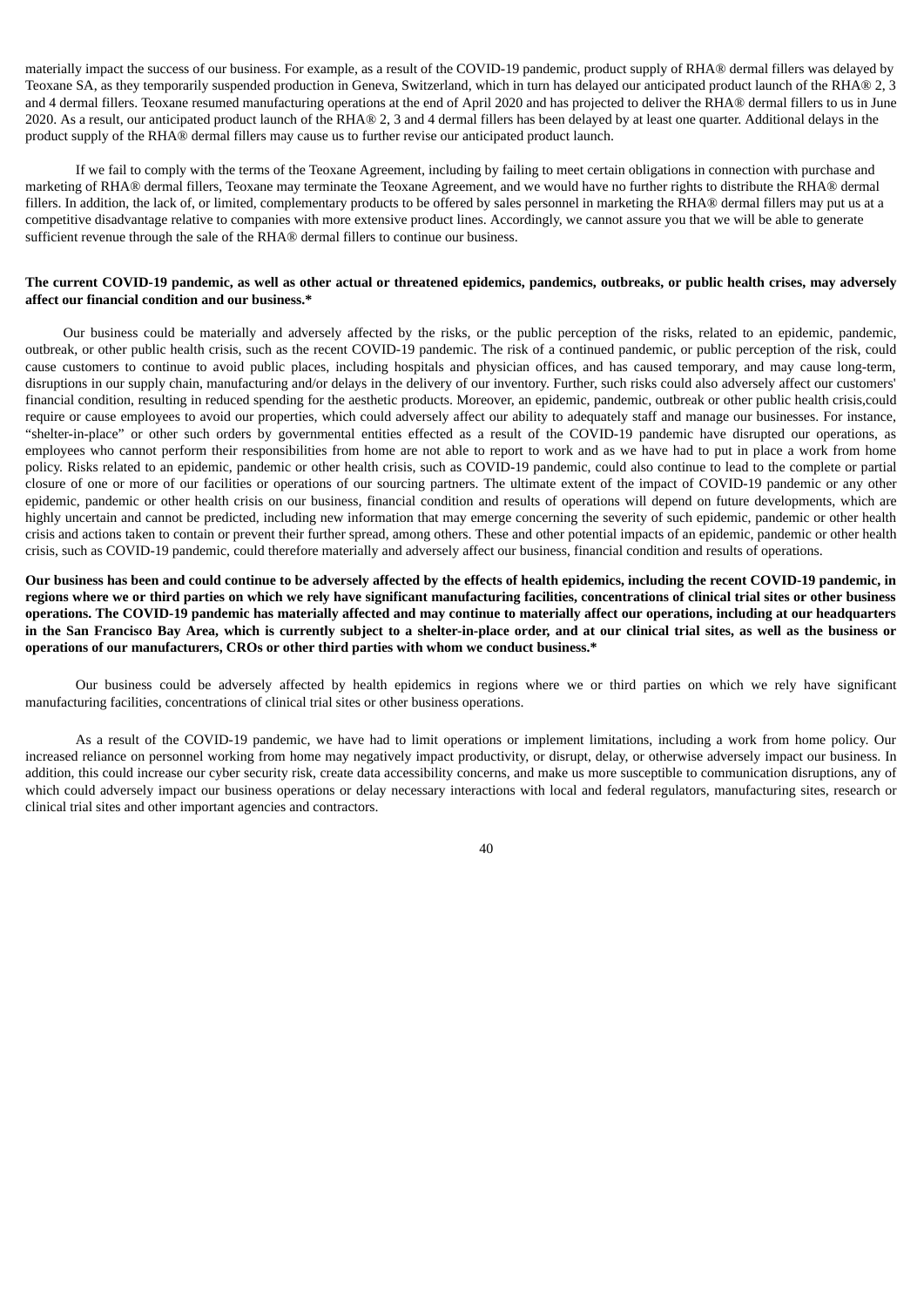materially impact the success of our business. For example, as a result of the COVID-19 pandemic, product supply of RHA® dermal fillers was delayed by Teoxane SA, as they temporarily suspended production in Geneva, Switzerland, which in turn has delayed our anticipated product launch of the RHA® 2, 3 and 4 dermal fillers. Teoxane resumed manufacturing operations at the end of April 2020 and has projected to deliver the RHA® dermal fillers to us in June 2020. As a result, our anticipated product launch of the RHA® 2, 3 and 4 dermal fillers has been delayed by at least one quarter. Additional delays in the product supply of the RHA® dermal fillers may cause us to further revise our anticipated product launch.

If we fail to comply with the terms of the Teoxane Agreement, including by failing to meet certain obligations in connection with purchase and marketing of RHA® dermal fillers, Teoxane may terminate the Teoxane Agreement, and we would have no further rights to distribute the RHA® dermal fillers. In addition, the lack of, or limited, complementary products to be offered by sales personnel in marketing the RHA® dermal fillers may put us at a competitive disadvantage relative to companies with more extensive product lines. Accordingly, we cannot assure you that we will be able to generate sufficient revenue through the sale of the RHA® dermal fillers to continue our business.

**The current COVID-19 pandemic, as well as other actual or threatened epidemics, pandemics, outbreaks, or public health crises, may adversely affect our financial condition and our business.***

Our business could be materially and adversely affected by the risks, or the public perception of the risks, related to an epidemic, pandemic, outbreak, or other public health crisis, such as the recent COVID-19 pandemic. The risk of a continued pandemic, or public perception of the risk, could cause customers to continue to avoid public places, including hospitals and physician offices, and has caused temporary, and may cause long-term, disruptions in our supply chain, manufacturing and/or delays in the delivery of our inventory. Further, such risks could also adversely affect our customers' financial condition, resulting in reduced spending for the aesthetic products. Moreover, an epidemic, pandemic, outbreak or other public health crisis,could require or cause employees to avoid our properties, which could adversely affect our ability to adequately staff and manage our businesses. For instance, "shelter-in-place" or other such orders by governmental entities effected as a result of the COVID-19 pandemic have disrupted our operations, as employees who cannot perform their responsibilities from home are not able to report to work and as we have had to put in place a work from home policy. Risks related to an epidemic, pandemic or other health crisis, such as COVID-19 pandemic, could also continue to lead to the complete or partial closure of one or more of our facilities or operations of our sourcing partners. The ultimate extent of the impact of COVID-19 pandemic or any other epidemic, pandemic or other health crisis on our business, financial condition and results of operations will depend on future developments, which are highly uncertain and cannot be predicted, including new information that may emerge concerning the severity of such epidemic, pandemic or other health crisis and actions taken to contain or prevent their further spread, among others. These and other potential impacts of an epidemic, pandemic or other health crisis, such as COVID-19 pandemic, could therefore materially and adversely affect our business, financial condition and results of operations.

**Our business has been and could continue to be adversely affected by the effects of health epidemics, including the recent COVID-19 pandemic, in regions where we or third parties on which we rely have significant manufacturing facilities, concentrations of clinical trial sites or other business operations. The COVID-19 pandemic has materially affected and may continue to materially affect our operations, including at our headquarters in the San Francisco Bay Area, which is currently subject to a shelter-in-place order, and at our clinical trial sites, as well as the business or operations of our manufacturers, CROs or other third parties with whom we conduct business.***

Our business could be adversely affected by health epidemics in regions where we or third parties on which we rely have significant manufacturing facilities, concentrations of clinical trial sites or other business operations.

As a result of the COVID-19 pandemic, we have had to limit operations or implement limitations, including a work from home policy. Our increased reliance on personnel working from home may negatively impact productivity, or disrupt, delay, or otherwise adversely impact our business. In addition, this could increase our cyber security risk, create data accessibility concerns, and make us more susceptible to communication disruptions, any of which could adversely impact our business operations or delay necessary interactions with local and federal regulators, manufacturing sites, research or clinical trial sites and other important agencies and contractors.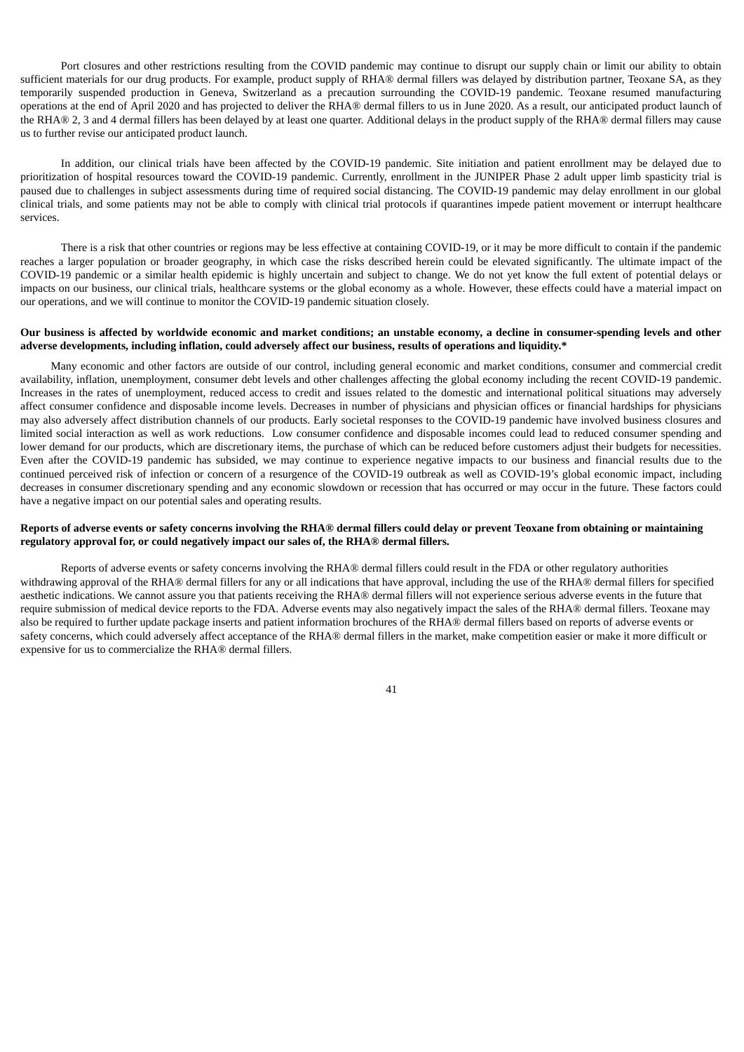Port closures and other restrictions resulting from the COVID pandemic may continue to disrupt our supply chain or limit our ability to obtain sufficient materials for our drug products. For example, product supply of RHA® dermal fillers was delayed by distribution partner, Teoxane SA, as they temporarily suspended production in Geneva, Switzerland as a precaution surrounding the COVID-19 pandemic. Teoxane resumed manufacturing operations at the end of April 2020 and has projected to deliver the RHA® dermal fillers to us in June 2020. As a result, our anticipated product launch of the RHA® 2, 3 and 4 dermal fillers has been delayed by at least one quarter. Additional delays in the product supply of the RHA® dermal fillers may cause us to further revise our anticipated product launch.

In addition, our clinical trials have been affected by the COVID-19 pandemic. Site initiation and patient enrollment may be delayed due to prioritization of hospital resources toward the COVID-19 pandemic. Currently, enrollment in the JUNIPER Phase 2 adult upper limb spasticity trial is paused due to challenges in subject assessments during time of required social distancing. The COVID-19 pandemic may delay enrollment in our global clinical trials, and some patients may not be able to comply with clinical trial protocols if quarantines impede patient movement or interrupt healthcare services.

There is a risk that other countries or regions may be less effective at containing COVID-19, or it may be more difficult to contain if the pandemic reaches a larger population or broader geography, in which case the risks described herein could be elevated significantly. The ultimate impact of the COVID-19 pandemic or a similar health epidemic is highly uncertain and subject to change. We do not yet know the full extent of potential delays or impacts on our business, our clinical trials, healthcare systems or the global economy as a whole. However, these effects could have a material impact on our operations, and we will continue to monitor the COVID-19 pandemic situation closely.

**Our business is affected by worldwide economic and market conditions; an unstable economy, a decline in consumer-spending levels and other adverse developments, including inflation, could adversely affect our business, results of operations and liquidity.***

Many economic and other factors are outside of our control, including general economic and market conditions, consumer and commercial credit availability, inflation, unemployment, consumer debt levels and other challenges affecting the global economy including the recent COVID-19 pandemic. Increases in the rates of unemployment, reduced access to credit and issues related to the domestic and international political situations may adversely affect consumer confidence and disposable income levels. Decreases in number of physicians and physician offices or financial hardships for physicians may also adversely affect distribution channels of our products. Early societal responses to the COVID-19 pandemic have involved business closures and limited social interaction as well as work reductions. Low consumer confidence and disposable incomes could lead to reduced consumer spending and lower demand for our products, which are discretionary items, the purchase of which can be reduced before customers adjust their budgets for necessities. Even after the COVID-19 pandemic has subsided, we may continue to experience negative impacts to our business and financial results due to the continued perceived risk of infection or concern of a resurgence of the COVID-19 outbreak as well as COVID-19's global economic impact, including decreases in consumer discretionary spending and any economic slowdown or recession that has occurred or may occur in the future. These factors could have a negative impact on our potential sales and operating results.

**Reports of adverse events or safety concerns involving the RHA® dermal fillers could delay or prevent Teoxane from obtaining or maintaining regulatory approval for, or could negatively impact our sales of, the RHA® dermal fillers.**

Reports of adverse events or safety concerns involving the RHA® dermal fillers could result in the FDA or other regulatory authorities withdrawing approval of the RHA® dermal fillers for any or all indications that have approval, including the use of the RHA® dermal fillers for specified aesthetic indications. We cannot assure you that patients receiving the RHA® dermal fillers will not experience serious adverse events in the future that require submission of medical device reports to the FDA. Adverse events may also negatively impact the sales of the RHA® dermal fillers. Teoxane may also be required to further update package inserts and patient information brochures of the RHA® dermal fillers based on reports of adverse events or safety concerns, which could adversely affect acceptance of the RHA® dermal fillers in the market, make competition easier or make it more difficult or expensive for us to commercialize the RHA® dermal fillers.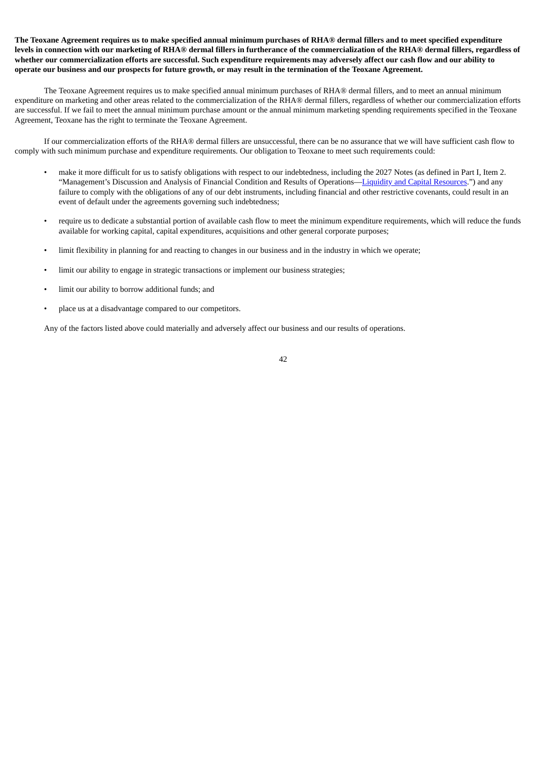**The Teoxane Agreement requires us to make specified annual minimum purchases of RHA® dermal fillers and to meet specified expenditure levels in connection with our marketing of RHA® dermal fillers in furtherance of the commercialization of the RHA® dermal fillers, regardless of whether our commercialization efforts are successful. Such expenditure requirements may adversely affect our cash flow and our ability to operate our business and our prospects for future growth, or may result in the termination of the Teoxane Agreement.**

The Teoxane Agreement requires us to make specified annual minimum purchases of RHA® dermal fillers, and to meet an annual minimum expenditure on marketing and other areas related to the commercialization of the RHA® dermal fillers, regardless of whether our commercialization efforts are successful. If we fail to meet the annual minimum purchase amount or the annual minimum marketing spending requirements specified in the Teoxane Agreement, Teoxane has the right to terminate the Teoxane Agreement.

If our commercialization efforts of the RHA® dermal fillers are unsuccessful, there can be no assurance that we will have sufficient cash flow to comply with such minimum purchase and expenditure requirements. Our obligation to Teoxane to meet such requirements could:

- make it more difficult for us to satisfy obligations with respect to our indebtedness, including the 2027 Notes (as defined in Part I, Item 2. "Management's Discussion and Analysis of Financial Condition and Results of Operations—Liquidity and Capital Resources.") and any failure to comply with the obligations of any of our debt instruments, including financial and other restrictive covenants, could result in an event of default under the agreements governing such indebtedness;
- require us to dedicate a substantial portion of available cash flow to meet the minimum expenditure requirements, which will reduce the funds available for working capital, capital expenditures, acquisitions and other general corporate purposes;
- limit flexibility in planning for and reacting to changes in our business and in the industry in which we operate;
- limit our ability to engage in strategic transactions or implement our business strategies;
- limit our ability to borrow additional funds; and
- place us at a disadvantage compared to our competitors.

Any of the factors listed above could materially and adversely affect our business and our results of operations.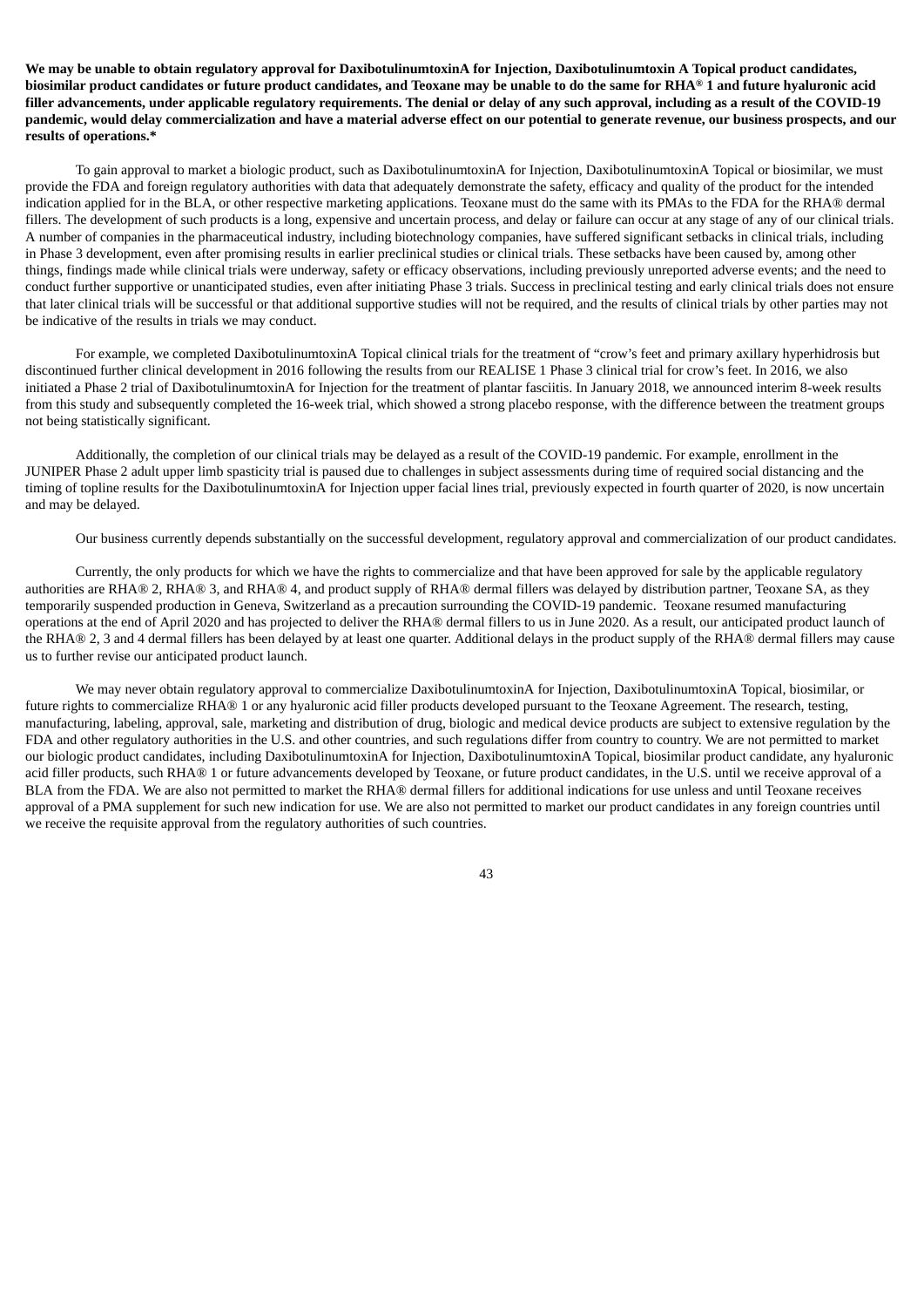**We may be unable to obtain regulatory approval for DaxibotulinumtoxinA for Injection, Daxibotulinumtoxin A Topical product candidates, biosimilar product candidates or future product candidates, and Teoxane may be unable to do the same for RHA® 1 and future hyaluronic acid filler advancements, under applicable regulatory requirements. The denial or delay of any such approval, including as a result of the COVID-19 pandemic, would delay commercialization and have a material adverse effect on our potential to generate revenue, our business prospects, and our results of operations.***

To gain approval to market a biologic product, such as DaxibotulinumtoxinA for Injection, DaxibotulinumtoxinA Topical or biosimilar, we must provide the FDA and foreign regulatory authorities with data that adequately demonstrate the safety, efficacy and quality of the product for the intended indication applied for in the BLA, or other respective marketing applications. Teoxane must do the same with its PMAs to the FDA for the RHA® dermal fillers. The development of such products is a long, expensive and uncertain process, and delay or failure can occur at any stage of any of our clinical trials. A number of companies in the pharmaceutical industry, including biotechnology companies, have suffered significant setbacks in clinical trials, including in Phase 3 development, even after promising results in earlier preclinical studies or clinical trials. These setbacks have been caused by, among other things, findings made while clinical trials were underway, safety or efficacy observations, including previously unreported adverse events; and the need to conduct further supportive or unanticipated studies, even after initiating Phase 3 trials. Success in preclinical testing and early clinical trials does not ensure that later clinical trials will be successful or that additional supportive studies will not be required, and the results of clinical trials by other parties may not be indicative of the results in trials we may conduct.

For example, we completed DaxibotulinumtoxinA Topical clinical trials for the treatment of "crow's feet and primary axillary hyperhidrosis but discontinued further clinical development in 2016 following the results from our REALISE 1 Phase 3 clinical trial for crow's feet. In 2016, we also initiated a Phase 2 trial of DaxibotulinumtoxinA for Injection for the treatment of plantar fasciitis. In January 2018, we announced interim 8-week results from this study and subsequently completed the 16-week trial, which showed a strong placebo response, with the difference between the treatment groups not being statistically significant.

Additionally, the completion of our clinical trials may be delayed as a result of the COVID-19 pandemic. For example, enrollment in the JUNIPER Phase 2 adult upper limb spasticity trial is paused due to challenges in subject assessments during time of required social distancing and the timing of topline results for the DaxibotulinumtoxinA for Injection upper facial lines trial, previously expected in fourth quarter of 2020, is now uncertain and may be delayed.

Our business currently depends substantially on the successful development, regulatory approval and commercialization of our product candidates.

Currently, the only products for which we have the rights to commercialize and that have been approved for sale by the applicable regulatory authorities are RHA® 2, RHA® 3, and RHA® 4, and product supply of RHA® dermal fillers was delayed by distribution partner, Teoxane SA, as they temporarily suspended production in Geneva, Switzerland as a precaution surrounding the COVID-19 pandemic. Teoxane resumed manufacturing operations at the end of April 2020 and has projected to deliver the RHA® dermal fillers to us in June 2020. As a result, our anticipated product launch of the RHA® 2, 3 and 4 dermal fillers has been delayed by at least one quarter. Additional delays in the product supply of the RHA® dermal fillers may cause us to further revise our anticipated product launch.

We may never obtain regulatory approval to commercialize DaxibotulinumtoxinA for Injection, DaxibotulinumtoxinA Topical, biosimilar, or future rights to commercialize RHA® 1 or any hyaluronic acid filler products developed pursuant to the Teoxane Agreement. The research, testing, manufacturing, labeling, approval, sale, marketing and distribution of drug, biologic and medical device products are subject to extensive regulation by the FDA and other regulatory authorities in the U.S. and other countries, and such regulations differ from country to country. We are not permitted to market our biologic product candidates, including DaxibotulinumtoxinA for Injection, DaxibotulinumtoxinA Topical, biosimilar product candidate, any hyaluronic acid filler products, such RHA® 1 or future advancements developed by Teoxane, or future product candidates, in the U.S. until we receive approval of a BLA from the FDA. We are also not permitted to market the RHA® dermal fillers for additional indications for use unless and until Teoxane receives approval of a PMA supplement for such new indication for use. We are also not permitted to market our product candidates in any foreign countries until we receive the requisite approval from the regulatory authorities of such countries.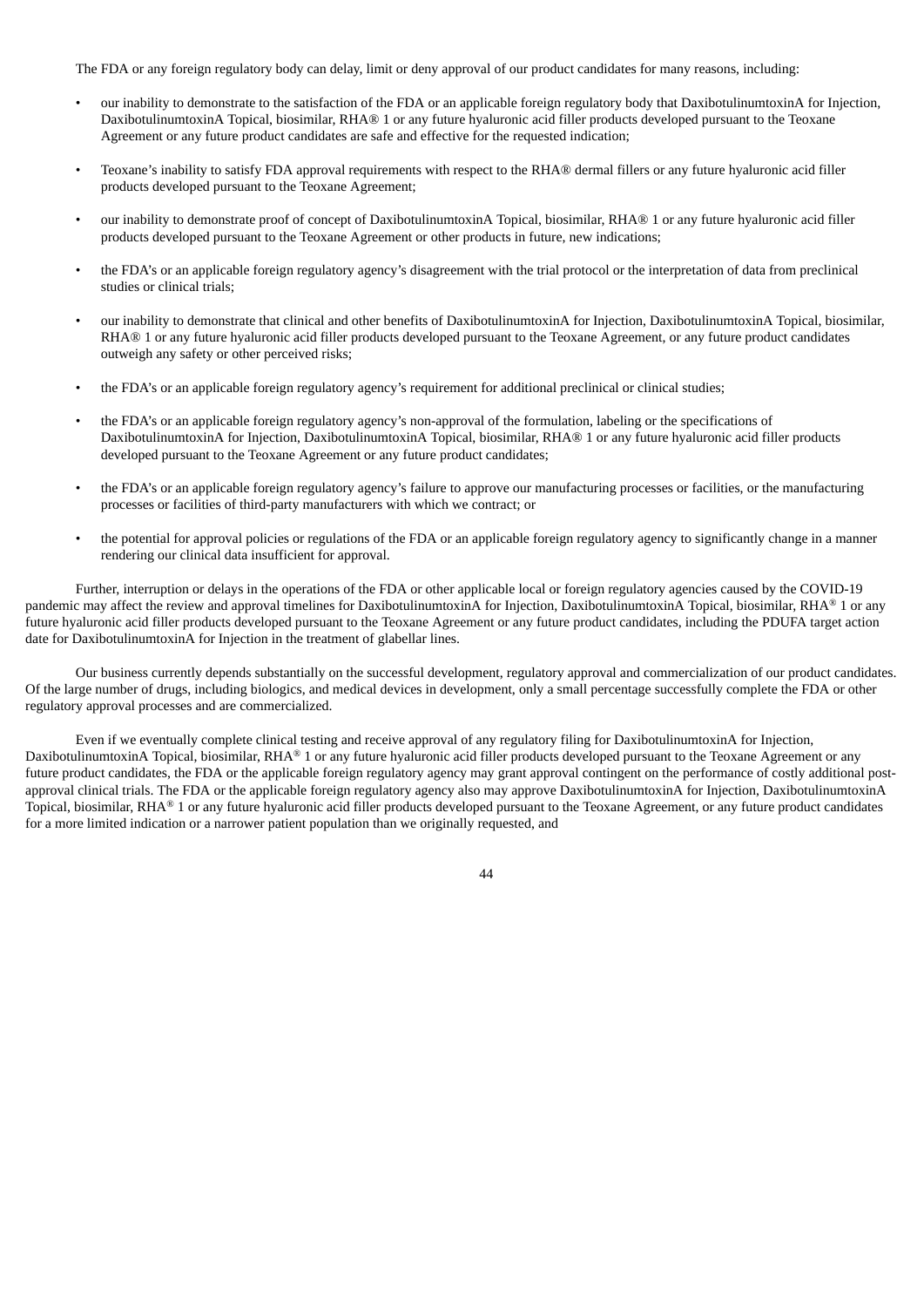The FDA or any foreign regulatory body can delay, limit or deny approval of our product candidates for many reasons, including:

- our inability to demonstrate to the satisfaction of the FDA or an applicable foreign regulatory body that DaxibotulinumtoxinA for Injection, DaxibotulinumtoxinA Topical, biosimilar, RHA® 1 or any future hyaluronic acid filler products developed pursuant to the Teoxane Agreement or any future product candidates are safe and effective for the requested indication;

- Teoxane's inability to satisfy FDA approval requirements with respect to the RHA® dermal fillers or any future hyaluronic acid filler products developed pursuant to the Teoxane Agreement;

- our inability to demonstrate proof of concept of DaxibotulinumtoxinA Topical, biosimilar, RHA® 1 or any future hyaluronic acid filler products developed pursuant to the Teoxane Agreement or other products in future, new indications;

- the FDA's or an applicable foreign regulatory agency's disagreement with the trial protocol or the interpretation of data from preclinical studies or clinical trials;

- our inability to demonstrate that clinical and other benefits of DaxibotulinumtoxinA for Injection, DaxibotulinumtoxinA Topical, biosimilar, RHA® 1 or any future hyaluronic acid filler products developed pursuant to the Teoxane Agreement, or any future product candidates outweigh any safety or other perceived risks;

- the FDA's or an applicable foreign regulatory agency's requirement for additional preclinical or clinical studies;

- the FDA's or an applicable foreign regulatory agency's non-approval of the formulation, labeling or the specifications of DaxibotulinumtoxinA for Injection, DaxibotulinumtoxinA Topical, biosimilar, RHA® 1 or any future hyaluronic acid filler products developed pursuant to the Teoxane Agreement or any future product candidates;

- the FDA's or an applicable foreign regulatory agency's failure to approve our manufacturing processes or facilities, or the manufacturing processes or facilities of third-party manufacturers with which we contract; or

- the potential for approval policies or regulations of the FDA or an applicable foreign regulatory agency to significantly change in a manner rendering our clinical data insufficient for approval.

Further, interruption or delays in the operations of the FDA or other applicable local or foreign regulatory agencies caused by the COVID-19 pandemic may affect the review and approval timelines for DaxibotulinumtoxinA for Injection, DaxibotulinumtoxinA Topical, biosimilar, RHA® 1 or any future hyaluronic acid filler products developed pursuant to the Teoxane Agreement or any future product candidates, including the PDUFA target action date for DaxibotulinumtoxinA for Injection in the treatment of glabellar lines.

Our business currently depends substantially on the successful development, regulatory approval and commercialization of our product candidates. Of the large number of drugs, including biologics, and medical devices in development, only a small percentage successfully complete the FDA or other regulatory approval processes and are commercialized.

Even if we eventually complete clinical testing and receive approval of any regulatory filing for DaxibotulinumtoxinA for Injection, DaxibotulinumtoxinA Topical, biosimilar, RHA® 1 or any future hyaluronic acid filler products developed pursuant to the Teoxane Agreement or any future product candidates, the FDA or the applicable foreign regulatory agency may grant approval contingent on the performance of costly additional post-approval clinical trials. The FDA or the applicable foreign regulatory agency also may approve DaxibotulinumtoxinA for Injection, DaxibotulinumtoxinA Topical, biosimilar, RHA® 1 or any future hyaluronic acid filler products developed pursuant to the Teoxane Agreement, or any future product candidates for a more limited indication or a narrower patient population than we originally requested, and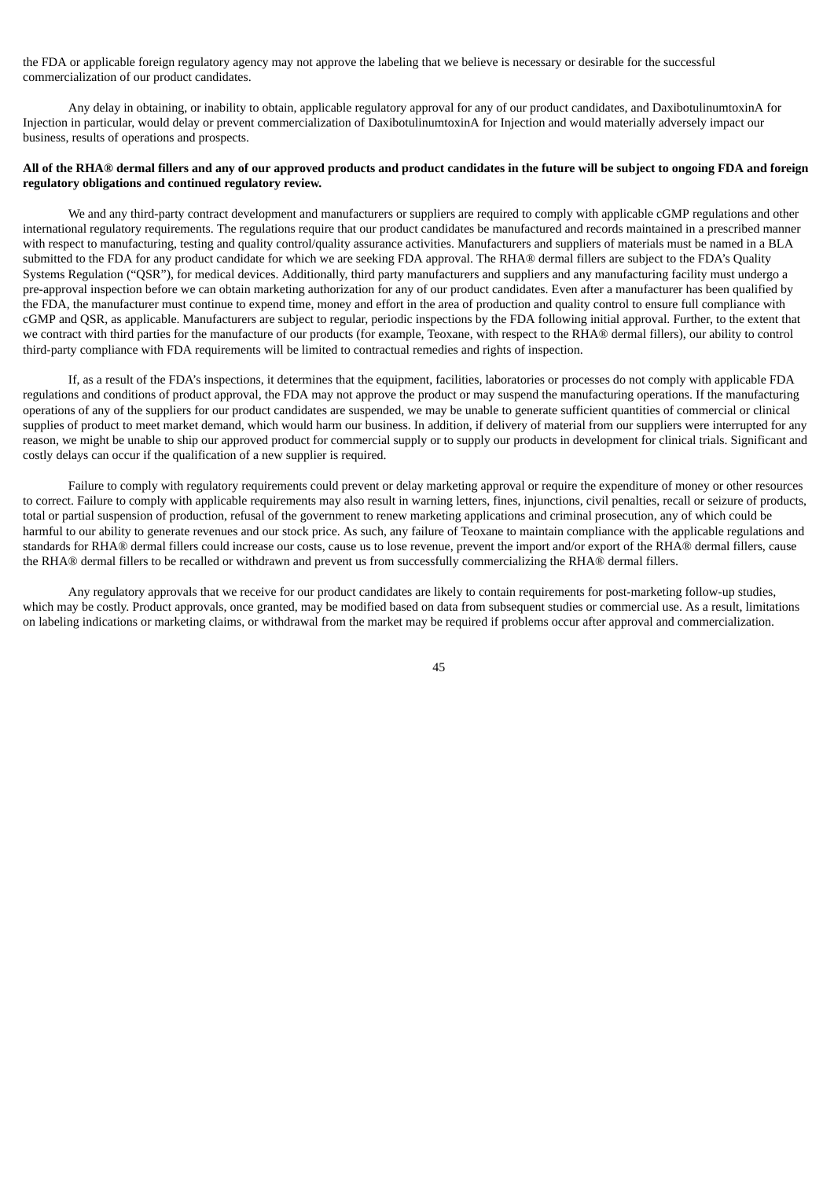the FDA or applicable foreign regulatory agency may not approve the labeling that we believe is necessary or desirable for the successful commercialization of our product candidates.

Any delay in obtaining, or inability to obtain, applicable regulatory approval for any of our product candidates, and DaxibotulinumtoxinA for Injection in particular, would delay or prevent commercialization of DaxibotulinumtoxinA for Injection and would materially adversely impact our business, results of operations and prospects.

**All of the RHA® dermal fillers and any of our approved products and product candidates in the future will be subject to ongoing FDA and foreign regulatory obligations and continued regulatory review.**

We and any third-party contract development and manufacturers or suppliers are required to comply with applicable cGMP regulations and other international regulatory requirements. The regulations require that our product candidates be manufactured and records maintained in a prescribed manner with respect to manufacturing, testing and quality control/quality assurance activities. Manufacturers and suppliers of materials must be named in a BLA submitted to the FDA for any product candidate for which we are seeking FDA approval. The RHA® dermal fillers are subject to the FDA's Quality Systems Regulation ("QSR"), for medical devices. Additionally, third party manufacturers and suppliers and any manufacturing facility must undergo a pre-approval inspection before we can obtain marketing authorization for any of our product candidates. Even after a manufacturer has been qualified by the FDA, the manufacturer must continue to expend time, money and effort in the area of production and quality control to ensure full compliance with cGMP and QSR, as applicable. Manufacturers are subject to regular, periodic inspections by the FDA following initial approval. Further, to the extent that we contract with third parties for the manufacture of our products (for example, Teoxane, with respect to the RHA® dermal fillers), our ability to control third-party compliance with FDA requirements will be limited to contractual remedies and rights of inspection.

If, as a result of the FDA's inspections, it determines that the equipment, facilities, laboratories or processes do not comply with applicable FDA regulations and conditions of product approval, the FDA may not approve the product or may suspend the manufacturing operations. If the manufacturing operations of any of the suppliers for our product candidates are suspended, we may be unable to generate sufficient quantities of commercial or clinical supplies of product to meet market demand, which would harm our business. In addition, if delivery of material from our suppliers were interrupted for any reason, we might be unable to ship our approved product for commercial supply or to supply our products in development for clinical trials. Significant and costly delays can occur if the qualification of a new supplier is required.

Failure to comply with regulatory requirements could prevent or delay marketing approval or require the expenditure of money or other resources to correct. Failure to comply with applicable requirements may also result in warning letters, fines, injunctions, civil penalties, recall or seizure of products, total or partial suspension of production, refusal of the government to renew marketing applications and criminal prosecution, any of which could be harmful to our ability to generate revenues and our stock price. As such, any failure of Teoxane to maintain compliance with the applicable regulations and standards for RHA® dermal fillers could increase our costs, cause us to lose revenue, prevent the import and/or export of the RHA® dermal fillers, cause the RHA® dermal fillers to be recalled or withdrawn and prevent us from successfully commercializing the RHA® dermal fillers.

Any regulatory approvals that we receive for our product candidates are likely to contain requirements for post-marketing follow-up studies, which may be costly. Product approvals, once granted, may be modified based on data from subsequent studies or commercial use. As a result, limitations on labeling indications or marketing claims, or withdrawal from the market may be required if problems occur after approval and commercialization.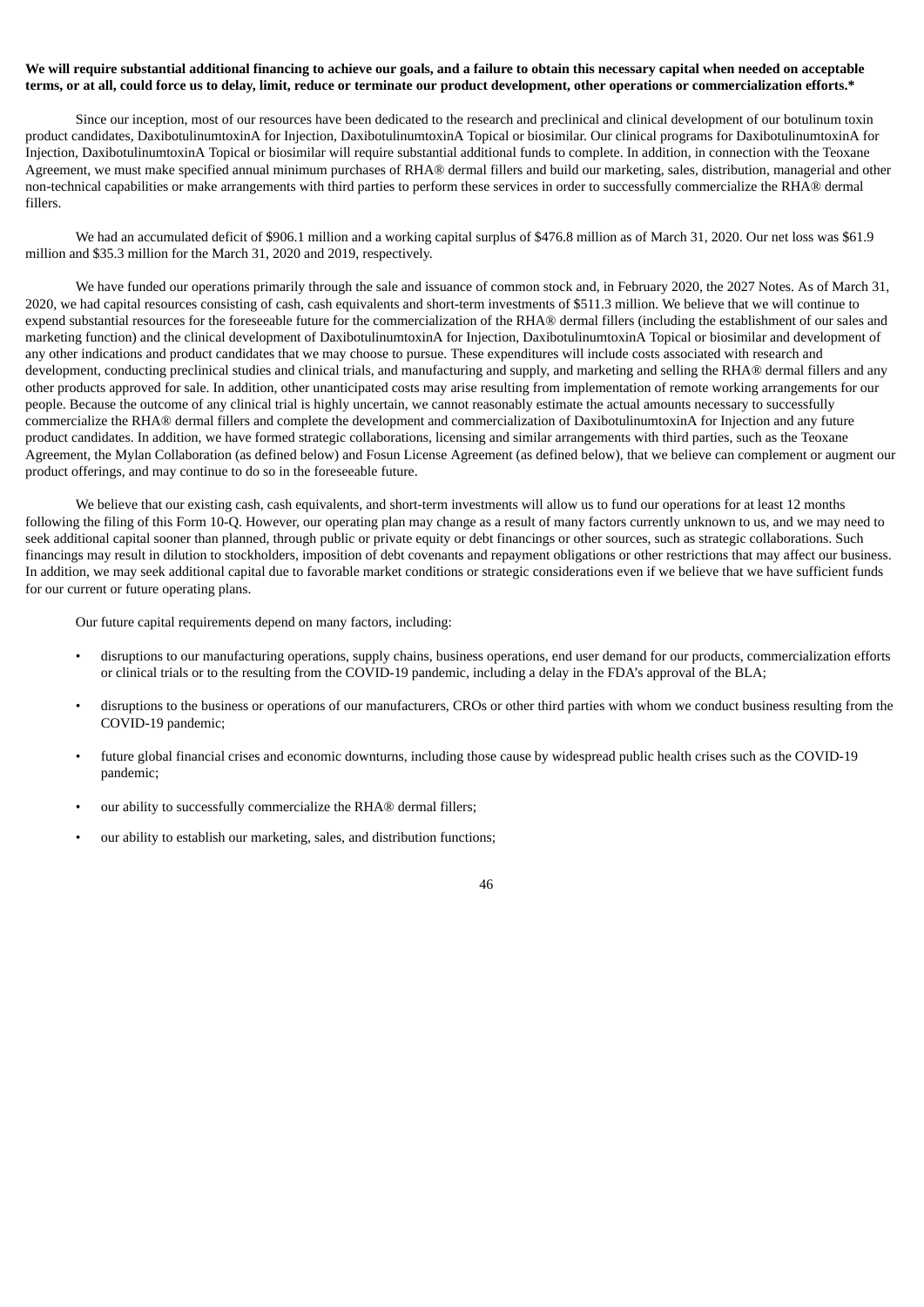**We will require substantial additional financing to achieve our goals, and a failure to obtain this necessary capital when needed on acceptable terms, or at all, could force us to delay, limit, reduce or terminate our product development, other operations or commercialization efforts.***

Since our inception, most of our resources have been dedicated to the research and preclinical and clinical development of our botulinum toxin product candidates, DaxibotulinumtoxinA for Injection, DaxibotulinumtoxinA Topical or biosimilar. Our clinical programs for DaxibotulinumtoxinA for Injection, DaxibotulinumtoxinA Topical or biosimilar will require substantial additional funds to complete. In addition, in connection with the Teoxane Agreement, we must make specified annual minimum purchases of RHA® dermal fillers and build our marketing, sales, distribution, managerial and other non-technical capabilities or make arrangements with third parties to perform these services in order to successfully commercialize the RHA® dermal fillers.

We had an accumulated deficit of $906.1 million and a working capital surplus of $476.8 million as of March 31, 2020. Our net loss was $61.9 million and $35.3 million for the March 31, 2020 and 2019, respectively.

We have funded our operations primarily through the sale and issuance of common stock and, in February 2020, the 2027 Notes. As of March 31, 2020, we had capital resources consisting of cash, cash equivalents and short-term investments of $511.3 million. We believe that we will continue to expend substantial resources for the foreseeable future for the commercialization of the RHA® dermal fillers (including the establishment of our sales and marketing function) and the clinical development of DaxibotulinumtoxinA for Injection, DaxibotulinumtoxinA Topical or biosimilar and development of any other indications and product candidates that we may choose to pursue. These expenditures will include costs associated with research and development, conducting preclinical studies and clinical trials, and manufacturing and supply, and marketing and selling the RHA® dermal fillers and any other products approved for sale. In addition, other unanticipated costs may arise resulting from implementation of remote working arrangements for our people. Because the outcome of any clinical trial is highly uncertain, we cannot reasonably estimate the actual amounts necessary to successfully commercialize the RHA® dermal fillers and complete the development and commercialization of DaxibotulinumtoxinA for Injection and any future product candidates. In addition, we have formed strategic collaborations, licensing and similar arrangements with third parties, such as the Teoxane Agreement, the Mylan Collaboration (as defined below) and Fosun License Agreement (as defined below), that we believe can complement or augment our product offerings, and may continue to do so in the foreseeable future.

We believe that our existing cash, cash equivalents, and short-term investments will allow us to fund our operations for at least 12 months following the filing of this Form 10-Q. However, our operating plan may change as a result of many factors currently unknown to us, and we may need to seek additional capital sooner than planned, through public or private equity or debt financings or other sources, such as strategic collaborations. Such financings may result in dilution to stockholders, imposition of debt covenants and repayment obligations or other restrictions that may affect our business. In addition, we may seek additional capital due to favorable market conditions or strategic considerations even if we believe that we have sufficient funds for our current or future operating plans.

Our future capital requirements depend on many factors, including:

- disruptions to our manufacturing operations, supply chains, business operations, end user demand for our products, commercialization efforts or clinical trials or to the resulting from the COVID-19 pandemic, including a delay in the FDA's approval of the BLA;
- disruptions to the business or operations of our manufacturers, CROs or other third parties with whom we conduct business resulting from the COVID-19 pandemic;
- future global financial crises and economic downturns, including those cause by widespread public health crises such as the COVID-19 pandemic;
- our ability to successfully commercialize the RHA® dermal fillers;
- our ability to establish our marketing, sales, and distribution functions;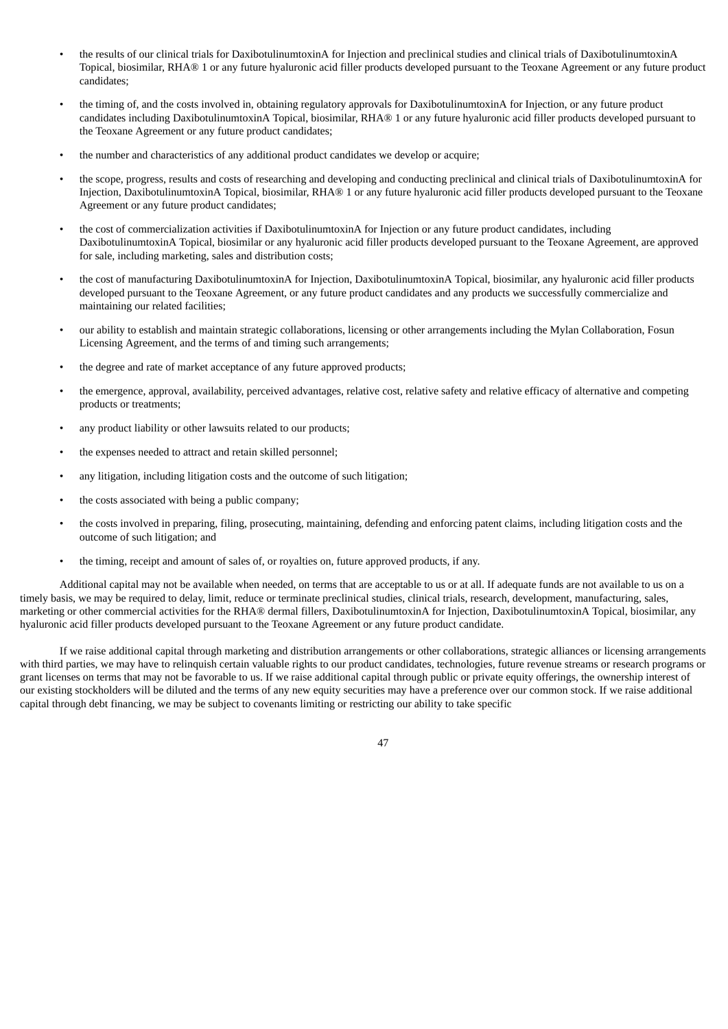- the results of our clinical trials for DaxibotulinumtoxinA for Injection and preclinical studies and clinical trials of DaxibotulinumtoxinA Topical, biosimilar, RHA® 1 or any future hyaluronic acid filler products developed pursuant to the Teoxane Agreement or any future product candidates;
- the timing of, and the costs involved in, obtaining regulatory approvals for DaxibotulinumtoxinA for Injection, or any future product candidates including DaxibotulinumtoxinA Topical, biosimilar, RHA® 1 or any future hyaluronic acid filler products developed pursuant to the Teoxane Agreement or any future product candidates;
- the number and characteristics of any additional product candidates we develop or acquire;
- the scope, progress, results and costs of researching and developing and conducting preclinical and clinical trials of DaxibotulinumtoxinA for Injection, DaxibotulinumtoxinA Topical, biosimilar, RHA® 1 or any future hyaluronic acid filler products developed pursuant to the Teoxane Agreement or any future product candidates;
- the cost of commercialization activities if DaxibotulinumtoxinA for Injection or any future product candidates, including DaxibotulinumtoxinA Topical, biosimilar or any hyaluronic acid filler products developed pursuant to the Teoxane Agreement, are approved for sale, including marketing, sales and distribution costs;
- the cost of manufacturing DaxibotulinumtoxinA for Injection, DaxibotulinumtoxinA Topical, biosimilar, any hyaluronic acid filler products developed pursuant to the Teoxane Agreement, or any future product candidates and any products we successfully commercialize and maintaining our related facilities;
- our ability to establish and maintain strategic collaborations, licensing or other arrangements including the Mylan Collaboration, Fosun Licensing Agreement, and the terms of and timing such arrangements;
- the degree and rate of market acceptance of any future approved products;
- the emergence, approval, availability, perceived advantages, relative cost, relative safety and relative efficacy of alternative and competing products or treatments;
- any product liability or other lawsuits related to our products;
- the expenses needed to attract and retain skilled personnel;
- any litigation, including litigation costs and the outcome of such litigation;
- the costs associated with being a public company;
- the costs involved in preparing, filing, prosecuting, maintaining, defending and enforcing patent claims, including litigation costs and the outcome of such litigation; and
- the timing, receipt and amount of sales of, or royalties on, future approved products, if any.

Additional capital may not be available when needed, on terms that are acceptable to us or at all. If adequate funds are not available to us on a timely basis, we may be required to delay, limit, reduce or terminate preclinical studies, clinical trials, research, development, manufacturing, sales, marketing or other commercial activities for the RHA® dermal fillers, DaxibotulinumtoxinA for Injection, DaxibotulinumtoxinA Topical, biosimilar, any hyaluronic acid filler products developed pursuant to the Teoxane Agreement or any future product candidate.

If we raise additional capital through marketing and distribution arrangements or other collaborations, strategic alliances or licensing arrangements with third parties, we may have to relinquish certain valuable rights to our product candidates, technologies, future revenue streams or research programs or grant licenses on terms that may not be favorable to us. If we raise additional capital through public or private equity offerings, the ownership interest of our existing stockholders will be diluted and the terms of any new equity securities may have a preference over our common stock. If we raise additional capital through debt financing, we may be subject to covenants limiting or restricting our ability to take specific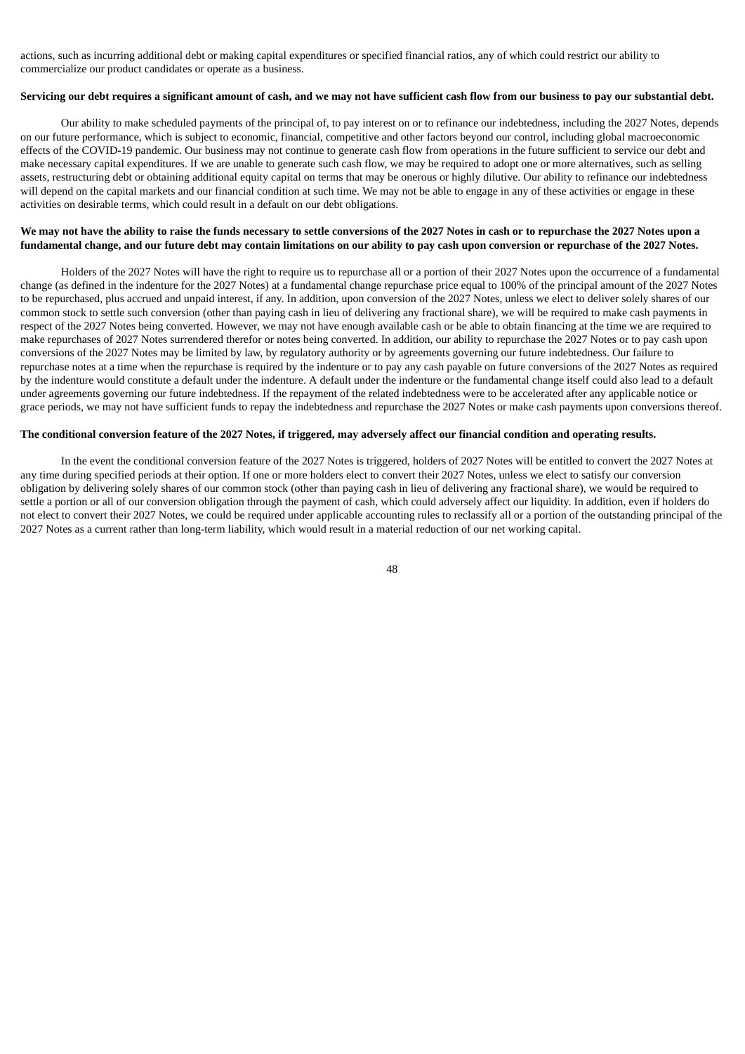actions, such as incurring additional debt or making capital expenditures or specified financial ratios, any of which could restrict our ability to commercialize our product candidates or operate as a business.

**Servicing our debt requires a significant amount of cash, and we may not have sufficient cash flow from our business to pay our substantial debt.**

Our ability to make scheduled payments of the principal of, to pay interest on or to refinance our indebtedness, including the 2027 Notes, depends on our future performance, which is subject to economic, financial, competitive and other factors beyond our control, including global macroeconomic effects of the COVID-19 pandemic. Our business may not continue to generate cash flow from operations in the future sufficient to service our debt and make necessary capital expenditures. If we are unable to generate such cash flow, we may be required to adopt one or more alternatives, such as selling assets, restructuring debt or obtaining additional equity capital on terms that may be onerous or highly dilutive. Our ability to refinance our indebtedness will depend on the capital markets and our financial condition at such time. We may not be able to engage in any of these activities or engage in these activities on desirable terms, which could result in a default on our debt obligations.

**We may not have the ability to raise the funds necessary to settle conversions of the 2027 Notes in cash or to repurchase the 2027 Notes upon a fundamental change, and our future debt may contain limitations on our ability to pay cash upon conversion or repurchase of the 2027 Notes.**

Holders of the 2027 Notes will have the right to require us to repurchase all or a portion of their 2027 Notes upon the occurrence of a fundamental change (as defined in the indenture for the 2027 Notes) at a fundamental change repurchase price equal to 100% of the principal amount of the 2027 Notes to be repurchased, plus accrued and unpaid interest, if any. In addition, upon conversion of the 2027 Notes, unless we elect to deliver solely shares of our common stock to settle such conversion (other than paying cash in lieu of delivering any fractional share), we will be required to make cash payments in respect of the 2027 Notes being converted. However, we may not have enough available cash or be able to obtain financing at the time we are required to make repurchases of 2027 Notes surrendered therefor or notes being converted. In addition, our ability to repurchase the 2027 Notes or to pay cash upon conversions of the 2027 Notes may be limited by law, by regulatory authority or by agreements governing our future indebtedness. Our failure to repurchase notes at a time when the repurchase is required by the indenture or to pay any cash payable on future conversions of the 2027 Notes as required by the indenture would constitute a default under the indenture. A default under the indenture or the fundamental change itself could also lead to a default under agreements governing our future indebtedness. If the repayment of the related indebtedness were to be accelerated after any applicable notice or grace periods, we may not have sufficient funds to repay the indebtedness and repurchase the 2027 Notes or make cash payments upon conversions thereof.

**The conditional conversion feature of the 2027 Notes, if triggered, may adversely affect our financial condition and operating results.**

In the event the conditional conversion feature of the 2027 Notes is triggered, holders of 2027 Notes will be entitled to convert the 2027 Notes at any time during specified periods at their option. If one or more holders elect to convert their 2027 Notes, unless we elect to satisfy our conversion obligation by delivering solely shares of our common stock (other than paying cash in lieu of delivering any fractional share), we would be required to settle a portion or all of our conversion obligation through the payment of cash, which could adversely affect our liquidity. In addition, even if holders do not elect to convert their 2027 Notes, we could be required under applicable accounting rules to reclassify all or a portion of the outstanding principal of the 2027 Notes as a current rather than long-term liability, which would result in a material reduction of our net working capital.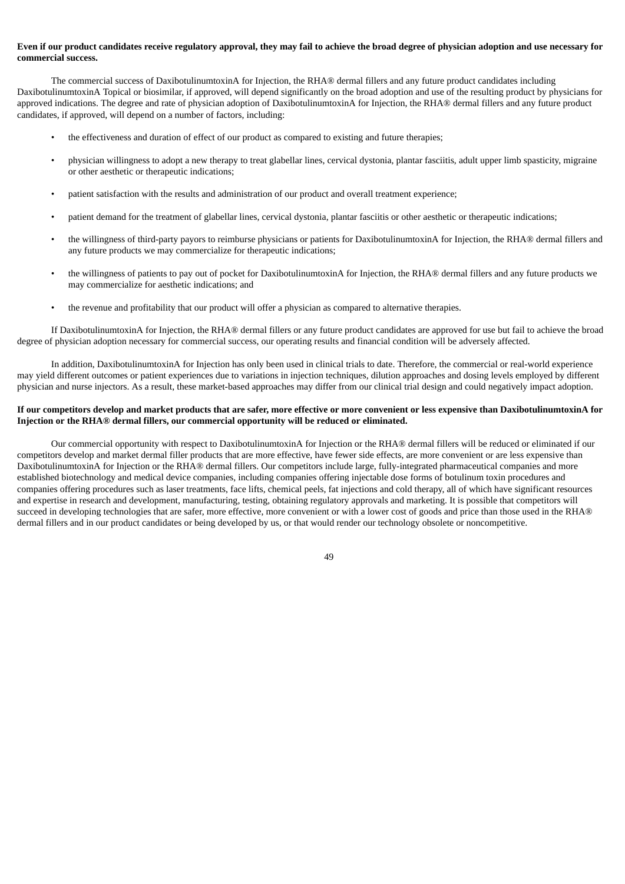**Even if our product candidates receive regulatory approval, they may fail to achieve the broad degree of physician adoption and use necessary for commercial success.**

The commercial success of DaxibotulinumtoxinA for Injection, the RHA® dermal fillers and any future product candidates including DaxibotulinumtoxinA Topical or biosimilar, if approved, will depend significantly on the broad adoption and use of the resulting product by physicians for approved indications. The degree and rate of physician adoption of DaxibotulinumtoxinA for Injection, the RHA® dermal fillers and any future product candidates, if approved, will depend on a number of factors, including:

- the effectiveness and duration of effect of our product as compared to existing and future therapies;
- physician willingness to adopt a new therapy to treat glabellar lines, cervical dystonia, plantar fasciitis, adult upper limb spasticity, migraine or other aesthetic or therapeutic indications;
- patient satisfaction with the results and administration of our product and overall treatment experience;
- patient demand for the treatment of glabellar lines, cervical dystonia, plantar fasciitis or other aesthetic or therapeutic indications;
- the willingness of third-party payors to reimburse physicians or patients for DaxibotulinumtoxinA for Injection, the RHA® dermal fillers and any future products we may commercialize for therapeutic indications;
- the willingness of patients to pay out of pocket for DaxibotulinumtoxinA for Injection, the RHA® dermal fillers and any future products we may commercialize for aesthetic indications; and
- the revenue and profitability that our product will offer a physician as compared to alternative therapies.

If DaxibotulinumtoxinA for Injection, the RHA® dermal fillers or any future product candidates are approved for use but fail to achieve the broad degree of physician adoption necessary for commercial success, our operating results and financial condition will be adversely affected.

In addition, DaxibotulinumtoxinA for Injection has only been used in clinical trials to date. Therefore, the commercial or real-world experience may yield different outcomes or patient experiences due to variations in injection techniques, dilution approaches and dosing levels employed by different physician and nurse injectors. As a result, these market-based approaches may differ from our clinical trial design and could negatively impact adoption.

**If our competitors develop and market products that are safer, more effective or more convenient or less expensive than DaxibotulinumtoxinA for Injection or the RHA® dermal fillers, our commercial opportunity will be reduced or eliminated.**

Our commercial opportunity with respect to DaxibotulinumtoxinA for Injection or the RHA® dermal fillers will be reduced or eliminated if our competitors develop and market dermal filler products that are more effective, have fewer side effects, are more convenient or are less expensive than DaxibotulinumtoxinA for Injection or the RHA® dermal fillers. Our competitors include large, fully-integrated pharmaceutical companies and more established biotechnology and medical device companies, including companies offering injectable dose forms of botulinum toxin procedures and companies offering procedures such as laser treatments, face lifts, chemical peels, fat injections and cold therapy, all of which have significant resources and expertise in research and development, manufacturing, testing, obtaining regulatory approvals and marketing. It is possible that competitors will succeed in developing technologies that are safer, more effective, more convenient or with a lower cost of goods and price than those used in the RHA® dermal fillers and in our product candidates or being developed by us, or that would render our technology obsolete or noncompetitive.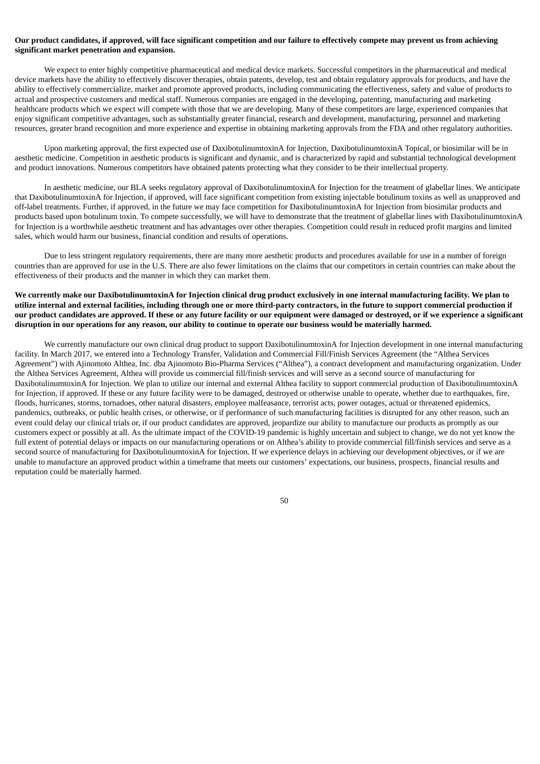**Our product candidates, if approved, will face significant competition and our failure to effectively compete may prevent us from achieving significant market penetration and expansion.**

We expect to enter highly competitive pharmaceutical and medical device markets. Successful competitors in the pharmaceutical and medical device markets have the ability to effectively discover therapies, obtain patents, develop, test and obtain regulatory approvals for products, and have the ability to effectively commercialize, market and promote approved products, including communicating the effectiveness, safety and value of products to actual and prospective customers and medical staff. Numerous companies are engaged in the developing, patenting, manufacturing and marketing healthcare products which we expect will compete with those that we are developing. Many of these competitors are large, experienced companies that enjoy significant competitive advantages, such as substantially greater financial, research and development, manufacturing, personnel and marketing resources, greater brand recognition and more experience and expertise in obtaining marketing approvals from the FDA and other regulatory authorities.

Upon marketing approval, the first expected use of DaxibotulinumtoxinA for Injection, DaxibotulinumtoxinA Topical, or biosimilar will be in aesthetic medicine. Competition in aesthetic products is significant and dynamic, and is characterized by rapid and substantial technological development and product innovations. Numerous competitors have obtained patents protecting what they consider to be their intellectual property.

In aesthetic medicine, our BLA seeks regulatory approval of DaxibotulinumtoxinA for Injection for the treatment of glabellar lines. We anticipate that DaxibotulinumtoxinA for Injection, if approved, will face significant competition from existing injectable botulinum toxins as well as unapproved and off-label treatments. Further, if approved, in the future we may face competition for DaxibotulinumtoxinA for Injection from biosimilar products and products based upon botulinum toxin. To compete successfully, we will have to demonstrate that the treatment of glabellar lines with DaxibotulinumtoxinA for Injection is a worthwhile aesthetic treatment and has advantages over other therapies. Competition could result in reduced profit margins and limited sales, which would harm our business, financial condition and results of operations.

Due to less stringent regulatory requirements, there are many more aesthetic products and procedures available for use in a number of foreign countries than are approved for use in the U.S. There are also fewer limitations on the claims that our competitors in certain countries can make about the effectiveness of their products and the manner in which they can market them.

**We currently make our DaxibotulinumtoxinA for Injection clinical drug product exclusively in one internal manufacturing facility. We plan to utilize internal and external facilities, including through one or more third-party contractors, in the future to support commercial production if our product candidates are approved. If these or any future facility or our equipment were damaged or destroyed, or if we experience a significant disruption in our operations for any reason, our ability to continue to operate our business would be materially harmed.**

We currently manufacture our own clinical drug product to support DaxibotulinumtoxinA for Injection development in one internal manufacturing facility. In March 2017, we entered into a Technology Transfer, Validation and Commercial Fill/Finish Services Agreement (the "Althea Services Agreement") with Ajinomoto Althea, Inc. dba Ajinomoto Bio-Pharma Services ("Althea"), a contract development and manufacturing organization. Under the Althea Services Agreement, Althea will provide us commercial fill/finish services and will serve as a second source of manufacturing for DaxibotulinumtoxinA for Injection. We plan to utilize our internal and external Althea facility to support commercial production of DaxibotulinumtoxinA for Injection, if approved. If these or any future facility were to be damaged, destroyed or otherwise unable to operate, whether due to earthquakes, fire, floods, hurricanes, storms, tornadoes, other natural disasters, employee malfeasance, terrorist acts, power outages, actual or threatened epidemics, pandemics, outbreaks, or public health crises, or otherwise, or if performance of such manufacturing facilities is disrupted for any other reason, such an event could delay our clinical trials or, if our product candidates are approved, jeopardize our ability to manufacture our products as promptly as our customers expect or possibly at all. As the ultimate impact of the COVID-19 pandemic is highly uncertain and subject to change, we do not yet know the full extent of potential delays or impacts on our manufacturing operations or on Althea's ability to provide commercial fill/finish services and serve as a second source of manufacturing for DaxibotulinumtoxinA for Injection. If we experience delays in achieving our development objectives, or if we are unable to manufacture an approved product within a timeframe that meets our customers' expectations, our business, prospects, financial results and reputation could be materially harmed.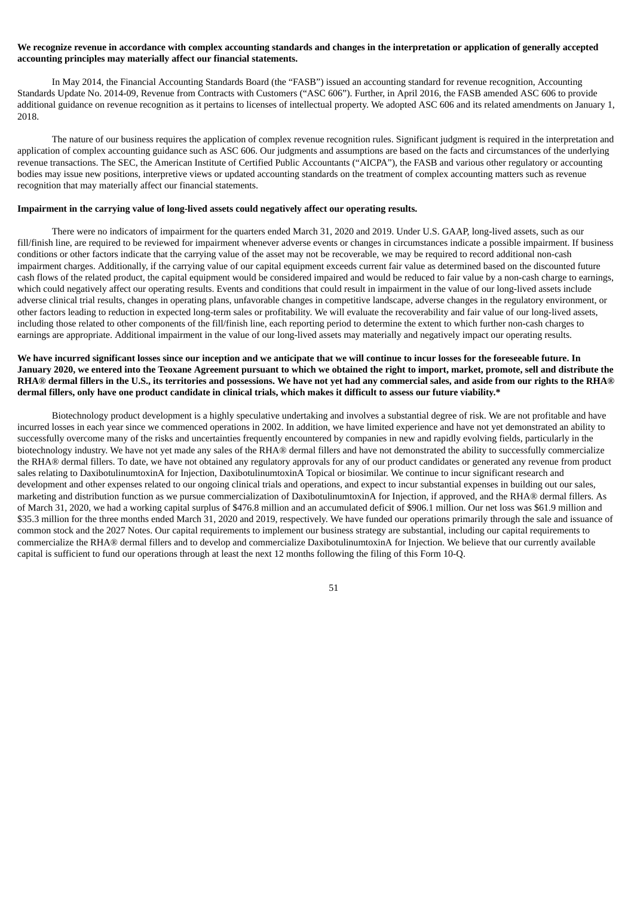**We recognize revenue in accordance with complex accounting standards and changes in the interpretation or application of generally accepted accounting principles may materially affect our financial statements.**

In May 2014, the Financial Accounting Standards Board (the "FASB") issued an accounting standard for revenue recognition, Accounting Standards Update No. 2014-09, Revenue from Contracts with Customers ("ASC 606"). Further, in April 2016, the FASB amended ASC 606 to provide additional guidance on revenue recognition as it pertains to licenses of intellectual property. We adopted ASC 606 and its related amendments on January 1, 2018.

The nature of our business requires the application of complex revenue recognition rules. Significant judgment is required in the interpretation and application of complex accounting guidance such as ASC 606. Our judgments and assumptions are based on the facts and circumstances of the underlying revenue transactions. The SEC, the American Institute of Certified Public Accountants ("AICPA"), the FASB and various other regulatory or accounting bodies may issue new positions, interpretive views or updated accounting standards on the treatment of complex accounting matters such as revenue recognition that may materially affect our financial statements.

**Impairment in the carrying value of long-lived assets could negatively affect our operating results.**

There were no indicators of impairment for the quarters ended March 31, 2020 and 2019. Under U.S. GAAP, long-lived assets, such as our fill/finish line, are required to be reviewed for impairment whenever adverse events or changes in circumstances indicate a possible impairment. If business conditions or other factors indicate that the carrying value of the asset may not be recoverable, we may be required to record additional non-cash impairment charges. Additionally, if the carrying value of our capital equipment exceeds current fair value as determined based on the discounted future cash flows of the related product, the capital equipment would be considered impaired and would be reduced to fair value by a non-cash charge to earnings, which could negatively affect our operating results. Events and conditions that could result in impairment in the value of our long-lived assets include adverse clinical trial results, changes in operating plans, unfavorable changes in competitive landscape, adverse changes in the regulatory environment, or other factors leading to reduction in expected long-term sales or profitability. We will evaluate the recoverability and fair value of our long-lived assets, including those related to other components of the fill/finish line, each reporting period to determine the extent to which further non-cash charges to earnings are appropriate. Additional impairment in the value of our long-lived assets may materially and negatively impact our operating results.

**We have incurred significant losses since our inception and we anticipate that we will continue to incur losses for the foreseeable future. In January 2020, we entered into the Teoxane Agreement pursuant to which we obtained the right to import, market, promote, sell and distribute the RHA® dermal fillers in the U.S., its territories and possessions. We have not yet had any commercial sales, and aside from our rights to the RHA® dermal fillers, only have one product candidate in clinical trials, which makes it difficult to assess our future viability.***

Biotechnology product development is a highly speculative undertaking and involves a substantial degree of risk. We are not profitable and have incurred losses in each year since we commenced operations in 2002. In addition, we have limited experience and have not yet demonstrated an ability to successfully overcome many of the risks and uncertainties frequently encountered by companies in new and rapidly evolving fields, particularly in the biotechnology industry. We have not yet made any sales of the RHA® dermal fillers and have not demonstrated the ability to successfully commercialize the RHA® dermal fillers. To date, we have not obtained any regulatory approvals for any of our product candidates or generated any revenue from product sales relating to DaxibotulinumtoxinA for Injection, DaxibotulinumtoxinA Topical or biosimilar. We continue to incur significant research and development and other expenses related to our ongoing clinical trials and operations, and expect to incur substantial expenses in building out our sales, marketing and distribution function as we pursue commercialization of DaxibotulinumtoxinA for Injection, if approved, and the RHA® dermal fillers. As of March 31, 2020, we had a working capital surplus of $476.8 million and an accumulated deficit of $906.1 million. Our net loss was $61.9 million and $35.3 million for the three months ended March 31, 2020 and 2019, respectively. We have funded our operations primarily through the sale and issuance of common stock and the 2027 Notes. Our capital requirements to implement our business strategy are substantial, including our capital requirements to commercialize the RHA® dermal fillers and to develop and commercialize DaxibotulinumtoxinA for Injection. We believe that our currently available capital is sufficient to fund our operations through at least the next 12 months following the filing of this Form 10-Q.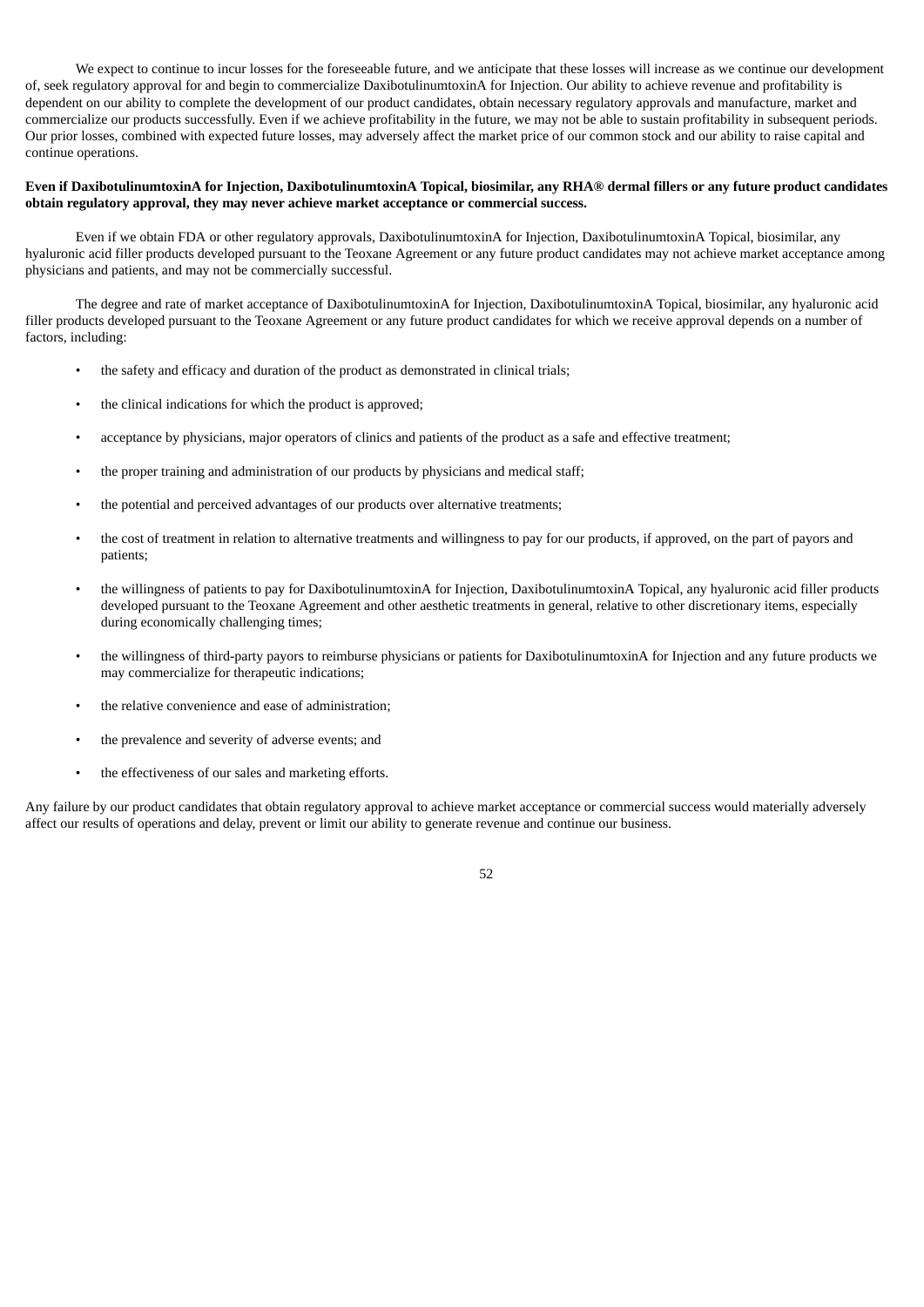We expect to continue to incur losses for the foreseeable future, and we anticipate that these losses will increase as we continue our development of, seek regulatory approval for and begin to commercialize DaxibotulinumtoxinA for Injection. Our ability to achieve revenue and profitability is dependent on our ability to complete the development of our product candidates, obtain necessary regulatory approvals and manufacture, market and commercialize our products successfully. Even if we achieve profitability in the future, we may not be able to sustain profitability in subsequent periods. Our prior losses, combined with expected future losses, may adversely affect the market price of our common stock and our ability to raise capital and continue operations.

**Even if DaxibotulinumtoxinA for Injection, DaxibotulinumtoxinA Topical, biosimilar, any RHA® dermal fillers or any future product candidates obtain regulatory approval, they may never achieve market acceptance or commercial success.**

Even if we obtain FDA or other regulatory approvals, DaxibotulinumtoxinA for Injection, DaxibotulinumtoxinA Topical, biosimilar, any hyaluronic acid filler products developed pursuant to the Teoxane Agreement or any future product candidates may not achieve market acceptance among physicians and patients, and may not be commercially successful.

The degree and rate of market acceptance of DaxibotulinumtoxinA for Injection, DaxibotulinumtoxinA Topical, biosimilar, any hyaluronic acid filler products developed pursuant to the Teoxane Agreement or any future product candidates for which we receive approval depends on a number of factors, including:

- the safety and efficacy and duration of the product as demonstrated in clinical trials;
- the clinical indications for which the product is approved;
- acceptance by physicians, major operators of clinics and patients of the product as a safe and effective treatment;
- the proper training and administration of our products by physicians and medical staff;
- the potential and perceived advantages of our products over alternative treatments;
- the cost of treatment in relation to alternative treatments and willingness to pay for our products, if approved, on the part of payors and patients;
- the willingness of patients to pay for DaxibotulinumtoxinA for Injection, DaxibotulinumtoxinA Topical, any hyaluronic acid filler products developed pursuant to the Teoxane Agreement and other aesthetic treatments in general, relative to other discretionary items, especially during economically challenging times;
- the willingness of third-party payors to reimburse physicians or patients for DaxibotulinumtoxinA for Injection and any future products we may commercialize for therapeutic indications;
- the relative convenience and ease of administration;
- the prevalence and severity of adverse events; and
- the effectiveness of our sales and marketing efforts.

Any failure by our product candidates that obtain regulatory approval to achieve market acceptance or commercial success would materially adversely affect our results of operations and delay, prevent or limit our ability to generate revenue and continue our business.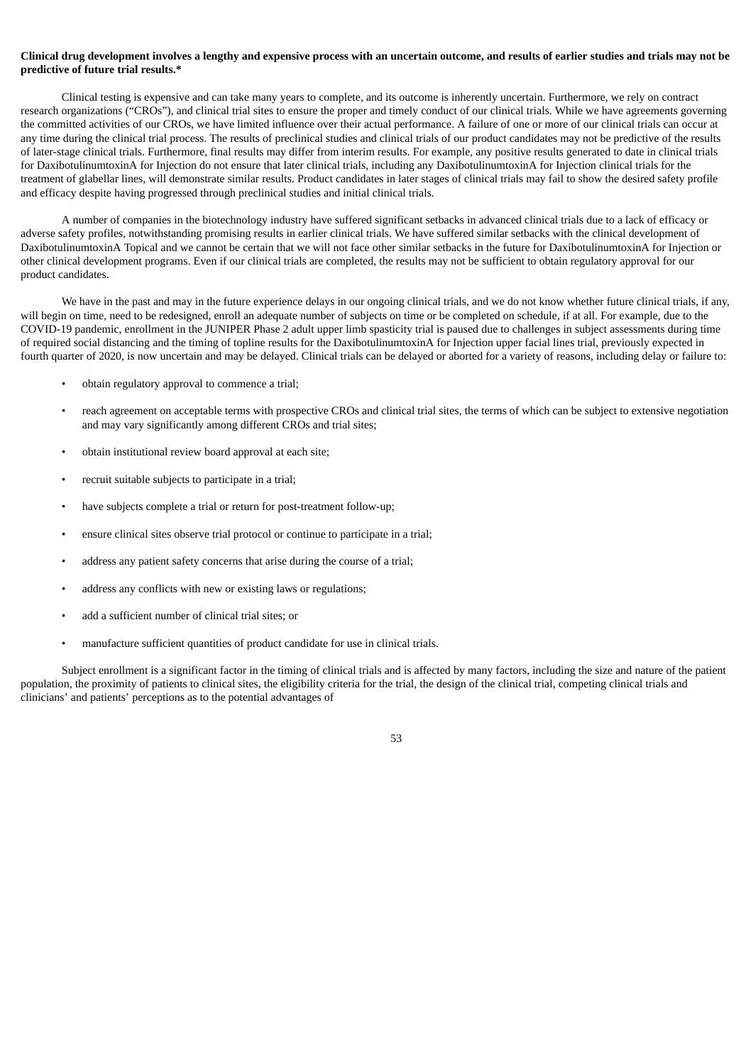**Clinical drug development involves a lengthy and expensive process with an uncertain outcome, and results of earlier studies and trials may not be predictive of future trial results.***

Clinical testing is expensive and can take many years to complete, and its outcome is inherently uncertain. Furthermore, we rely on contract research organizations ("CROs"), and clinical trial sites to ensure the proper and timely conduct of our clinical trials. While we have agreements governing the committed activities of our CROs, we have limited influence over their actual performance. A failure of one or more of our clinical trials can occur at any time during the clinical trial process. The results of preclinical studies and clinical trials of our product candidates may not be predictive of the results of later-stage clinical trials. Furthermore, final results may differ from interim results. For example, any positive results generated to date in clinical trials for DaxibotulinumtoxinA for Injection do not ensure that later clinical trials, including any DaxibotulinumtoxinA for Injection clinical trials for the treatment of glabellar lines, will demonstrate similar results. Product candidates in later stages of clinical trials may fail to show the desired safety profile and efficacy despite having progressed through preclinical studies and initial clinical trials.

A number of companies in the biotechnology industry have suffered significant setbacks in advanced clinical trials due to a lack of efficacy or adverse safety profiles, notwithstanding promising results in earlier clinical trials. We have suffered similar setbacks with the clinical development of DaxibotulinumtoxinA Topical and we cannot be certain that we will not face other similar setbacks in the future for DaxibotulinumtoxinA for Injection or other clinical development programs. Even if our clinical trials are completed, the results may not be sufficient to obtain regulatory approval for our product candidates.

We have in the past and may in the future experience delays in our ongoing clinical trials, and we do not know whether future clinical trials, if any, will begin on time, need to be redesigned, enroll an adequate number of subjects on time or be completed on schedule, if at all. For example, due to the COVID-19 pandemic, enrollment in the JUNIPER Phase 2 adult upper limb spasticity trial is paused due to challenges in subject assessments during time of required social distancing and the timing of topline results for the DaxibotulinumtoxinA for Injection upper facial lines trial, previously expected in fourth quarter of 2020, is now uncertain and may be delayed. Clinical trials can be delayed or aborted for a variety of reasons, including delay or failure to:

- obtain regulatory approval to commence a trial;
- reach agreement on acceptable terms with prospective CROs and clinical trial sites, the terms of which can be subject to extensive negotiation and may vary significantly among different CROs and trial sites;
- obtain institutional review board approval at each site;
- recruit suitable subjects to participate in a trial;
- have subjects complete a trial or return for post-treatment follow-up;
- ensure clinical sites observe trial protocol or continue to participate in a trial;
- address any patient safety concerns that arise during the course of a trial;
- address any conflicts with new or existing laws or regulations;
- add a sufficient number of clinical trial sites; or
- manufacture sufficient quantities of product candidate for use in clinical trials.

Subject enrollment is a significant factor in the timing of clinical trials and is affected by many factors, including the size and nature of the patient population, the proximity of patients to clinical sites, the eligibility criteria for the trial, the design of the clinical trial, competing clinical trials and clinicians' and patients' perceptions as to the potential advantages of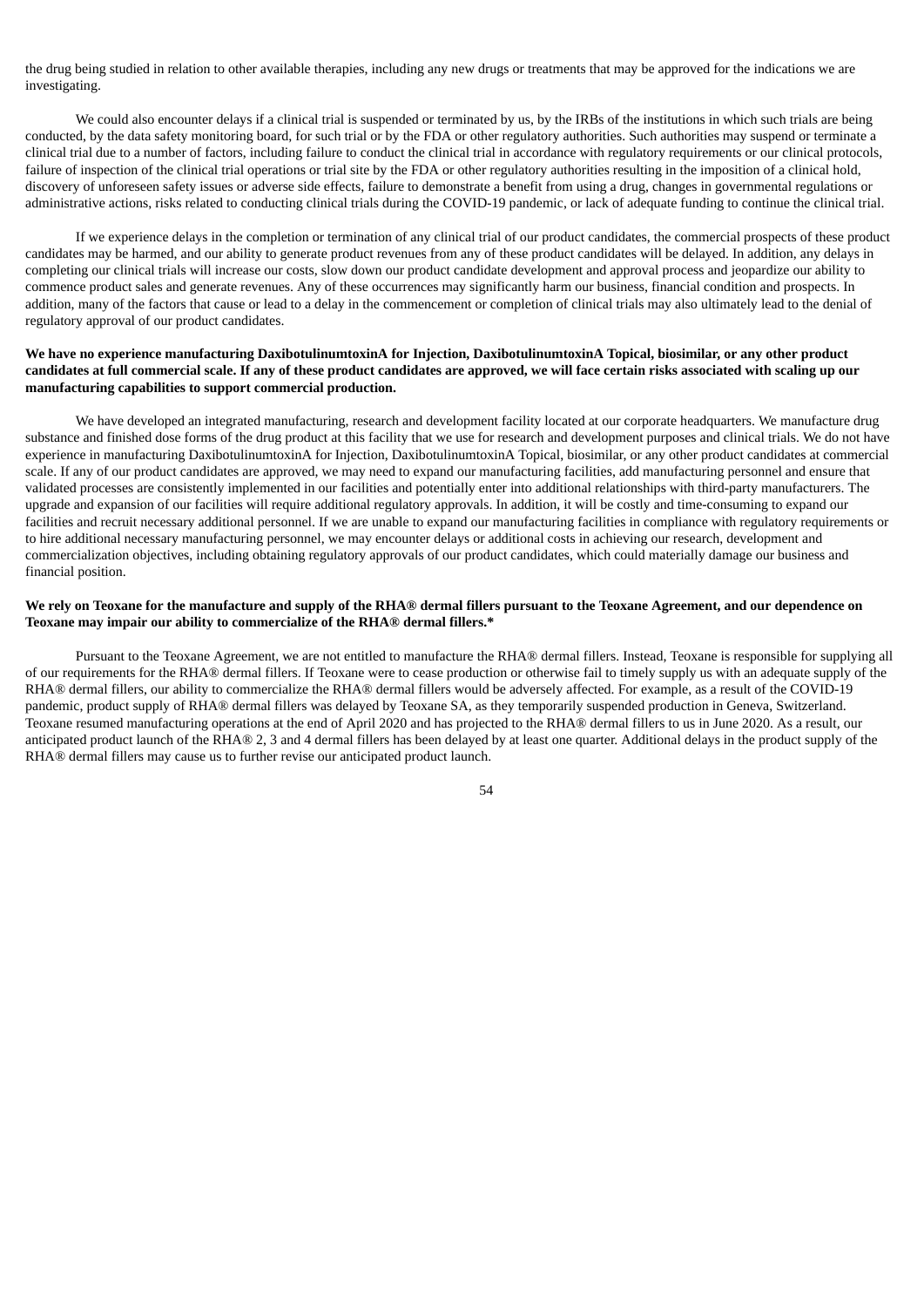the drug being studied in relation to other available therapies, including any new drugs or treatments that may be approved for the indications we are investigating.

We could also encounter delays if a clinical trial is suspended or terminated by us, by the IRBs of the institutions in which such trials are being conducted, by the data safety monitoring board, for such trial or by the FDA or other regulatory authorities. Such authorities may suspend or terminate a clinical trial due to a number of factors, including failure to conduct the clinical trial in accordance with regulatory requirements or our clinical protocols, failure of inspection of the clinical trial operations or trial site by the FDA or other regulatory authorities resulting in the imposition of a clinical hold, discovery of unforeseen safety issues or adverse side effects, failure to demonstrate a benefit from using a drug, changes in governmental regulations or administrative actions, risks related to conducting clinical trials during the COVID-19 pandemic, or lack of adequate funding to continue the clinical trial.

If we experience delays in the completion or termination of any clinical trial of our product candidates, the commercial prospects of these product candidates may be harmed, and our ability to generate product revenues from any of these product candidates will be delayed. In addition, any delays in completing our clinical trials will increase our costs, slow down our product candidate development and approval process and jeopardize our ability to commence product sales and generate revenues. Any of these occurrences may significantly harm our business, financial condition and prospects. In addition, many of the factors that cause or lead to a delay in the commencement or completion of clinical trials may also ultimately lead to the denial of regulatory approval of our product candidates.

**We have no experience manufacturing DaxibotulinumtoxinA for Injection, DaxibotulinumtoxinA Topical, biosimilar, or any other product candidates at full commercial scale. If any of these product candidates are approved, we will face certain risks associated with scaling up our manufacturing capabilities to support commercial production.**

We have developed an integrated manufacturing, research and development facility located at our corporate headquarters. We manufacture drug substance and finished dose forms of the drug product at this facility that we use for research and development purposes and clinical trials. We do not have experience in manufacturing DaxibotulinumtoxinA for Injection, DaxibotulinumtoxinA Topical, biosimilar, or any other product candidates at commercial scale. If any of our product candidates are approved, we may need to expand our manufacturing facilities, add manufacturing personnel and ensure that validated processes are consistently implemented in our facilities and potentially enter into additional relationships with third-party manufacturers. The upgrade and expansion of our facilities will require additional regulatory approvals. In addition, it will be costly and time-consuming to expand our facilities and recruit necessary additional personnel. If we are unable to expand our manufacturing facilities in compliance with regulatory requirements or to hire additional necessary manufacturing personnel, we may encounter delays or additional costs in achieving our research, development and commercialization objectives, including obtaining regulatory approvals of our product candidates, which could materially damage our business and financial position.

**We rely on Teoxane for the manufacture and supply of the RHA® dermal fillers pursuant to the Teoxane Agreement, and our dependence on Teoxane may impair our ability to commercialize of the RHA® dermal fillers.***

Pursuant to the Teoxane Agreement, we are not entitled to manufacture the RHA® dermal fillers. Instead, Teoxane is responsible for supplying all of our requirements for the RHA® dermal fillers. If Teoxane were to cease production or otherwise fail to timely supply us with an adequate supply of the RHA® dermal fillers, our ability to commercialize the RHA® dermal fillers would be adversely affected. For example, as a result of the COVID-19 pandemic, product supply of RHA® dermal fillers was delayed by Teoxane SA, as they temporarily suspended production in Geneva, Switzerland. Teoxane resumed manufacturing operations at the end of April 2020 and has projected to the RHA® dermal fillers to us in June 2020. As a result, our anticipated product launch of the RHA® 2, 3 and 4 dermal fillers has been delayed by at least one quarter. Additional delays in the product supply of the RHA® dermal fillers may cause us to further revise our anticipated product launch.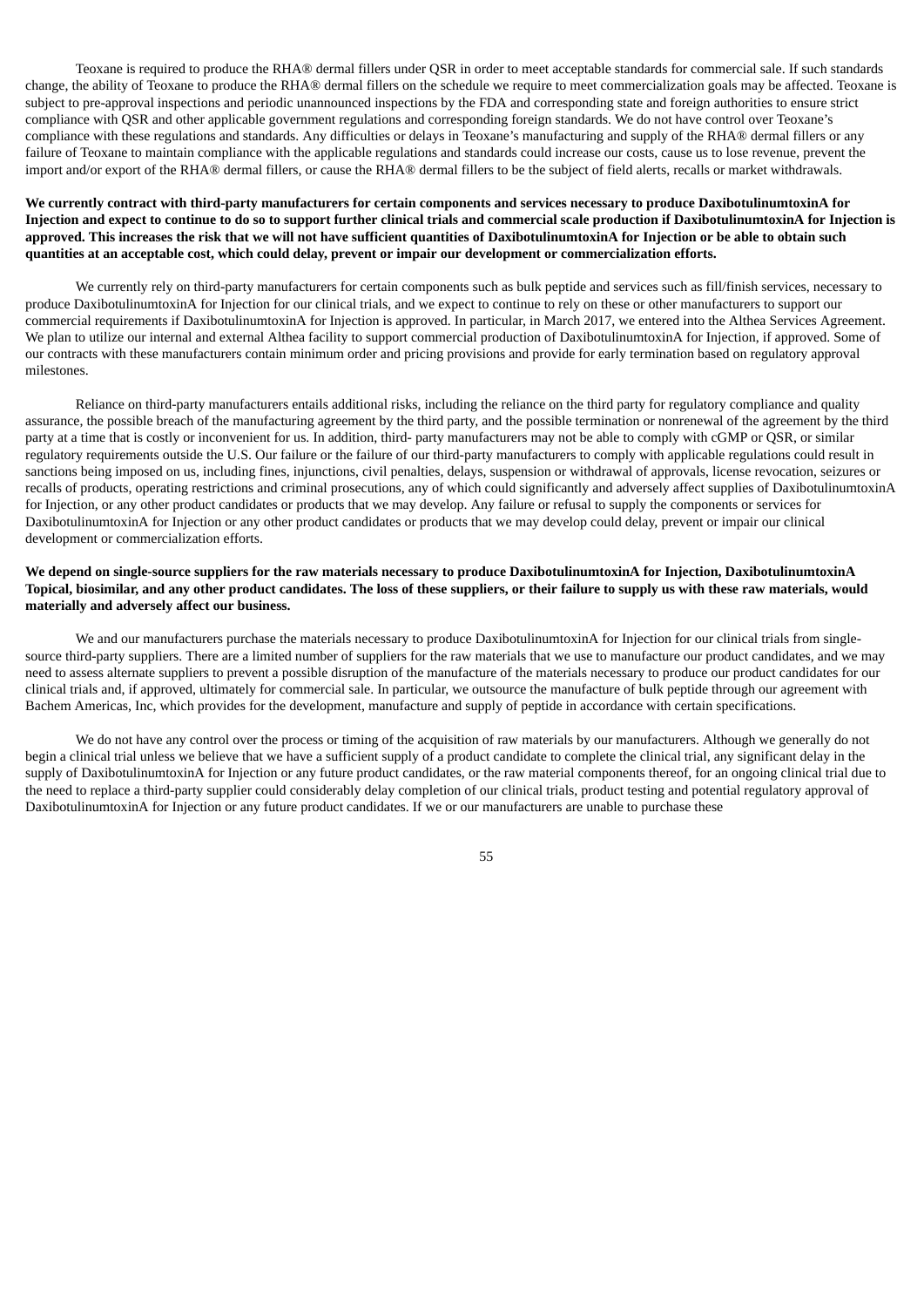Teoxane is required to produce the RHA® dermal fillers under QSR in order to meet acceptable standards for commercial sale. If such standards change, the ability of Teoxane to produce the RHA® dermal fillers on the schedule we require to meet commercialization goals may be affected. Teoxane is subject to pre-approval inspections and periodic unannounced inspections by the FDA and corresponding state and foreign authorities to ensure strict compliance with QSR and other applicable government regulations and corresponding foreign standards. We do not have control over Teoxane's compliance with these regulations and standards. Any difficulties or delays in Teoxane's manufacturing and supply of the RHA® dermal fillers or any failure of Teoxane to maintain compliance with the applicable regulations and standards could increase our costs, cause us to lose revenue, prevent the import and/or export of the RHA® dermal fillers, or cause the RHA® dermal fillers to be the subject of field alerts, recalls or market withdrawals.

**We currently contract with third-party manufacturers for certain components and services necessary to produce DaxibotulinumtoxinA for Injection and expect to continue to do so to support further clinical trials and commercial scale production if DaxibotulinumtoxinA for Injection is approved. This increases the risk that we will not have sufficient quantities of DaxibotulinumtoxinA for Injection or be able to obtain such quantities at an acceptable cost, which could delay, prevent or impair our development or commercialization efforts.**

We currently rely on third-party manufacturers for certain components such as bulk peptide and services such as fill/finish services, necessary to produce DaxibotulinumtoxinA for Injection for our clinical trials, and we expect to continue to rely on these or other manufacturers to support our commercial requirements if DaxibotulinumtoxinA for Injection is approved. In particular, in March 2017, we entered into the Althea Services Agreement. We plan to utilize our internal and external Althea facility to support commercial production of DaxibotulinumtoxinA for Injection, if approved. Some of our contracts with these manufacturers contain minimum order and pricing provisions and provide for early termination based on regulatory approval milestones.

Reliance on third-party manufacturers entails additional risks, including the reliance on the third party for regulatory compliance and quality assurance, the possible breach of the manufacturing agreement by the third party, and the possible termination or nonrenewal of the agreement by the third party at a time that is costly or inconvenient for us. In addition, third- party manufacturers may not be able to comply with cGMP or QSR, or similar regulatory requirements outside the U.S. Our failure or the failure of our third-party manufacturers to comply with applicable regulations could result in sanctions being imposed on us, including fines, injunctions, civil penalties, delays, suspension or withdrawal of approvals, license revocation, seizures or recalls of products, operating restrictions and criminal prosecutions, any of which could significantly and adversely affect supplies of DaxibotulinumtoxinA for Injection, or any other product candidates or products that we may develop. Any failure or refusal to supply the components or services for DaxibotulinumtoxinA for Injection or any other product candidates or products that we may develop could delay, prevent or impair our clinical development or commercialization efforts.

**We depend on single-source suppliers for the raw materials necessary to produce DaxibotulinumtoxinA for Injection, DaxibotulinumtoxinA Topical, biosimilar, and any other product candidates. The loss of these suppliers, or their failure to supply us with these raw materials, would materially and adversely affect our business.**

We and our manufacturers purchase the materials necessary to produce DaxibotulinumtoxinA for Injection for our clinical trials from single-source third-party suppliers. There are a limited number of suppliers for the raw materials that we use to manufacture our product candidates, and we may need to assess alternate suppliers to prevent a possible disruption of the manufacture of the materials necessary to produce our product candidates for our clinical trials and, if approved, ultimately for commercial sale. In particular, we outsource the manufacture of bulk peptide through our agreement with Bachem Americas, Inc, which provides for the development, manufacture and supply of peptide in accordance with certain specifications.

We do not have any control over the process or timing of the acquisition of raw materials by our manufacturers. Although we generally do not begin a clinical trial unless we believe that we have a sufficient supply of a product candidate to complete the clinical trial, any significant delay in the supply of DaxibotulinumtoxinA for Injection or any future product candidates, or the raw material components thereof, for an ongoing clinical trial due to the need to replace a third-party supplier could considerably delay completion of our clinical trials, product testing and potential regulatory approval of DaxibotulinumtoxinA for Injection or any future product candidates. If we or our manufacturers are unable to purchase these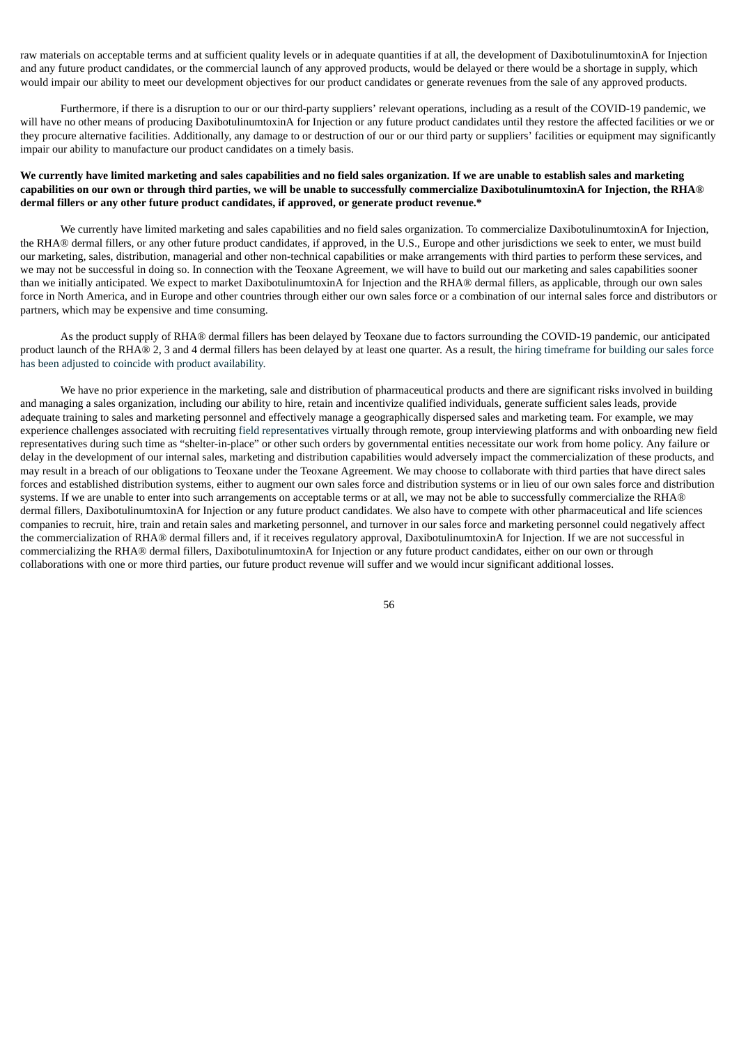raw materials on acceptable terms and at sufficient quality levels or in adequate quantities if at all, the development of DaxibotulinumtoxinA for Injection and any future product candidates, or the commercial launch of any approved products, would be delayed or there would be a shortage in supply, which would impair our ability to meet our development objectives for our product candidates or generate revenues from the sale of any approved products.

Furthermore, if there is a disruption to our or our third-party suppliers' relevant operations, including as a result of the COVID-19 pandemic, we will have no other means of producing DaxibotulinumtoxinA for Injection or any future product candidates until they restore the affected facilities or we or they procure alternative facilities. Additionally, any damage to or destruction of our or our third party or suppliers' facilities or equipment may significantly impair our ability to manufacture our product candidates on a timely basis.

**We currently have limited marketing and sales capabilities and no field sales organization. If we are unable to establish sales and marketing capabilities on our own or through third parties, we will be unable to successfully commercialize DaxibotulinumtoxinA for Injection, the RHA® dermal fillers or any other future product candidates, if approved, or generate product revenue.***

We currently have limited marketing and sales capabilities and no field sales organization. To commercialize DaxibotulinumtoxinA for Injection, the RHA® dermal fillers, or any other future product candidates, if approved, in the U.S., Europe and other jurisdictions we seek to enter, we must build our marketing, sales, distribution, managerial and other non-technical capabilities or make arrangements with third parties to perform these services, and we may not be successful in doing so. In connection with the Teoxane Agreement, we will have to build out our marketing and sales capabilities sooner than we initially anticipated. We expect to market DaxibotulinumtoxinA for Injection and the RHA® dermal fillers, as applicable, through our own sales force in North America, and in Europe and other countries through either our own sales force or a combination of our internal sales force and distributors or partners, which may be expensive and time consuming.

As the product supply of RHA® dermal fillers has been delayed by Teoxane due to factors surrounding the COVID-19 pandemic, our anticipated product launch of the RHA® 2, 3 and 4 dermal fillers has been delayed by at least one quarter. As a result, the hiring timeframe for building our sales force has been adjusted to coincide with product availability.

We have no prior experience in the marketing, sale and distribution of pharmaceutical products and there are significant risks involved in building and managing a sales organization, including our ability to hire, retain and incentivize qualified individuals, generate sufficient sales leads, provide adequate training to sales and marketing personnel and effectively manage a geographically dispersed sales and marketing team. For example, we may experience challenges associated with recruiting field representatives virtually through remote, group interviewing platforms and with onboarding new field representatives during such time as "shelter-in-place" or other such orders by governmental entities necessitate our work from home policy. Any failure or delay in the development of our internal sales, marketing and distribution capabilities would adversely impact the commercialization of these products, and may result in a breach of our obligations to Teoxane under the Teoxane Agreement. We may choose to collaborate with third parties that have direct sales forces and established distribution systems, either to augment our own sales force and distribution systems or in lieu of our own sales force and distribution systems. If we are unable to enter into such arrangements on acceptable terms or at all, we may not be able to successfully commercialize the RHA® dermal fillers, DaxibotulinumtoxinA for Injection or any future product candidates. We also have to compete with other pharmaceutical and life sciences companies to recruit, hire, train and retain sales and marketing personnel, and turnover in our sales force and marketing personnel could negatively affect the commercialization of RHA® dermal fillers and, if it receives regulatory approval, DaxibotulinumtoxinA for Injection. If we are not successful in commercializing the RHA® dermal fillers, DaxibotulinumtoxinA for Injection or any future product candidates, either on our own or through collaborations with one or more third parties, our future product revenue will suffer and we would incur significant additional losses.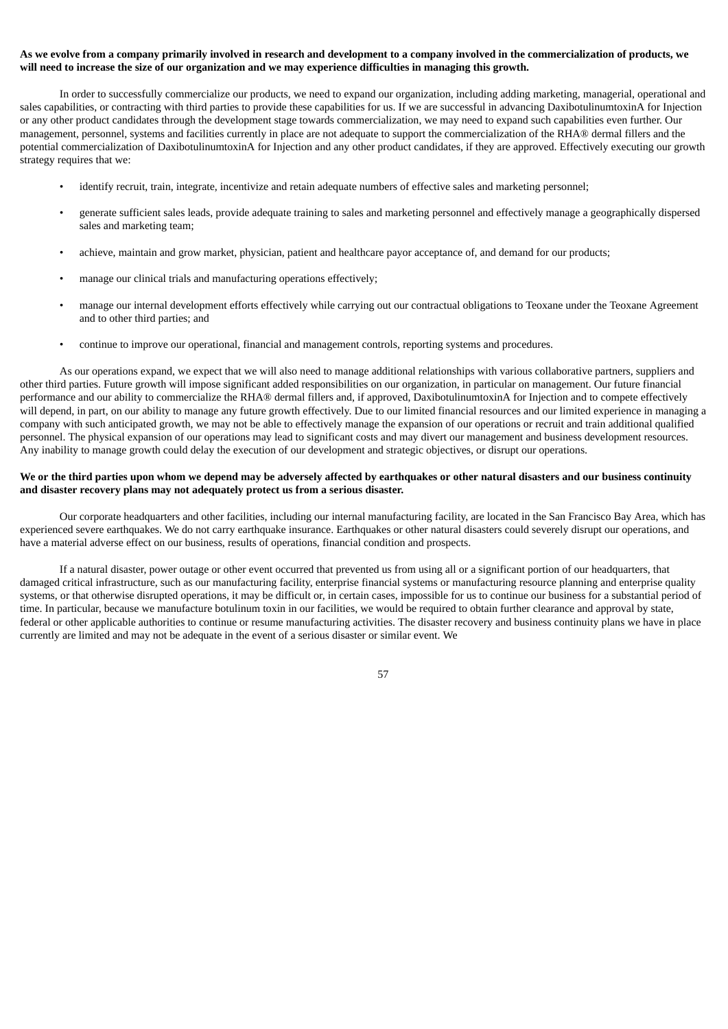**As we evolve from a company primarily involved in research and development to a company involved in the commercialization of products, we will need to increase the size of our organization and we may experience difficulties in managing this growth.**

In order to successfully commercialize our products, we need to expand our organization, including adding marketing, managerial, operational and sales capabilities, or contracting with third parties to provide these capabilities for us. If we are successful in advancing DaxibotulinumtoxinA for Injection or any other product candidates through the development stage towards commercialization, we may need to expand such capabilities even further. Our management, personnel, systems and facilities currently in place are not adequate to support the commercialization of the RHA® dermal fillers and the potential commercialization of DaxibotulinumtoxinA for Injection and any other product candidates, if they are approved. Effectively executing our growth strategy requires that we:

- identify recruit, train, integrate, incentivize and retain adequate numbers of effective sales and marketing personnel;
- generate sufficient sales leads, provide adequate training to sales and marketing personnel and effectively manage a geographically dispersed sales and marketing team;
- achieve, maintain and grow market, physician, patient and healthcare payor acceptance of, and demand for our products;
- manage our clinical trials and manufacturing operations effectively;
- manage our internal development efforts effectively while carrying out our contractual obligations to Teoxane under the Teoxane Agreement and to other third parties; and
- continue to improve our operational, financial and management controls, reporting systems and procedures.

As our operations expand, we expect that we will also need to manage additional relationships with various collaborative partners, suppliers and other third parties. Future growth will impose significant added responsibilities on our organization, in particular on management. Our future financial performance and our ability to commercialize the RHA® dermal fillers and, if approved, DaxibotulinumtoxinA for Injection and to compete effectively will depend, in part, on our ability to manage any future growth effectively. Due to our limited financial resources and our limited experience in managing a company with such anticipated growth, we may not be able to effectively manage the expansion of our operations or recruit and train additional qualified personnel. The physical expansion of our operations may lead to significant costs and may divert our management and business development resources. Any inability to manage growth could delay the execution of our development and strategic objectives, or disrupt our operations.

**We or the third parties upon whom we depend may be adversely affected by earthquakes or other natural disasters and our business continuity and disaster recovery plans may not adequately protect us from a serious disaster.**

Our corporate headquarters and other facilities, including our internal manufacturing facility, are located in the San Francisco Bay Area, which has experienced severe earthquakes. We do not carry earthquake insurance. Earthquakes or other natural disasters could severely disrupt our operations, and have a material adverse effect on our business, results of operations, financial condition and prospects.

If a natural disaster, power outage or other event occurred that prevented us from using all or a significant portion of our headquarters, that damaged critical infrastructure, such as our manufacturing facility, enterprise financial systems or manufacturing resource planning and enterprise quality systems, or that otherwise disrupted operations, it may be difficult or, in certain cases, impossible for us to continue our business for a substantial period of time. In particular, because we manufacture botulinum toxin in our facilities, we would be required to obtain further clearance and approval by state, federal or other applicable authorities to continue or resume manufacturing activities. The disaster recovery and business continuity plans we have in place currently are limited and may not be adequate in the event of a serious disaster or similar event. We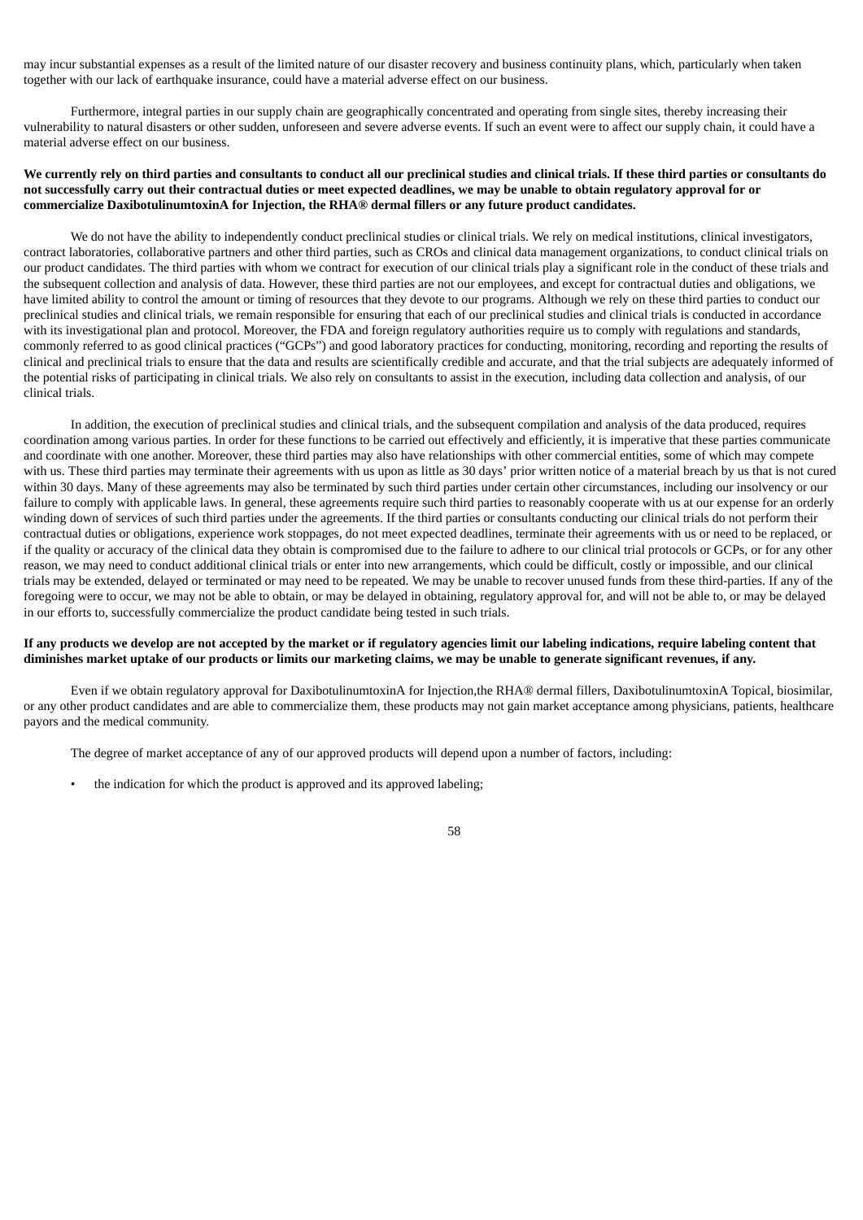may incur substantial expenses as a result of the limited nature of our disaster recovery and business continuity plans, which, particularly when taken together with our lack of earthquake insurance, could have a material adverse effect on our business.

Furthermore, integral parties in our supply chain are geographically concentrated and operating from single sites, thereby increasing their vulnerability to natural disasters or other sudden, unforeseen and severe adverse events. If such an event were to affect our supply chain, it could have a material adverse effect on our business.

**We currently rely on third parties and consultants to conduct all our preclinical studies and clinical trials. If these third parties or consultants do not successfully carry out their contractual duties or meet expected deadlines, we may be unable to obtain regulatory approval for or commercialize DaxibotulinumtoxinA for Injection, the RHA® dermal fillers or any future product candidates.**

We do not have the ability to independently conduct preclinical studies or clinical trials. We rely on medical institutions, clinical investigators, contract laboratories, collaborative partners and other third parties, such as CROs and clinical data management organizations, to conduct clinical trials on our product candidates. The third parties with whom we contract for execution of our clinical trials play a significant role in the conduct of these trials and the subsequent collection and analysis of data. However, these third parties are not our employees, and except for contractual duties and obligations, we have limited ability to control the amount or timing of resources that they devote to our programs. Although we rely on these third parties to conduct our preclinical studies and clinical trials, we remain responsible for ensuring that each of our preclinical studies and clinical trials is conducted in accordance with its investigational plan and protocol. Moreover, the FDA and foreign regulatory authorities require us to comply with regulations and standards, commonly referred to as good clinical practices ("GCPs") and good laboratory practices for conducting, monitoring, recording and reporting the results of clinical and preclinical trials to ensure that the data and results are scientifically credible and accurate, and that the trial subjects are adequately informed of the potential risks of participating in clinical trials. We also rely on consultants to assist in the execution, including data collection and analysis, of our clinical trials.

In addition, the execution of preclinical studies and clinical trials, and the subsequent compilation and analysis of the data produced, requires coordination among various parties. In order for these functions to be carried out effectively and efficiently, it is imperative that these parties communicate and coordinate with one another. Moreover, these third parties may also have relationships with other commercial entities, some of which may compete with us. These third parties may terminate their agreements with us upon as little as 30 days' prior written notice of a material breach by us that is not cured within 30 days. Many of these agreements may also be terminated by such third parties under certain other circumstances, including our insolvency or our failure to comply with applicable laws. In general, these agreements require such third parties to reasonably cooperate with us at our expense for an orderly winding down of services of such third parties under the agreements. If the third parties or consultants conducting our clinical trials do not perform their contractual duties or obligations, experience work stoppages, do not meet expected deadlines, terminate their agreements with us or need to be replaced, or if the quality or accuracy of the clinical data they obtain is compromised due to the failure to adhere to our clinical trial protocols or GCPs, or for any other reason, we may need to conduct additional clinical trials or enter into new arrangements, which could be difficult, costly or impossible, and our clinical trials may be extended, delayed or terminated or may need to be repeated. We may be unable to recover unused funds from these third-parties. If any of the foregoing were to occur, we may not be able to obtain, or may be delayed in obtaining, regulatory approval for, and will not be able to, or may be delayed in our efforts to, successfully commercialize the product candidate being tested in such trials.

**If any products we develop are not accepted by the market or if regulatory agencies limit our labeling indications, require labeling content that diminishes market uptake of our products or limits our marketing claims, we may be unable to generate significant revenues, if any.**

Even if we obtain regulatory approval for DaxibotulinumtoxinA for Injection,the RHA® dermal fillers, DaxibotulinumtoxinA Topical, biosimilar, or any other product candidates and are able to commercialize them, these products may not gain market acceptance among physicians, patients, healthcare payors and the medical community.

The degree of market acceptance of any of our approved products will depend upon a number of factors, including:

- the indication for which the product is approved and its approved labeling;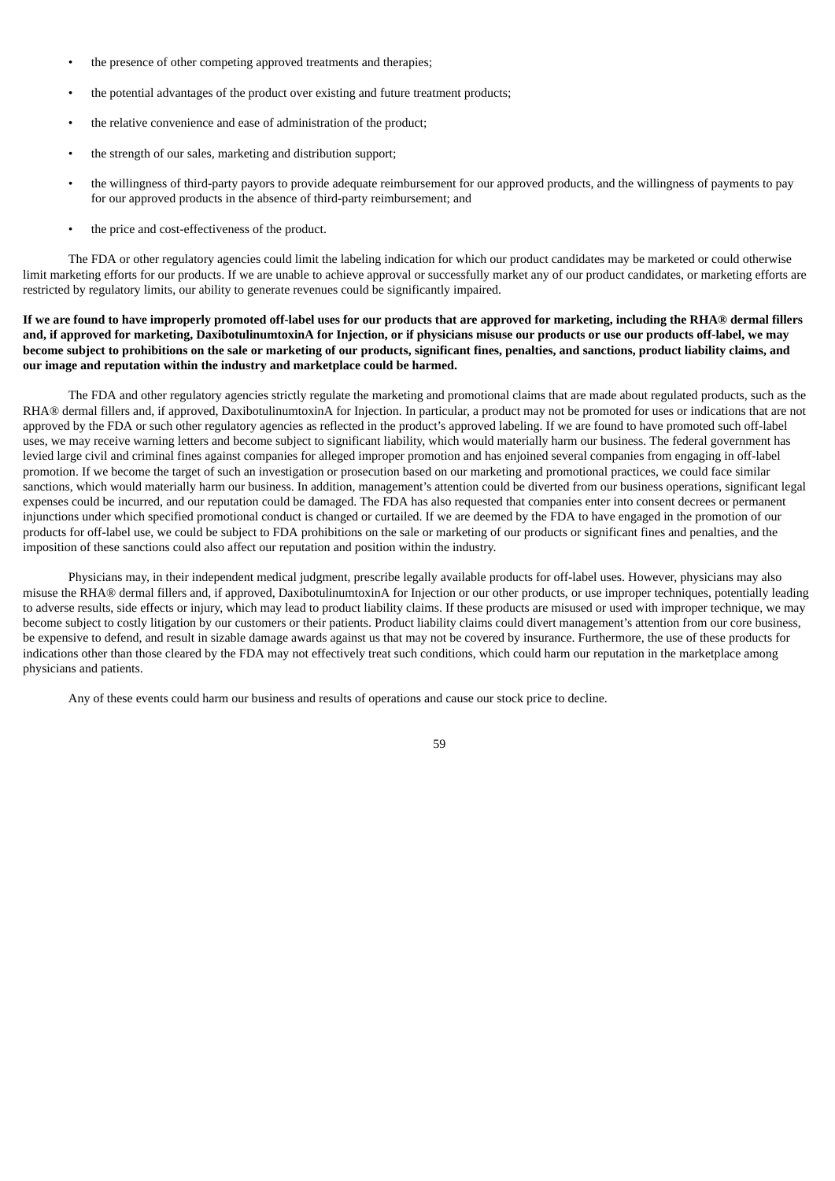- the presence of other competing approved treatments and therapies;
- the potential advantages of the product over existing and future treatment products;
- the relative convenience and ease of administration of the product;
- the strength of our sales, marketing and distribution support;
- the willingness of third-party payors to provide adequate reimbursement for our approved products, and the willingness of payments to pay for our approved products in the absence of third-party reimbursement; and
- the price and cost-effectiveness of the product.

The FDA or other regulatory agencies could limit the labeling indication for which our product candidates may be marketed or could otherwise limit marketing efforts for our products. If we are unable to achieve approval or successfully market any of our product candidates, or marketing efforts are restricted by regulatory limits, our ability to generate revenues could be significantly impaired.

**If we are found to have improperly promoted off-label uses for our products that are approved for marketing, including the RHA® dermal fillers and, if approved for marketing, DaxibotulinumtoxinA for Injection, or if physicians misuse our products or use our products off-label, we may become subject to prohibitions on the sale or marketing of our products, significant fines, penalties, and sanctions, product liability claims, and our image and reputation within the industry and marketplace could be harmed.**

The FDA and other regulatory agencies strictly regulate the marketing and promotional claims that are made about regulated products, such as the RHA® dermal fillers and, if approved, DaxibotulinumtoxinA for Injection. In particular, a product may not be promoted for uses or indications that are not approved by the FDA or such other regulatory agencies as reflected in the product's approved labeling. If we are found to have promoted such off-label uses, we may receive warning letters and become subject to significant liability, which would materially harm our business. The federal government has levied large civil and criminal fines against companies for alleged improper promotion and has enjoined several companies from engaging in off-label promotion. If we become the target of such an investigation or prosecution based on our marketing and promotional practices, we could face similar sanctions, which would materially harm our business. In addition, management's attention could be diverted from our business operations, significant legal expenses could be incurred, and our reputation could be damaged. The FDA has also requested that companies enter into consent decrees or permanent injunctions under which specified promotional conduct is changed or curtailed. If we are deemed by the FDA to have engaged in the promotion of our products for off-label use, we could be subject to FDA prohibitions on the sale or marketing of our products or significant fines and penalties, and the imposition of these sanctions could also affect our reputation and position within the industry.

Physicians may, in their independent medical judgment, prescribe legally available products for off-label uses. However, physicians may also misuse the RHA® dermal fillers and, if approved, DaxibotulinumtoxinA for Injection or our other products, or use improper techniques, potentially leading to adverse results, side effects or injury, which may lead to product liability claims. If these products are misused or used with improper technique, we may become subject to costly litigation by our customers or their patients. Product liability claims could divert management's attention from our core business, be expensive to defend, and result in sizable damage awards against us that may not be covered by insurance. Furthermore, the use of these products for indications other than those cleared by the FDA may not effectively treat such conditions, which could harm our reputation in the marketplace among physicians and patients.

Any of these events could harm our business and results of operations and cause our stock price to decline.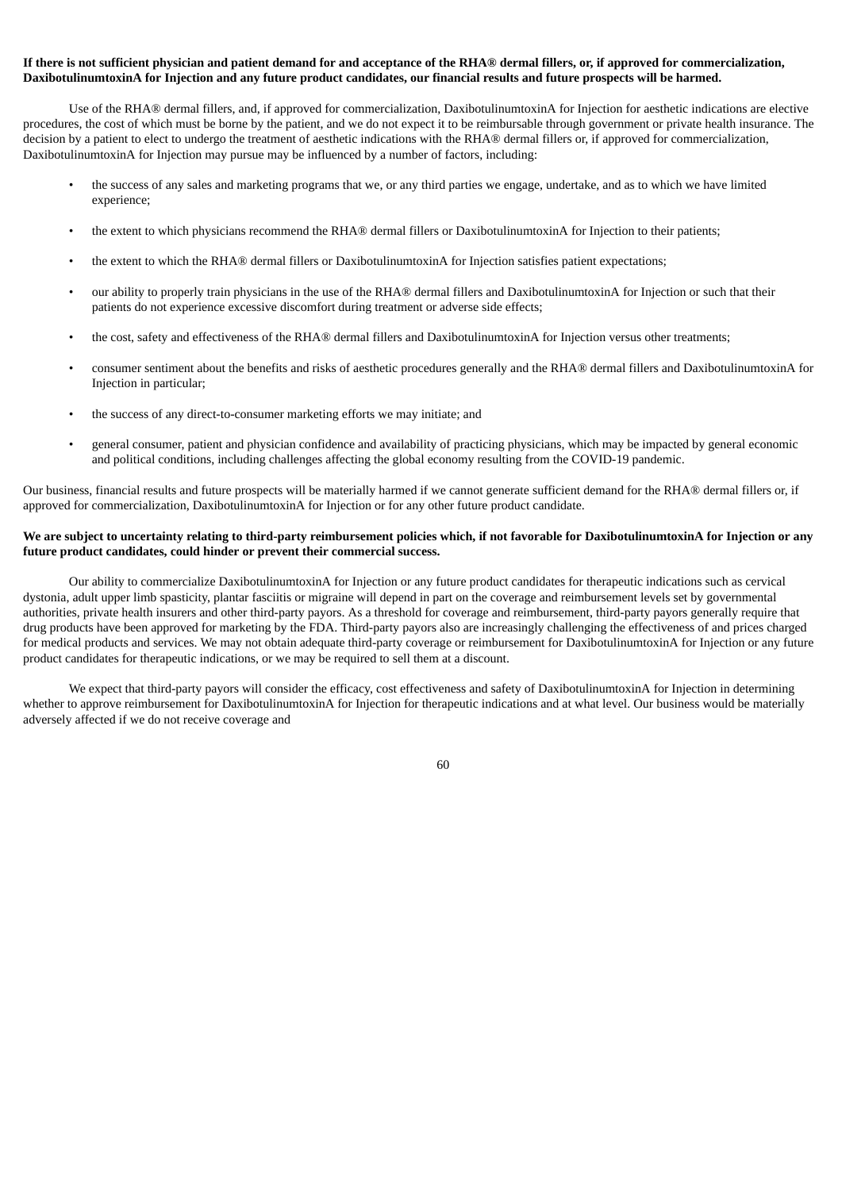**If there is not sufficient physician and patient demand for and acceptance of the RHA® dermal fillers, or, if approved for commercialization, DaxibotulinumtoxinA for Injection and any future product candidates, our financial results and future prospects will be harmed.**

Use of the RHA® dermal fillers, and, if approved for commercialization, DaxibotulinumtoxinA for Injection for aesthetic indications are elective procedures, the cost of which must be borne by the patient, and we do not expect it to be reimbursable through government or private health insurance. The decision by a patient to elect to undergo the treatment of aesthetic indications with the RHA® dermal fillers or, if approved for commercialization, DaxibotulinumtoxinA for Injection may pursue may be influenced by a number of factors, including:

- the success of any sales and marketing programs that we, or any third parties we engage, undertake, and as to which we have limited experience;
- the extent to which physicians recommend the RHA® dermal fillers or DaxibotulinumtoxinA for Injection to their patients;
- the extent to which the RHA® dermal fillers or DaxibotulinumtoxinA for Injection satisfies patient expectations;
- our ability to properly train physicians in the use of the RHA® dermal fillers and DaxibotulinumtoxinA for Injection or such that their patients do not experience excessive discomfort during treatment or adverse side effects;
- the cost, safety and effectiveness of the RHA® dermal fillers and DaxibotulinumtoxinA for Injection versus other treatments;
- consumer sentiment about the benefits and risks of aesthetic procedures generally and the RHA® dermal fillers and DaxibotulinumtoxinA for Injection in particular;
- the success of any direct-to-consumer marketing efforts we may initiate; and
- general consumer, patient and physician confidence and availability of practicing physicians, which may be impacted by general economic and political conditions, including challenges affecting the global economy resulting from the COVID-19 pandemic.

Our business, financial results and future prospects will be materially harmed if we cannot generate sufficient demand for the RHA® dermal fillers or, if approved for commercialization, DaxibotulinumtoxinA for Injection or for any other future product candidate.

**We are subject to uncertainty relating to third-party reimbursement policies which, if not favorable for DaxibotulinumtoxinA for Injection or any future product candidates, could hinder or prevent their commercial success.**

Our ability to commercialize DaxibotulinumtoxinA for Injection or any future product candidates for therapeutic indications such as cervical dystonia, adult upper limb spasticity, plantar fasciitis or migraine will depend in part on the coverage and reimbursement levels set by governmental authorities, private health insurers and other third-party payors. As a threshold for coverage and reimbursement, third-party payors generally require that drug products have been approved for marketing by the FDA. Third-party payors also are increasingly challenging the effectiveness of and prices charged for medical products and services. We may not obtain adequate third-party coverage or reimbursement for DaxibotulinumtoxinA for Injection or any future product candidates for therapeutic indications, or we may be required to sell them at a discount.

We expect that third-party payors will consider the efficacy, cost effectiveness and safety of DaxibotulinumtoxinA for Injection in determining whether to approve reimbursement for DaxibotulinumtoxinA for Injection for therapeutic indications and at what level. Our business would be materially adversely affected if we do not receive coverage and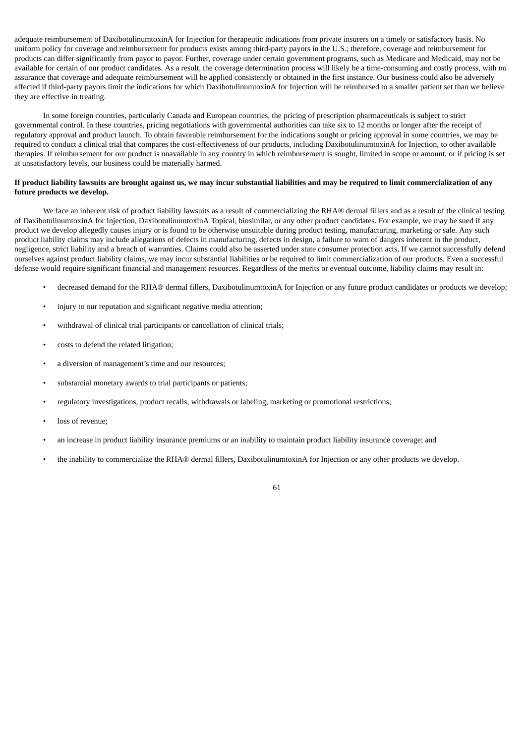adequate reimbursement of DaxibotulinumtoxinA for Injection for therapeutic indications from private insurers on a timely or satisfactory basis. No uniform policy for coverage and reimbursement for products exists among third-party payors in the U.S.; therefore, coverage and reimbursement for products can differ significantly from payor to payor. Further, coverage under certain government programs, such as Medicare and Medicaid, may not be available for certain of our product candidates. As a result, the coverage determination process will likely be a time-consuming and costly process, with no assurance that coverage and adequate reimbursement will be applied consistently or obtained in the first instance. Our business could also be adversely affected if third-party payors limit the indications for which DaxibotulinumtoxinA for Injection will be reimbursed to a smaller patient set than we believe they are effective in treating.

In some foreign countries, particularly Canada and European countries, the pricing of prescription pharmaceuticals is subject to strict governmental control. In these countries, pricing negotiations with governmental authorities can take six to 12 months or longer after the receipt of regulatory approval and product launch. To obtain favorable reimbursement for the indications sought or pricing approval in some countries, we may be required to conduct a clinical trial that compares the cost-effectiveness of our products, including DaxibotulinumtoxinA for Injection, to other available therapies. If reimbursement for our product is unavailable in any country in which reimbursement is sought, limited in scope or amount, or if pricing is set at unsatisfactory levels, our business could be materially harmed.

**If product liability lawsuits are brought against us, we may incur substantial liabilities and may be required to limit commercialization of any future products we develop.**

We face an inherent risk of product liability lawsuits as a result of commercializing the RHA® dermal fillers and as a result of the clinical testing of DaxibotulinumtoxinA for Injection, DaxibotulinumtoxinA Topical, biosimilar, or any other product candidates. For example, we may be sued if any product we develop allegedly causes injury or is found to be otherwise unsuitable during product testing, manufacturing, marketing or sale. Any such product liability claims may include allegations of defects in manufacturing, defects in design, a failure to warn of dangers inherent in the product, negligence, strict liability and a breach of warranties. Claims could also be asserted under state consumer protection acts. If we cannot successfully defend ourselves against product liability claims, we may incur substantial liabilities or be required to limit commercialization of our products. Even a successful defense would require significant financial and management resources. Regardless of the merits or eventual outcome, liability claims may result in:

- decreased demand for the RHA® dermal fillers, DaxibotulinumtoxinA for Injection or any future product candidates or products we develop;
- injury to our reputation and significant negative media attention;
- withdrawal of clinical trial participants or cancellation of clinical trials;
- costs to defend the related litigation;
- a diversion of management's time and our resources;
- substantial monetary awards to trial participants or patients;
- regulatory investigations, product recalls, withdrawals or labeling, marketing or promotional restrictions;
- loss of revenue;
- an increase in product liability insurance premiums or an inability to maintain product liability insurance coverage; and
- the inability to commercialize the RHA® dermal fillers, DaxibotulinumtoxinA for Injection or any other products we develop.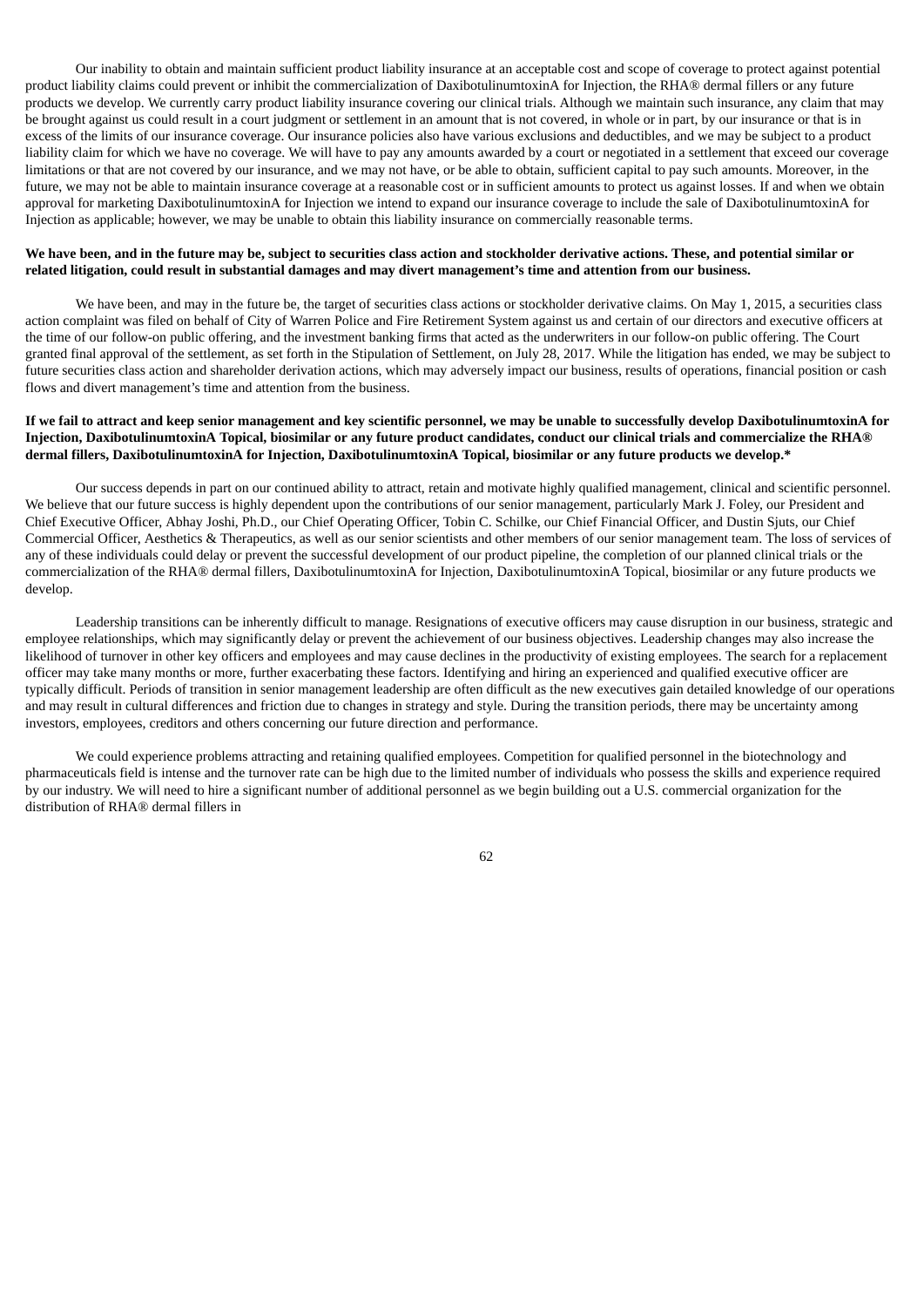Our inability to obtain and maintain sufficient product liability insurance at an acceptable cost and scope of coverage to protect against potential product liability claims could prevent or inhibit the commercialization of DaxibotulinumtoxinA for Injection, the RHA® dermal fillers or any future products we develop. We currently carry product liability insurance covering our clinical trials. Although we maintain such insurance, any claim that may be brought against us could result in a court judgment or settlement in an amount that is not covered, in whole or in part, by our insurance or that is in excess of the limits of our insurance coverage. Our insurance policies also have various exclusions and deductibles, and we may be subject to a product liability claim for which we have no coverage. We will have to pay any amounts awarded by a court or negotiated in a settlement that exceed our coverage limitations or that are not covered by our insurance, and we may not have, or be able to obtain, sufficient capital to pay such amounts. Moreover, in the future, we may not be able to maintain insurance coverage at a reasonable cost or in sufficient amounts to protect us against losses. If and when we obtain approval for marketing DaxibotulinumtoxinA for Injection we intend to expand our insurance coverage to include the sale of DaxibotulinumtoxinA for Injection as applicable; however, we may be unable to obtain this liability insurance on commercially reasonable terms.

**We have been, and in the future may be, subject to securities class action and stockholder derivative actions. These, and potential similar or related litigation, could result in substantial damages and may divert management's time and attention from our business.**

We have been, and may in the future be, the target of securities class actions or stockholder derivative claims. On May 1, 2015, a securities class action complaint was filed on behalf of City of Warren Police and Fire Retirement System against us and certain of our directors and executive officers at the time of our follow-on public offering, and the investment banking firms that acted as the underwriters in our follow-on public offering. The Court granted final approval of the settlement, as set forth in the Stipulation of Settlement, on July 28, 2017. While the litigation has ended, we may be subject to future securities class action and shareholder derivation actions, which may adversely impact our business, results of operations, financial position or cash flows and divert management's time and attention from the business.

**If we fail to attract and keep senior management and key scientific personnel, we may be unable to successfully develop DaxibotulinumtoxinA for Injection, DaxibotulinumtoxinA Topical, biosimilar or any future product candidates, conduct our clinical trials and commercialize the RHA® dermal fillers, DaxibotulinumtoxinA for Injection, DaxibotulinumtoxinA Topical, biosimilar or any future products we develop.***

Our success depends in part on our continued ability to attract, retain and motivate highly qualified management, clinical and scientific personnel. We believe that our future success is highly dependent upon the contributions of our senior management, particularly Mark J. Foley, our President and Chief Executive Officer, Abhay Joshi, Ph.D., our Chief Operating Officer, Tobin C. Schilke, our Chief Financial Officer, and Dustin Sjuts, our Chief Commercial Officer, Aesthetics & Therapeutics, as well as our senior scientists and other members of our senior management team. The loss of services of any of these individuals could delay or prevent the successful development of our product pipeline, the completion of our planned clinical trials or the commercialization of the RHA® dermal fillers, DaxibotulinumtoxinA for Injection, DaxibotulinumtoxinA Topical, biosimilar or any future products we develop.

Leadership transitions can be inherently difficult to manage. Resignations of executive officers may cause disruption in our business, strategic and employee relationships, which may significantly delay or prevent the achievement of our business objectives. Leadership changes may also increase the likelihood of turnover in other key officers and employees and may cause declines in the productivity of existing employees. The search for a replacement officer may take many months or more, further exacerbating these factors. Identifying and hiring an experienced and qualified executive officer are typically difficult. Periods of transition in senior management leadership are often difficult as the new executives gain detailed knowledge of our operations and may result in cultural differences and friction due to changes in strategy and style. During the transition periods, there may be uncertainty among investors, employees, creditors and others concerning our future direction and performance.

We could experience problems attracting and retaining qualified employees. Competition for qualified personnel in the biotechnology and pharmaceuticals field is intense and the turnover rate can be high due to the limited number of individuals who possess the skills and experience required by our industry. We will need to hire a significant number of additional personnel as we begin building out a U.S. commercial organization for the distribution of RHA® dermal fillers in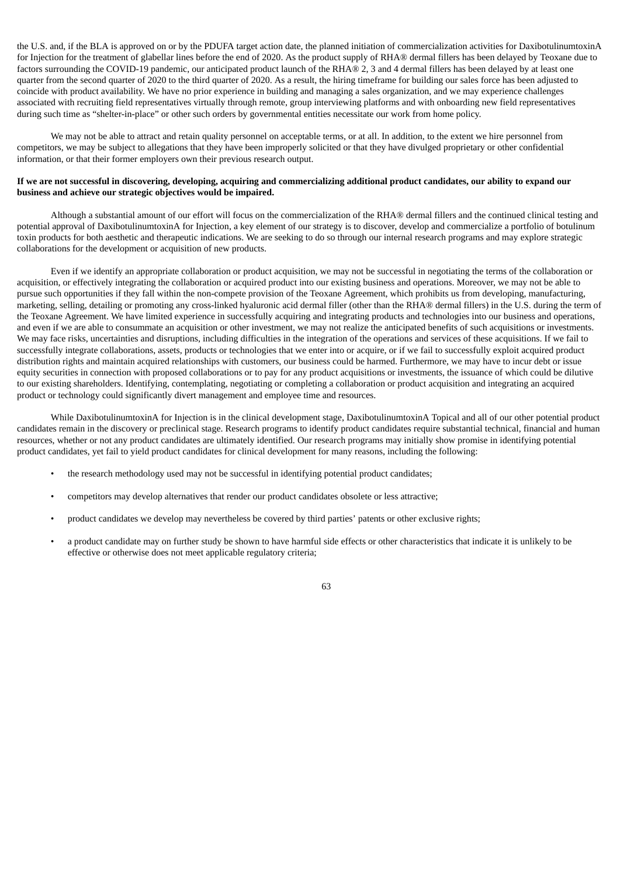the U.S. and, if the BLA is approved on or by the PDUFA target action date, the planned initiation of commercialization activities for DaxibotulinumtoxinA for Injection for the treatment of glabellar lines before the end of 2020. As the product supply of RHA® dermal fillers has been delayed by Teoxane due to factors surrounding the COVID-19 pandemic, our anticipated product launch of the RHA® 2, 3 and 4 dermal fillers has been delayed by at least one quarter from the second quarter of 2020 to the third quarter of 2020. As a result, the hiring timeframe for building our sales force has been adjusted to coincide with product availability. We have no prior experience in building and managing a sales organization, and we may experience challenges associated with recruiting field representatives virtually through remote, group interviewing platforms and with onboarding new field representatives during such time as "shelter-in-place" or other such orders by governmental entities necessitate our work from home policy.

We may not be able to attract and retain quality personnel on acceptable terms, or at all. In addition, to the extent we hire personnel from competitors, we may be subject to allegations that they have been improperly solicited or that they have divulged proprietary or other confidential information, or that their former employers own their previous research output.

**If we are not successful in discovering, developing, acquiring and commercializing additional product candidates, our ability to expand our business and achieve our strategic objectives would be impaired.**

Although a substantial amount of our effort will focus on the commercialization of the RHA® dermal fillers and the continued clinical testing and potential approval of DaxibotulinumtoxinA for Injection, a key element of our strategy is to discover, develop and commercialize a portfolio of botulinum toxin products for both aesthetic and therapeutic indications. We are seeking to do so through our internal research programs and may explore strategic collaborations for the development or acquisition of new products.

Even if we identify an appropriate collaboration or product acquisition, we may not be successful in negotiating the terms of the collaboration or acquisition, or effectively integrating the collaboration or acquired product into our existing business and operations. Moreover, we may not be able to pursue such opportunities if they fall within the non-compete provision of the Teoxane Agreement, which prohibits us from developing, manufacturing, marketing, selling, detailing or promoting any cross-linked hyaluronic acid dermal filler (other than the RHA® dermal fillers) in the U.S. during the term of the Teoxane Agreement. We have limited experience in successfully acquiring and integrating products and technologies into our business and operations, and even if we are able to consummate an acquisition or other investment, we may not realize the anticipated benefits of such acquisitions or investments. We may face risks, uncertainties and disruptions, including difficulties in the integration of the operations and services of these acquisitions. If we fail to successfully integrate collaborations, assets, products or technologies that we enter into or acquire, or if we fail to successfully exploit acquired product distribution rights and maintain acquired relationships with customers, our business could be harmed. Furthermore, we may have to incur debt or issue equity securities in connection with proposed collaborations or to pay for any product acquisitions or investments, the issuance of which could be dilutive to our existing shareholders. Identifying, contemplating, negotiating or completing a collaboration or product acquisition and integrating an acquired product or technology could significantly divert management and employee time and resources.

While DaxibotulinumtoxinA for Injection is in the clinical development stage, DaxibotulinumtoxinA Topical and all of our other potential product candidates remain in the discovery or preclinical stage. Research programs to identify product candidates require substantial technical, financial and human resources, whether or not any product candidates are ultimately identified. Our research programs may initially show promise in identifying potential product candidates, yet fail to yield product candidates for clinical development for many reasons, including the following:

- the research methodology used may not be successful in identifying potential product candidates;
- competitors may develop alternatives that render our product candidates obsolete or less attractive;
- product candidates we develop may nevertheless be covered by third parties' patents or other exclusive rights;
- a product candidate may on further study be shown to have harmful side effects or other characteristics that indicate it is unlikely to be effective or otherwise does not meet applicable regulatory criteria;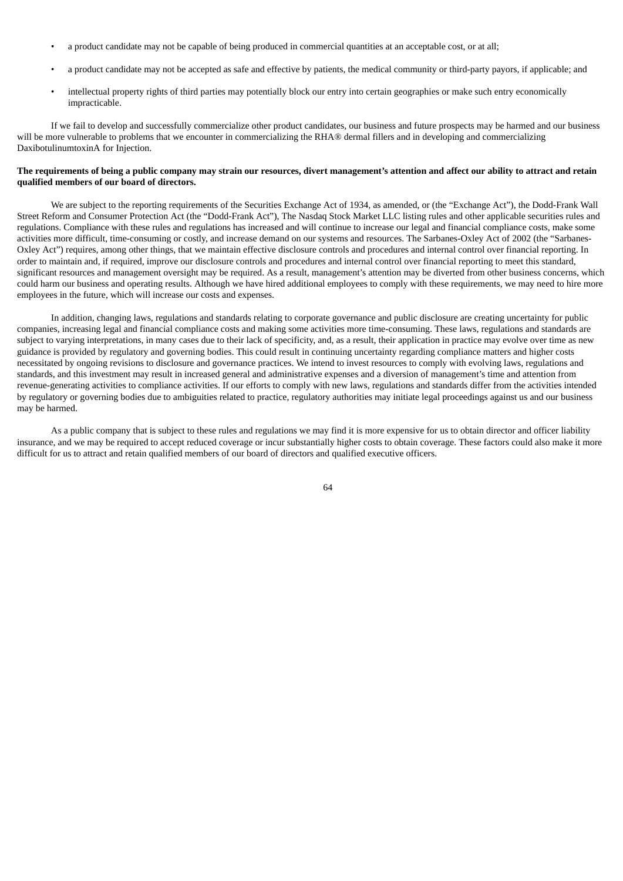- a product candidate may not be capable of being produced in commercial quantities at an acceptable cost, or at all;
- a product candidate may not be accepted as safe and effective by patients, the medical community or third-party payors, if applicable; and
- intellectual property rights of third parties may potentially block our entry into certain geographies or make such entry economically impracticable.

If we fail to develop and successfully commercialize other product candidates, our business and future prospects may be harmed and our business will be more vulnerable to problems that we encounter in commercializing the RHA® dermal fillers and in developing and commercializing DaxibotulinumtoxinA for Injection.

**The requirements of being a public company may strain our resources, divert management's attention and affect our ability to attract and retain qualified members of our board of directors.**

We are subject to the reporting requirements of the Securities Exchange Act of 1934, as amended, or (the "Exchange Act"), the Dodd-Frank Wall Street Reform and Consumer Protection Act (the "Dodd-Frank Act"), The Nasdaq Stock Market LLC listing rules and other applicable securities rules and regulations. Compliance with these rules and regulations has increased and will continue to increase our legal and financial compliance costs, make some activities more difficult, time-consuming or costly, and increase demand on our systems and resources. The Sarbanes-Oxley Act of 2002 (the "Sarbanes-Oxley Act") requires, among other things, that we maintain effective disclosure controls and procedures and internal control over financial reporting. In order to maintain and, if required, improve our disclosure controls and procedures and internal control over financial reporting to meet this standard, significant resources and management oversight may be required. As a result, management's attention may be diverted from other business concerns, which could harm our business and operating results. Although we have hired additional employees to comply with these requirements, we may need to hire more employees in the future, which will increase our costs and expenses.

In addition, changing laws, regulations and standards relating to corporate governance and public disclosure are creating uncertainty for public companies, increasing legal and financial compliance costs and making some activities more time-consuming. These laws, regulations and standards are subject to varying interpretations, in many cases due to their lack of specificity, and, as a result, their application in practice may evolve over time as new guidance is provided by regulatory and governing bodies. This could result in continuing uncertainty regarding compliance matters and higher costs necessitated by ongoing revisions to disclosure and governance practices. We intend to invest resources to comply with evolving laws, regulations and standards, and this investment may result in increased general and administrative expenses and a diversion of management's time and attention from revenue-generating activities to compliance activities. If our efforts to comply with new laws, regulations and standards differ from the activities intended by regulatory or governing bodies due to ambiguities related to practice, regulatory authorities may initiate legal proceedings against us and our business may be harmed.

As a public company that is subject to these rules and regulations we may find it is more expensive for us to obtain director and officer liability insurance, and we may be required to accept reduced coverage or incur substantially higher costs to obtain coverage. These factors could also make it more difficult for us to attract and retain qualified members of our board of directors and qualified executive officers.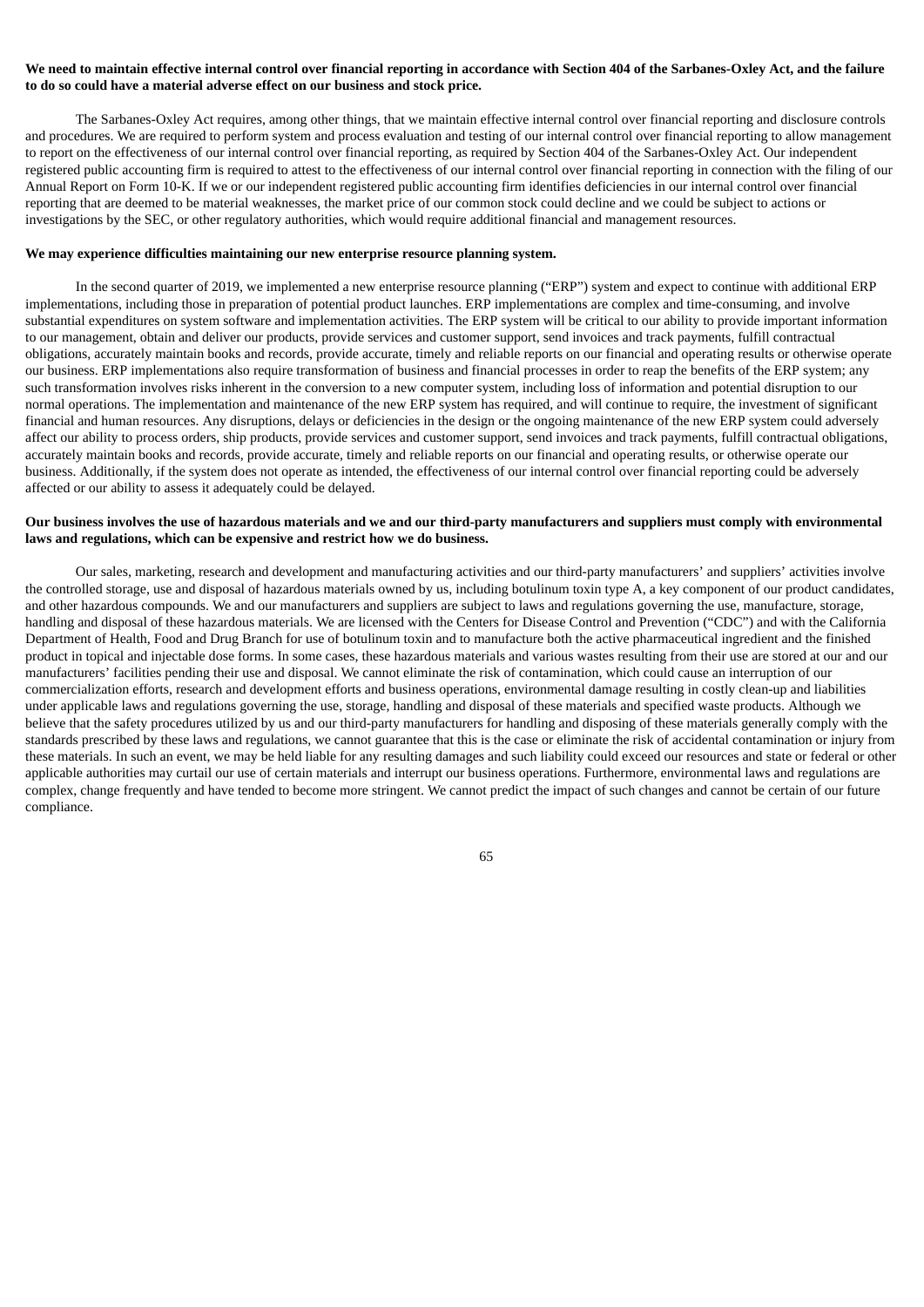**We need to maintain effective internal control over financial reporting in accordance with Section 404 of the Sarbanes-Oxley Act, and the failure to do so could have a material adverse effect on our business and stock price.**

The Sarbanes-Oxley Act requires, among other things, that we maintain effective internal control over financial reporting and disclosure controls and procedures. We are required to perform system and process evaluation and testing of our internal control over financial reporting to allow management to report on the effectiveness of our internal control over financial reporting, as required by Section 404 of the Sarbanes-Oxley Act. Our independent registered public accounting firm is required to attest to the effectiveness of our internal control over financial reporting in connection with the filing of our Annual Report on Form 10-K. If we or our independent registered public accounting firm identifies deficiencies in our internal control over financial reporting that are deemed to be material weaknesses, the market price of our common stock could decline and we could be subject to actions or investigations by the SEC, or other regulatory authorities, which would require additional financial and management resources.

**We may experience difficulties maintaining our new enterprise resource planning system.**

In the second quarter of 2019, we implemented a new enterprise resource planning ("ERP") system and expect to continue with additional ERP implementations, including those in preparation of potential product launches. ERP implementations are complex and time-consuming, and involve substantial expenditures on system software and implementation activities. The ERP system will be critical to our ability to provide important information to our management, obtain and deliver our products, provide services and customer support, send invoices and track payments, fulfill contractual obligations, accurately maintain books and records, provide accurate, timely and reliable reports on our financial and operating results or otherwise operate our business. ERP implementations also require transformation of business and financial processes in order to reap the benefits of the ERP system; any such transformation involves risks inherent in the conversion to a new computer system, including loss of information and potential disruption to our normal operations. The implementation and maintenance of the new ERP system has required, and will continue to require, the investment of significant financial and human resources. Any disruptions, delays or deficiencies in the design or the ongoing maintenance of the new ERP system could adversely affect our ability to process orders, ship products, provide services and customer support, send invoices and track payments, fulfill contractual obligations, accurately maintain books and records, provide accurate, timely and reliable reports on our financial and operating results, or otherwise operate our business. Additionally, if the system does not operate as intended, the effectiveness of our internal control over financial reporting could be adversely affected or our ability to assess it adequately could be delayed.

**Our business involves the use of hazardous materials and we and our third-party manufacturers and suppliers must comply with environmental laws and regulations, which can be expensive and restrict how we do business.**

Our sales, marketing, research and development and manufacturing activities and our third-party manufacturers' and suppliers' activities involve the controlled storage, use and disposal of hazardous materials owned by us, including botulinum toxin type A, a key component of our product candidates, and other hazardous compounds. We and our manufacturers and suppliers are subject to laws and regulations governing the use, manufacture, storage, handling and disposal of these hazardous materials. We are licensed with the Centers for Disease Control and Prevention ("CDC") and with the California Department of Health, Food and Drug Branch for use of botulinum toxin and to manufacture both the active pharmaceutical ingredient and the finished product in topical and injectable dose forms. In some cases, these hazardous materials and various wastes resulting from their use are stored at our and our manufacturers' facilities pending their use and disposal. We cannot eliminate the risk of contamination, which could cause an interruption of our commercialization efforts, research and development efforts and business operations, environmental damage resulting in costly clean-up and liabilities under applicable laws and regulations governing the use, storage, handling and disposal of these materials and specified waste products. Although we believe that the safety procedures utilized by us and our third-party manufacturers for handling and disposing of these materials generally comply with the standards prescribed by these laws and regulations, we cannot guarantee that this is the case or eliminate the risk of accidental contamination or injury from these materials. In such an event, we may be held liable for any resulting damages and such liability could exceed our resources and state or federal or other applicable authorities may curtail our use of certain materials and interrupt our business operations. Furthermore, environmental laws and regulations are complex, change frequently and have tended to become more stringent. We cannot predict the impact of such changes and cannot be certain of our future compliance.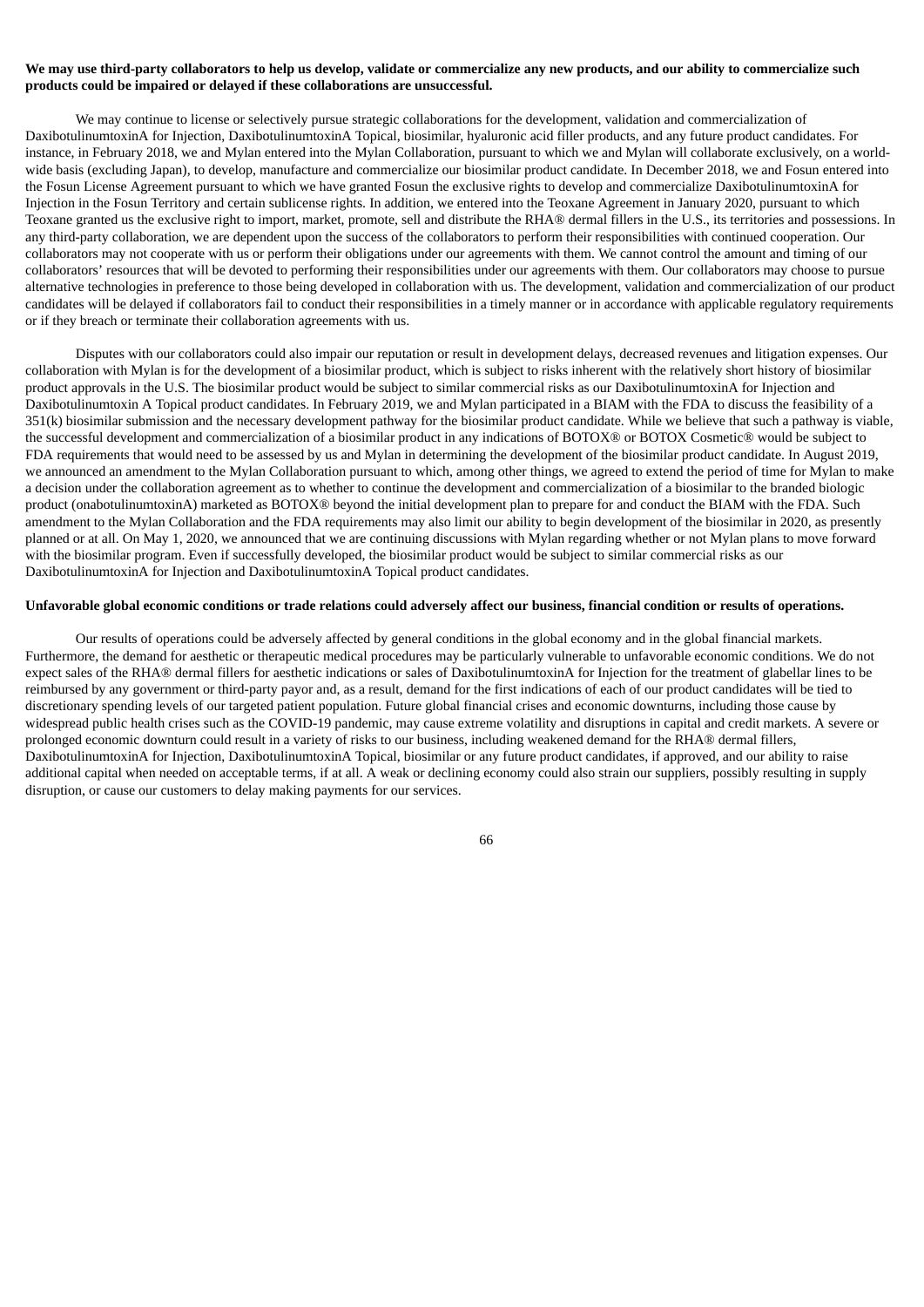**We may use third-party collaborators to help us develop, validate or commercialize any new products, and our ability to commercialize such products could be impaired or delayed if these collaborations are unsuccessful.**

We may continue to license or selectively pursue strategic collaborations for the development, validation and commercialization of DaxibotulinumtoxinA for Injection, DaxibotulinumtoxinA Topical, biosimilar, hyaluronic acid filler products, and any future product candidates. For instance, in February 2018, we and Mylan entered into the Mylan Collaboration, pursuant to which we and Mylan will collaborate exclusively, on a world-wide basis (excluding Japan), to develop, manufacture and commercialize our biosimilar product candidate. In December 2018, we and Fosun entered into the Fosun License Agreement pursuant to which we have granted Fosun the exclusive rights to develop and commercialize DaxibotulinumtoxinA for Injection in the Fosun Territory and certain sublicense rights. In addition, we entered into the Teoxane Agreement in January 2020, pursuant to which Teoxane granted us the exclusive right to import, market, promote, sell and distribute the RHA® dermal fillers in the U.S., its territories and possessions. In any third-party collaboration, we are dependent upon the success of the collaborators to perform their responsibilities with continued cooperation. Our collaborators may not cooperate with us or perform their obligations under our agreements with them. We cannot control the amount and timing of our collaborators' resources that will be devoted to performing their responsibilities under our agreements with them. Our collaborators may choose to pursue alternative technologies in preference to those being developed in collaboration with us. The development, validation and commercialization of our product candidates will be delayed if collaborators fail to conduct their responsibilities in a timely manner or in accordance with applicable regulatory requirements or if they breach or terminate their collaboration agreements with us.

Disputes with our collaborators could also impair our reputation or result in development delays, decreased revenues and litigation expenses. Our collaboration with Mylan is for the development of a biosimilar product, which is subject to risks inherent with the relatively short history of biosimilar product approvals in the U.S. The biosimilar product would be subject to similar commercial risks as our DaxibotulinumtoxinA for Injection and Daxibotulinumtoxin A Topical product candidates. In February 2019, we and Mylan participated in a BIAM with the FDA to discuss the feasibility of a 351(k) biosimilar submission and the necessary development pathway for the biosimilar product candidate. While we believe that such a pathway is viable, the successful development and commercialization of a biosimilar product in any indications of BOTOX® or BOTOX Cosmetic® would be subject to FDA requirements that would need to be assessed by us and Mylan in determining the development of the biosimilar product candidate. In August 2019, we announced an amendment to the Mylan Collaboration pursuant to which, among other things, we agreed to extend the period of time for Mylan to make a decision under the collaboration agreement as to whether to continue the development and commercialization of a biosimilar to the branded biologic product (onabotulinumtoxinA) marketed as BOTOX® beyond the initial development plan to prepare for and conduct the BIAM with the FDA. Such amendment to the Mylan Collaboration and the FDA requirements may also limit our ability to begin development of the biosimilar in 2020, as presently planned or at all. On May 1, 2020, we announced that we are continuing discussions with Mylan regarding whether or not Mylan plans to move forward with the biosimilar program. Even if successfully developed, the biosimilar product would be subject to similar commercial risks as our DaxibotulinumtoxinA for Injection and DaxibotulinumtoxinA Topical product candidates.

**Unfavorable global economic conditions or trade relations could adversely affect our business, financial condition or results of operations.**

Our results of operations could be adversely affected by general conditions in the global economy and in the global financial markets. Furthermore, the demand for aesthetic or therapeutic medical procedures may be particularly vulnerable to unfavorable economic conditions. We do not expect sales of the RHA® dermal fillers for aesthetic indications or sales of DaxibotulinumtoxinA for Injection for the treatment of glabellar lines to be reimbursed by any government or third-party payor and, as a result, demand for the first indications of each of our product candidates will be tied to discretionary spending levels of our targeted patient population. Future global financial crises and economic downturns, including those cause by widespread public health crises such as the COVID-19 pandemic, may cause extreme volatility and disruptions in capital and credit markets. A severe or prolonged economic downturn could result in a variety of risks to our business, including weakened demand for the RHA® dermal fillers, DaxibotulinumtoxinA for Injection, DaxibotulinumtoxinA Topical, biosimilar or any future product candidates, if approved, and our ability to raise additional capital when needed on acceptable terms, if at all. A weak or declining economy could also strain our suppliers, possibly resulting in supply disruption, or cause our customers to delay making payments for our services.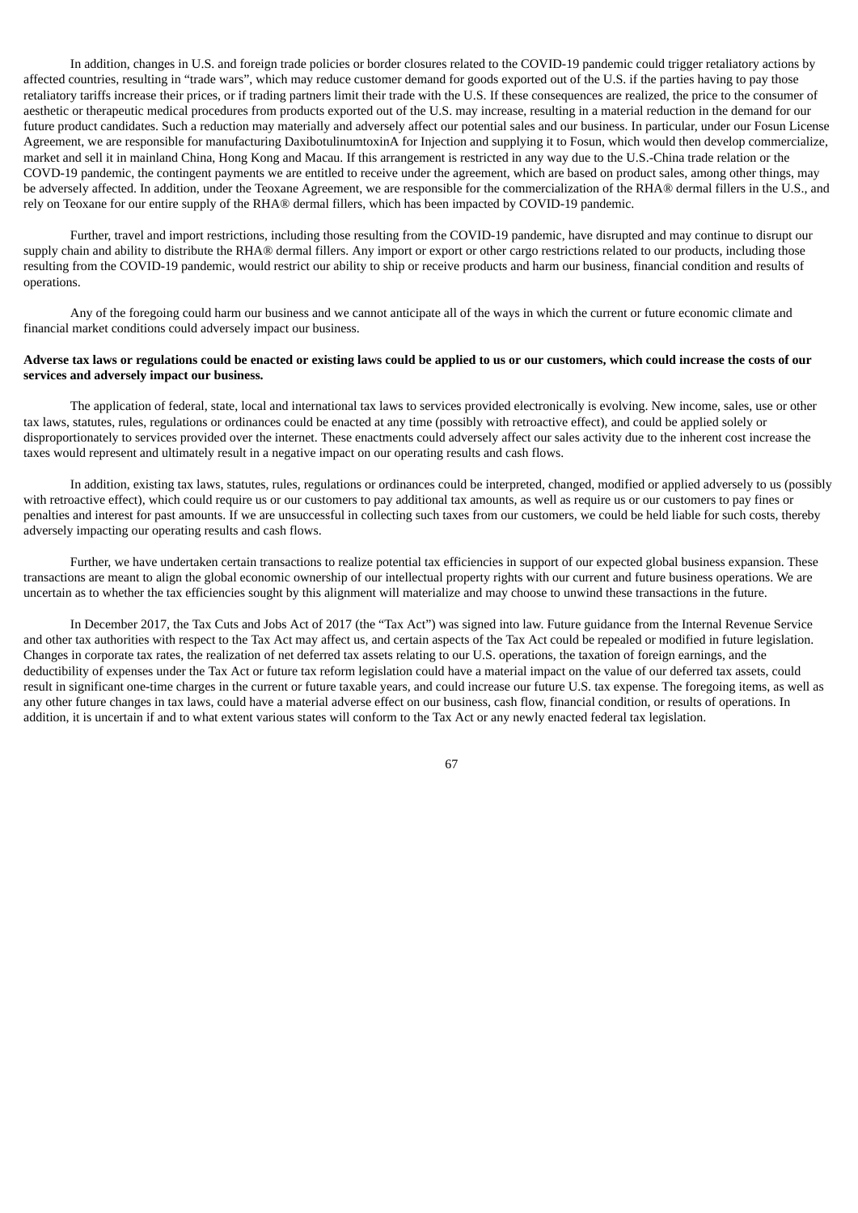In addition, changes in U.S. and foreign trade policies or border closures related to the COVID-19 pandemic could trigger retaliatory actions by affected countries, resulting in "trade wars", which may reduce customer demand for goods exported out of the U.S. if the parties having to pay those retaliatory tariffs increase their prices, or if trading partners limit their trade with the U.S. If these consequences are realized, the price to the consumer of aesthetic or therapeutic medical procedures from products exported out of the U.S. may increase, resulting in a material reduction in the demand for our future product candidates. Such a reduction may materially and adversely affect our potential sales and our business. In particular, under our Fosun License Agreement, we are responsible for manufacturing DaxibotulinumtoxinA for Injection and supplying it to Fosun, which would then develop commercialize, market and sell it in mainland China, Hong Kong and Macau. If this arrangement is restricted in any way due to the U.S.-China trade relation or the COVD-19 pandemic, the contingent payments we are entitled to receive under the agreement, which are based on product sales, among other things, may be adversely affected. In addition, under the Teoxane Agreement, we are responsible for the commercialization of the RHA® dermal fillers in the U.S., and rely on Teoxane for our entire supply of the RHA® dermal fillers, which has been impacted by COVID-19 pandemic.

Further, travel and import restrictions, including those resulting from the COVID-19 pandemic, have disrupted and may continue to disrupt our supply chain and ability to distribute the RHA® dermal fillers. Any import or export or other cargo restrictions related to our products, including those resulting from the COVID-19 pandemic, would restrict our ability to ship or receive products and harm our business, financial condition and results of operations.

Any of the foregoing could harm our business and we cannot anticipate all of the ways in which the current or future economic climate and financial market conditions could adversely impact our business.

**Adverse tax laws or regulations could be enacted or existing laws could be applied to us or our customers, which could increase the costs of our services and adversely impact our business.**

The application of federal, state, local and international tax laws to services provided electronically is evolving. New income, sales, use or other tax laws, statutes, rules, regulations or ordinances could be enacted at any time (possibly with retroactive effect), and could be applied solely or disproportionately to services provided over the internet. These enactments could adversely affect our sales activity due to the inherent cost increase the taxes would represent and ultimately result in a negative impact on our operating results and cash flows.

In addition, existing tax laws, statutes, rules, regulations or ordinances could be interpreted, changed, modified or applied adversely to us (possibly with retroactive effect), which could require us or our customers to pay additional tax amounts, as well as require us or our customers to pay fines or penalties and interest for past amounts. If we are unsuccessful in collecting such taxes from our customers, we could be held liable for such costs, thereby adversely impacting our operating results and cash flows.

Further, we have undertaken certain transactions to realize potential tax efficiencies in support of our expected global business expansion. These transactions are meant to align the global economic ownership of our intellectual property rights with our current and future business operations. We are uncertain as to whether the tax efficiencies sought by this alignment will materialize and may choose to unwind these transactions in the future.

In December 2017, the Tax Cuts and Jobs Act of 2017 (the "Tax Act") was signed into law. Future guidance from the Internal Revenue Service and other tax authorities with respect to the Tax Act may affect us, and certain aspects of the Tax Act could be repealed or modified in future legislation. Changes in corporate tax rates, the realization of net deferred tax assets relating to our U.S. operations, the taxation of foreign earnings, and the deductibility of expenses under the Tax Act or future tax reform legislation could have a material impact on the value of our deferred tax assets, could result in significant one-time charges in the current or future taxable years, and could increase our future U.S. tax expense. The foregoing items, as well as any other future changes in tax laws, could have a material adverse effect on our business, cash flow, financial condition, or results of operations. In addition, it is uncertain if and to what extent various states will conform to the Tax Act or any newly enacted federal tax legislation.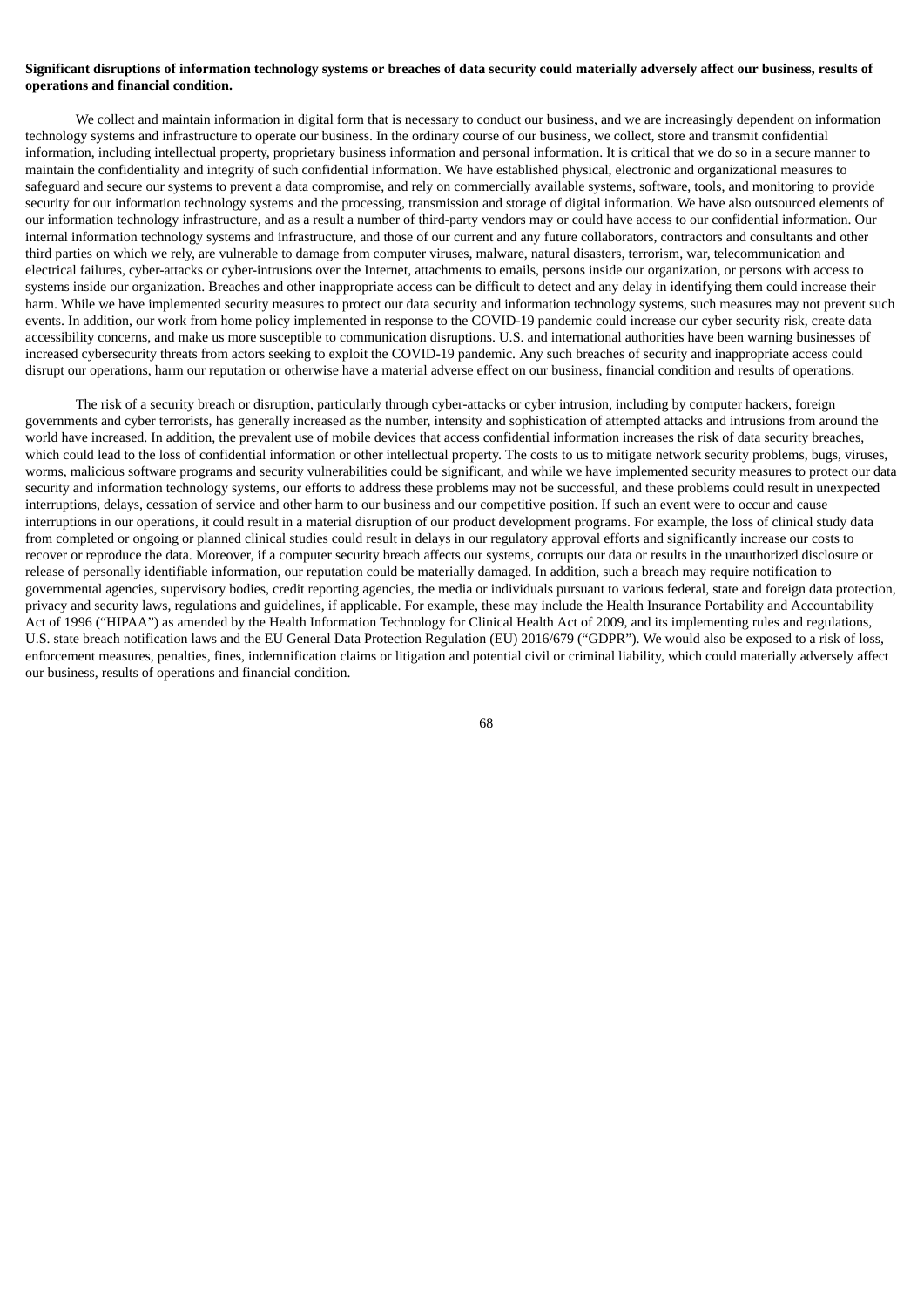**Significant disruptions of information technology systems or breaches of data security could materially adversely affect our business, results of operations and financial condition.**

We collect and maintain information in digital form that is necessary to conduct our business, and we are increasingly dependent on information technology systems and infrastructure to operate our business. In the ordinary course of our business, we collect, store and transmit confidential information, including intellectual property, proprietary business information and personal information. It is critical that we do so in a secure manner to maintain the confidentiality and integrity of such confidential information. We have established physical, electronic and organizational measures to safeguard and secure our systems to prevent a data compromise, and rely on commercially available systems, software, tools, and monitoring to provide security for our information technology systems and the processing, transmission and storage of digital information. We have also outsourced elements of our information technology infrastructure, and as a result a number of third-party vendors may or could have access to our confidential information. Our internal information technology systems and infrastructure, and those of our current and any future collaborators, contractors and consultants and other third parties on which we rely, are vulnerable to damage from computer viruses, malware, natural disasters, terrorism, war, telecommunication and electrical failures, cyber-attacks or cyber-intrusions over the Internet, attachments to emails, persons inside our organization, or persons with access to systems inside our organization. Breaches and other inappropriate access can be difficult to detect and any delay in identifying them could increase their harm. While we have implemented security measures to protect our data security and information technology systems, such measures may not prevent such events. In addition, our work from home policy implemented in response to the COVID-19 pandemic could increase our cyber security risk, create data accessibility concerns, and make us more susceptible to communication disruptions. U.S. and international authorities have been warning businesses of increased cybersecurity threats from actors seeking to exploit the COVID-19 pandemic. Any such breaches of security and inappropriate access could disrupt our operations, harm our reputation or otherwise have a material adverse effect on our business, financial condition and results of operations.

The risk of a security breach or disruption, particularly through cyber-attacks or cyber intrusion, including by computer hackers, foreign governments and cyber terrorists, has generally increased as the number, intensity and sophistication of attempted attacks and intrusions from around the world have increased. In addition, the prevalent use of mobile devices that access confidential information increases the risk of data security breaches, which could lead to the loss of confidential information or other intellectual property. The costs to us to mitigate network security problems, bugs, viruses, worms, malicious software programs and security vulnerabilities could be significant, and while we have implemented security measures to protect our data security and information technology systems, our efforts to address these problems may not be successful, and these problems could result in unexpected interruptions, delays, cessation of service and other harm to our business and our competitive position. If such an event were to occur and cause interruptions in our operations, it could result in a material disruption of our product development programs. For example, the loss of clinical study data from completed or ongoing or planned clinical studies could result in delays in our regulatory approval efforts and significantly increase our costs to recover or reproduce the data. Moreover, if a computer security breach affects our systems, corrupts our data or results in the unauthorized disclosure or release of personally identifiable information, our reputation could be materially damaged. In addition, such a breach may require notification to governmental agencies, supervisory bodies, credit reporting agencies, the media or individuals pursuant to various federal, state and foreign data protection, privacy and security laws, regulations and guidelines, if applicable. For example, these may include the Health Insurance Portability and Accountability Act of 1996 ("HIPAA") as amended by the Health Information Technology for Clinical Health Act of 2009, and its implementing rules and regulations, U.S. state breach notification laws and the EU General Data Protection Regulation (EU) 2016/679 ("GDPR"). We would also be exposed to a risk of loss, enforcement measures, penalties, fines, indemnification claims or litigation and potential civil or criminal liability, which could materially adversely affect our business, results of operations and financial condition.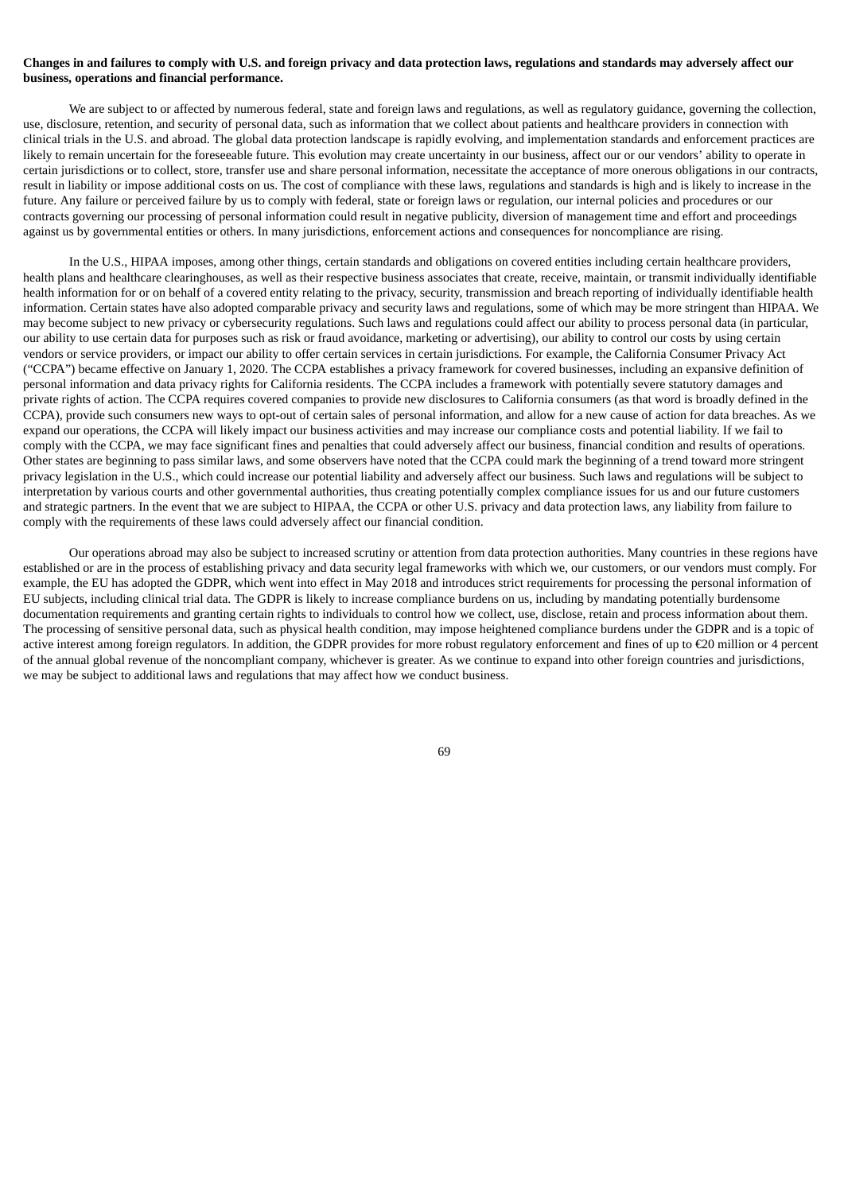**Changes in and failures to comply with U.S. and foreign privacy and data protection laws, regulations and standards may adversely affect our business, operations and financial performance.**

We are subject to or affected by numerous federal, state and foreign laws and regulations, as well as regulatory guidance, governing the collection, use, disclosure, retention, and security of personal data, such as information that we collect about patients and healthcare providers in connection with clinical trials in the U.S. and abroad. The global data protection landscape is rapidly evolving, and implementation standards and enforcement practices are likely to remain uncertain for the foreseeable future. This evolution may create uncertainty in our business, affect our or our vendors' ability to operate in certain jurisdictions or to collect, store, transfer use and share personal information, necessitate the acceptance of more onerous obligations in our contracts, result in liability or impose additional costs on us. The cost of compliance with these laws, regulations and standards is high and is likely to increase in the future. Any failure or perceived failure by us to comply with federal, state or foreign laws or regulation, our internal policies and procedures or our contracts governing our processing of personal information could result in negative publicity, diversion of management time and effort and proceedings against us by governmental entities or others. In many jurisdictions, enforcement actions and consequences for noncompliance are rising.

In the U.S., HIPAA imposes, among other things, certain standards and obligations on covered entities including certain healthcare providers, health plans and healthcare clearinghouses, as well as their respective business associates that create, receive, maintain, or transmit individually identifiable health information for or on behalf of a covered entity relating to the privacy, security, transmission and breach reporting of individually identifiable health information. Certain states have also adopted comparable privacy and security laws and regulations, some of which may be more stringent than HIPAA. We may become subject to new privacy or cybersecurity regulations. Such laws and regulations could affect our ability to process personal data (in particular, our ability to use certain data for purposes such as risk or fraud avoidance, marketing or advertising), our ability to control our costs by using certain vendors or service providers, or impact our ability to offer certain services in certain jurisdictions. For example, the California Consumer Privacy Act ("CCPA") became effective on January 1, 2020. The CCPA establishes a privacy framework for covered businesses, including an expansive definition of personal information and data privacy rights for California residents. The CCPA includes a framework with potentially severe statutory damages and private rights of action. The CCPA requires covered companies to provide new disclosures to California consumers (as that word is broadly defined in the CCPA), provide such consumers new ways to opt-out of certain sales of personal information, and allow for a new cause of action for data breaches. As we expand our operations, the CCPA will likely impact our business activities and may increase our compliance costs and potential liability. If we fail to comply with the CCPA, we may face significant fines and penalties that could adversely affect our business, financial condition and results of operations. Other states are beginning to pass similar laws, and some observers have noted that the CCPA could mark the beginning of a trend toward more stringent privacy legislation in the U.S., which could increase our potential liability and adversely affect our business. Such laws and regulations will be subject to interpretation by various courts and other governmental authorities, thus creating potentially complex compliance issues for us and our future customers and strategic partners. In the event that we are subject to HIPAA, the CCPA or other U.S. privacy and data protection laws, any liability from failure to comply with the requirements of these laws could adversely affect our financial condition.

Our operations abroad may also be subject to increased scrutiny or attention from data protection authorities. Many countries in these regions have established or are in the process of establishing privacy and data security legal frameworks with which we, our customers, or our vendors must comply. For example, the EU has adopted the GDPR, which went into effect in May 2018 and introduces strict requirements for processing the personal information of EU subjects, including clinical trial data. The GDPR is likely to increase compliance burdens on us, including by mandating potentially burdensome documentation requirements and granting certain rights to individuals to control how we collect, use, disclose, retain and process information about them. The processing of sensitive personal data, such as physical health condition, may impose heightened compliance burdens under the GDPR and is a topic of active interest among foreign regulators. In addition, the GDPR provides for more robust regulatory enforcement and fines of up to €20 million or 4 percent of the annual global revenue of the noncompliant company, whichever is greater. As we continue to expand into other foreign countries and jurisdictions, we may be subject to additional laws and regulations that may affect how we conduct business.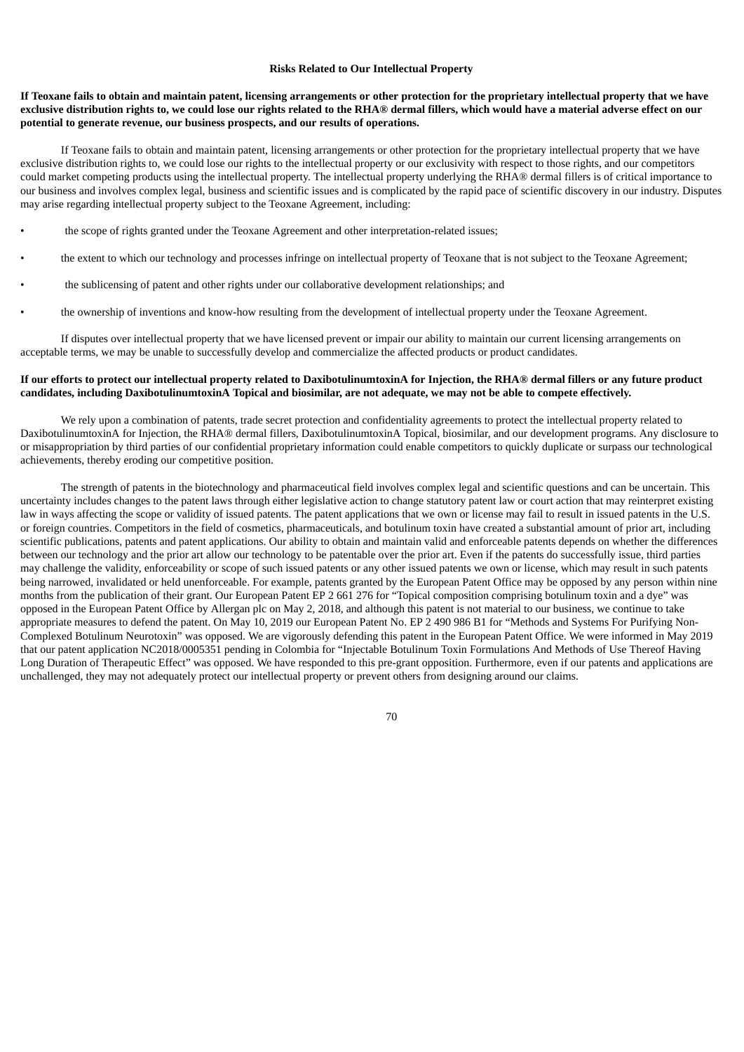### Risks Related to Our Intellectual Property

**If Teoxane fails to obtain and maintain patent, licensing arrangements or other protection for the proprietary intellectual property that we have exclusive distribution rights to, we could lose our rights related to the RHA® dermal fillers, which would have a material adverse effect on our potential to generate revenue, our business prospects, and our results of operations.**

If Teoxane fails to obtain and maintain patent, licensing arrangements or other protection for the proprietary intellectual property that we have exclusive distribution rights to, we could lose our rights to the intellectual property or our exclusivity with respect to those rights, and our competitors could market competing products using the intellectual property. The intellectual property underlying the RHA® dermal fillers is of critical importance to our business and involves complex legal, business and scientific issues and is complicated by the rapid pace of scientific discovery in our industry. Disputes may arise regarding intellectual property subject to the Teoxane Agreement, including:

- the scope of rights granted under the Teoxane Agreement and other interpretation-related issues;
- the extent to which our technology and processes infringe on intellectual property of Teoxane that is not subject to the Teoxane Agreement;
- the sublicensing of patent and other rights under our collaborative development relationships; and
- the ownership of inventions and know-how resulting from the development of intellectual property under the Teoxane Agreement.

If disputes over intellectual property that we have licensed prevent or impair our ability to maintain our current licensing arrangements on acceptable terms, we may be unable to successfully develop and commercialize the affected products or product candidates.

**If our efforts to protect our intellectual property related to DaxibotulinumtoxinA for Injection, the RHA® dermal fillers or any future product candidates, including DaxibotulinumtoxinA Topical and biosimilar, are not adequate, we may not be able to compete effectively.**

We rely upon a combination of patents, trade secret protection and confidentiality agreements to protect the intellectual property related to DaxibotulinumtoxinA for Injection, the RHA® dermal fillers, DaxibotulinumtoxinA Topical, biosimilar, and our development programs. Any disclosure to or misappropriation by third parties of our confidential proprietary information could enable competitors to quickly duplicate or surpass our technological achievements, thereby eroding our competitive position.

The strength of patents in the biotechnology and pharmaceutical field involves complex legal and scientific questions and can be uncertain. This uncertainty includes changes to the patent laws through either legislative action to change statutory patent law or court action that may reinterpret existing law in ways affecting the scope or validity of issued patents. The patent applications that we own or license may fail to result in issued patents in the U.S. or foreign countries. Competitors in the field of cosmetics, pharmaceuticals, and botulinum toxin have created a substantial amount of prior art, including scientific publications, patents and patent applications. Our ability to obtain and maintain valid and enforceable patents depends on whether the differences between our technology and the prior art allow our technology to be patentable over the prior art. Even if the patents do successfully issue, third parties may challenge the validity, enforceability or scope of such issued patents or any other issued patents we own or license, which may result in such patents being narrowed, invalidated or held unenforceable. For example, patents granted by the European Patent Office may be opposed by any person within nine months from the publication of their grant. Our European Patent EP 2 661 276 for "Topical composition comprising botulinum toxin and a dye" was opposed in the European Patent Office by Allergan plc on May 2, 2018, and although this patent is not material to our business, we continue to take appropriate measures to defend the patent. On May 10, 2019 our European Patent No. EP 2 490 986 B1 for "Methods and Systems For Purifying Non-Complexed Botulinum Neurotoxin" was opposed. We are vigorously defending this patent in the European Patent Office. We were informed in May 2019 that our patent application NC2018/0005351 pending in Colombia for "Injectable Botulinum Toxin Formulations And Methods of Use Thereof Having Long Duration of Therapeutic Effect" was opposed. We have responded to this pre-grant opposition. Furthermore, even if our patents and applications are unchallenged, they may not adequately protect our intellectual property or prevent others from designing around our claims.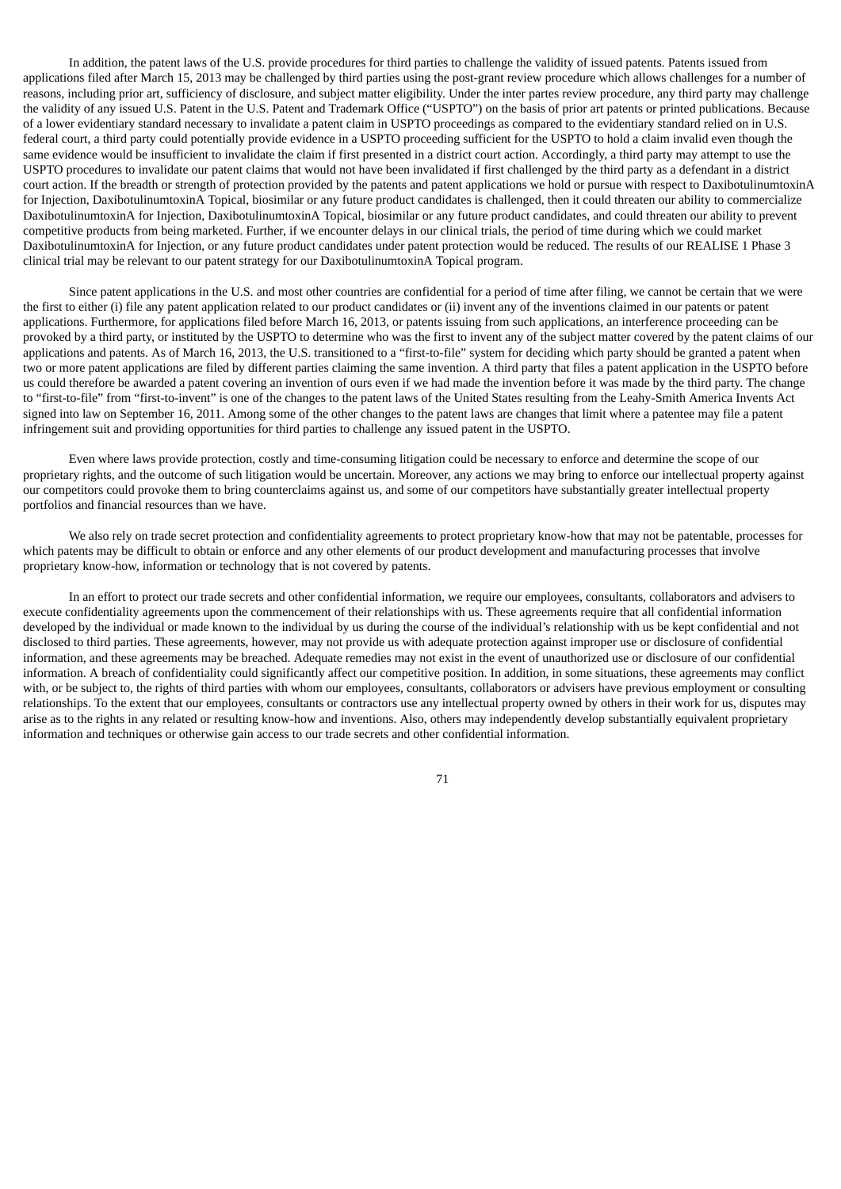In addition, the patent laws of the U.S. provide procedures for third parties to challenge the validity of issued patents. Patents issued from applications filed after March 15, 2013 may be challenged by third parties using the post-grant review procedure which allows challenges for a number of reasons, including prior art, sufficiency of disclosure, and subject matter eligibility. Under the inter partes review procedure, any third party may challenge the validity of any issued U.S. Patent in the U.S. Patent and Trademark Office ("USPTO") on the basis of prior art patents or printed publications. Because of a lower evidentiary standard necessary to invalidate a patent claim in USPTO proceedings as compared to the evidentiary standard relied on in U.S. federal court, a third party could potentially provide evidence in a USPTO proceeding sufficient for the USPTO to hold a claim invalid even though the same evidence would be insufficient to invalidate the claim if first presented in a district court action. Accordingly, a third party may attempt to use the USPTO procedures to invalidate our patent claims that would not have been invalidated if first challenged by the third party as a defendant in a district court action. If the breadth or strength of protection provided by the patents and patent applications we hold or pursue with respect to DaxibotulinumtoxinA for Injection, DaxibotulinumtoxinA Topical, biosimilar or any future product candidates is challenged, then it could threaten our ability to commercialize DaxibotulinumtoxinA for Injection, DaxibotulinumtoxinA Topical, biosimilar or any future product candidates, and could threaten our ability to prevent competitive products from being marketed. Further, if we encounter delays in our clinical trials, the period of time during which we could market DaxibotulinumtoxinA for Injection, or any future product candidates under patent protection would be reduced. The results of our REALISE 1 Phase 3 clinical trial may be relevant to our patent strategy for our DaxibotulinumtoxinA Topical program.

Since patent applications in the U.S. and most other countries are confidential for a period of time after filing, we cannot be certain that we were the first to either (i) file any patent application related to our product candidates or (ii) invent any of the inventions claimed in our patents or patent applications. Furthermore, for applications filed before March 16, 2013, or patents issuing from such applications, an interference proceeding can be provoked by a third party, or instituted by the USPTO to determine who was the first to invent any of the subject matter covered by the patent claims of our applications and patents. As of March 16, 2013, the U.S. transitioned to a "first-to-file" system for deciding which party should be granted a patent when two or more patent applications are filed by different parties claiming the same invention. A third party that files a patent application in the USPTO before us could therefore be awarded a patent covering an invention of ours even if we had made the invention before it was made by the third party. The change to "first-to-file" from "first-to-invent" is one of the changes to the patent laws of the United States resulting from the Leahy-Smith America Invents Act signed into law on September 16, 2011. Among some of the other changes to the patent laws are changes that limit where a patentee may file a patent infringement suit and providing opportunities for third parties to challenge any issued patent in the USPTO.

Even where laws provide protection, costly and time-consuming litigation could be necessary to enforce and determine the scope of our proprietary rights, and the outcome of such litigation would be uncertain. Moreover, any actions we may bring to enforce our intellectual property against our competitors could provoke them to bring counterclaims against us, and some of our competitors have substantially greater intellectual property portfolios and financial resources than we have.

We also rely on trade secret protection and confidentiality agreements to protect proprietary know-how that may not be patentable, processes for which patents may be difficult to obtain or enforce and any other elements of our product development and manufacturing processes that involve proprietary know-how, information or technology that is not covered by patents.

In an effort to protect our trade secrets and other confidential information, we require our employees, consultants, collaborators and advisers to execute confidentiality agreements upon the commencement of their relationships with us. These agreements require that all confidential information developed by the individual or made known to the individual by us during the course of the individual's relationship with us be kept confidential and not disclosed to third parties. These agreements, however, may not provide us with adequate protection against improper use or disclosure of confidential information, and these agreements may be breached. Adequate remedies may not exist in the event of unauthorized use or disclosure of our confidential information. A breach of confidentiality could significantly affect our competitive position. In addition, in some situations, these agreements may conflict with, or be subject to, the rights of third parties with whom our employees, consultants, collaborators or advisers have previous employment or consulting relationships. To the extent that our employees, consultants or contractors use any intellectual property owned by others in their work for us, disputes may arise as to the rights in any related or resulting know-how and inventions. Also, others may independently develop substantially equivalent proprietary information and techniques or otherwise gain access to our trade secrets and other confidential information.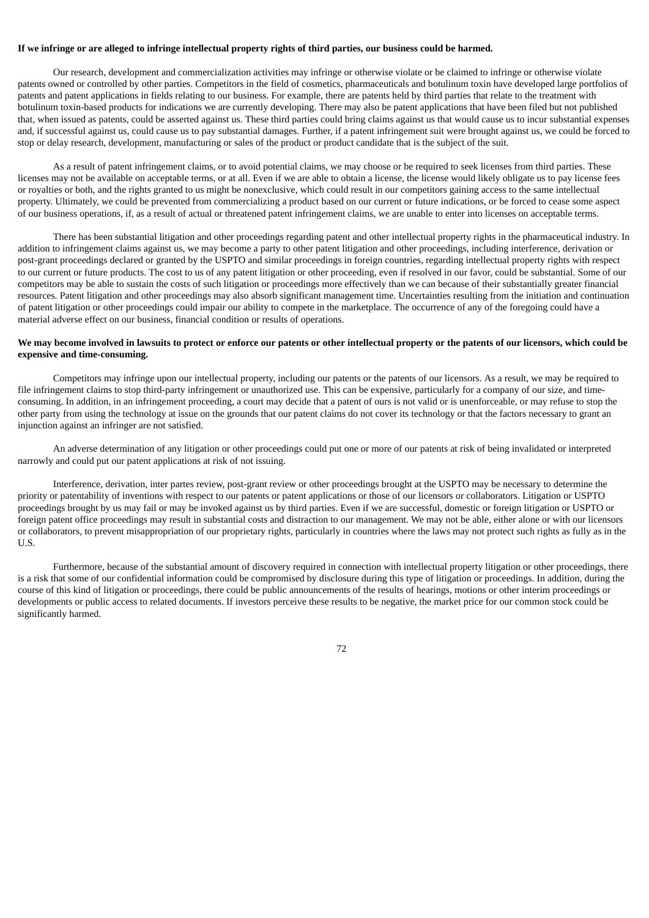**If we infringe or are alleged to infringe intellectual property rights of third parties, our business could be harmed.**

Our research, development and commercialization activities may infringe or otherwise violate or be claimed to infringe or otherwise violate patents owned or controlled by other parties. Competitors in the field of cosmetics, pharmaceuticals and botulinum toxin have developed large portfolios of patents and patent applications in fields relating to our business. For example, there are patents held by third parties that relate to the treatment with botulinum toxin-based products for indications we are currently developing. There may also be patent applications that have been filed but not published that, when issued as patents, could be asserted against us. These third parties could bring claims against us that would cause us to incur substantial expenses and, if successful against us, could cause us to pay substantial damages. Further, if a patent infringement suit were brought against us, we could be forced to stop or delay research, development, manufacturing or sales of the product or product candidate that is the subject of the suit.

As a result of patent infringement claims, or to avoid potential claims, we may choose or be required to seek licenses from third parties. These licenses may not be available on acceptable terms, or at all. Even if we are able to obtain a license, the license would likely obligate us to pay license fees or royalties or both, and the rights granted to us might be nonexclusive, which could result in our competitors gaining access to the same intellectual property. Ultimately, we could be prevented from commercializing a product based on our current or future indications, or be forced to cease some aspect of our business operations, if, as a result of actual or threatened patent infringement claims, we are unable to enter into licenses on acceptable terms.

There has been substantial litigation and other proceedings regarding patent and other intellectual property rights in the pharmaceutical industry. In addition to infringement claims against us, we may become a party to other patent litigation and other proceedings, including interference, derivation or post-grant proceedings declared or granted by the USPTO and similar proceedings in foreign countries, regarding intellectual property rights with respect to our current or future products. The cost to us of any patent litigation or other proceeding, even if resolved in our favor, could be substantial. Some of our competitors may be able to sustain the costs of such litigation or proceedings more effectively than we can because of their substantially greater financial resources. Patent litigation and other proceedings may also absorb significant management time. Uncertainties resulting from the initiation and continuation of patent litigation or other proceedings could impair our ability to compete in the marketplace. The occurrence of any of the foregoing could have a material adverse effect on our business, financial condition or results of operations.

**We may become involved in lawsuits to protect or enforce our patents or other intellectual property or the patents of our licensors, which could be expensive and time-consuming.**

Competitors may infringe upon our intellectual property, including our patents or the patents of our licensors. As a result, we may be required to file infringement claims to stop third-party infringement or unauthorized use. This can be expensive, particularly for a company of our size, and time-consuming. In addition, in an infringement proceeding, a court may decide that a patent of ours is not valid or is unenforceable, or may refuse to stop the other party from using the technology at issue on the grounds that our patent claims do not cover its technology or that the factors necessary to grant an injunction against an infringer are not satisfied.

An adverse determination of any litigation or other proceedings could put one or more of our patents at risk of being invalidated or interpreted narrowly and could put our patent applications at risk of not issuing.

Interference, derivation, inter partes review, post-grant review or other proceedings brought at the USPTO may be necessary to determine the priority or patentability of inventions with respect to our patents or patent applications or those of our licensors or collaborators. Litigation or USPTO proceedings brought by us may fail or may be invoked against us by third parties. Even if we are successful, domestic or foreign litigation or USPTO or foreign patent office proceedings may result in substantial costs and distraction to our management. We may not be able, either alone or with our licensors or collaborators, to prevent misappropriation of our proprietary rights, particularly in countries where the laws may not protect such rights as fully as in the U.S.

Furthermore, because of the substantial amount of discovery required in connection with intellectual property litigation or other proceedings, there is a risk that some of our confidential information could be compromised by disclosure during this type of litigation or proceedings. In addition, during the course of this kind of litigation or proceedings, there could be public announcements of the results of hearings, motions or other interim proceedings or developments or public access to related documents. If investors perceive these results to be negative, the market price for our common stock could be significantly harmed.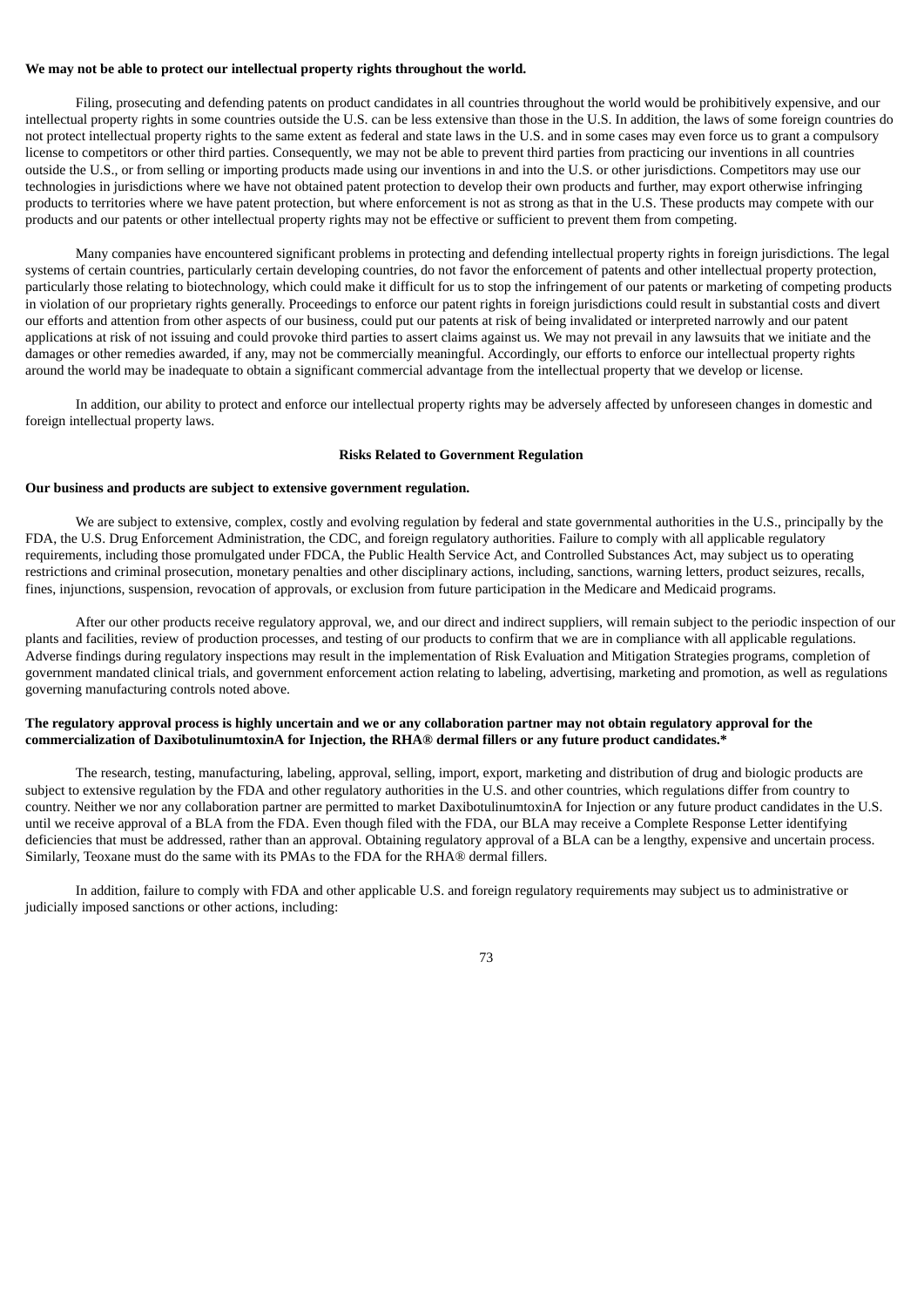**We may not be able to protect our intellectual property rights throughout the world.**

Filing, prosecuting and defending patents on product candidates in all countries throughout the world would be prohibitively expensive, and our intellectual property rights in some countries outside the U.S. can be less extensive than those in the U.S. In addition, the laws of some foreign countries do not protect intellectual property rights to the same extent as federal and state laws in the U.S. and in some cases may even force us to grant a compulsory license to competitors or other third parties. Consequently, we may not be able to prevent third parties from practicing our inventions in all countries outside the U.S., or from selling or importing products made using our inventions in and into the U.S. or other jurisdictions. Competitors may use our technologies in jurisdictions where we have not obtained patent protection to develop their own products and further, may export otherwise infringing products to territories where we have patent protection, but where enforcement is not as strong as that in the U.S. These products may compete with our products and our patents or other intellectual property rights may not be effective or sufficient to prevent them from competing.

Many companies have encountered significant problems in protecting and defending intellectual property rights in foreign jurisdictions. The legal systems of certain countries, particularly certain developing countries, do not favor the enforcement of patents and other intellectual property protection, particularly those relating to biotechnology, which could make it difficult for us to stop the infringement of our patents or marketing of competing products in violation of our proprietary rights generally. Proceedings to enforce our patent rights in foreign jurisdictions could result in substantial costs and divert our efforts and attention from other aspects of our business, could put our patents at risk of being invalidated or interpreted narrowly and our patent applications at risk of not issuing and could provoke third parties to assert claims against us. We may not prevail in any lawsuits that we initiate and the damages or other remedies awarded, if any, may not be commercially meaningful. Accordingly, our efforts to enforce our intellectual property rights around the world may be inadequate to obtain a significant commercial advantage from the intellectual property that we develop or license.

In addition, our ability to protect and enforce our intellectual property rights may be adversely affected by unforeseen changes in domestic and foreign intellectual property laws.

## Risks Related to Government Regulation

**Our business and products are subject to extensive government regulation.**

We are subject to extensive, complex, costly and evolving regulation by federal and state governmental authorities in the U.S., principally by the FDA, the U.S. Drug Enforcement Administration, the CDC, and foreign regulatory authorities. Failure to comply with all applicable regulatory requirements, including those promulgated under FDCA, the Public Health Service Act, and Controlled Substances Act, may subject us to operating restrictions and criminal prosecution, monetary penalties and other disciplinary actions, including, sanctions, warning letters, product seizures, recalls, fines, injunctions, suspension, revocation of approvals, or exclusion from future participation in the Medicare and Medicaid programs.

After our other products receive regulatory approval, we, and our direct and indirect suppliers, will remain subject to the periodic inspection of our plants and facilities, review of production processes, and testing of our products to confirm that we are in compliance with all applicable regulations. Adverse findings during regulatory inspections may result in the implementation of Risk Evaluation and Mitigation Strategies programs, completion of government mandated clinical trials, and government enforcement action relating to labeling, advertising, marketing and promotion, as well as regulations governing manufacturing controls noted above.

**The regulatory approval process is highly uncertain and we or any collaboration partner may not obtain regulatory approval for the commercialization of DaxibotulinumtoxinA for Injection, the RHA® dermal fillers or any future product candidates.***

The research, testing, manufacturing, labeling, approval, selling, import, export, marketing and distribution of drug and biologic products are subject to extensive regulation by the FDA and other regulatory authorities in the U.S. and other countries, which regulations differ from country to country. Neither we nor any collaboration partner are permitted to market DaxibotulinumtoxinA for Injection or any future product candidates in the U.S. until we receive approval of a BLA from the FDA. Even though filed with the FDA, our BLA may receive a Complete Response Letter identifying deficiencies that must be addressed, rather than an approval. Obtaining regulatory approval of a BLA can be a lengthy, expensive and uncertain process. Similarly, Teoxane must do the same with its PMAs to the FDA for the RHA® dermal fillers.

In addition, failure to comply with FDA and other applicable U.S. and foreign regulatory requirements may subject us to administrative or judicially imposed sanctions or other actions, including: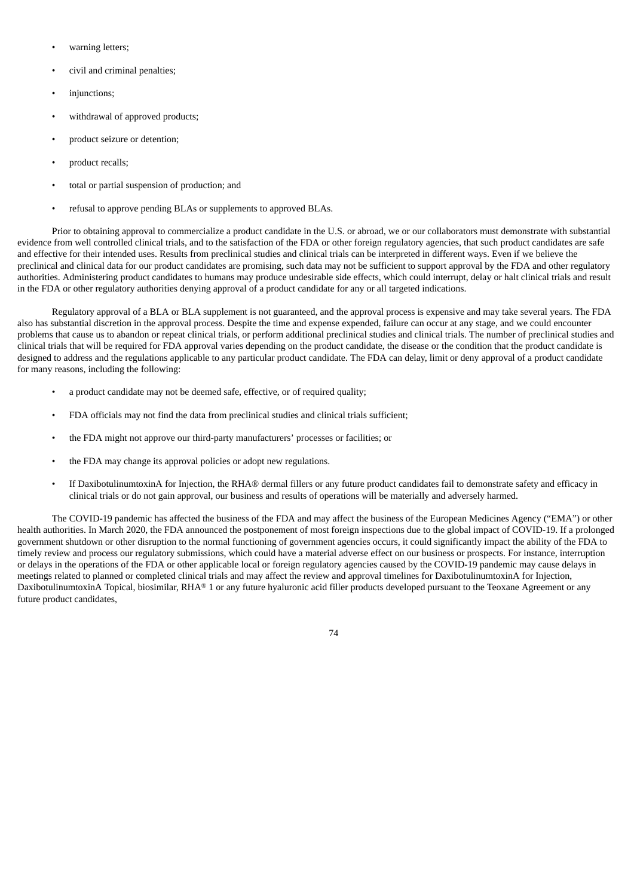- warning letters;
- civil and criminal penalties;
- injunctions;
- withdrawal of approved products;
- product seizure or detention;
- product recalls;
- total or partial suspension of production; and
- refusal to approve pending BLAs or supplements to approved BLAs.

Prior to obtaining approval to commercialize a product candidate in the U.S. or abroad, we or our collaborators must demonstrate with substantial evidence from well controlled clinical trials, and to the satisfaction of the FDA or other foreign regulatory agencies, that such product candidates are safe and effective for their intended uses. Results from preclinical studies and clinical trials can be interpreted in different ways. Even if we believe the preclinical and clinical data for our product candidates are promising, such data may not be sufficient to support approval by the FDA and other regulatory authorities. Administering product candidates to humans may produce undesirable side effects, which could interrupt, delay or halt clinical trials and result in the FDA or other regulatory authorities denying approval of a product candidate for any or all targeted indications.

Regulatory approval of a BLA or BLA supplement is not guaranteed, and the approval process is expensive and may take several years. The FDA also has substantial discretion in the approval process. Despite the time and expense expended, failure can occur at any stage, and we could encounter problems that cause us to abandon or repeat clinical trials, or perform additional preclinical studies and clinical trials. The number of preclinical studies and clinical trials that will be required for FDA approval varies depending on the product candidate, the disease or the condition that the product candidate is designed to address and the regulations applicable to any particular product candidate. The FDA can delay, limit or deny approval of a product candidate for many reasons, including the following:

- a product candidate may not be deemed safe, effective, or of required quality;
- FDA officials may not find the data from preclinical studies and clinical trials sufficient;
- the FDA might not approve our third-party manufacturers' processes or facilities; or
- the FDA may change its approval policies or adopt new regulations.
- If DaxibotulinumtoxinA for Injection, the RHA® dermal fillers or any future product candidates fail to demonstrate safety and efficacy in clinical trials or do not gain approval, our business and results of operations will be materially and adversely harmed.

The COVID-19 pandemic has affected the business of the FDA and may affect the business of the European Medicines Agency ("EMA") or other health authorities. In March 2020, the FDA announced the postponement of most foreign inspections due to the global impact of COVID-19. If a prolonged government shutdown or other disruption to the normal functioning of government agencies occurs, it could significantly impact the ability of the FDA to timely review and process our regulatory submissions, which could have a material adverse effect on our business or prospects. For instance, interruption or delays in the operations of the FDA or other applicable local or foreign regulatory agencies caused by the COVID-19 pandemic may cause delays in meetings related to planned or completed clinical trials and may affect the review and approval timelines for DaxibotulinumtoxinA for Injection, DaxibotulinumtoxinA Topical, biosimilar, RHA® 1 or any future hyaluronic acid filler products developed pursuant to the Teoxane Agreement or any future product candidates,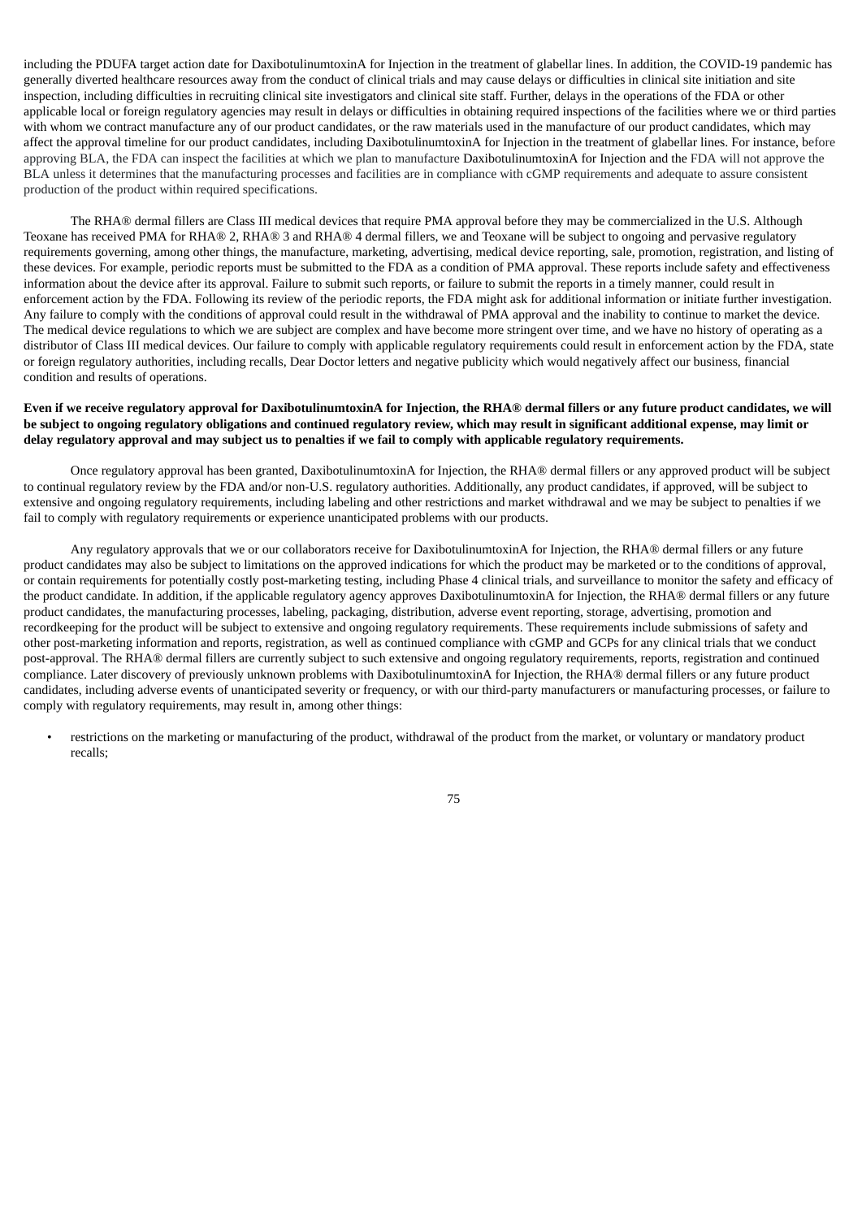including the PDUFA target action date for DaxibotulinumtoxinA for Injection in the treatment of glabellar lines. In addition, the COVID-19 pandemic has generally diverted healthcare resources away from the conduct of clinical trials and may cause delays or difficulties in clinical site initiation and site inspection, including difficulties in recruiting clinical site investigators and clinical site staff. Further, delays in the operations of the FDA or other applicable local or foreign regulatory agencies may result in delays or difficulties in obtaining required inspections of the facilities where we or third parties with whom we contract manufacture any of our product candidates, or the raw materials used in the manufacture of our product candidates, which may affect the approval timeline for our product candidates, including DaxibotulinumtoxinA for Injection in the treatment of glabellar lines. For instance, before approving BLA, the FDA can inspect the facilities at which we plan to manufacture DaxibotulinumtoxinA for Injection and the FDA will not approve the BLA unless it determines that the manufacturing processes and facilities are in compliance with cGMP requirements and adequate to assure consistent production of the product within required specifications.

The RHA® dermal fillers are Class III medical devices that require PMA approval before they may be commercialized in the U.S. Although Teoxane has received PMA for RHA® 2, RHA® 3 and RHA® 4 dermal fillers, we and Teoxane will be subject to ongoing and pervasive regulatory requirements governing, among other things, the manufacture, marketing, advertising, medical device reporting, sale, promotion, registration, and listing of these devices. For example, periodic reports must be submitted to the FDA as a condition of PMA approval. These reports include safety and effectiveness information about the device after its approval. Failure to submit such reports, or failure to submit the reports in a timely manner, could result in enforcement action by the FDA. Following its review of the periodic reports, the FDA might ask for additional information or initiate further investigation. Any failure to comply with the conditions of approval could result in the withdrawal of PMA approval and the inability to continue to market the device. The medical device regulations to which we are subject are complex and have become more stringent over time, and we have no history of operating as a distributor of Class III medical devices. Our failure to comply with applicable regulatory requirements could result in enforcement action by the FDA, state or foreign regulatory authorities, including recalls, Dear Doctor letters and negative publicity which would negatively affect our business, financial condition and results of operations.

**Even if we receive regulatory approval for DaxibotulinumtoxinA for Injection, the RHA® dermal fillers or any future product candidates, we will be subject to ongoing regulatory obligations and continued regulatory review, which may result in significant additional expense, may limit or delay regulatory approval and may subject us to penalties if we fail to comply with applicable regulatory requirements.**

Once regulatory approval has been granted, DaxibotulinumtoxinA for Injection, the RHA® dermal fillers or any approved product will be subject to continual regulatory review by the FDA and/or non-U.S. regulatory authorities. Additionally, any product candidates, if approved, will be subject to extensive and ongoing regulatory requirements, including labeling and other restrictions and market withdrawal and we may be subject to penalties if we fail to comply with regulatory requirements or experience unanticipated problems with our products.

Any regulatory approvals that we or our collaborators receive for DaxibotulinumtoxinA for Injection, the RHA® dermal fillers or any future product candidates may also be subject to limitations on the approved indications for which the product may be marketed or to the conditions of approval, or contain requirements for potentially costly post-marketing testing, including Phase 4 clinical trials, and surveillance to monitor the safety and efficacy of the product candidate. In addition, if the applicable regulatory agency approves DaxibotulinumtoxinA for Injection, the RHA® dermal fillers or any future product candidates, the manufacturing processes, labeling, packaging, distribution, adverse event reporting, storage, advertising, promotion and recordkeeping for the product will be subject to extensive and ongoing regulatory requirements. These requirements include submissions of safety and other post-marketing information and reports, registration, as well as continued compliance with cGMP and GCPs for any clinical trials that we conduct post-approval. The RHA® dermal fillers are currently subject to such extensive and ongoing regulatory requirements, reports, registration and continued compliance. Later discovery of previously unknown problems with DaxibotulinumtoxinA for Injection, the RHA® dermal fillers or any future product candidates, including adverse events of unanticipated severity or frequency, or with our third-party manufacturers or manufacturing processes, or failure to comply with regulatory requirements, may result in, among other things:

- restrictions on the marketing or manufacturing of the product, withdrawal of the product from the market, or voluntary or mandatory product recalls;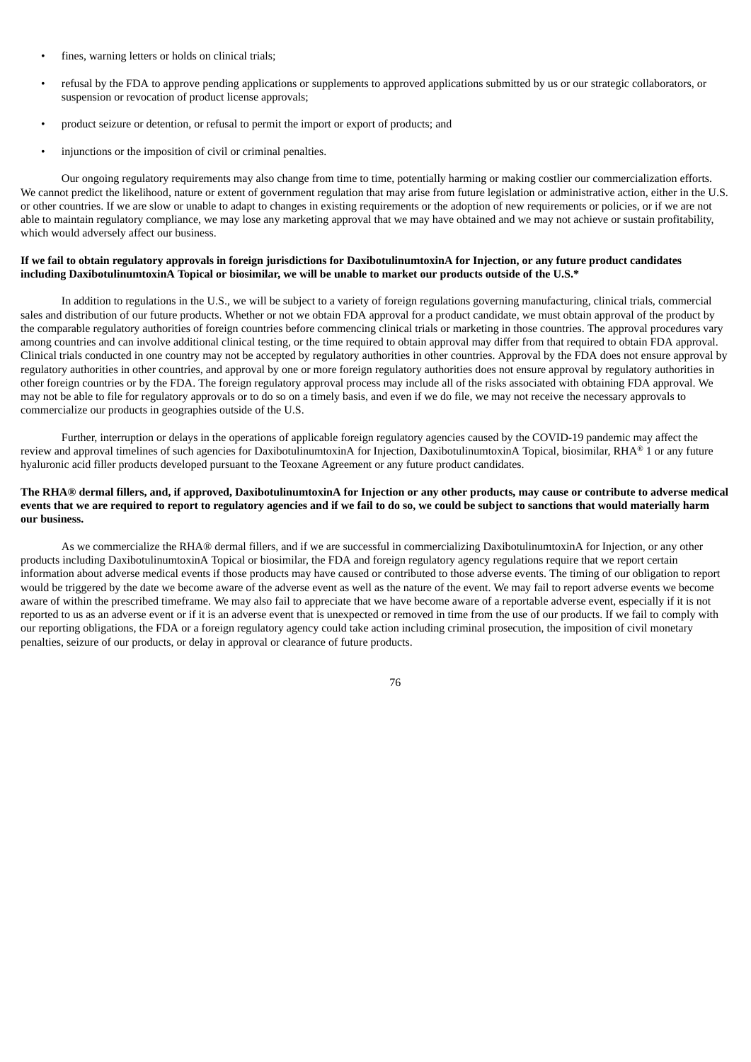- fines, warning letters or holds on clinical trials;
- refusal by the FDA to approve pending applications or supplements to approved applications submitted by us or our strategic collaborators, or suspension or revocation of product license approvals;
- product seizure or detention, or refusal to permit the import or export of products; and
- injunctions or the imposition of civil or criminal penalties.

Our ongoing regulatory requirements may also change from time to time, potentially harming or making costlier our commercialization efforts. We cannot predict the likelihood, nature or extent of government regulation that may arise from future legislation or administrative action, either in the U.S. or other countries. If we are slow or unable to adapt to changes in existing requirements or the adoption of new requirements or policies, or if we are not able to maintain regulatory compliance, we may lose any marketing approval that we may have obtained and we may not achieve or sustain profitability, which would adversely affect our business.

**If we fail to obtain regulatory approvals in foreign jurisdictions for DaxibotulinumtoxinA for Injection, or any future product candidates including DaxibotulinumtoxinA Topical or biosimilar, we will be unable to market our products outside of the U.S.***

In addition to regulations in the U.S., we will be subject to a variety of foreign regulations governing manufacturing, clinical trials, commercial sales and distribution of our future products. Whether or not we obtain FDA approval for a product candidate, we must obtain approval of the product by the comparable regulatory authorities of foreign countries before commencing clinical trials or marketing in those countries. The approval procedures vary among countries and can involve additional clinical testing, or the time required to obtain approval may differ from that required to obtain FDA approval. Clinical trials conducted in one country may not be accepted by regulatory authorities in other countries. Approval by the FDA does not ensure approval by regulatory authorities in other countries, and approval by one or more foreign regulatory authorities does not ensure approval by regulatory authorities in other foreign countries or by the FDA. The foreign regulatory approval process may include all of the risks associated with obtaining FDA approval. We may not be able to file for regulatory approvals or to do so on a timely basis, and even if we do file, we may not receive the necessary approvals to commercialize our products in geographies outside of the U.S.

Further, interruption or delays in the operations of applicable foreign regulatory agencies caused by the COVID-19 pandemic may affect the review and approval timelines of such agencies for DaxibotulinumtoxinA for Injection, DaxibotulinumtoxinA Topical, biosimilar, RHA® 1 or any future hyaluronic acid filler products developed pursuant to the Teoxane Agreement or any future product candidates.

**The RHA® dermal fillers, and, if approved, DaxibotulinumtoxinA for Injection or any other products, may cause or contribute to adverse medical events that we are required to report to regulatory agencies and if we fail to do so, we could be subject to sanctions that would materially harm our business.**

As we commercialize the RHA® dermal fillers, and if we are successful in commercializing DaxibotulinumtoxinA for Injection, or any other products including DaxibotulinumtoxinA Topical or biosimilar, the FDA and foreign regulatory agency regulations require that we report certain information about adverse medical events if those products may have caused or contributed to those adverse events. The timing of our obligation to report would be triggered by the date we become aware of the adverse event as well as the nature of the event. We may fail to report adverse events we become aware of within the prescribed timeframe. We may also fail to appreciate that we have become aware of a reportable adverse event, especially if it is not reported to us as an adverse event or if it is an adverse event that is unexpected or removed in time from the use of our products. If we fail to comply with our reporting obligations, the FDA or a foreign regulatory agency could take action including criminal prosecution, the imposition of civil monetary penalties, seizure of our products, or delay in approval or clearance of future products.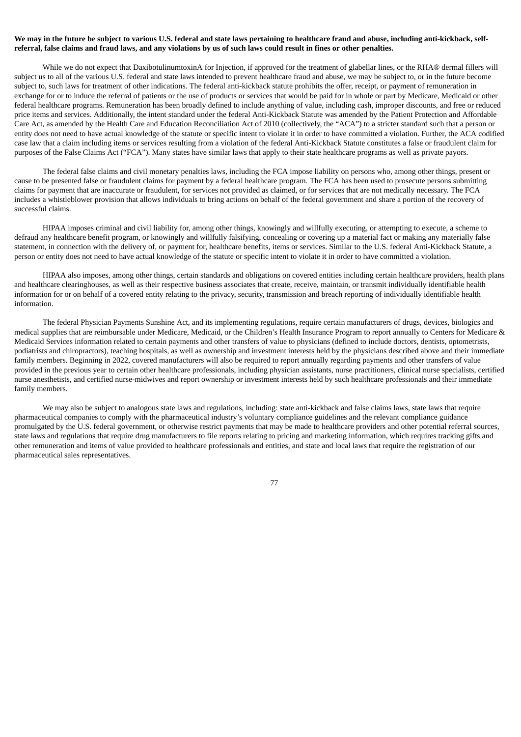**We may in the future be subject to various U.S. federal and state laws pertaining to healthcare fraud and abuse, including anti-kickback, self-referral, false claims and fraud laws, and any violations by us of such laws could result in fines or other penalties.**

While we do not expect that DaxibotulinumtoxinA for Injection, if approved for the treatment of glabellar lines, or the RHA® dermal fillers will subject us to all of the various U.S. federal and state laws intended to prevent healthcare fraud and abuse, we may be subject to, or in the future become subject to, such laws for treatment of other indications. The federal anti-kickback statute prohibits the offer, receipt, or payment of remuneration in exchange for or to induce the referral of patients or the use of products or services that would be paid for in whole or part by Medicare, Medicaid or other federal healthcare programs. Remuneration has been broadly defined to include anything of value, including cash, improper discounts, and free or reduced price items and services. Additionally, the intent standard under the federal Anti-Kickback Statute was amended by the Patient Protection and Affordable Care Act, as amended by the Health Care and Education Reconciliation Act of 2010 (collectively, the "ACA") to a stricter standard such that a person or entity does not need to have actual knowledge of the statute or specific intent to violate it in order to have committed a violation. Further, the ACA codified case law that a claim including items or services resulting from a violation of the federal Anti-Kickback Statute constitutes a false or fraudulent claim for purposes of the False Claims Act ("FCA"). Many states have similar laws that apply to their state healthcare programs as well as private payors.

The federal false claims and civil monetary penalties laws, including the FCA impose liability on persons who, among other things, present or cause to be presented false or fraudulent claims for payment by a federal healthcare program. The FCA has been used to prosecute persons submitting claims for payment that are inaccurate or fraudulent, for services not provided as claimed, or for services that are not medically necessary. The FCA includes a whistleblower provision that allows individuals to bring actions on behalf of the federal government and share a portion of the recovery of successful claims.

HIPAA imposes criminal and civil liability for, among other things, knowingly and willfully executing, or attempting to execute, a scheme to defraud any healthcare benefit program, or knowingly and willfully falsifying, concealing or covering up a material fact or making any materially false statement, in connection with the delivery of, or payment for, healthcare benefits, items or services. Similar to the U.S. federal Anti-Kickback Statute, a person or entity does not need to have actual knowledge of the statute or specific intent to violate it in order to have committed a violation.

HIPAA also imposes, among other things, certain standards and obligations on covered entities including certain healthcare providers, health plans and healthcare clearinghouses, as well as their respective business associates that create, receive, maintain, or transmit individually identifiable health information for or on behalf of a covered entity relating to the privacy, security, transmission and breach reporting of individually identifiable health information.

The federal Physician Payments Sunshine Act, and its implementing regulations, require certain manufacturers of drugs, devices, biologics and medical supplies that are reimbursable under Medicare, Medicaid, or the Children's Health Insurance Program to report annually to Centers for Medicare & Medicaid Services information related to certain payments and other transfers of value to physicians (defined to include doctors, dentists, optometrists, podiatrists and chiropractors), teaching hospitals, as well as ownership and investment interests held by the physicians described above and their immediate family members. Beginning in 2022, covered manufacturers will also be required to report annually regarding payments and other transfers of value provided in the previous year to certain other healthcare professionals, including physician assistants, nurse practitioners, clinical nurse specialists, certified nurse anesthetists, and certified nurse-midwives and report ownership or investment interests held by such healthcare professionals and their immediate family members.

We may also be subject to analogous state laws and regulations, including: state anti-kickback and false claims laws, state laws that require pharmaceutical companies to comply with the pharmaceutical industry's voluntary compliance guidelines and the relevant compliance guidance promulgated by the U.S. federal government, or otherwise restrict payments that may be made to healthcare providers and other potential referral sources, state laws and regulations that require drug manufacturers to file reports relating to pricing and marketing information, which requires tracking gifts and other remuneration and items of value provided to healthcare professionals and entities, and state and local laws that require the registration of our pharmaceutical sales representatives.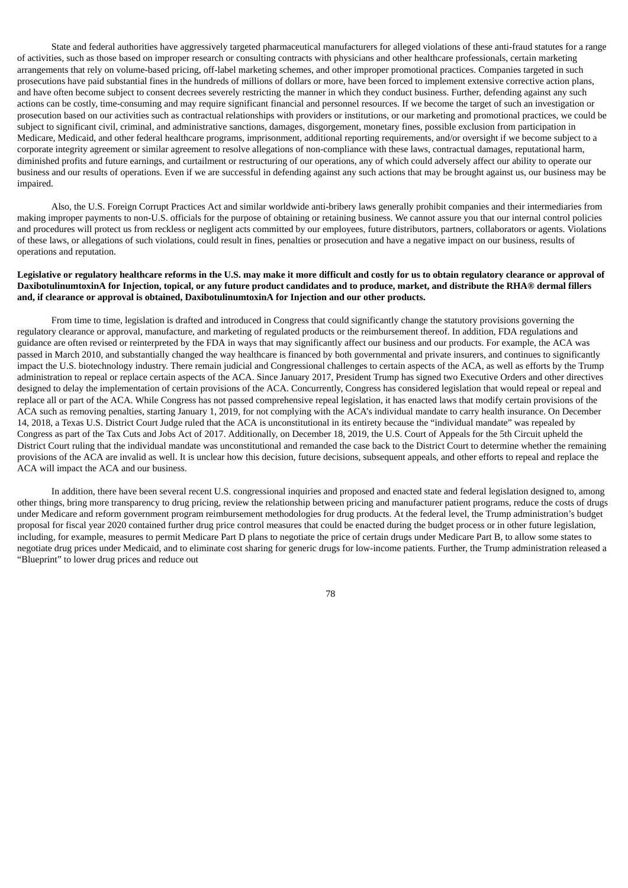State and federal authorities have aggressively targeted pharmaceutical manufacturers for alleged violations of these anti-fraud statutes for a range of activities, such as those based on improper research or consulting contracts with physicians and other healthcare professionals, certain marketing arrangements that rely on volume-based pricing, off-label marketing schemes, and other improper promotional practices. Companies targeted in such prosecutions have paid substantial fines in the hundreds of millions of dollars or more, have been forced to implement extensive corrective action plans, and have often become subject to consent decrees severely restricting the manner in which they conduct business. Further, defending against any such actions can be costly, time-consuming and may require significant financial and personnel resources. If we become the target of such an investigation or prosecution based on our activities such as contractual relationships with providers or institutions, or our marketing and promotional practices, we could be subject to significant civil, criminal, and administrative sanctions, damages, disgorgement, monetary fines, possible exclusion from participation in Medicare, Medicaid, and other federal healthcare programs, imprisonment, additional reporting requirements, and/or oversight if we become subject to a corporate integrity agreement or similar agreement to resolve allegations of non-compliance with these laws, contractual damages, reputational harm, diminished profits and future earnings, and curtailment or restructuring of our operations, any of which could adversely affect our ability to operate our business and our results of operations. Even if we are successful in defending against any such actions that may be brought against us, our business may be impaired.

Also, the U.S. Foreign Corrupt Practices Act and similar worldwide anti-bribery laws generally prohibit companies and their intermediaries from making improper payments to non-U.S. officials for the purpose of obtaining or retaining business. We cannot assure you that our internal control policies and procedures will protect us from reckless or negligent acts committed by our employees, future distributors, partners, collaborators or agents. Violations of these laws, or allegations of such violations, could result in fines, penalties or prosecution and have a negative impact on our business, results of operations and reputation.

**Legislative or regulatory healthcare reforms in the U.S. may make it more difficult and costly for us to obtain regulatory clearance or approval of DaxibotulinumtoxinA for Injection, topical, or any future product candidates and to produce, market, and distribute the RHA® dermal fillers and, if clearance or approval is obtained, DaxibotulinumtoxinA for Injection and our other products.**

From time to time, legislation is drafted and introduced in Congress that could significantly change the statutory provisions governing the regulatory clearance or approval, manufacture, and marketing of regulated products or the reimbursement thereof. In addition, FDA regulations and guidance are often revised or reinterpreted by the FDA in ways that may significantly affect our business and our products. For example, the ACA was passed in March 2010, and substantially changed the way healthcare is financed by both governmental and private insurers, and continues to significantly impact the U.S. biotechnology industry. There remain judicial and Congressional challenges to certain aspects of the ACA, as well as efforts by the Trump administration to repeal or replace certain aspects of the ACA. Since January 2017, President Trump has signed two Executive Orders and other directives designed to delay the implementation of certain provisions of the ACA. Concurrently, Congress has considered legislation that would repeal or repeal and replace all or part of the ACA. While Congress has not passed comprehensive repeal legislation, it has enacted laws that modify certain provisions of the ACA such as removing penalties, starting January 1, 2019, for not complying with the ACA's individual mandate to carry health insurance. On December 14, 2018, a Texas U.S. District Court Judge ruled that the ACA is unconstitutional in its entirety because the "individual mandate" was repealed by Congress as part of the Tax Cuts and Jobs Act of 2017. Additionally, on December 18, 2019, the U.S. Court of Appeals for the 5th Circuit upheld the District Court ruling that the individual mandate was unconstitutional and remanded the case back to the District Court to determine whether the remaining provisions of the ACA are invalid as well. It is unclear how this decision, future decisions, subsequent appeals, and other efforts to repeal and replace the ACA will impact the ACA and our business.

In addition, there have been several recent U.S. congressional inquiries and proposed and enacted state and federal legislation designed to, among other things, bring more transparency to drug pricing, review the relationship between pricing and manufacturer patient programs, reduce the costs of drugs under Medicare and reform government program reimbursement methodologies for drug products. At the federal level, the Trump administration's budget proposal for fiscal year 2020 contained further drug price control measures that could be enacted during the budget process or in other future legislation, including, for example, measures to permit Medicare Part D plans to negotiate the price of certain drugs under Medicare Part B, to allow some states to negotiate drug prices under Medicaid, and to eliminate cost sharing for generic drugs for low-income patients. Further, the Trump administration released a "Blueprint" to lower drug prices and reduce out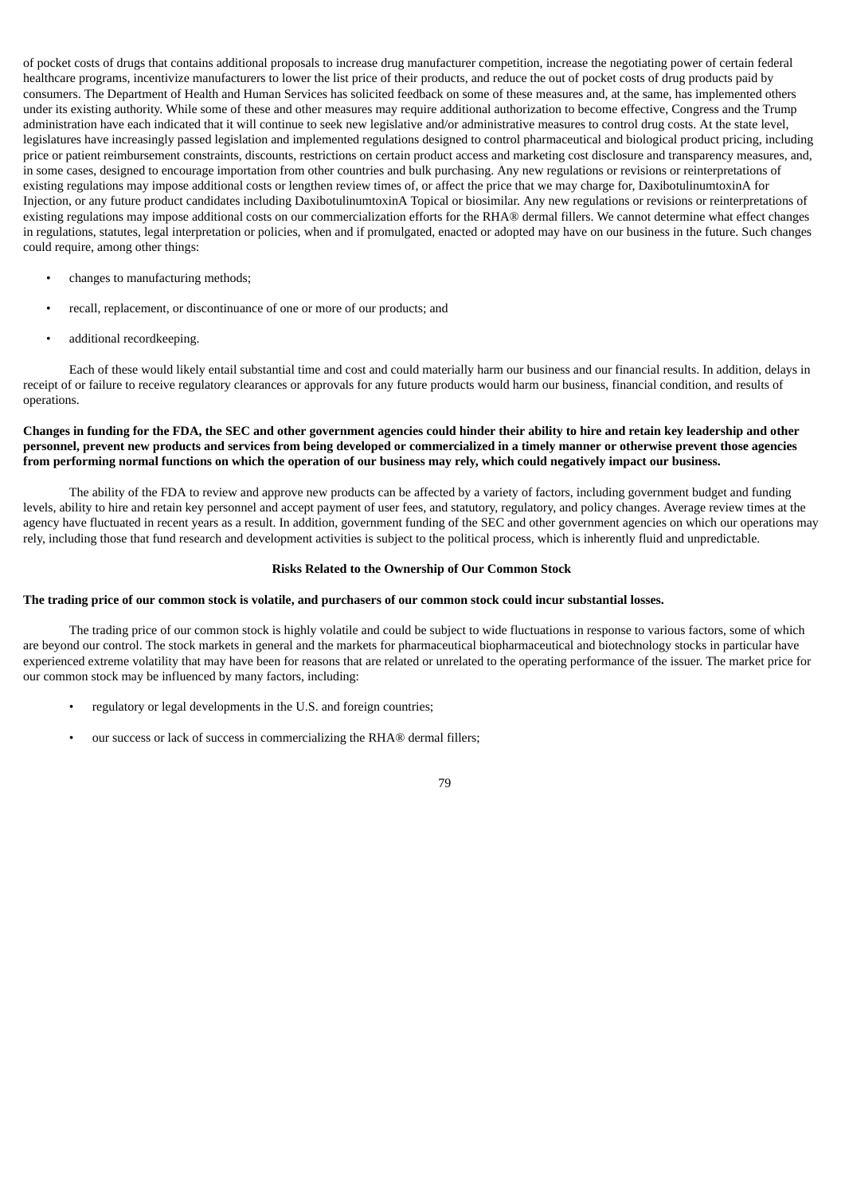of pocket costs of drugs that contains additional proposals to increase drug manufacturer competition, increase the negotiating power of certain federal healthcare programs, incentivize manufacturers to lower the list price of their products, and reduce the out of pocket costs of drug products paid by consumers. The Department of Health and Human Services has solicited feedback on some of these measures and, at the same, has implemented others under its existing authority. While some of these and other measures may require additional authorization to become effective, Congress and the Trump administration have each indicated that it will continue to seek new legislative and/or administrative measures to control drug costs. At the state level, legislatures have increasingly passed legislation and implemented regulations designed to control pharmaceutical and biological product pricing, including price or patient reimbursement constraints, discounts, restrictions on certain product access and marketing cost disclosure and transparency measures, and, in some cases, designed to encourage importation from other countries and bulk purchasing. Any new regulations or revisions or reinterpretations of existing regulations may impose additional costs or lengthen review times of, or affect the price that we may charge for, DaxibotulinumtoxinA for Injection, or any future product candidates including DaxibotulinumtoxinA Topical or biosimilar. Any new regulations or revisions or reinterpretations of existing regulations may impose additional costs on our commercialization efforts for the RHA® dermal fillers. We cannot determine what effect changes in regulations, statutes, legal interpretation or policies, when and if promulgated, enacted or adopted may have on our business in the future. Such changes could require, among other things:

- changes to manufacturing methods;
- recall, replacement, or discontinuance of one or more of our products; and
- additional recordkeeping.

Each of these would likely entail substantial time and cost and could materially harm our business and our financial results. In addition, delays in receipt of or failure to receive regulatory clearances or approvals for any future products would harm our business, financial condition, and results of operations.

**Changes in funding for the FDA, the SEC and other government agencies could hinder their ability to hire and retain key leadership and other personnel, prevent new products and services from being developed or commercialized in a timely manner or otherwise prevent those agencies from performing normal functions on which the operation of our business may rely, which could negatively impact our business.**

The ability of the FDA to review and approve new products can be affected by a variety of factors, including government budget and funding levels, ability to hire and retain key personnel and accept payment of user fees, and statutory, regulatory, and policy changes. Average review times at the agency have fluctuated in recent years as a result. In addition, government funding of the SEC and other government agencies on which our operations may rely, including those that fund research and development activities is subject to the political process, which is inherently fluid and unpredictable.

## Risks Related to the Ownership of Our Common Stock

**The trading price of our common stock is volatile, and purchasers of our common stock could incur substantial losses.**

The trading price of our common stock is highly volatile and could be subject to wide fluctuations in response to various factors, some of which are beyond our control. The stock markets in general and the markets for pharmaceutical biopharmaceutical and biotechnology stocks in particular have experienced extreme volatility that may have been for reasons that are related or unrelated to the operating performance of the issuer. The market price for our common stock may be influenced by many factors, including:

- regulatory or legal developments in the U.S. and foreign countries;
- our success or lack of success in commercializing the RHA® dermal fillers;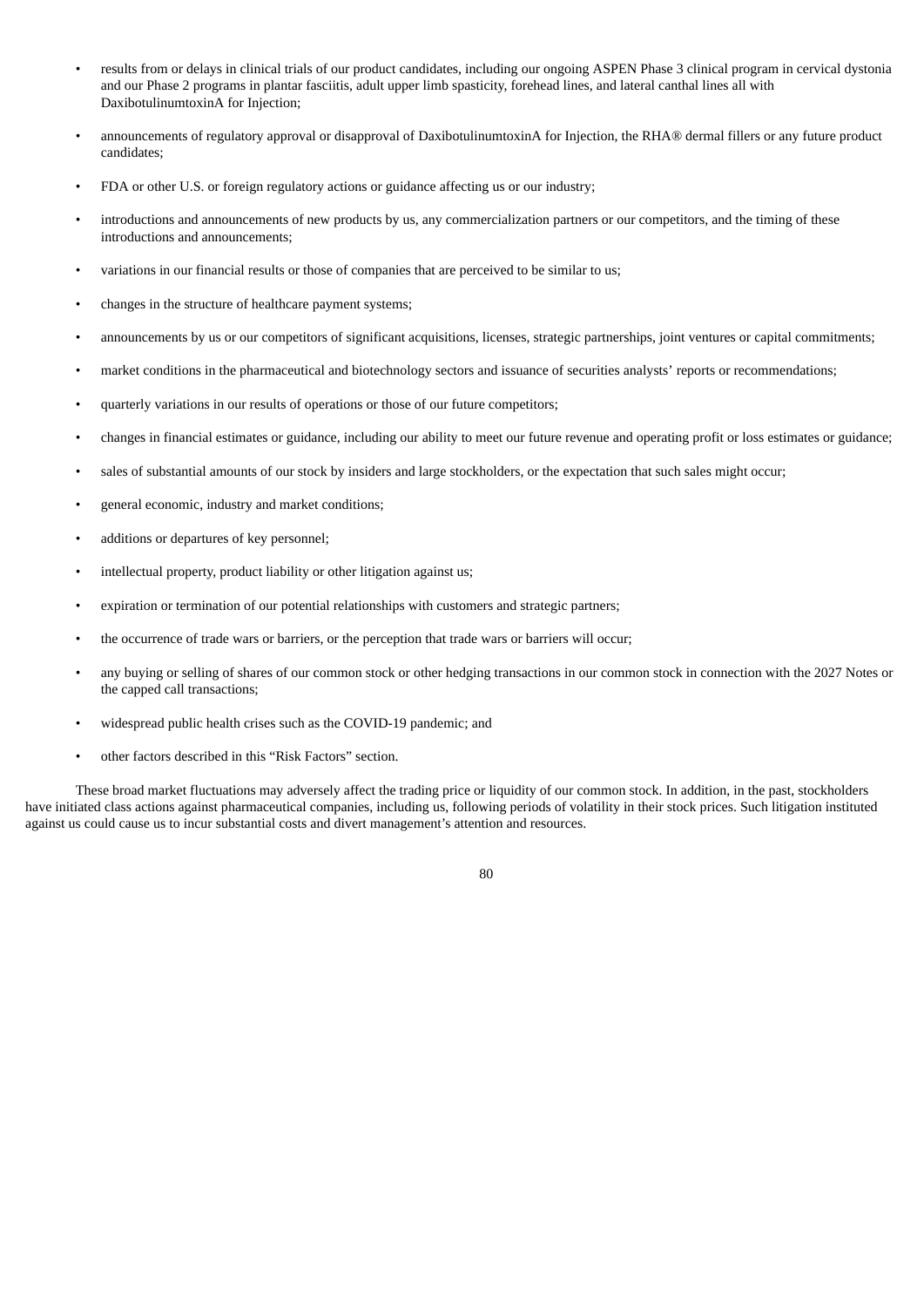- results from or delays in clinical trials of our product candidates, including our ongoing ASPEN Phase 3 clinical program in cervical dystonia and our Phase 2 programs in plantar fasciitis, adult upper limb spasticity, forehead lines, and lateral canthal lines all with DaxibotulinumtoxinA for Injection;
- announcements of regulatory approval or disapproval of DaxibotulinumtoxinA for Injection, the RHA® dermal fillers or any future product candidates;
- FDA or other U.S. or foreign regulatory actions or guidance affecting us or our industry;
- introductions and announcements of new products by us, any commercialization partners or our competitors, and the timing of these introductions and announcements;
- variations in our financial results or those of companies that are perceived to be similar to us;
- changes in the structure of healthcare payment systems;
- announcements by us or our competitors of significant acquisitions, licenses, strategic partnerships, joint ventures or capital commitments;
- market conditions in the pharmaceutical and biotechnology sectors and issuance of securities analysts' reports or recommendations;
- quarterly variations in our results of operations or those of our future competitors;
- changes in financial estimates or guidance, including our ability to meet our future revenue and operating profit or loss estimates or guidance;
- sales of substantial amounts of our stock by insiders and large stockholders, or the expectation that such sales might occur;
- general economic, industry and market conditions;
- additions or departures of key personnel;
- intellectual property, product liability or other litigation against us;
- expiration or termination of our potential relationships with customers and strategic partners;
- the occurrence of trade wars or barriers, or the perception that trade wars or barriers will occur;
- any buying or selling of shares of our common stock or other hedging transactions in our common stock in connection with the 2027 Notes or the capped call transactions;
- widespread public health crises such as the COVID-19 pandemic; and
- other factors described in this "Risk Factors" section.

These broad market fluctuations may adversely affect the trading price or liquidity of our common stock. In addition, in the past, stockholders have initiated class actions against pharmaceutical companies, including us, following periods of volatility in their stock prices. Such litigation instituted against us could cause us to incur substantial costs and divert management's attention and resources.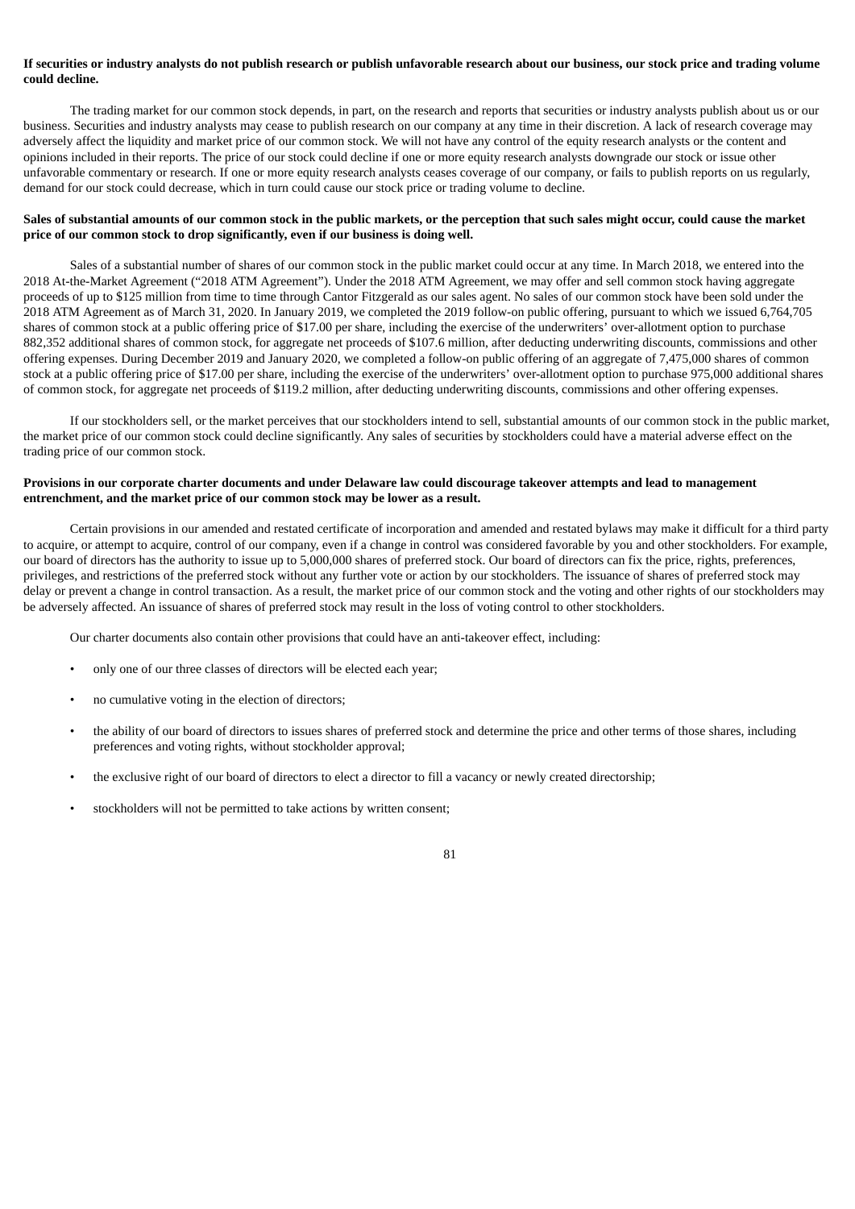**If securities or industry analysts do not publish research or publish unfavorable research about our business, our stock price and trading volume could decline.**

The trading market for our common stock depends, in part, on the research and reports that securities or industry analysts publish about us or our business. Securities and industry analysts may cease to publish research on our company at any time in their discretion. A lack of research coverage may adversely affect the liquidity and market price of our common stock. We will not have any control of the equity research analysts or the content and opinions included in their reports. The price of our stock could decline if one or more equity research analysts downgrade our stock or issue other unfavorable commentary or research. If one or more equity research analysts ceases coverage of our company, or fails to publish reports on us regularly, demand for our stock could decrease, which in turn could cause our stock price or trading volume to decline.

**Sales of substantial amounts of our common stock in the public markets, or the perception that such sales might occur, could cause the market price of our common stock to drop significantly, even if our business is doing well.**

Sales of a substantial number of shares of our common stock in the public market could occur at any time. In March 2018, we entered into the 2018 At-the-Market Agreement ("2018 ATM Agreement"). Under the 2018 ATM Agreement, we may offer and sell common stock having aggregate proceeds of up to $125 million from time to time through Cantor Fitzgerald as our sales agent. No sales of our common stock have been sold under the 2018 ATM Agreement as of March 31, 2020. In January 2019, we completed the 2019 follow-on public offering, pursuant to which we issued 6,764,705 shares of common stock at a public offering price of $17.00 per share, including the exercise of the underwriters' over-allotment option to purchase 882,352 additional shares of common stock, for aggregate net proceeds of $107.6 million, after deducting underwriting discounts, commissions and other offering expenses. During December 2019 and January 2020, we completed a follow-on public offering of an aggregate of 7,475,000 shares of common stock at a public offering price of $17.00 per share, including the exercise of the underwriters' over-allotment option to purchase 975,000 additional shares of common stock, for aggregate net proceeds of $119.2 million, after deducting underwriting discounts, commissions and other offering expenses.

If our stockholders sell, or the market perceives that our stockholders intend to sell, substantial amounts of our common stock in the public market, the market price of our common stock could decline significantly. Any sales of securities by stockholders could have a material adverse effect on the trading price of our common stock.

**Provisions in our corporate charter documents and under Delaware law could discourage takeover attempts and lead to management entrenchment, and the market price of our common stock may be lower as a result.**

Certain provisions in our amended and restated certificate of incorporation and amended and restated bylaws may make it difficult for a third party to acquire, or attempt to acquire, control of our company, even if a change in control was considered favorable by you and other stockholders. For example, our board of directors has the authority to issue up to 5,000,000 shares of preferred stock. Our board of directors can fix the price, rights, preferences, privileges, and restrictions of the preferred stock without any further vote or action by our stockholders. The issuance of shares of preferred stock may delay or prevent a change in control transaction. As a result, the market price of our common stock and the voting and other rights of our stockholders may be adversely affected. An issuance of shares of preferred stock may result in the loss of voting control to other stockholders.

Our charter documents also contain other provisions that could have an anti-takeover effect, including:

- only one of our three classes of directors will be elected each year;
- no cumulative voting in the election of directors;
- the ability of our board of directors to issues shares of preferred stock and determine the price and other terms of those shares, including preferences and voting rights, without stockholder approval;
- the exclusive right of our board of directors to elect a director to fill a vacancy or newly created directorship;
- stockholders will not be permitted to take actions by written consent;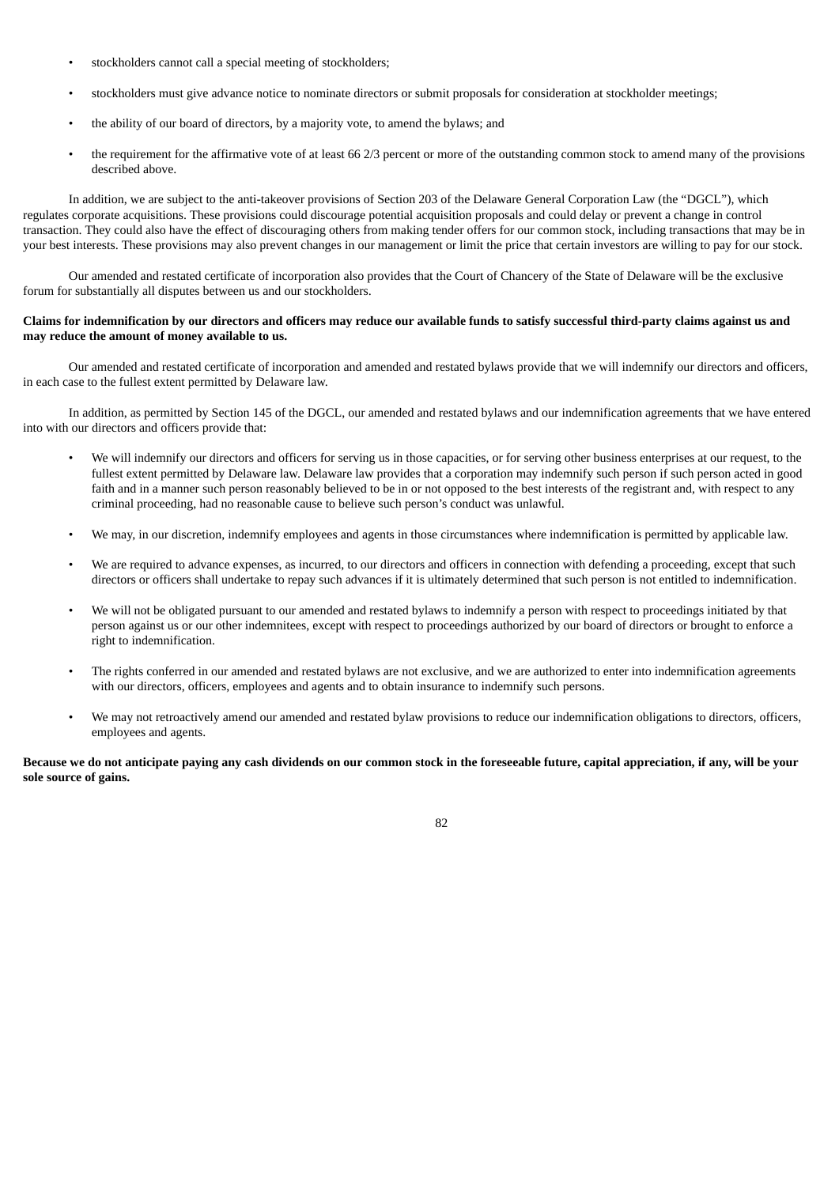- stockholders cannot call a special meeting of stockholders;
- stockholders must give advance notice to nominate directors or submit proposals for consideration at stockholder meetings;
- the ability of our board of directors, by a majority vote, to amend the bylaws; and
- the requirement for the affirmative vote of at least 66 2/3 percent or more of the outstanding common stock to amend many of the provisions described above.

In addition, we are subject to the anti-takeover provisions of Section 203 of the Delaware General Corporation Law (the "DGCL"), which regulates corporate acquisitions. These provisions could discourage potential acquisition proposals and could delay or prevent a change in control transaction. They could also have the effect of discouraging others from making tender offers for our common stock, including transactions that may be in your best interests. These provisions may also prevent changes in our management or limit the price that certain investors are willing to pay for our stock.

Our amended and restated certificate of incorporation also provides that the Court of Chancery of the State of Delaware will be the exclusive forum for substantially all disputes between us and our stockholders.

**Claims for indemnification by our directors and officers may reduce our available funds to satisfy successful third-party claims against us and may reduce the amount of money available to us.**

Our amended and restated certificate of incorporation and amended and restated bylaws provide that we will indemnify our directors and officers, in each case to the fullest extent permitted by Delaware law.

In addition, as permitted by Section 145 of the DGCL, our amended and restated bylaws and our indemnification agreements that we have entered into with our directors and officers provide that:

- We will indemnify our directors and officers for serving us in those capacities, or for serving other business enterprises at our request, to the fullest extent permitted by Delaware law. Delaware law provides that a corporation may indemnify such person if such person acted in good faith and in a manner such person reasonably believed to be in or not opposed to the best interests of the registrant and, with respect to any criminal proceeding, had no reasonable cause to believe such person's conduct was unlawful.
- We may, in our discretion, indemnify employees and agents in those circumstances where indemnification is permitted by applicable law.
- We are required to advance expenses, as incurred, to our directors and officers in connection with defending a proceeding, except that such directors or officers shall undertake to repay such advances if it is ultimately determined that such person is not entitled to indemnification.
- We will not be obligated pursuant to our amended and restated bylaws to indemnify a person with respect to proceedings initiated by that person against us or our other indemnitees, except with respect to proceedings authorized by our board of directors or brought to enforce a right to indemnification.
- The rights conferred in our amended and restated bylaws are not exclusive, and we are authorized to enter into indemnification agreements with our directors, officers, employees and agents and to obtain insurance to indemnify such persons.
- We may not retroactively amend our amended and restated bylaw provisions to reduce our indemnification obligations to directors, officers, employees and agents.

**Because we do not anticipate paying any cash dividends on our common stock in the foreseeable future, capital appreciation, if any, will be your sole source of gains.**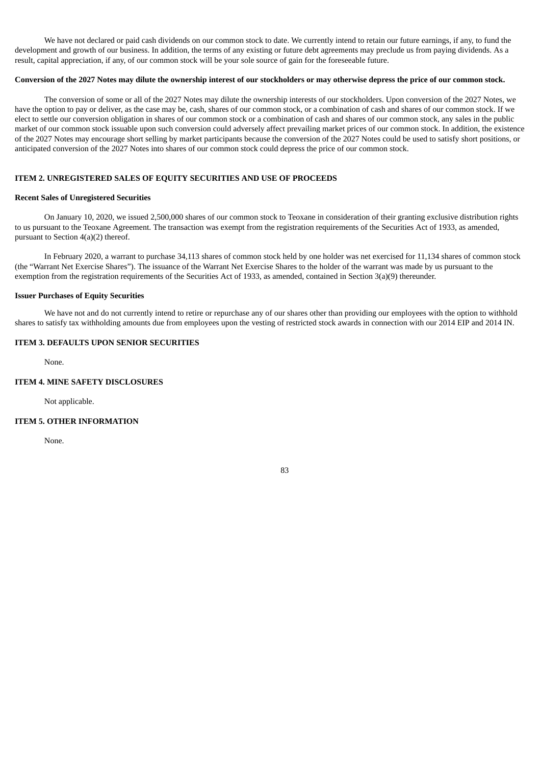We have not declared or paid cash dividends on our common stock to date. We currently intend to retain our future earnings, if any, to fund the development and growth of our business. In addition, the terms of any existing or future debt agreements may preclude us from paying dividends. As a result, capital appreciation, if any, of our common stock will be your sole source of gain for the foreseeable future.

**Conversion of the 2027 Notes may dilute the ownership interest of our stockholders or may otherwise depress the price of our common stock.**

The conversion of some or all of the 2027 Notes may dilute the ownership interests of our stockholders. Upon conversion of the 2027 Notes, we have the option to pay or deliver, as the case may be, cash, shares of our common stock, or a combination of cash and shares of our common stock. If we elect to settle our conversion obligation in shares of our common stock or a combination of cash and shares of our common stock, any sales in the public market of our common stock issuable upon such conversion could adversely affect prevailing market prices of our common stock. In addition, the existence of the 2027 Notes may encourage short selling by market participants because the conversion of the 2027 Notes could be used to satisfy short positions, or anticipated conversion of the 2027 Notes into shares of our common stock could depress the price of our common stock.

## ITEM 2. UNREGISTERED SALES OF EQUITY SECURITIES AND USE OF PROCEEDS

**Recent Sales of Unregistered Securities**

On January 10, 2020, we issued 2,500,000 shares of our common stock to Teoxane in consideration of their granting exclusive distribution rights to us pursuant to the Teoxane Agreement. The transaction was exempt from the registration requirements of the Securities Act of 1933, as amended, pursuant to Section 4(a)(2) thereof.

In February 2020, a warrant to purchase 34,113 shares of common stock held by one holder was net exercised for 11,134 shares of common stock (the "Warrant Net Exercise Shares"). The issuance of the Warrant Net Exercise Shares to the holder of the warrant was made by us pursuant to the exemption from the registration requirements of the Securities Act of 1933, as amended, contained in Section 3(a)(9) thereunder.

**Issuer Purchases of Equity Securities**

We have not and do not currently intend to retire or repurchase any of our shares other than providing our employees with the option to withhold shares to satisfy tax withholding amounts due from employees upon the vesting of restricted stock awards in connection with our 2014 EIP and 2014 IN.

## ITEM 3. DEFAULTS UPON SENIOR SECURITIES

None.

## ITEM 4. MINE SAFETY DISCLOSURES

Not applicable.

## ITEM 5. OTHER INFORMATION

None.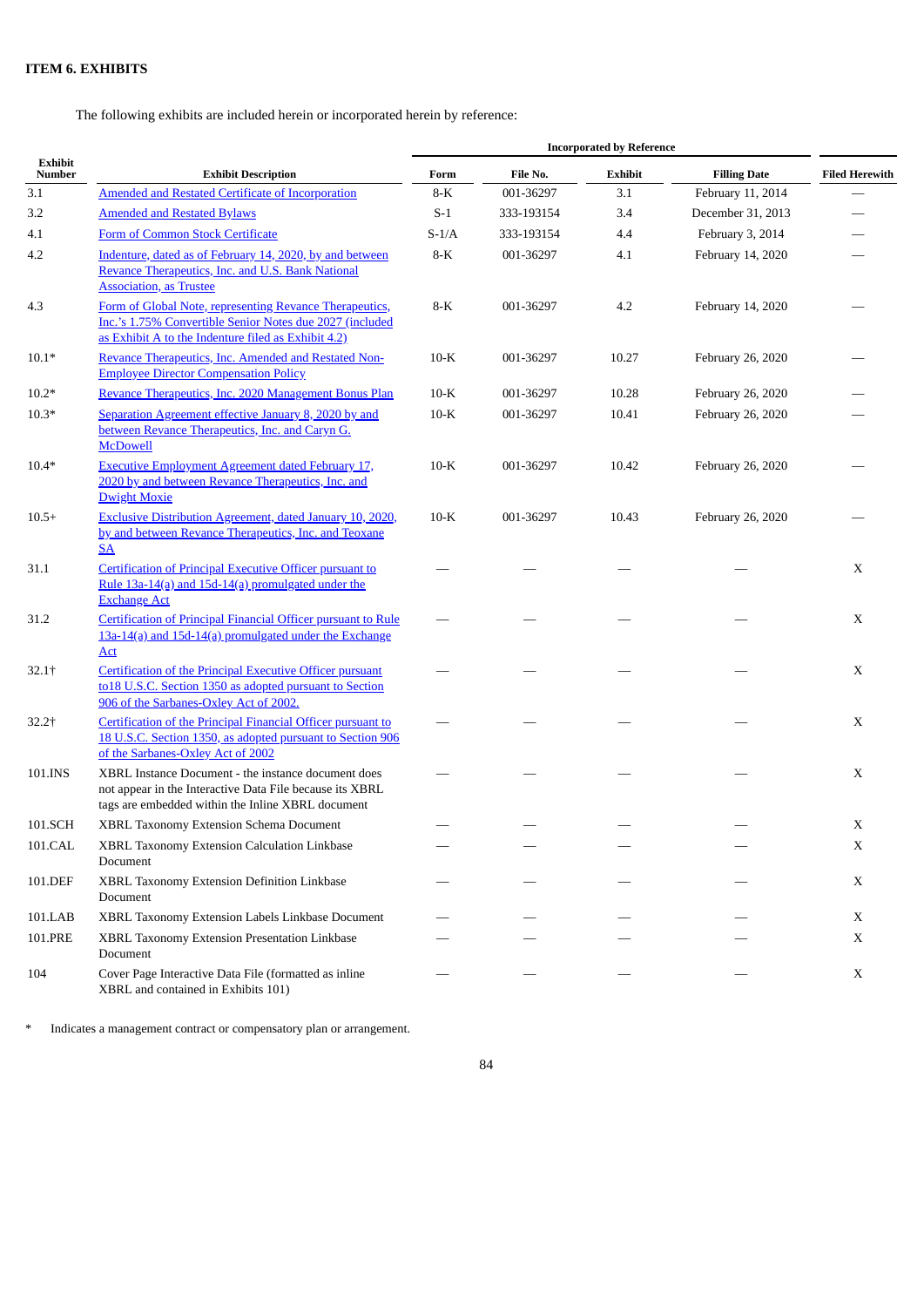## ITEM 6. EXHIBITS

The following exhibits are included herein or incorporated herein by reference:

| Exhibit Number | Exhibit Description | Incorporated by Reference | | | | Filed Herewith |
|---|---|---|---|---|---|---|
| | | Form | File No. | Exhibit | Filling Date | |
| 3.1 | Amended and Restated Certificate of Incorporation | 8-K | 001-36297 | 3.1 | February 11, 2014 | — |
| 3.2 | Amended and Restated Bylaws | S-1 | 333-193154 | 3.4 | December 31, 2013 | — |
| 4.1 | Form of Common Stock Certificate | S-1/A | 333-193154 | 4.4 | February 3, 2014 | — |
| 4.2 | Indenture, dated as of February 14, 2020, by and between Revance Therapeutics, Inc. and U.S. Bank National Association, as Trustee | 8-K | 001-36297 | 4.1 | February 14, 2020 | — |
| 4.3 | Form of Global Note, representing Revance Therapeutics, Inc.'s 1.75% Convertible Senior Notes due 2027 (included as Exhibit A to the Indenture filed as Exhibit 4.2) | 8-K | 001-36297 | 4.2 | February 14, 2020 | — |
| 10.1* | Revance Therapeutics, Inc. Amended and Restated Non-Employee Director Compensation Policy | 10-K | 001-36297 | 10.27 | February 26, 2020 | — |
| 10.2* | Revance Therapeutics, Inc. 2020 Management Bonus Plan | 10-K | 001-36297 | 10.28 | February 26, 2020 | — |
| 10.3* | Separation Agreement effective January 8, 2020 by and between Revance Therapeutics, Inc. and Caryn G. McDowell | 10-K | 001-36297 | 10.41 | February 26, 2020 | — |
| 10.4* | Executive Employment Agreement dated February 17, 2020 by and between Revance Therapeutics, Inc. and Dwight Moxie | 10-K | 001-36297 | 10.42 | February 26, 2020 | — |
| 10.5+ | Exclusive Distribution Agreement, dated January 10, 2020, by and between Revance Therapeutics, Inc. and Teoxane SA | 10-K | 001-36297 | 10.43 | February 26, 2020 | — |
| 31.1 | Certification of Principal Executive Officer pursuant to Rule 13a-14(a) and 15d-14(a) promulgated under the Exchange Act | — | — | — | — | X |
| 31.2 | Certification of Principal Financial Officer pursuant to Rule 13a-14(a) and 15d-14(a) promulgated under the Exchange Act | — | — | — | — | X |
| 32.1† | Certification of the Principal Executive Officer pursuant to18 U.S.C. Section 1350 as adopted pursuant to Section 906 of the Sarbanes-Oxley Act of 2002. | — | — | — | — | X |
| 32.2† | Certification of the Principal Financial Officer pursuant to 18 U.S.C. Section 1350, as adopted pursuant to Section 906 of the Sarbanes-Oxley Act of 2002 | — | — | — | — | X |
| 101.INS | XBRL Instance Document - the instance document does not appear in the Interactive Data File because its XBRL tags are embedded within the Inline XBRL document | — | — | — | — | X |
| 101.SCH | XBRL Taxonomy Extension Schema Document | — | — | — | — | X |
| 101.CAL | XBRL Taxonomy Extension Calculation Linkbase Document | — | — | — | — | X |
| 101.DEF | XBRL Taxonomy Extension Definition Linkbase Document | — | — | — | — | X |
| 101.LAB | XBRL Taxonomy Extension Labels Linkbase Document | — | — | — | — | X |
| 101.PRE | XBRL Taxonomy Extension Presentation Linkbase Document | — | — | — | — | X |
| 104 | Cover Page Interactive Data File (formatted as inline XBRL and contained in Exhibits 101) | — | — | — | — | X |

\* Indicates a management contract or compensatory plan or arrangement.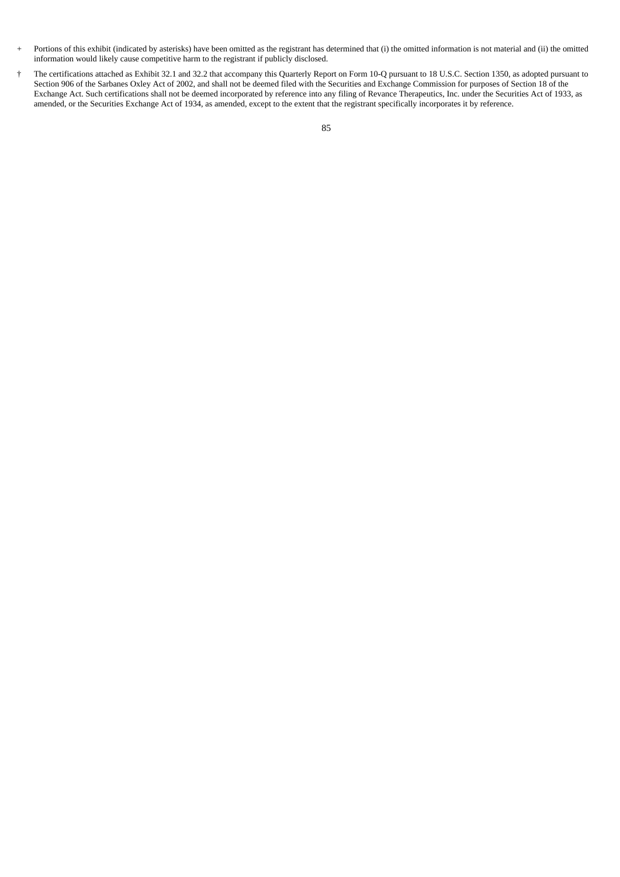\+ Portions of this exhibit (indicated by asterisks) have been omitted as the registrant has determined that (i) the omitted information is not material and (ii) the omitted information would likely cause competitive harm to the registrant if publicly disclosed.

† The certifications attached as Exhibit 32.1 and 32.2 that accompany this Quarterly Report on Form 10-Q pursuant to 18 U.S.C. Section 1350, as adopted pursuant to Section 906 of the Sarbanes Oxley Act of 2002, and shall not be deemed filed with the Securities and Exchange Commission for purposes of Section 18 of the Exchange Act. Such certifications shall not be deemed incorporated by reference into any filing of Revance Therapeutics, Inc. under the Securities Act of 1933, as amended, or the Securities Exchange Act of 1934, as amended, except to the extent that the registrant specifically incorporates it by reference.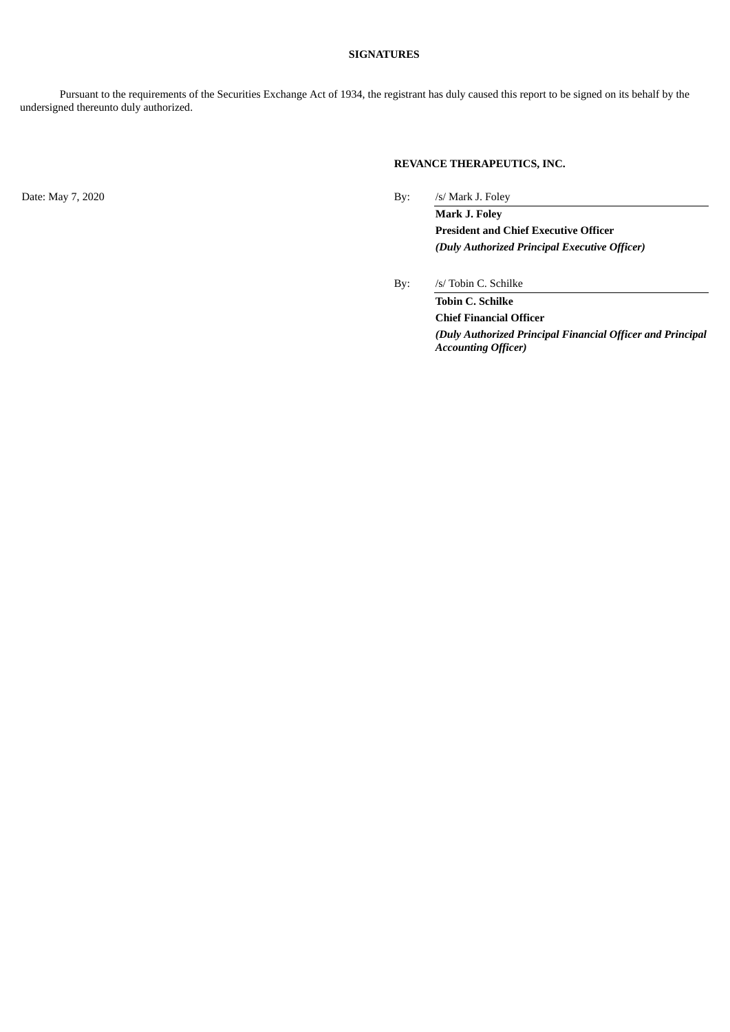**SIGNATURES**

Pursuant to the requirements of the Securities Exchange Act of 1934, the registrant has duly caused this report to be signed on its behalf by the undersigned thereunto duly authorized.

**REVANCE THERAPEUTICS, INC.**

Date: May 7, 2020

By: /s/ Mark J. Foley

**Mark J. Foley**
**President and Chief Executive Officer**
***(Duly Authorized Principal Executive Officer)***

By: /s/ Tobin C. Schilke

**Tobin C. Schilke**
**Chief Financial Officer**
***(Duly Authorized Principal Financial Officer and Principal Accounting Officer)***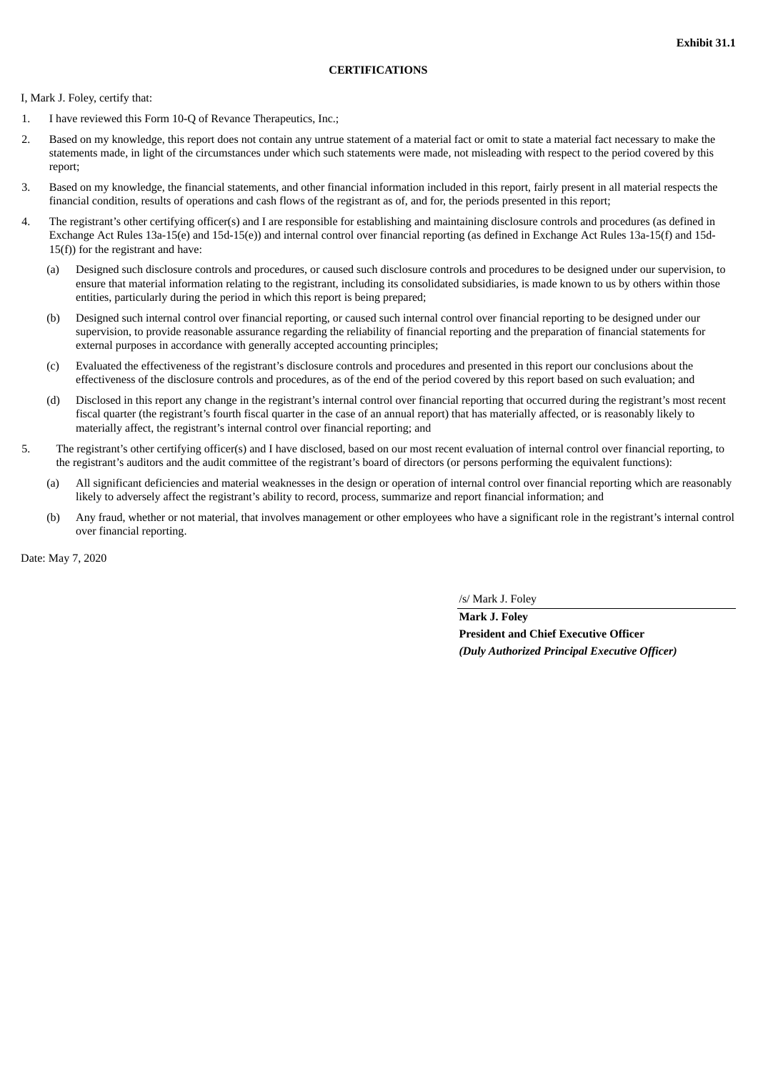**Exhibit 31.1**

**CERTIFICATIONS**

I, Mark J. Foley, certify that:

1. I have reviewed this Form 10-Q of Revance Therapeutics, Inc.;
2. Based on my knowledge, this report does not contain any untrue statement of a material fact or omit to state a material fact necessary to make the statements made, in light of the circumstances under which such statements were made, not misleading with respect to the period covered by this report;
3. Based on my knowledge, the financial statements, and other financial information included in this report, fairly present in all material respects the financial condition, results of operations and cash flows of the registrant as of, and for, the periods presented in this report;
4. The registrant's other certifying officer(s) and I are responsible for establishing and maintaining disclosure controls and procedures (as defined in Exchange Act Rules 13a-15(e) and 15d-15(e)) and internal control over financial reporting (as defined in Exchange Act Rules 13a-15(f) and 15d-15(f)) for the registrant and have:
   (a) Designed such disclosure controls and procedures, or caused such disclosure controls and procedures to be designed under our supervision, to ensure that material information relating to the registrant, including its consolidated subsidiaries, is made known to us by others within those entities, particularly during the period in which this report is being prepared;
   (b) Designed such internal control over financial reporting, or caused such internal control over financial reporting to be designed under our supervision, to provide reasonable assurance regarding the reliability of financial reporting and the preparation of financial statements for external purposes in accordance with generally accepted accounting principles;
   (c) Evaluated the effectiveness of the registrant's disclosure controls and procedures and presented in this report our conclusions about the effectiveness of the disclosure controls and procedures, as of the end of the period covered by this report based on such evaluation; and
   (d) Disclosed in this report any change in the registrant's internal control over financial reporting that occurred during the registrant's most recent fiscal quarter (the registrant's fourth fiscal quarter in the case of an annual report) that has materially affected, or is reasonably likely to materially affect, the registrant's internal control over financial reporting; and
5. The registrant's other certifying officer(s) and I have disclosed, based on our most recent evaluation of internal control over financial reporting, to the registrant's auditors and the audit committee of the registrant's board of directors (or persons performing the equivalent functions):
   (a) All significant deficiencies and material weaknesses in the design or operation of internal control over financial reporting which are reasonably likely to adversely affect the registrant's ability to record, process, summarize and report financial information; and
   (b) Any fraud, whether or not material, that involves management or other employees who have a significant role in the registrant's internal control over financial reporting.

Date: May 7, 2020

/s/ Mark J. Foley

**Mark J. Foley**
**President and Chief Executive Officer**
***(Duly Authorized Principal Executive Officer)***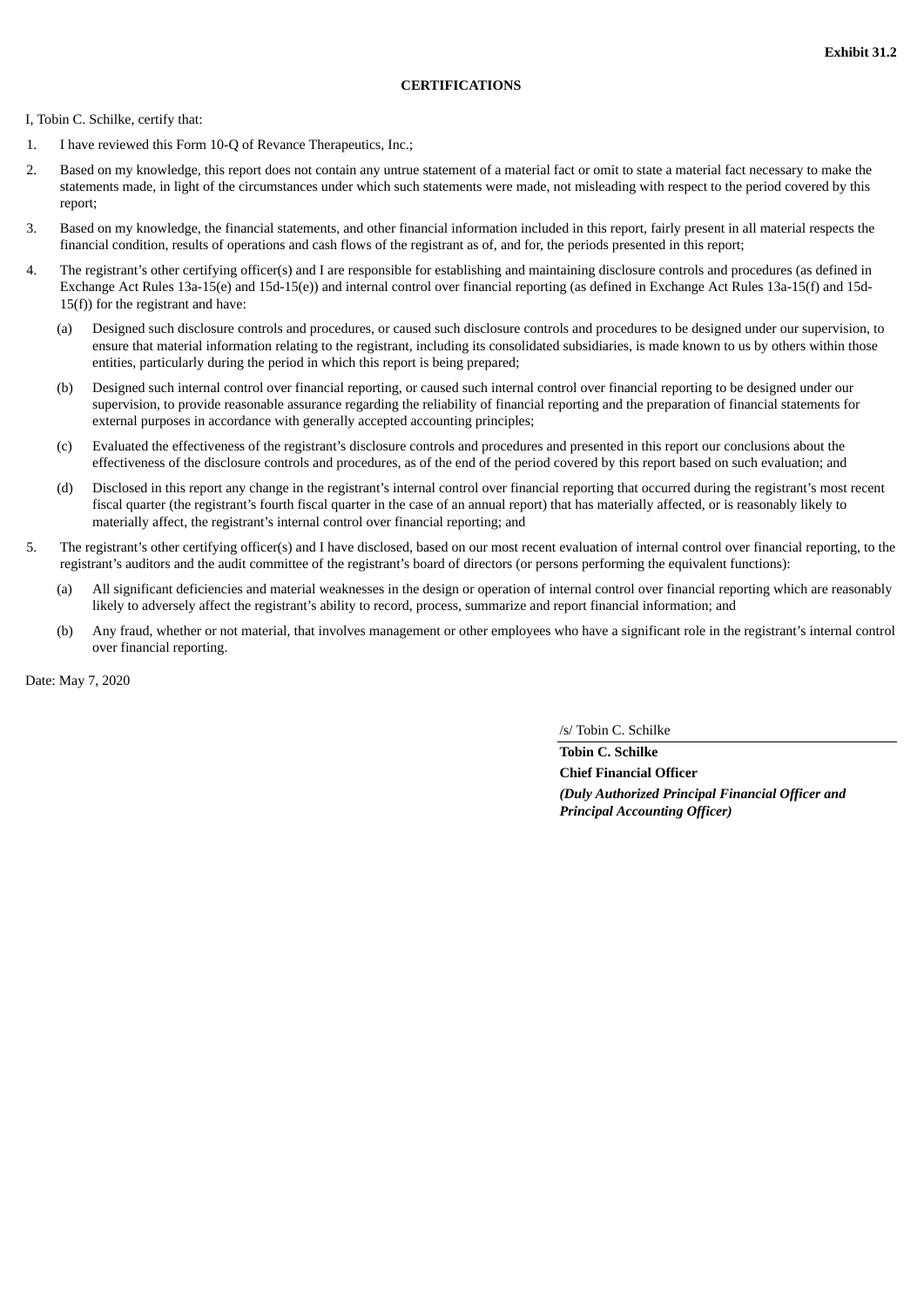**Exhibit 31.2**

**CERTIFICATIONS**

I, Tobin C. Schilke, certify that:

1. I have reviewed this Form 10-Q of Revance Therapeutics, Inc.;
2. Based on my knowledge, this report does not contain any untrue statement of a material fact or omit to state a material fact necessary to make the statements made, in light of the circumstances under which such statements were made, not misleading with respect to the period covered by this report;
3. Based on my knowledge, the financial statements, and other financial information included in this report, fairly present in all material respects the financial condition, results of operations and cash flows of the registrant as of, and for, the periods presented in this report;
4. The registrant's other certifying officer(s) and I are responsible for establishing and maintaining disclosure controls and procedures (as defined in Exchange Act Rules 13a-15(e) and 15d-15(e)) and internal control over financial reporting (as defined in Exchange Act Rules 13a-15(f) and 15d-15(f)) for the registrant and have:
   - (a) Designed such disclosure controls and procedures, or caused such disclosure controls and procedures to be designed under our supervision, to ensure that material information relating to the registrant, including its consolidated subsidiaries, is made known to us by others within those entities, particularly during the period in which this report is being prepared;
   - (b) Designed such internal control over financial reporting, or caused such internal control over financial reporting to be designed under our supervision, to provide reasonable assurance regarding the reliability of financial reporting and the preparation of financial statements for external purposes in accordance with generally accepted accounting principles;
   - (c) Evaluated the effectiveness of the registrant's disclosure controls and procedures and presented in this report our conclusions about the effectiveness of the disclosure controls and procedures, as of the end of the period covered by this report based on such evaluation; and
   - (d) Disclosed in this report any change in the registrant's internal control over financial reporting that occurred during the registrant's most recent fiscal quarter (the registrant's fourth fiscal quarter in the case of an annual report) that has materially affected, or is reasonably likely to materially affect, the registrant's internal control over financial reporting; and
5. The registrant's other certifying officer(s) and I have disclosed, based on our most recent evaluation of internal control over financial reporting, to the registrant's auditors and the audit committee of the registrant's board of directors (or persons performing the equivalent functions):
   - (a) All significant deficiencies and material weaknesses in the design or operation of internal control over financial reporting which are reasonably likely to adversely affect the registrant's ability to record, process, summarize and report financial information; and
   - (b) Any fraud, whether or not material, that involves management or other employees who have a significant role in the registrant's internal control over financial reporting.

Date: May 7, 2020

/s/ Tobin C. Schilke

**Tobin C. Schilke**

**Chief Financial Officer**

***(Duly Authorized Principal Financial Officer and Principal Accounting Officer)***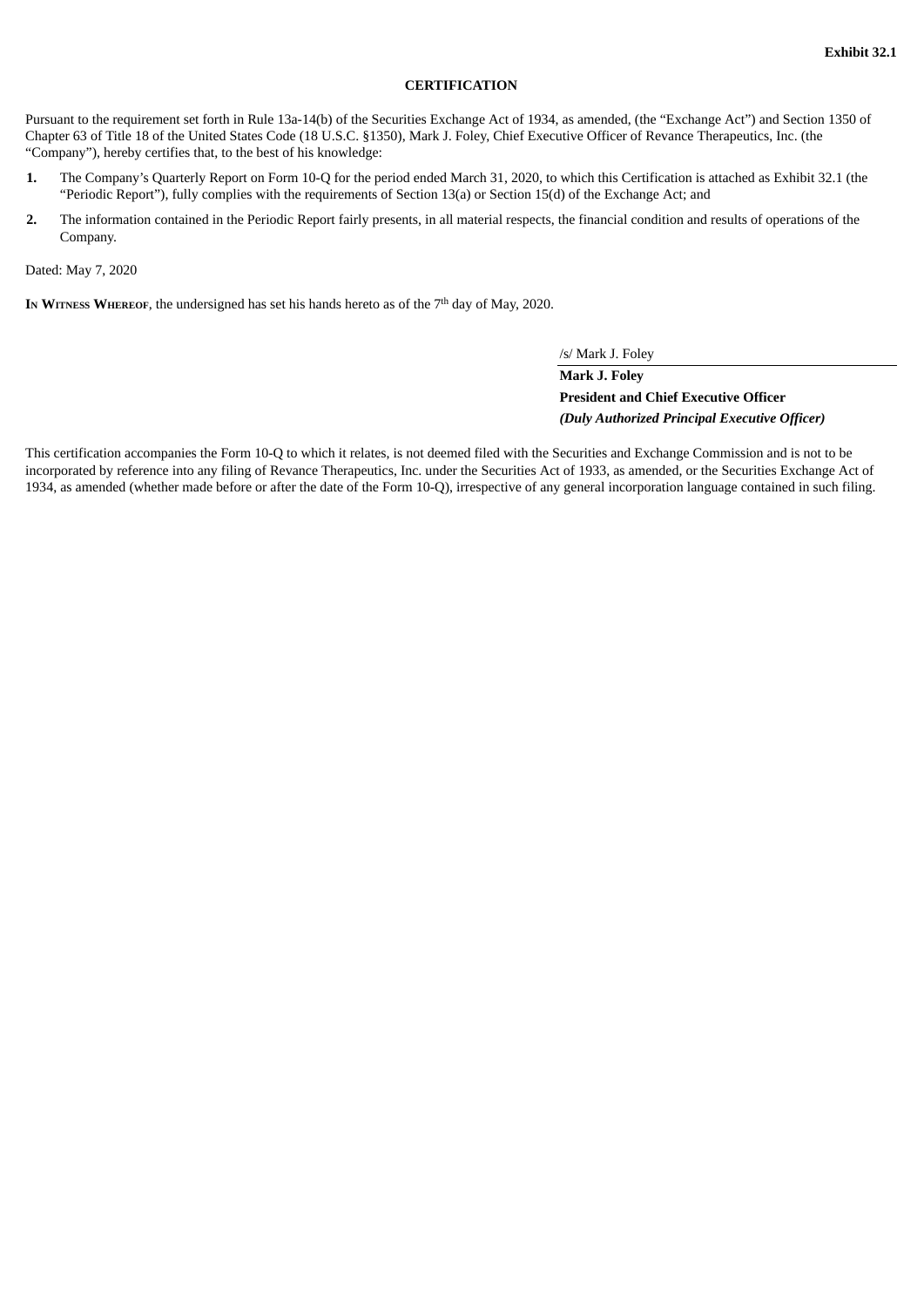**Exhibit 32.1**

**CERTIFICATION**

Pursuant to the requirement set forth in Rule 13a-14(b) of the Securities Exchange Act of 1934, as amended, (the "Exchange Act") and Section 1350 of Chapter 63 of Title 18 of the United States Code (18 U.S.C. §1350), Mark J. Foley, Chief Executive Officer of Revance Therapeutics, Inc. (the "Company"), hereby certifies that, to the best of his knowledge:

**1.** The Company's Quarterly Report on Form 10-Q for the period ended March 31, 2020, to which this Certification is attached as Exhibit 32.1 (the "Periodic Report"), fully complies with the requirements of Section 13(a) or Section 15(d) of the Exchange Act; and

**2.** The information contained in the Periodic Report fairly presents, in all material respects, the financial condition and results of operations of the Company.

Dated: May 7, 2020

**In Witness Whereof**, the undersigned has set his hands hereto as of the 7th day of May, 2020.

/s/ Mark J. Foley

**Mark J. Foley**
**President and Chief Executive Officer**
***(Duly Authorized Principal Executive Officer)***

This certification accompanies the Form 10-Q to which it relates, is not deemed filed with the Securities and Exchange Commission and is not to be incorporated by reference into any filing of Revance Therapeutics, Inc. under the Securities Act of 1933, as amended, or the Securities Exchange Act of 1934, as amended (whether made before or after the date of the Form 10-Q), irrespective of any general incorporation language contained in such filing.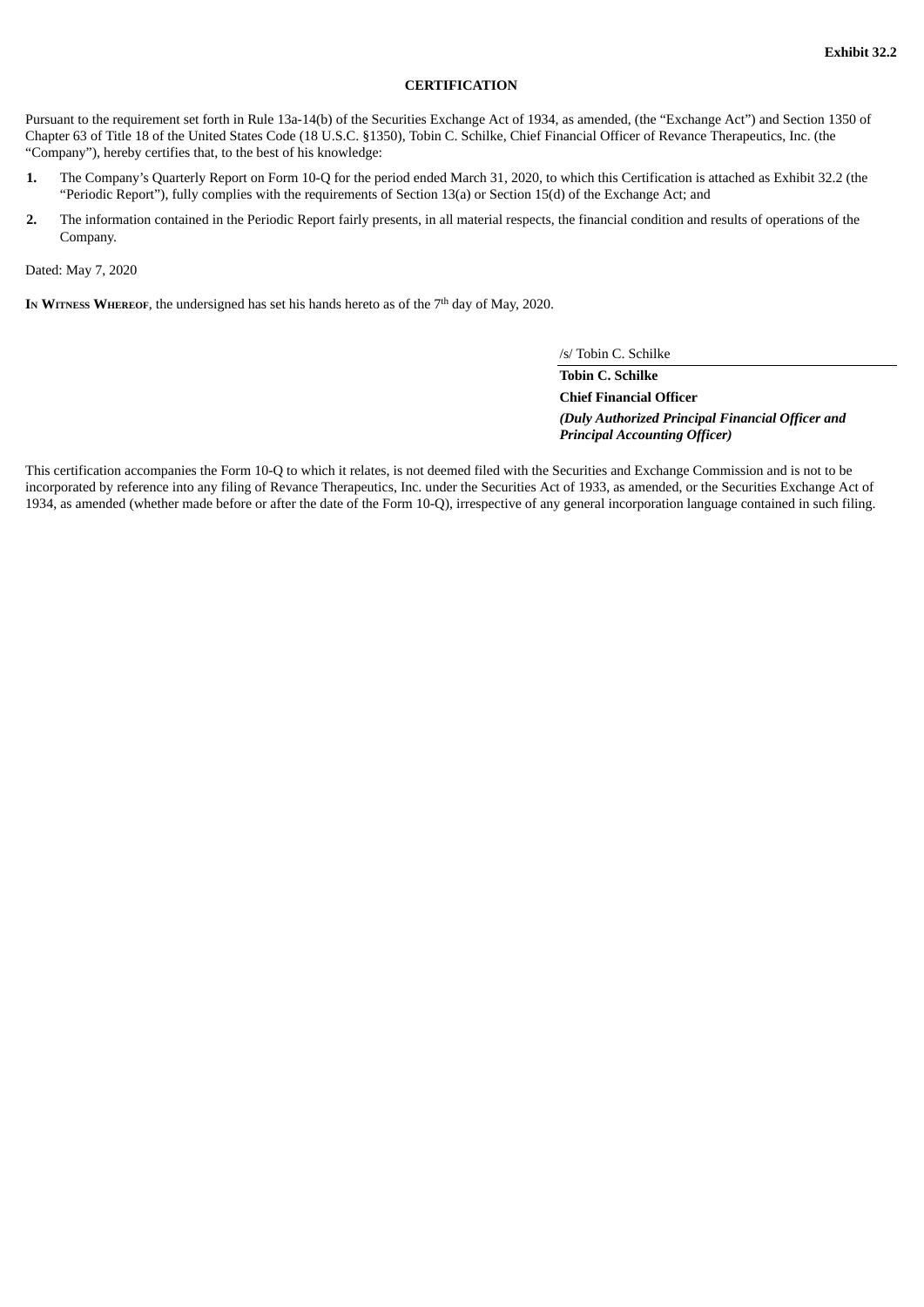**Exhibit 32.2**

**CERTIFICATION**

Pursuant to the requirement set forth in Rule 13a-14(b) of the Securities Exchange Act of 1934, as amended, (the “Exchange Act”) and Section 1350 of Chapter 63 of Title 18 of the United States Code (18 U.S.C. §1350), Tobin C. Schilke, Chief Financial Officer of Revance Therapeutics, Inc. (the “Company”), hereby certifies that, to the best of his knowledge:

1. The Company’s Quarterly Report on Form 10-Q for the period ended March 31, 2020, to which this Certification is attached as Exhibit 32.2 (the “Periodic Report”), fully complies with the requirements of Section 13(a) or Section 15(d) of the Exchange Act; and
2. The information contained in the Periodic Report fairly presents, in all material respects, the financial condition and results of operations of the Company.

Dated: May 7, 2020

**In Witness Whereof**, the undersigned has set his hands hereto as of the 7th day of May, 2020.

/s/ Tobin C. Schilke

**Tobin C. Schilke**

**Chief Financial Officer**

***(Duly Authorized Principal Financial Officer and Principal Accounting Officer)***

This certification accompanies the Form 10-Q to which it relates, is not deemed filed with the Securities and Exchange Commission and is not to be incorporated by reference into any filing of Revance Therapeutics, Inc. under the Securities Act of 1933, as amended, or the Securities Exchange Act of 1934, as amended (whether made before or after the date of the Form 10-Q), irrespective of any general incorporation language contained in such filing.